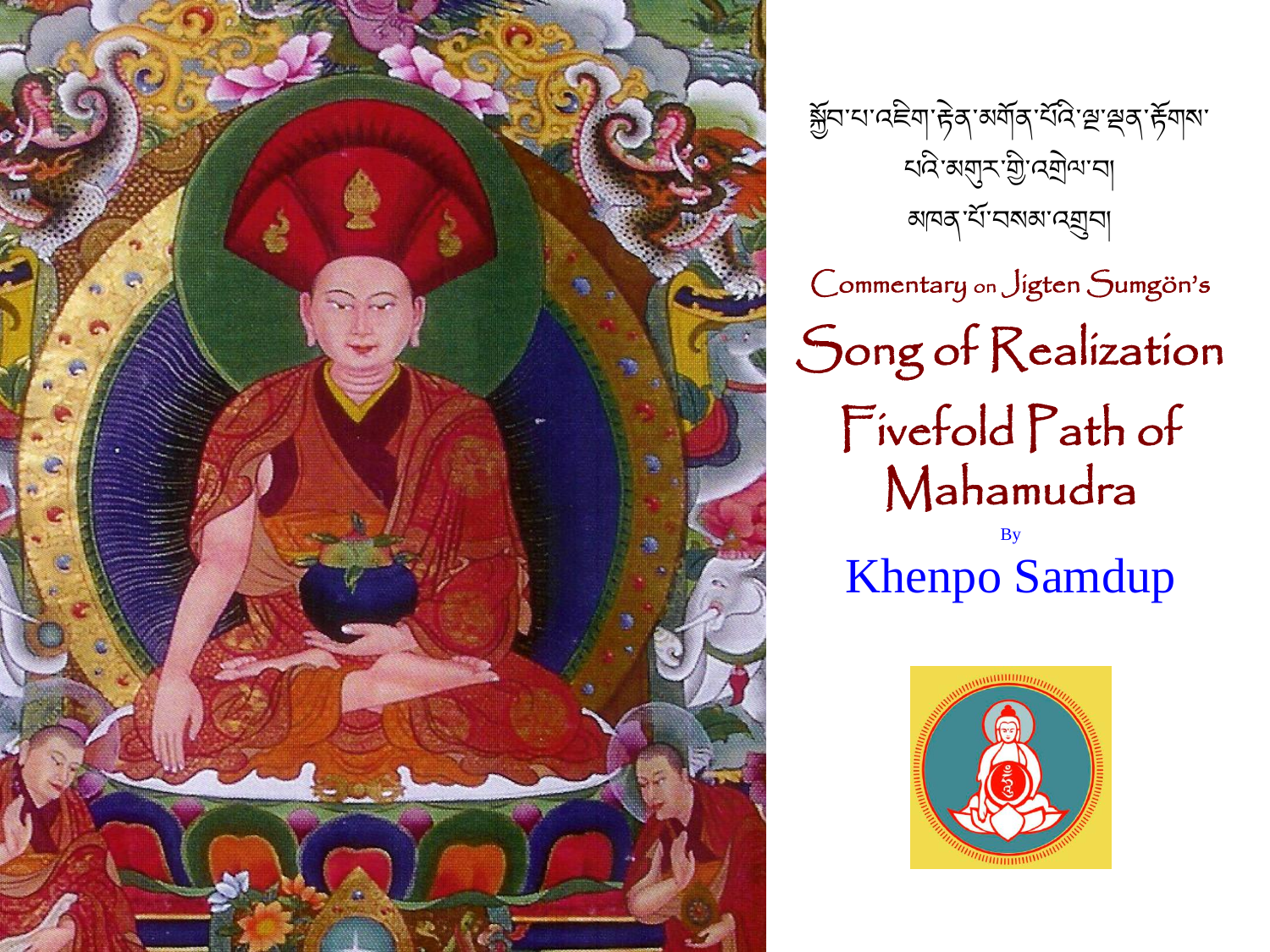སྐྱོབ་པ་འཇིག་རྟེན་མགོན་པོའི་ལྔ་ལྡན་རྟོགས་
པའི་མགུར་གྱི་འགྲེལ་པ།
མཁན་པོ་བསམ་འགྲུབ།

Commentary on Jigten Sumgön's

# Song of Realization

# Fivefold Path of Mahamudra

By

## Khenpo Samdup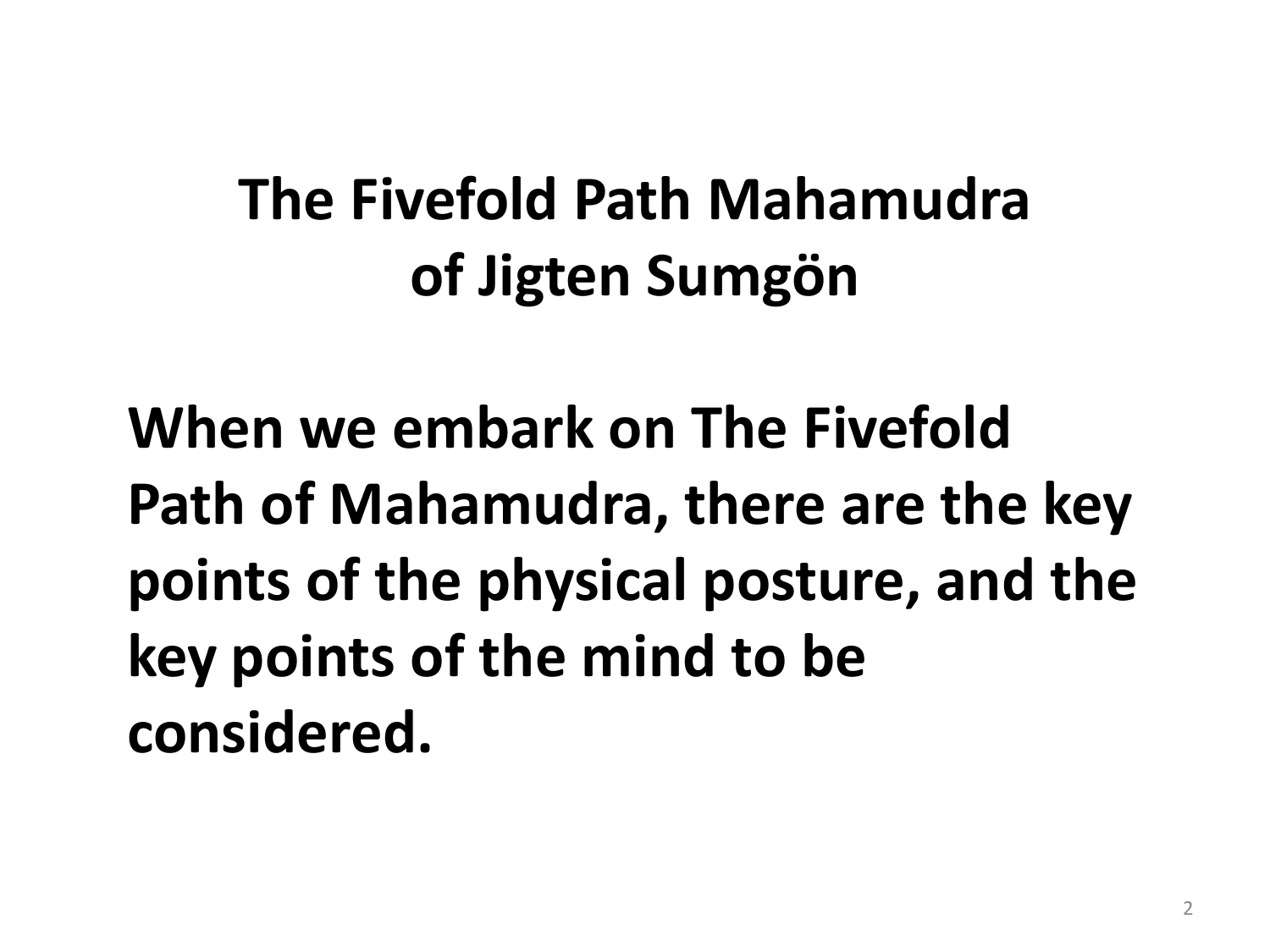# The Fivefold Path Mahamudra of Jigten Sumgön

**When we embark on The Fivefold Path of Mahamudra, there are the key points of the physical posture, and the key points of the mind to be considered.**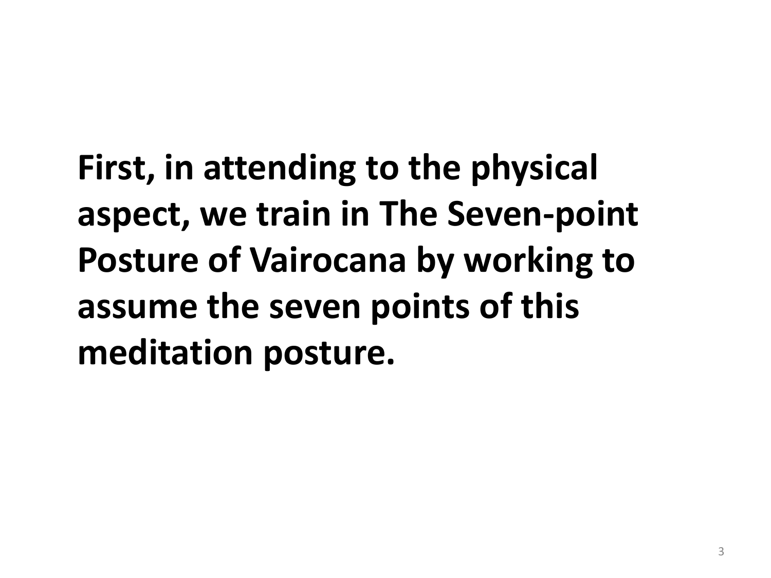**First, in attending to the physical aspect, we train in The Seven-point Posture of Vairocana by working to assume the seven points of this meditation posture.**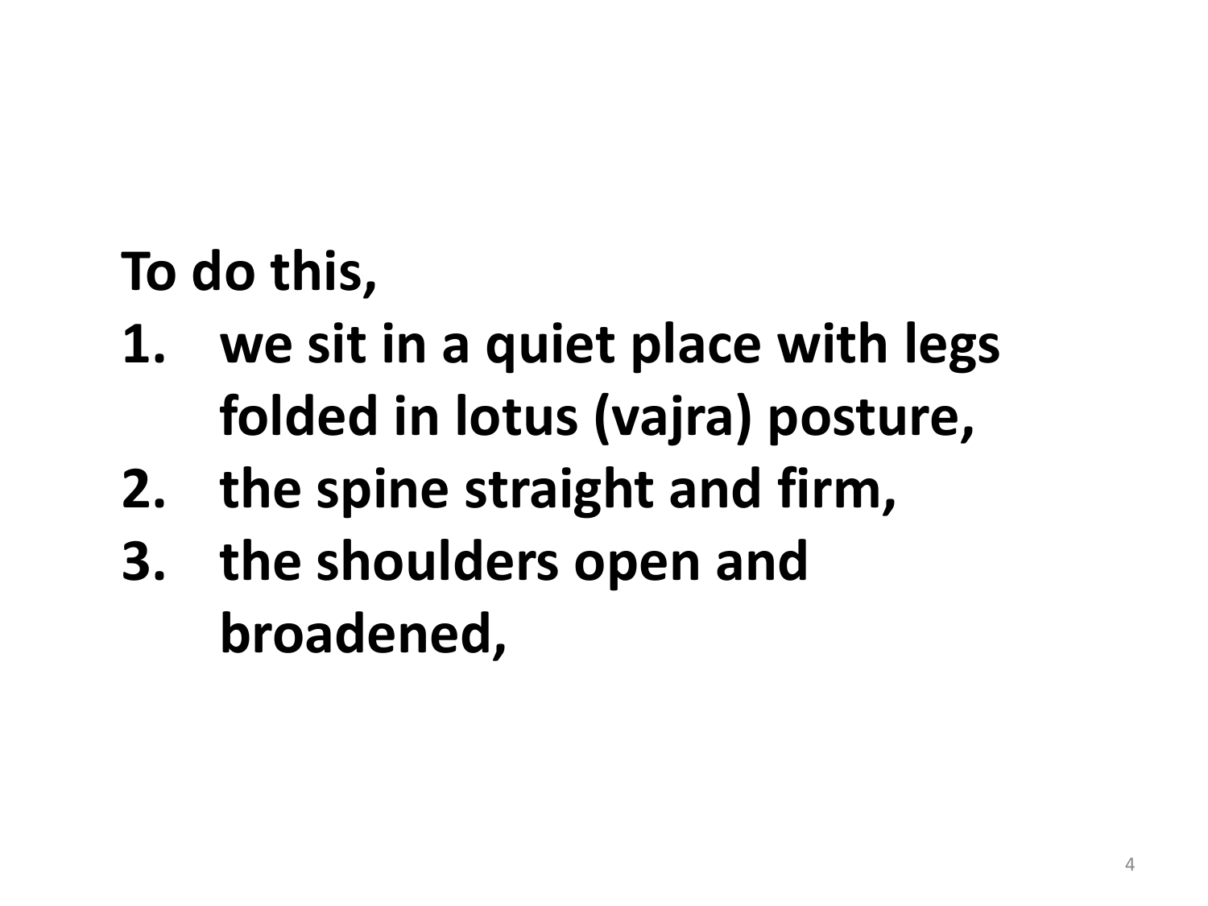**To do this,**

1. **we sit in a quiet place with legs folded in lotus (vajra) posture,**
2. **the spine straight and firm,**
3. **the shoulders open and broadened,**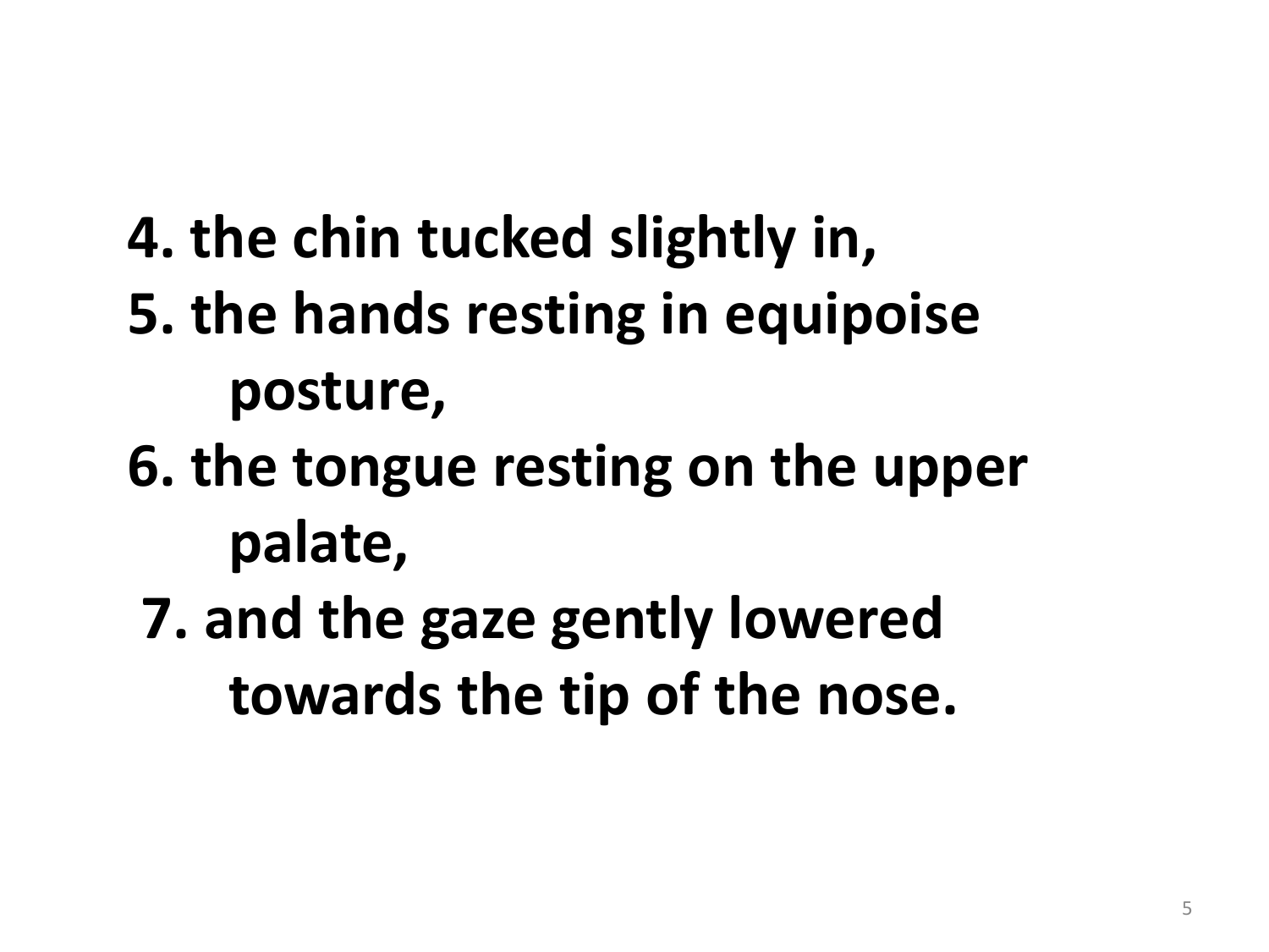**4. the chin tucked slightly in,**

**5. the hands resting in equipoise posture,**

**6. the tongue resting on the upper palate,**

**7. and the gaze gently lowered towards the tip of the nose.**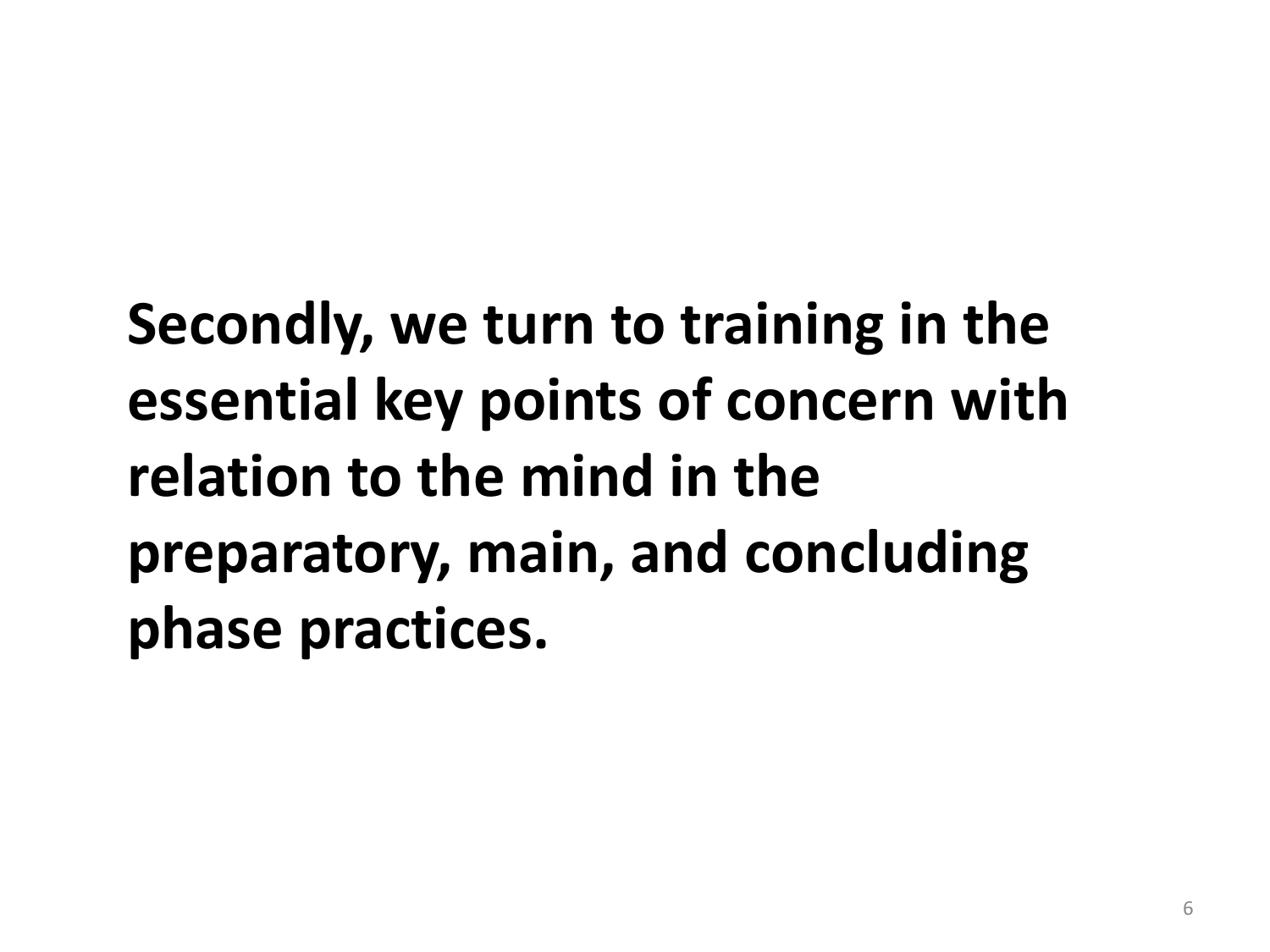**Secondly, we turn to training in the essential key points of concern with relation to the mind in the preparatory, main, and concluding phase practices.**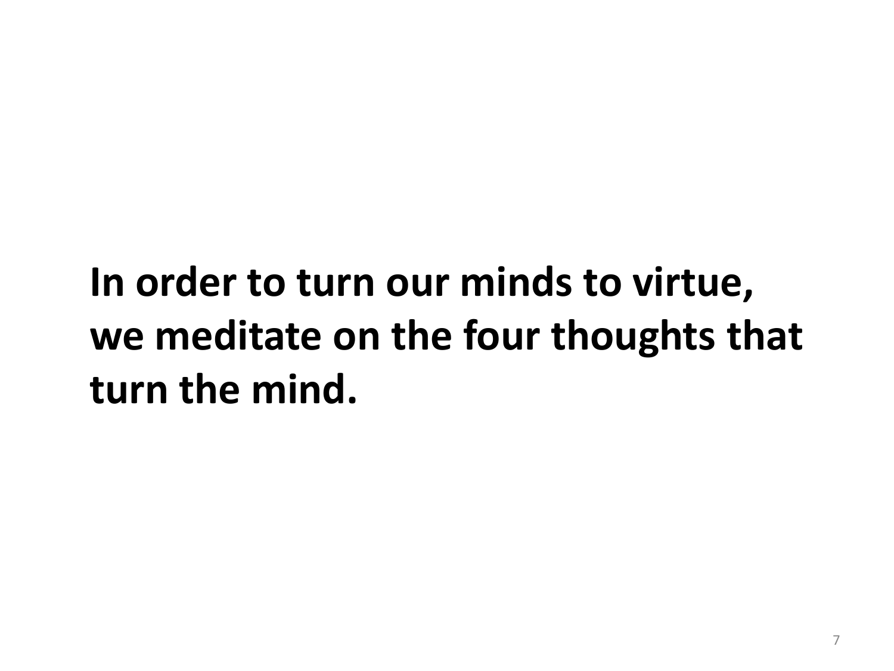**In order to turn our minds to virtue, we meditate on the four thoughts that turn the mind.**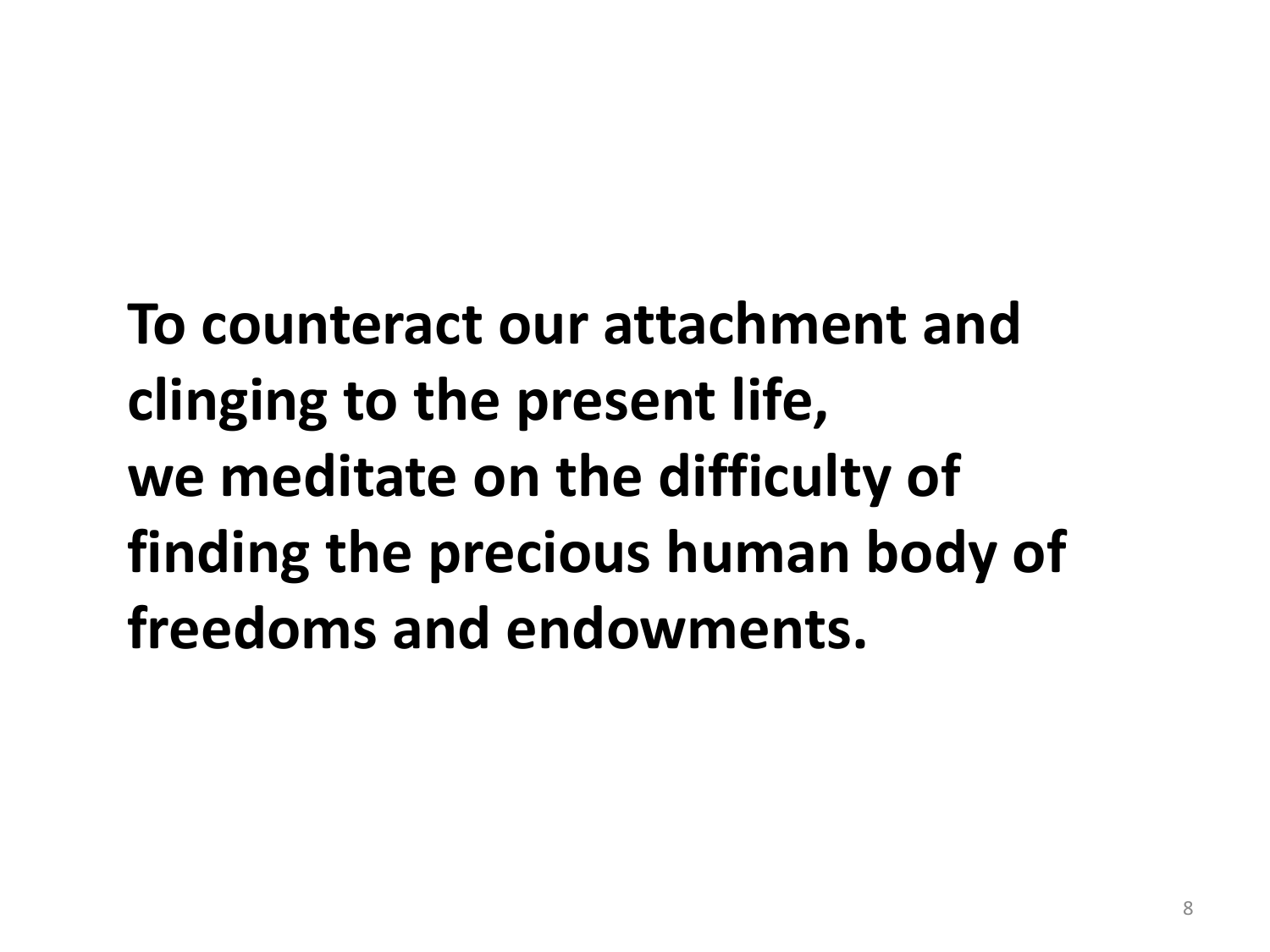**To counteract our attachment and clinging to the present life,**
**we meditate on the difficulty of finding the precious human body of freedoms and endowments.**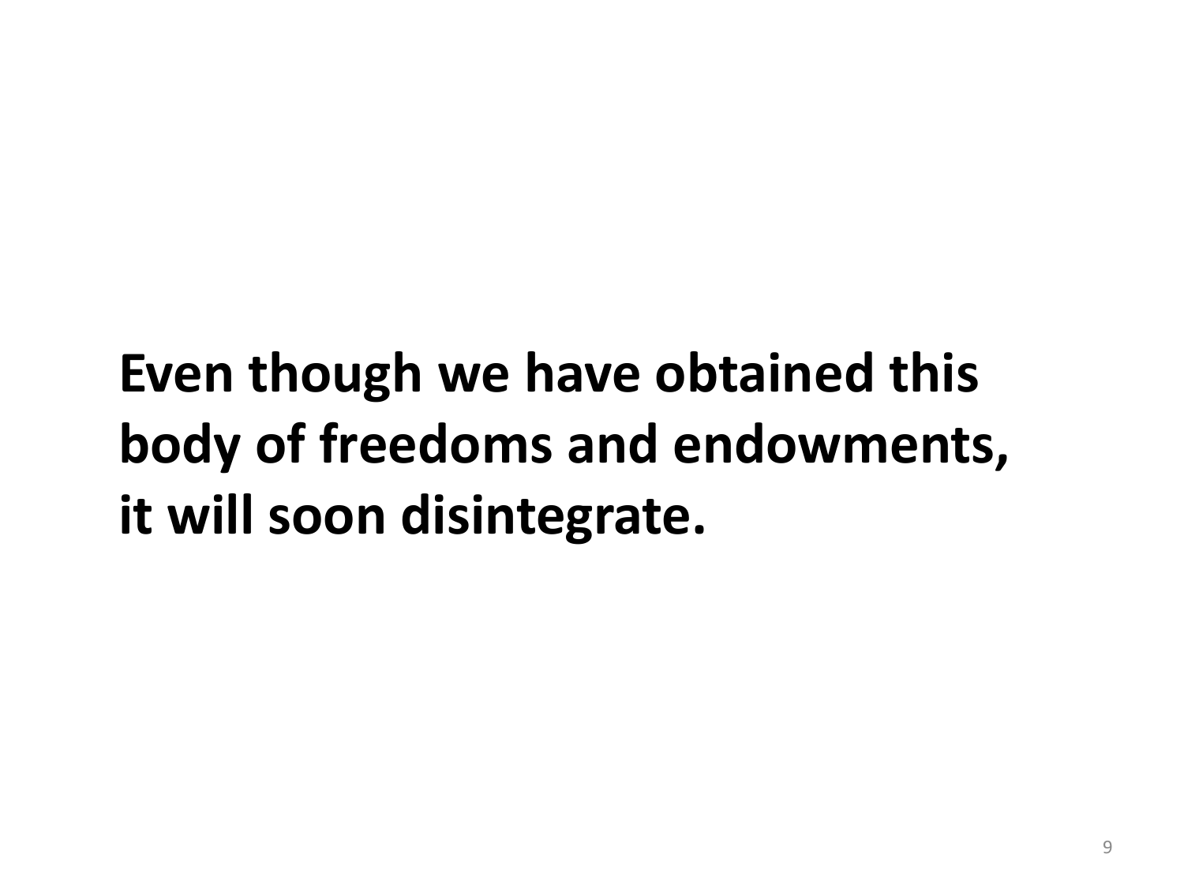**Even though we have obtained this body of freedoms and endowments, it will soon disintegrate.**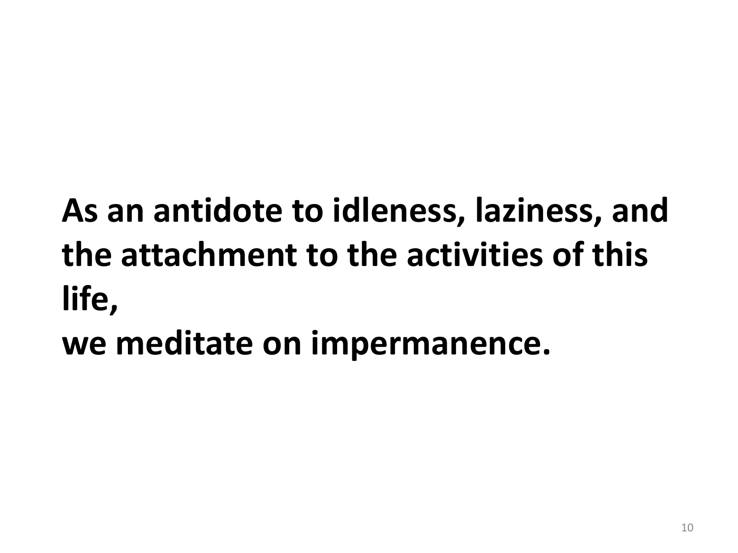**As an antidote to idleness, laziness, and the attachment to the activities of this life,**
**we meditate on impermanence.**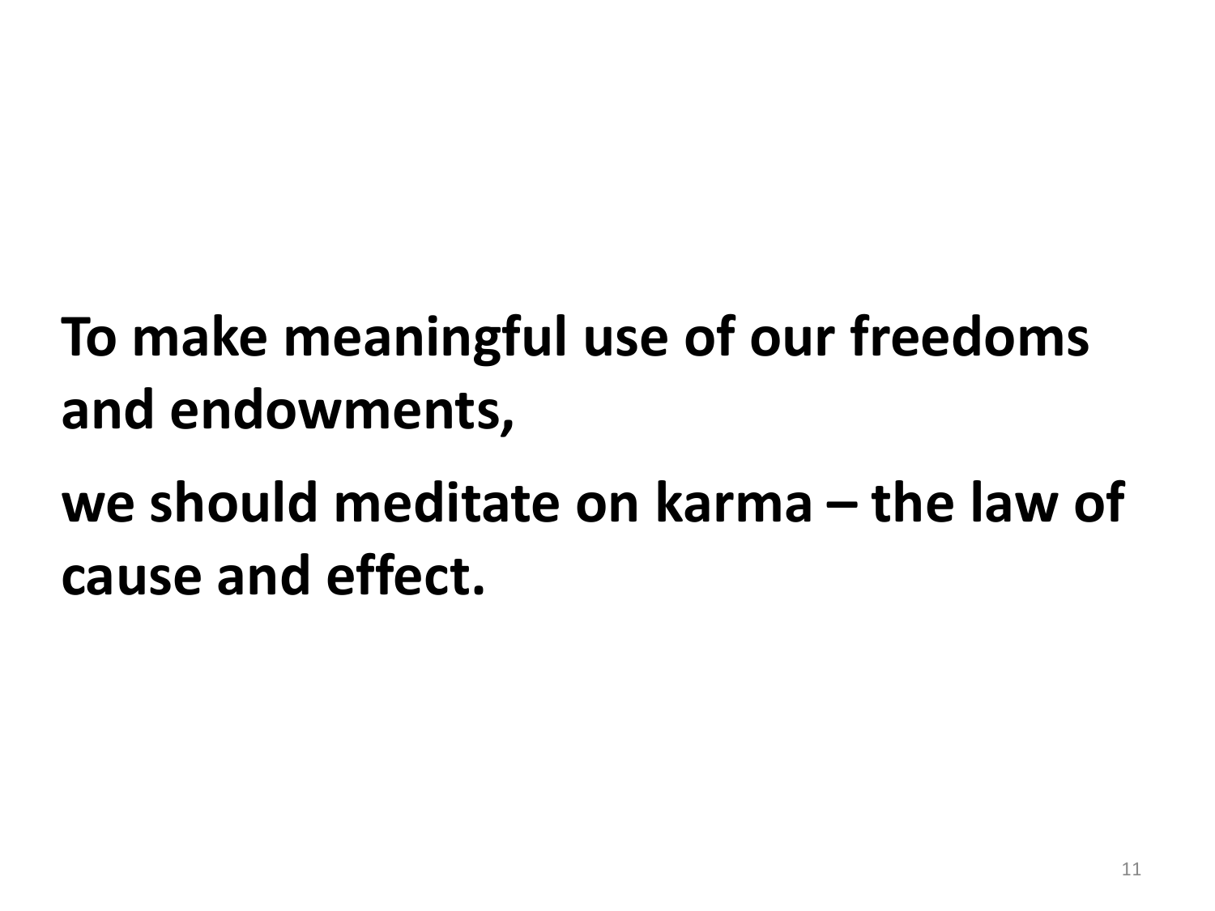**To make meaningful use of our freedoms and endowments,**

**we should meditate on karma – the law of cause and effect.**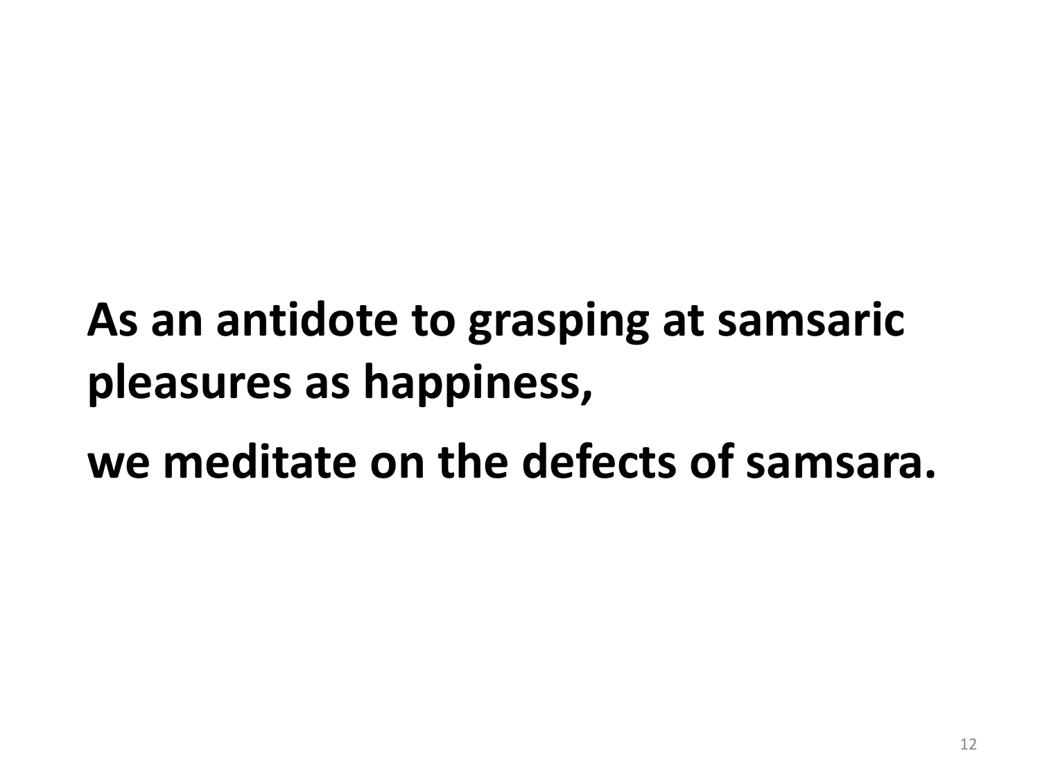**As an antidote to grasping at samsaric pleasures as happiness,**

**we meditate on the defects of samsara.**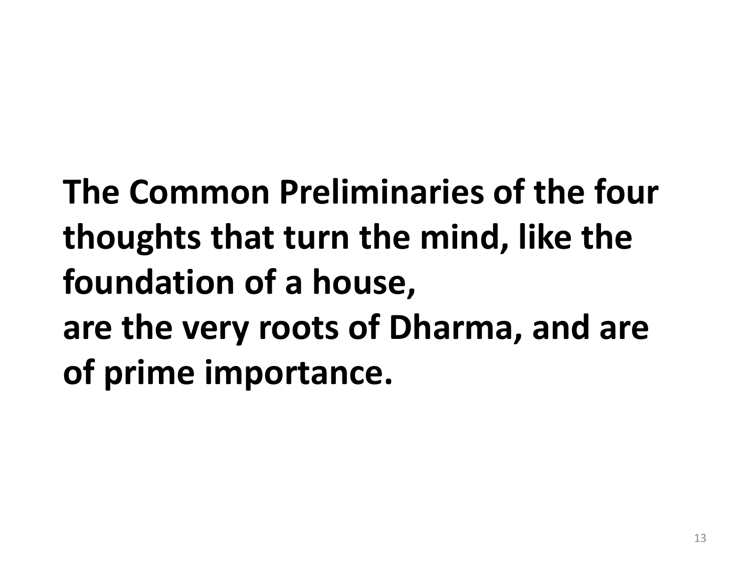**The Common Preliminaries of the four thoughts that turn the mind, like the foundation of a house,**
**are the very roots of Dharma, and are of prime importance.**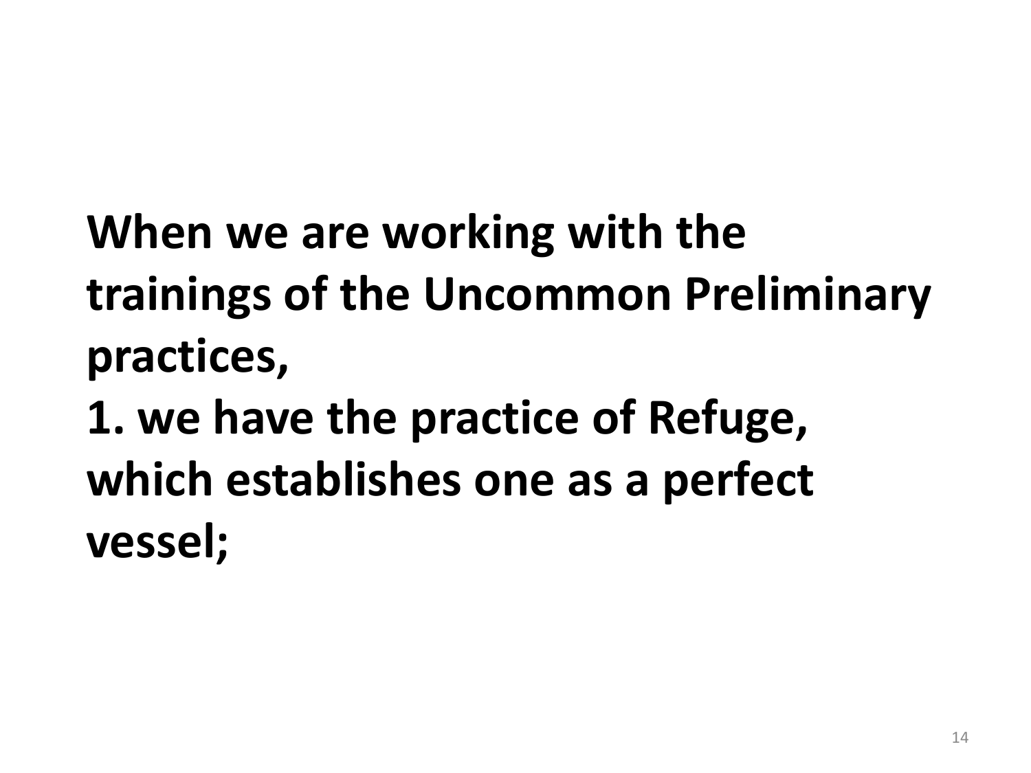**When we are working with the trainings of the Uncommon Preliminary practices,**

**1. we have the practice of Refuge, which establishes one as a perfect vessel;**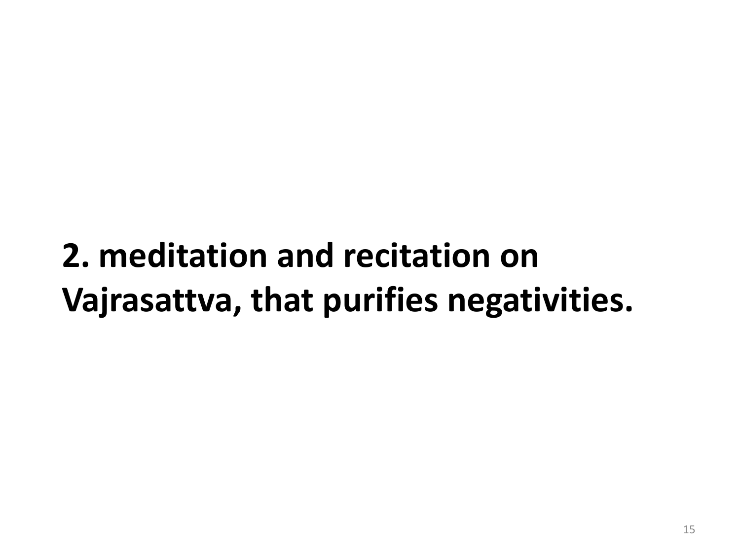**2. meditation and recitation on Vajrasattva, that purifies negativities.**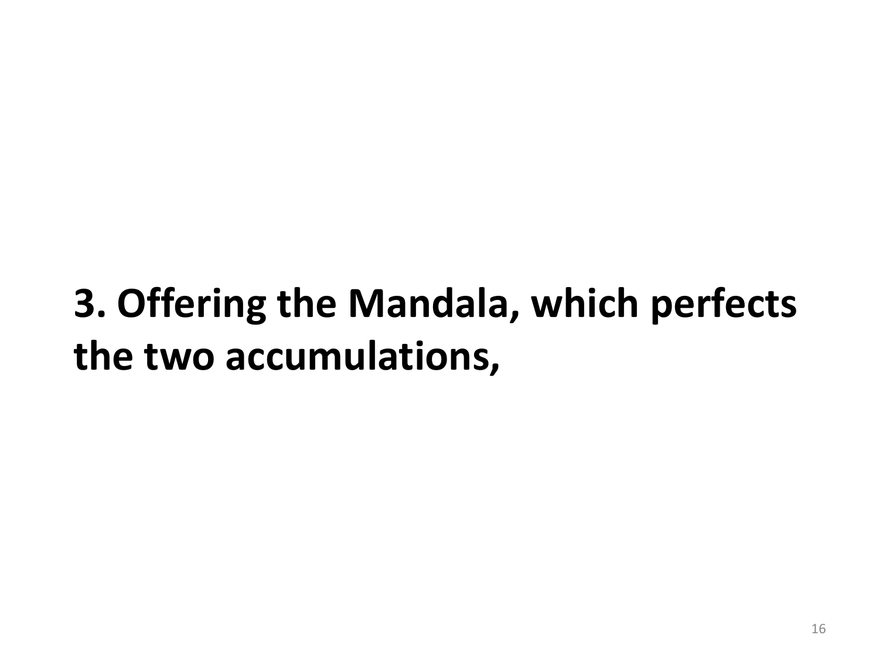**3. Offering the Mandala, which perfects the two accumulations,**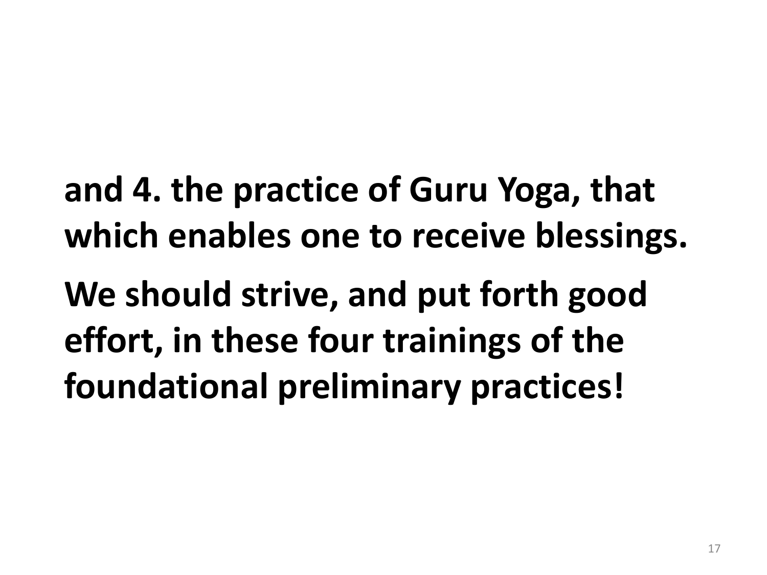**and 4. the practice of Guru Yoga, that which enables one to receive blessings.**

**We should strive, and put forth good effort, in these four trainings of the foundational preliminary practices!**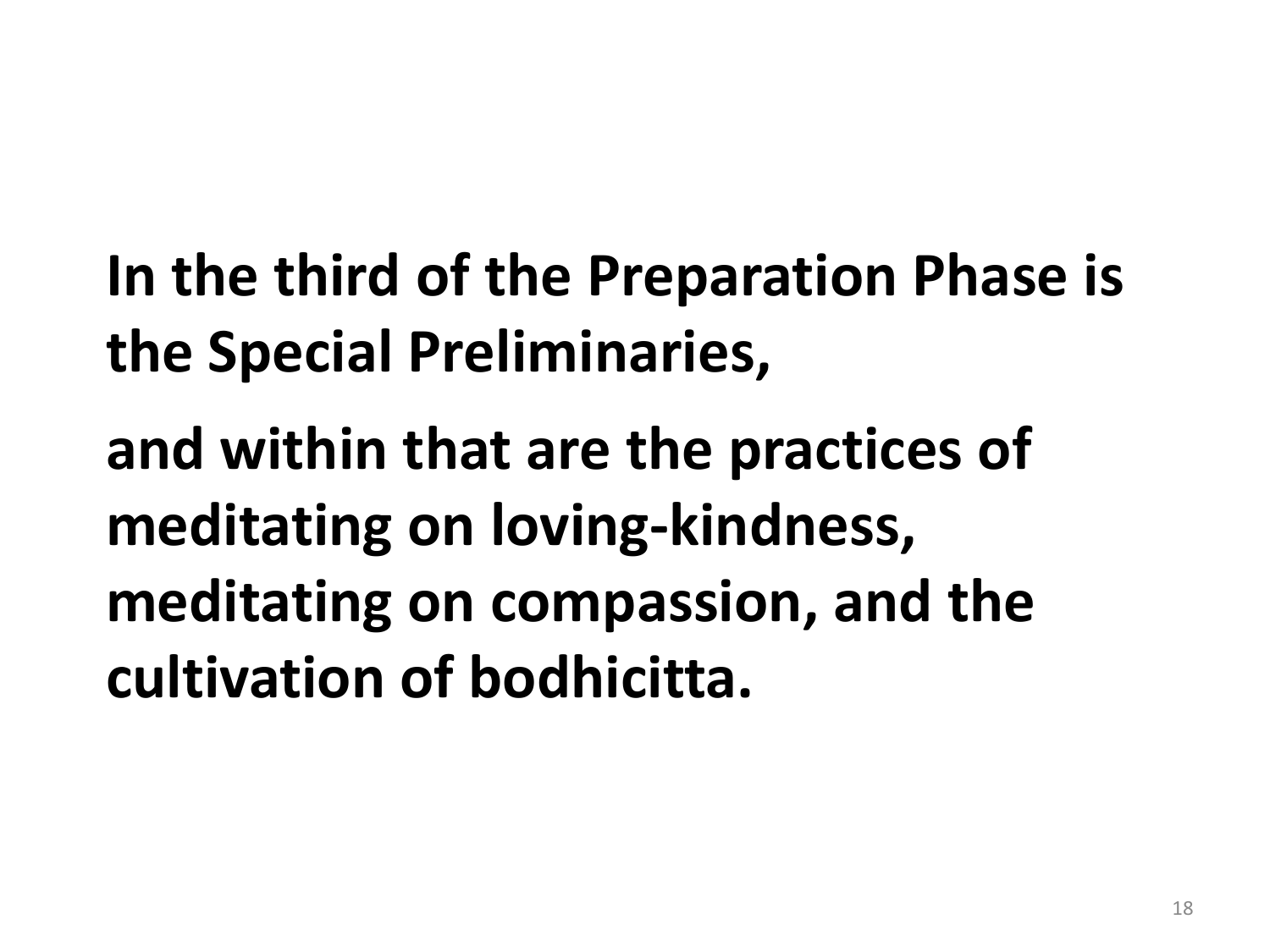**In the third of the Preparation Phase is the Special Preliminaries,**

**and within that are the practices of meditating on loving-kindness, meditating on compassion, and the cultivation of bodhicitta.**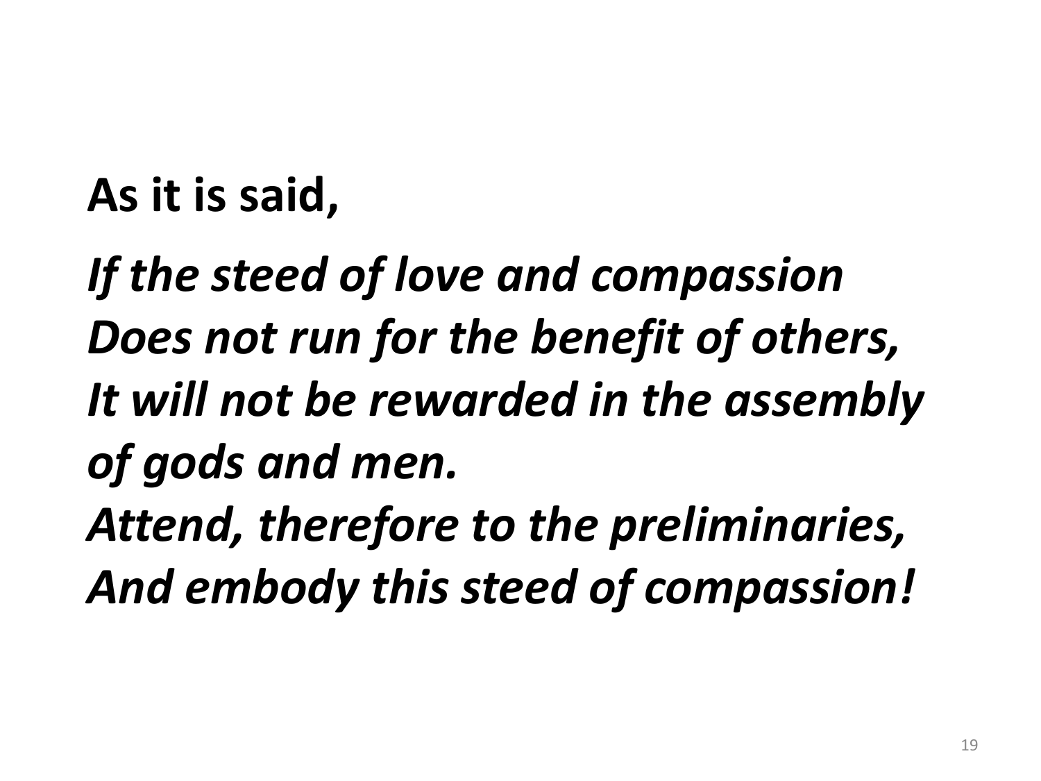**As it is said,**

***If the steed of love and compassion***
***Does not run for the benefit of others,***
***It will not be rewarded in the assembly of gods and men.***
***Attend, therefore to the preliminaries,***
***And embody this steed of compassion!***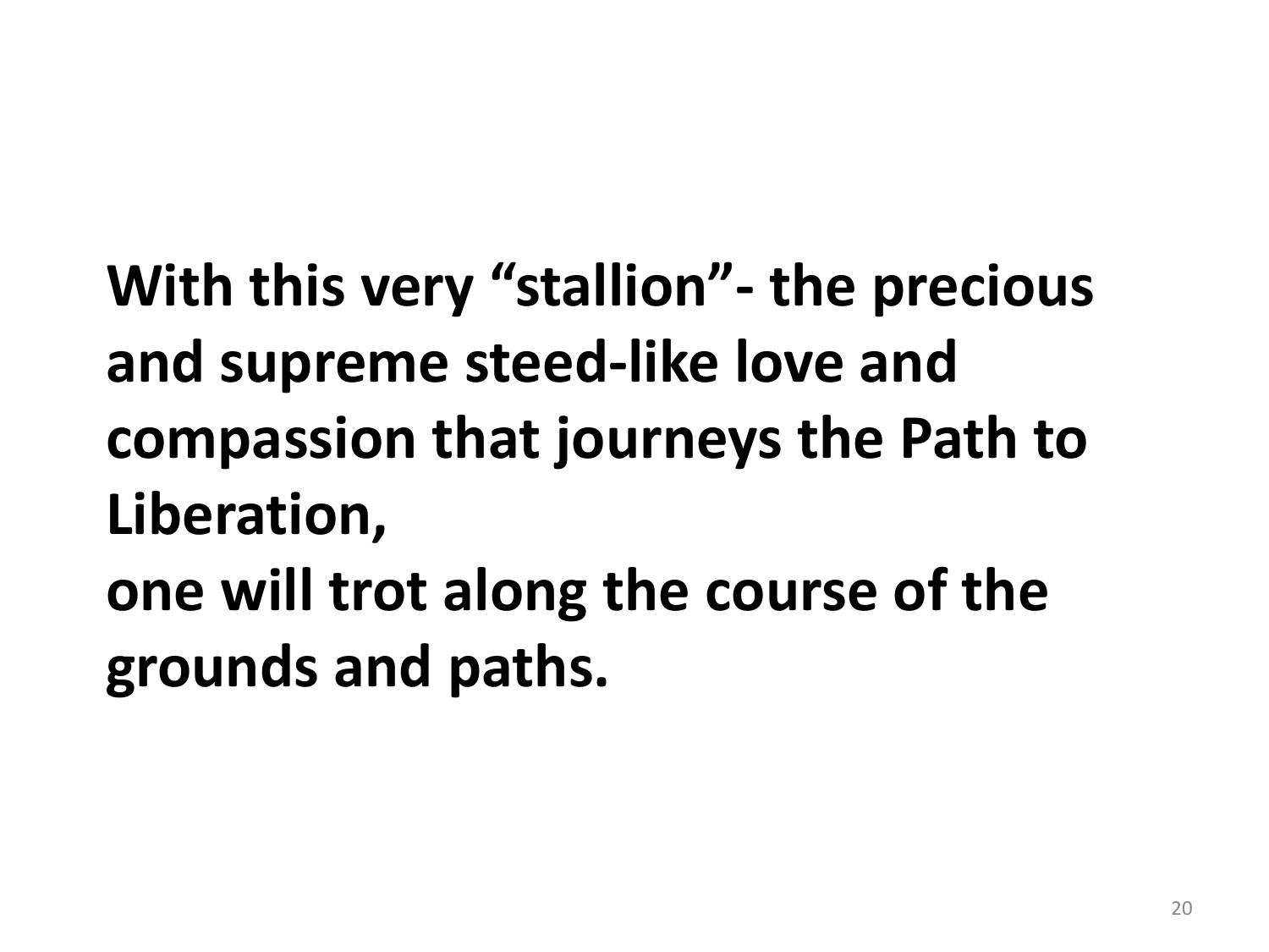**With this very “stallion”- the precious and supreme steed-like love and compassion that journeys the Path to Liberation,**

**one will trot along the course of the grounds and paths.**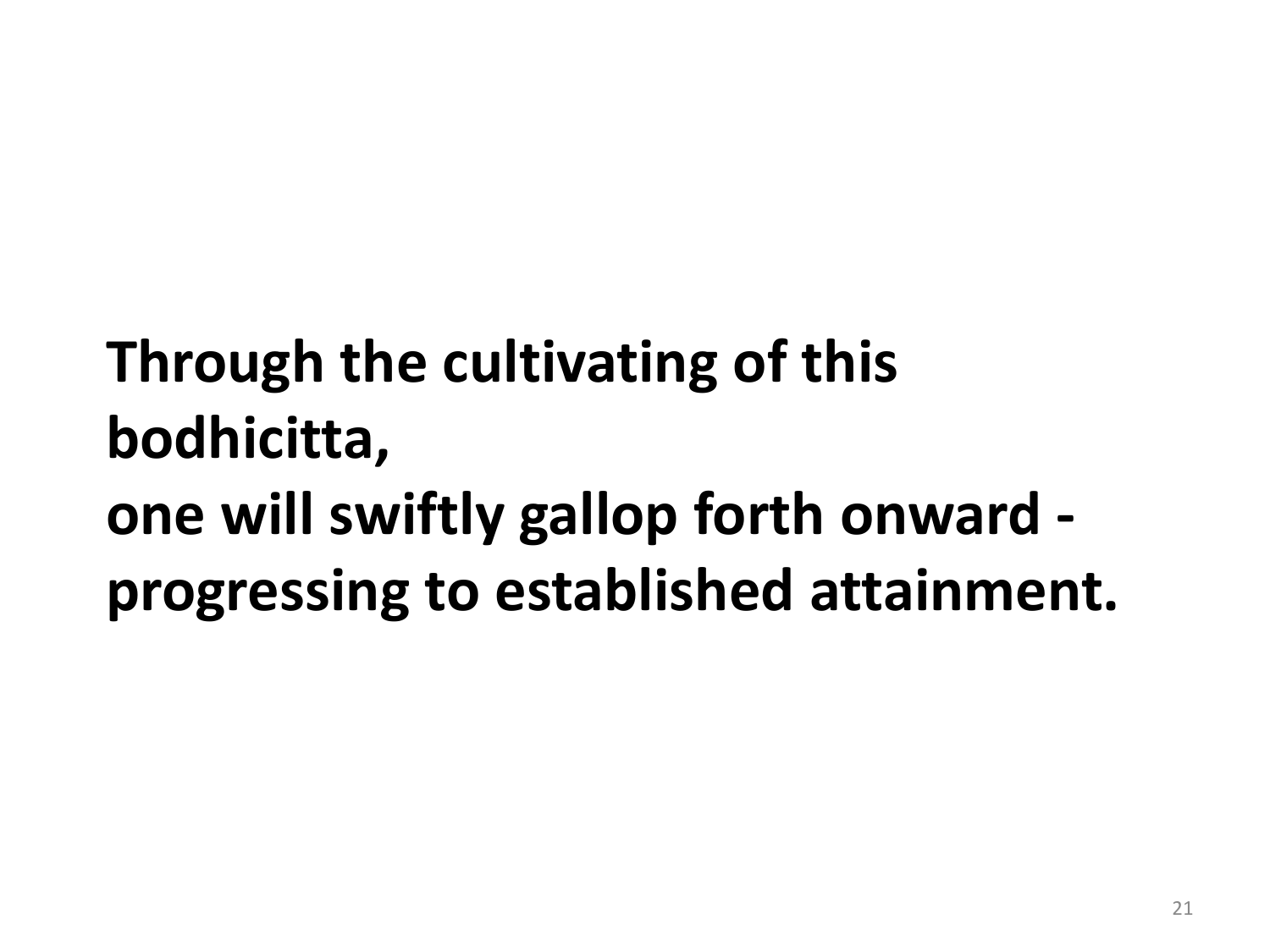**Through the cultivating of this bodhicitta,
one will swiftly gallop forth onward - progressing to established attainment.**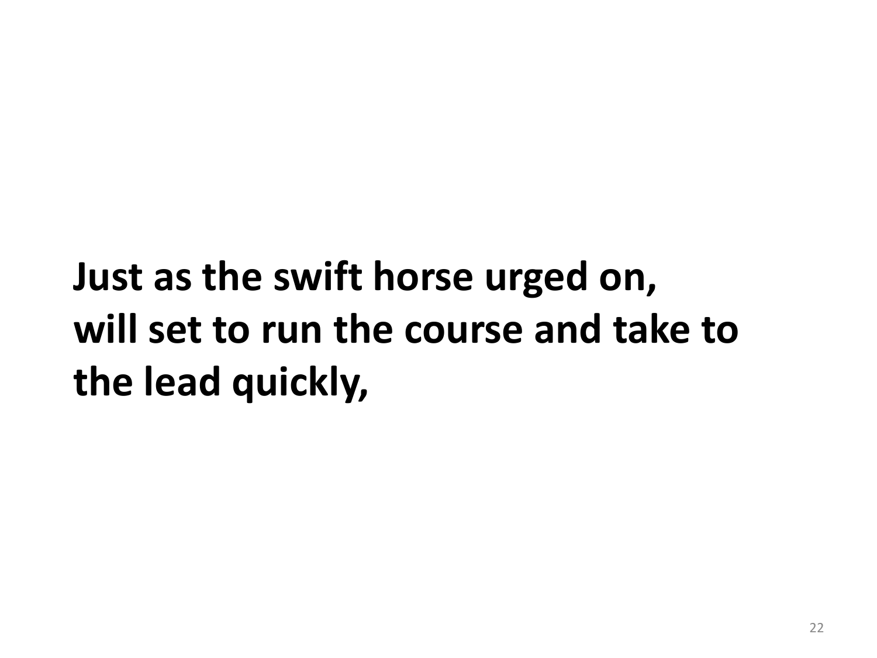**Just as the swift horse urged on,**
**will set to run the course and take to the lead quickly,**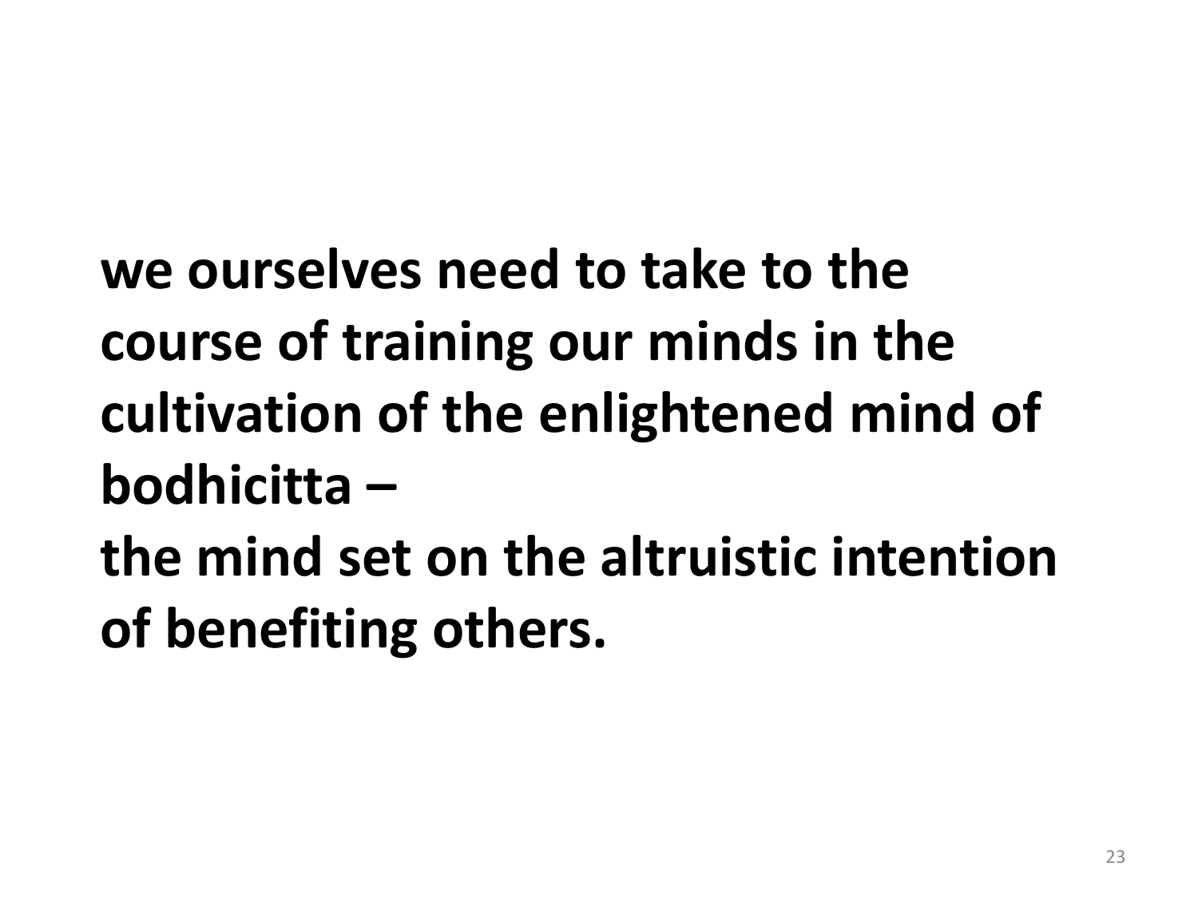**we ourselves need to take to the course of training our minds in the cultivation of the enlightened mind of bodhicitta –**
**the mind set on the altruistic intention of benefiting others.**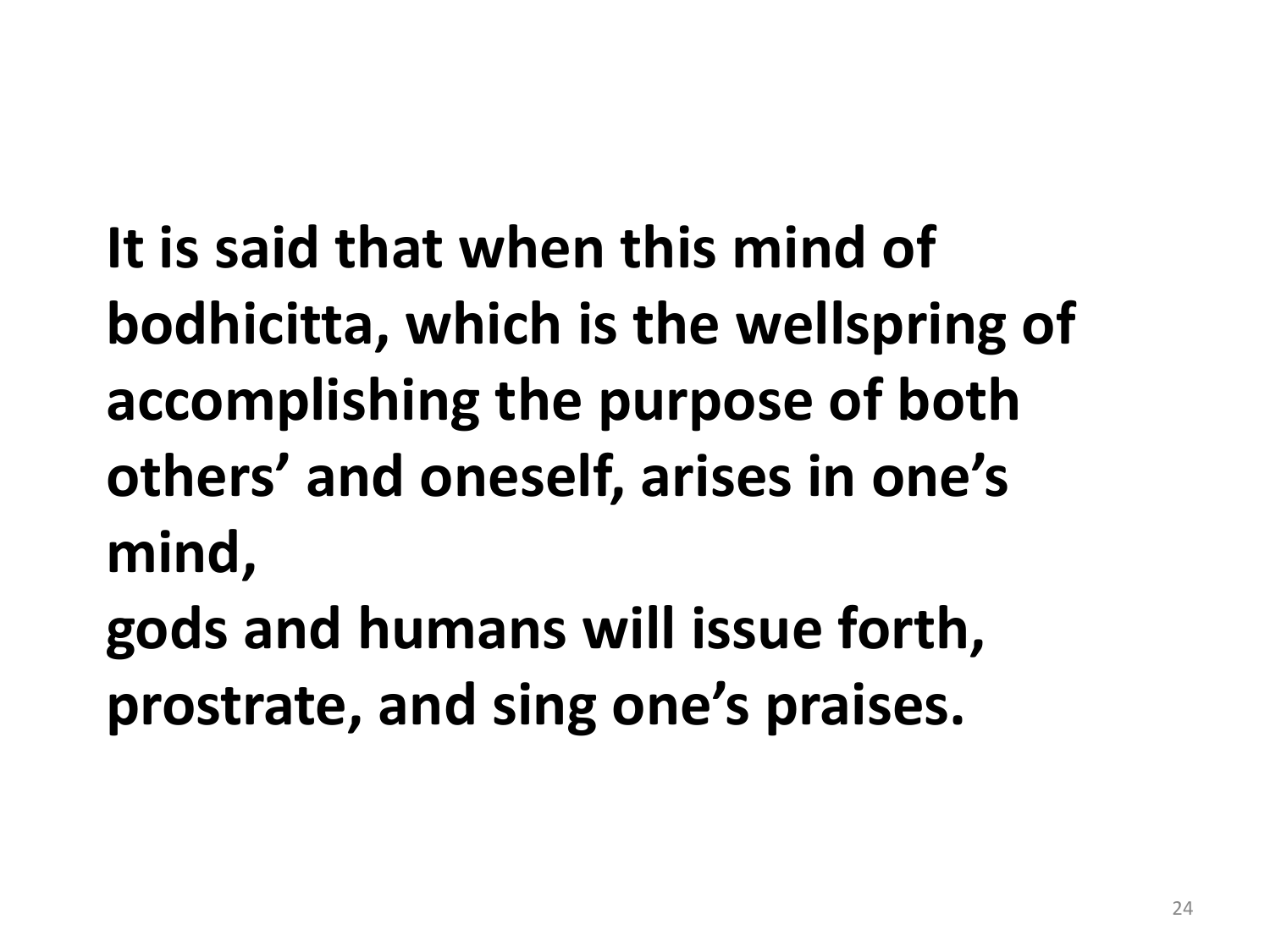**It is said that when this mind of bodhicitta, which is the wellspring of accomplishing the purpose of both others' and oneself, arises in one's mind,**
**gods and humans will issue forth, prostrate, and sing one's praises.**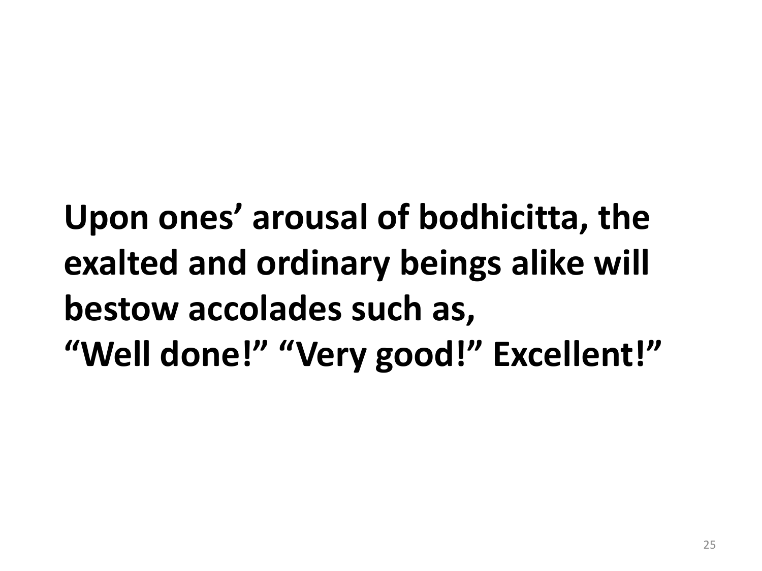**Upon ones' arousal of bodhicitta, the exalted and ordinary beings alike will bestow accolades such as,**
**"Well done!" "Very good!" Excellent!"**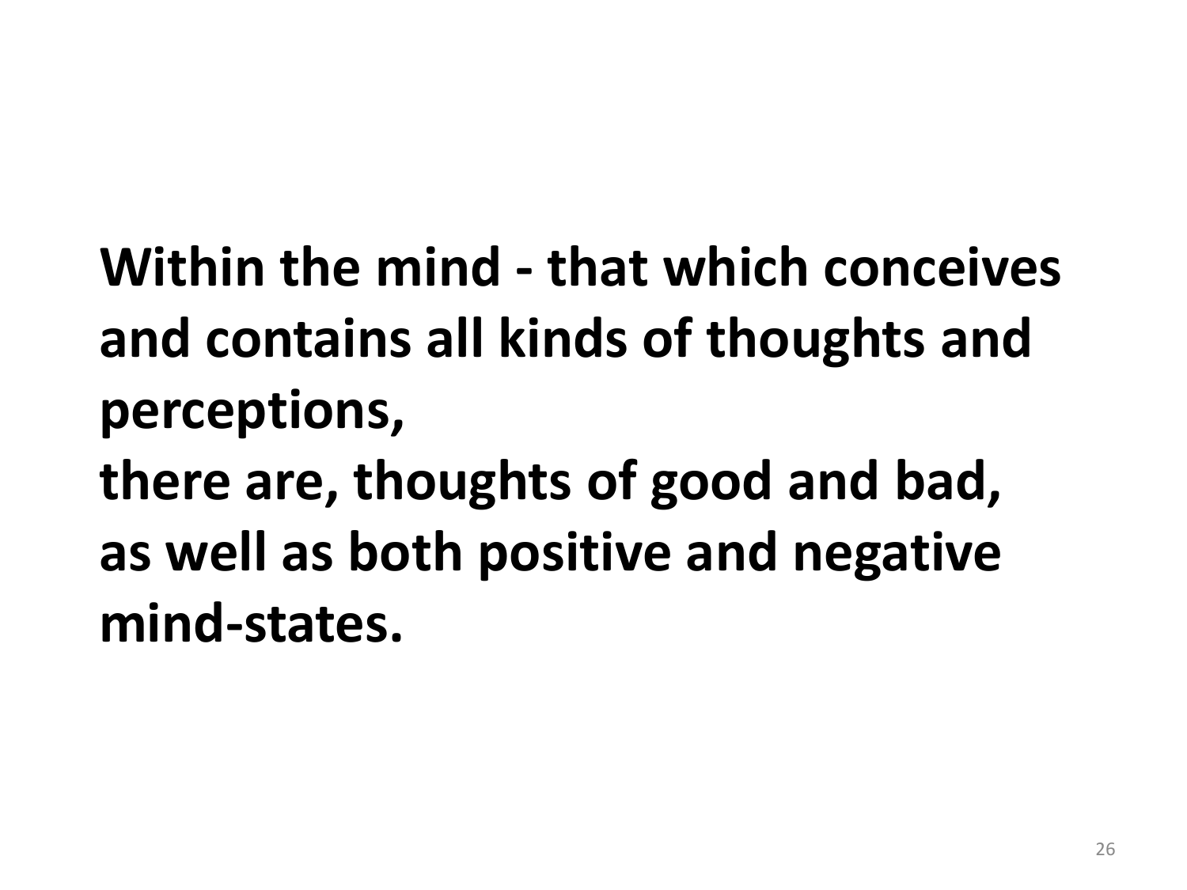**Within the mind - that which conceives and contains all kinds of thoughts and perceptions,**
**there are, thoughts of good and bad,**
**as well as both positive and negative mind-states.**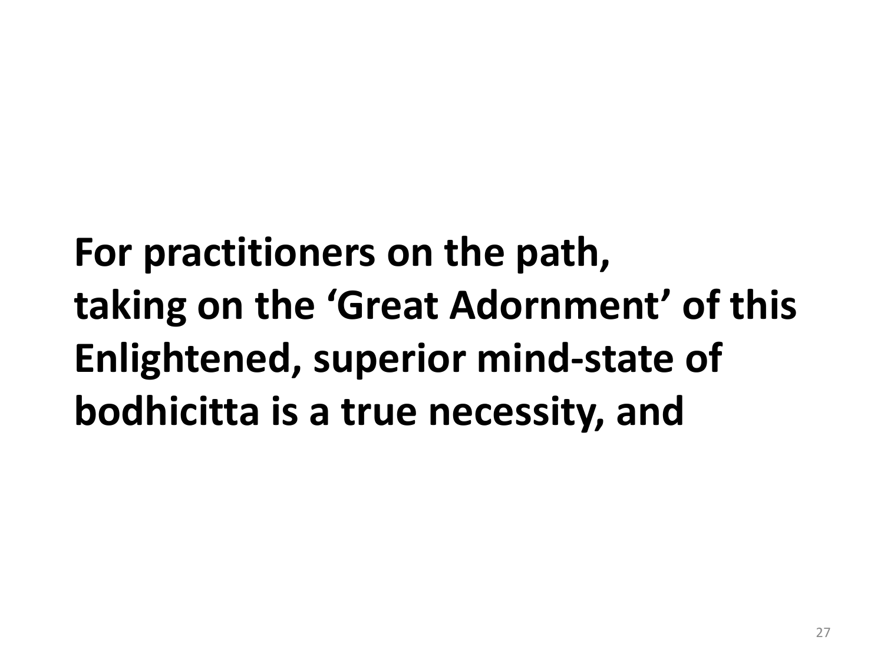**For practitioners on the path,
taking on the 'Great Adornment' of this
Enlightened, superior mind-state of
bodhicitta is a true necessity, and**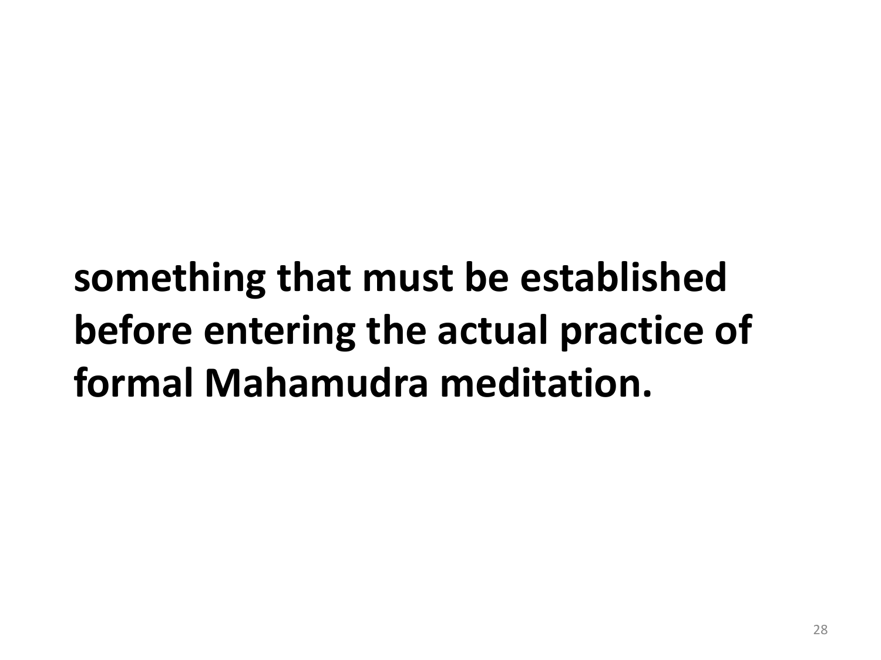**something that must be established before entering the actual practice of formal Mahamudra meditation.**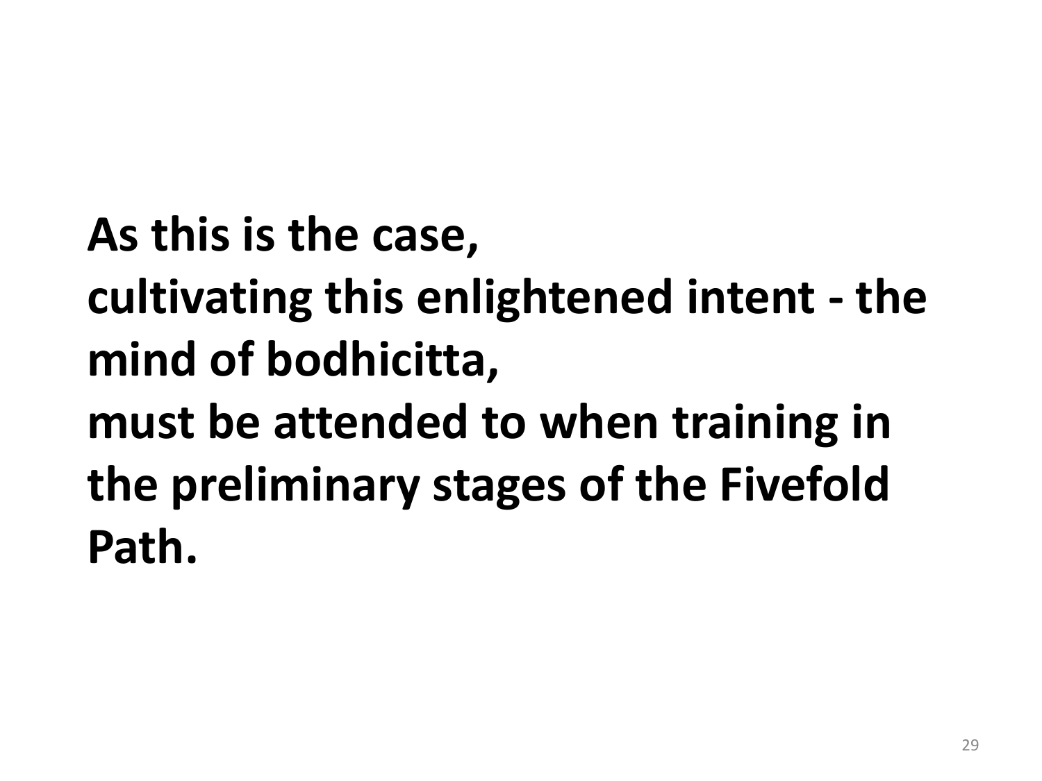**As this is the case,**
**cultivating this enlightened intent - the mind of bodhicitta,**
**must be attended to when training in the preliminary stages of the Fivefold Path.**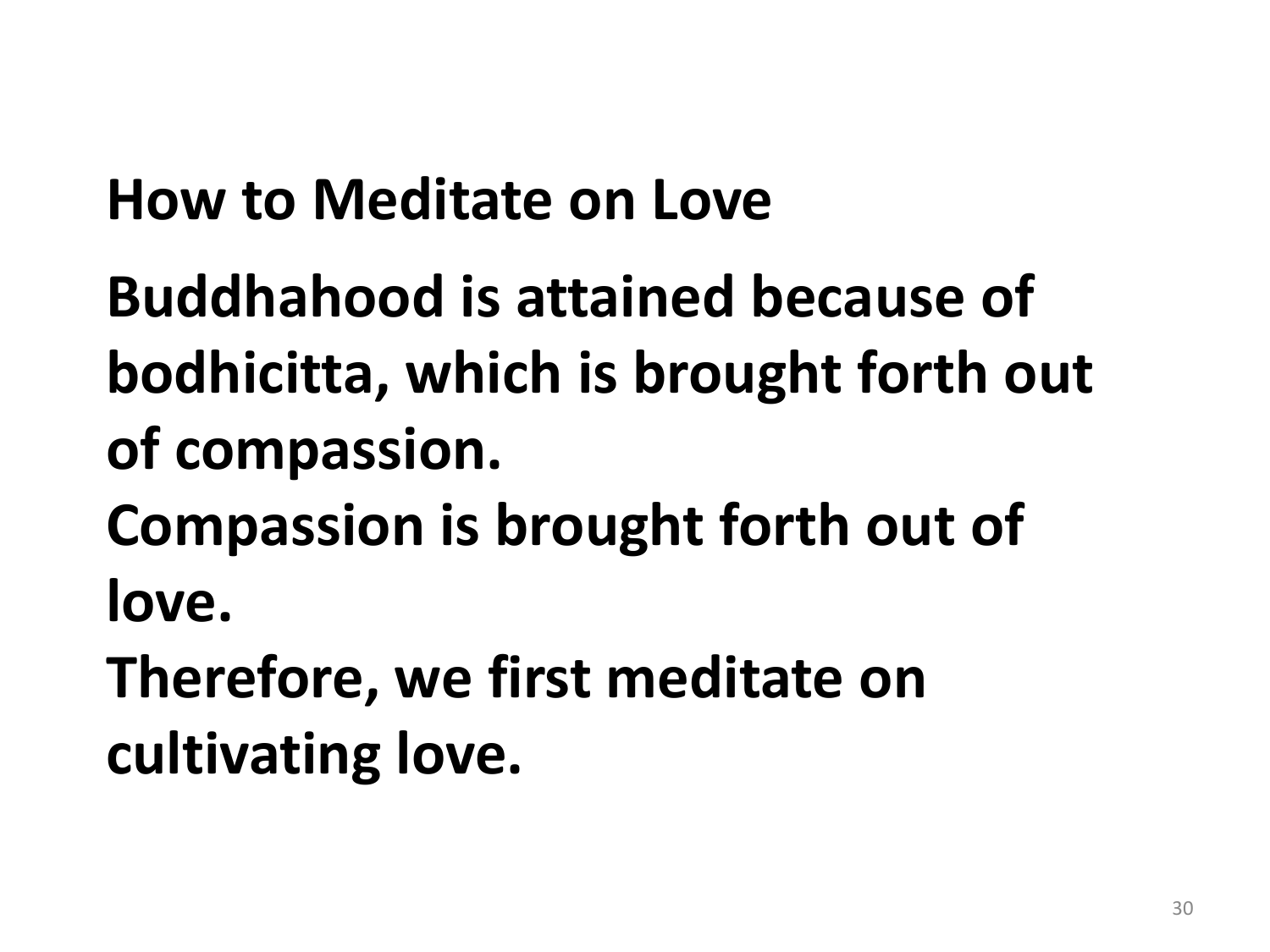## How to Meditate on Love

**Buddhahood is attained because of bodhicitta, which is brought forth out of compassion.**
**Compassion is brought forth out of love.**
**Therefore, we first meditate on cultivating love.**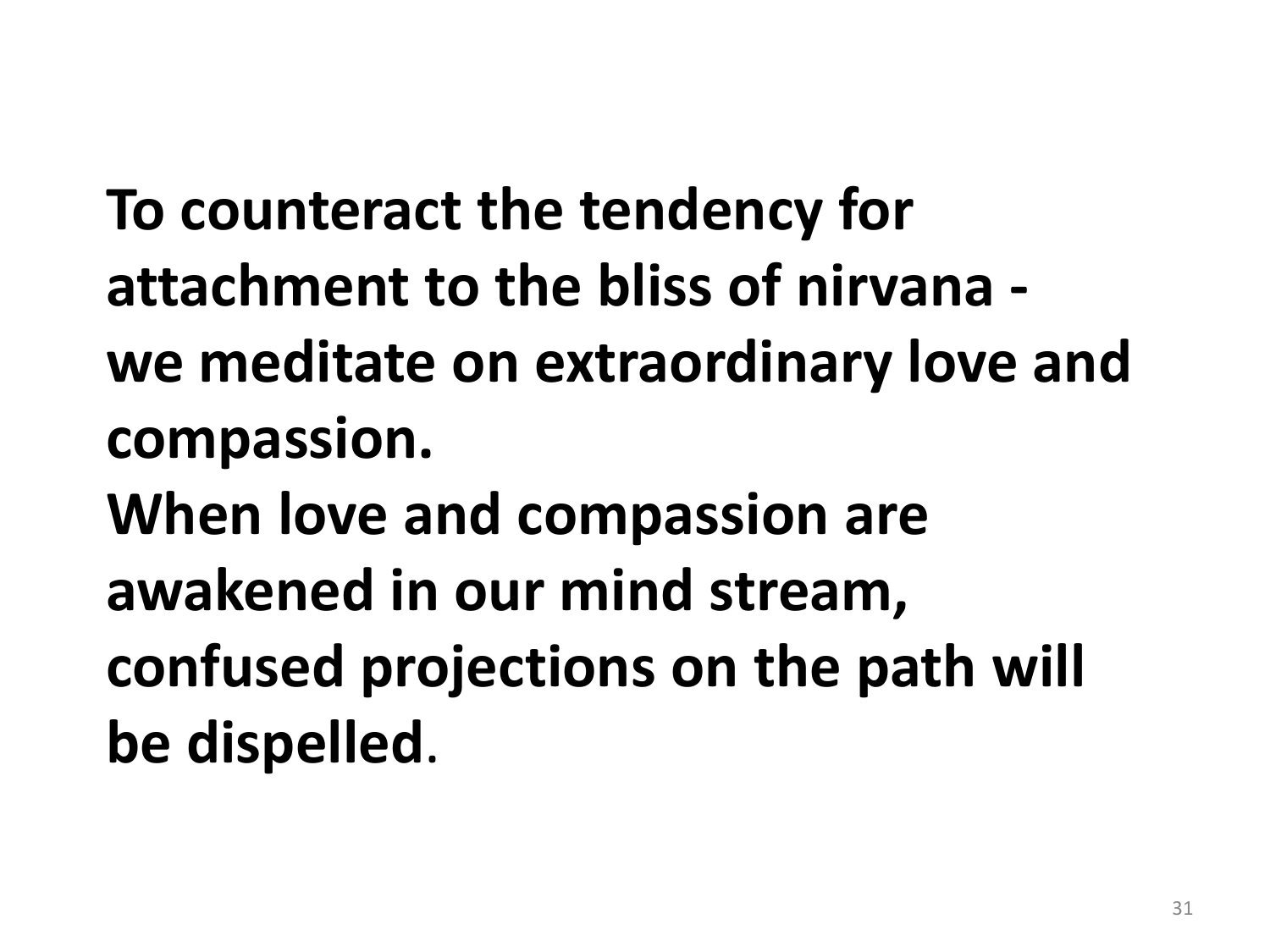**To counteract the tendency for attachment to the bliss of nirvana - we meditate on extraordinary love and compassion.**
**When love and compassion are awakened in our mind stream, confused projections on the path will be dispelled**.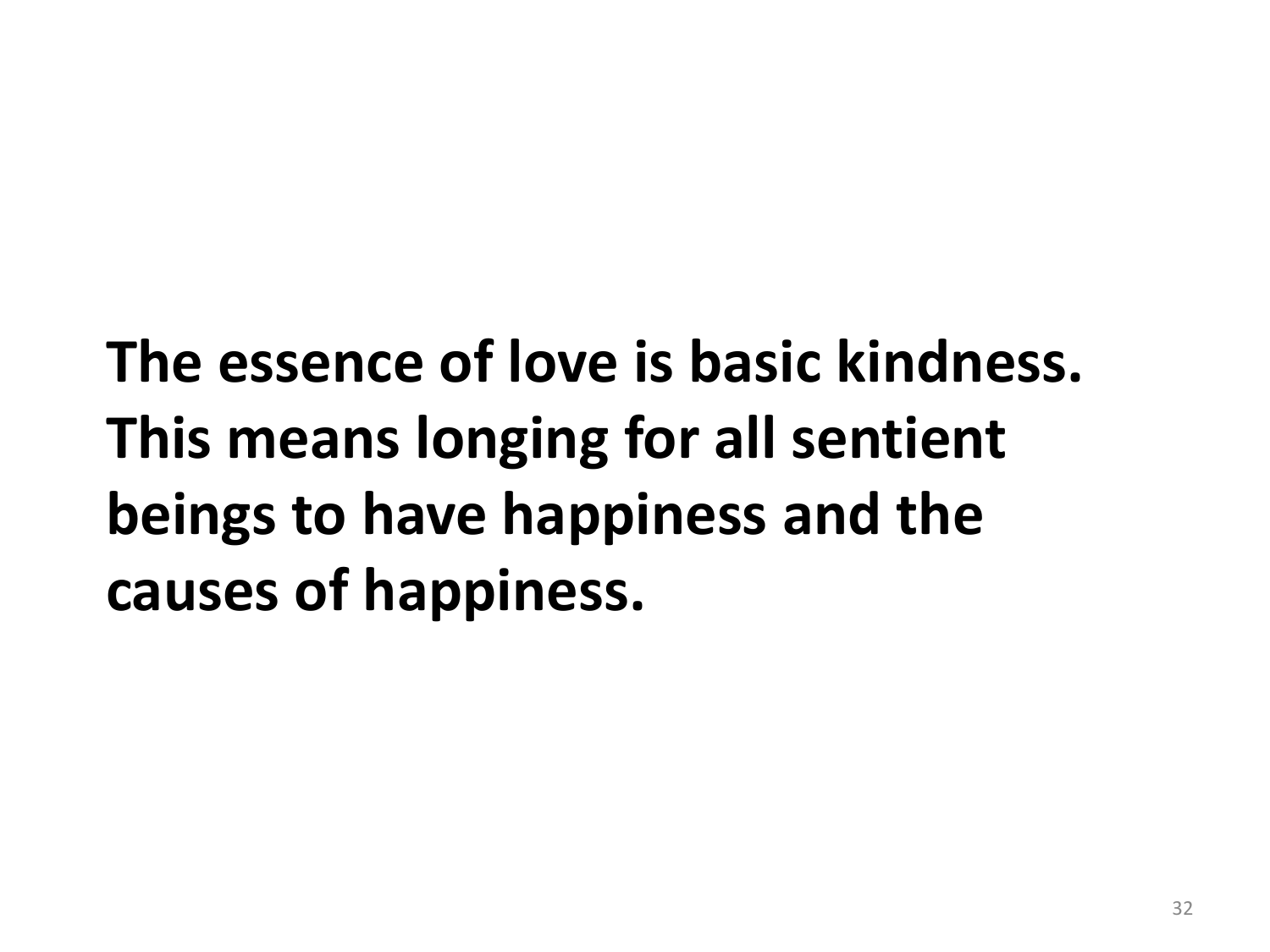**The essence of love is basic kindness. This means longing for all sentient beings to have happiness and the causes of happiness.**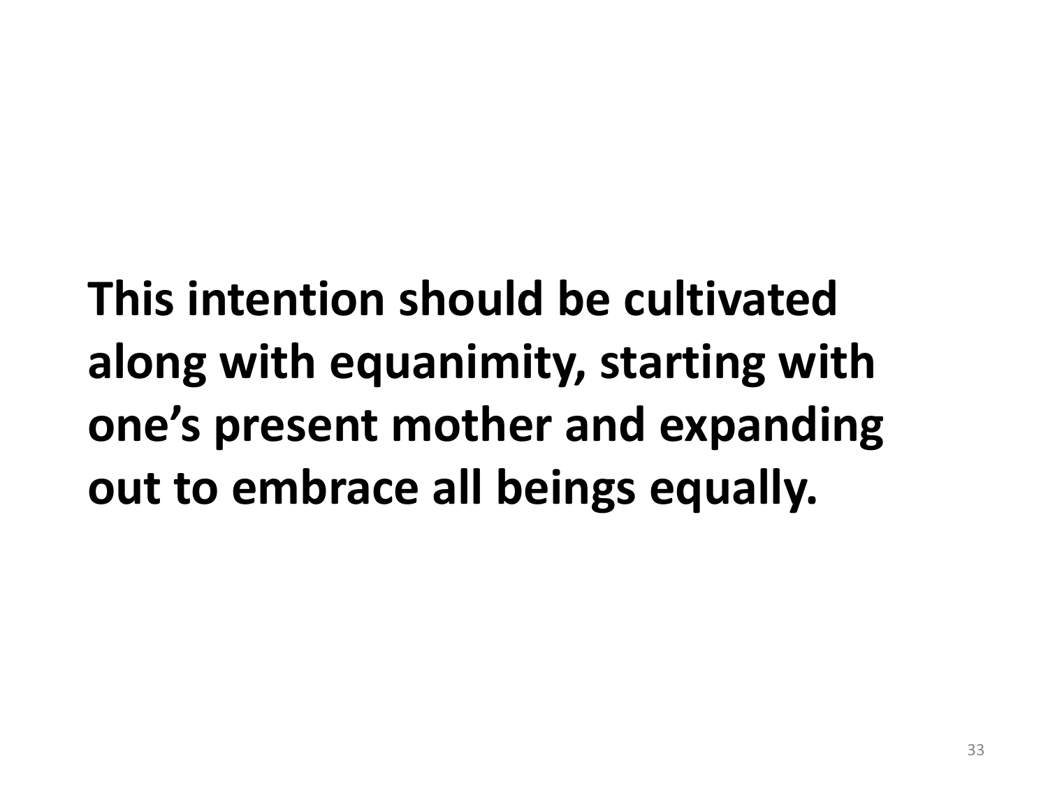**This intention should be cultivated along with equanimity, starting with one's present mother and expanding out to embrace all beings equally.**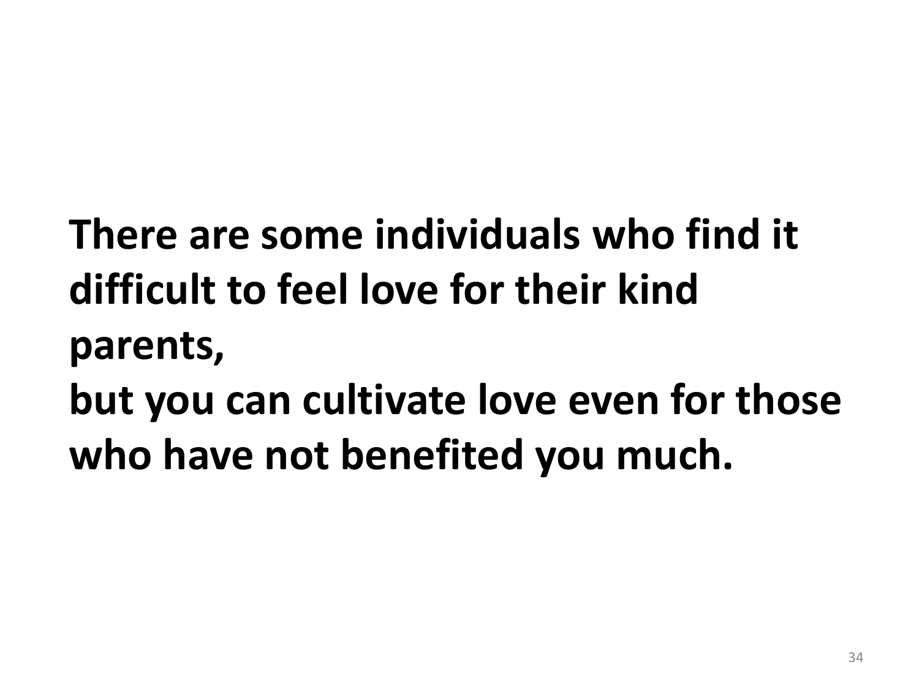**There are some individuals who find it difficult to feel love for their kind parents,**
**but you can cultivate love even for those who have not benefited you much.**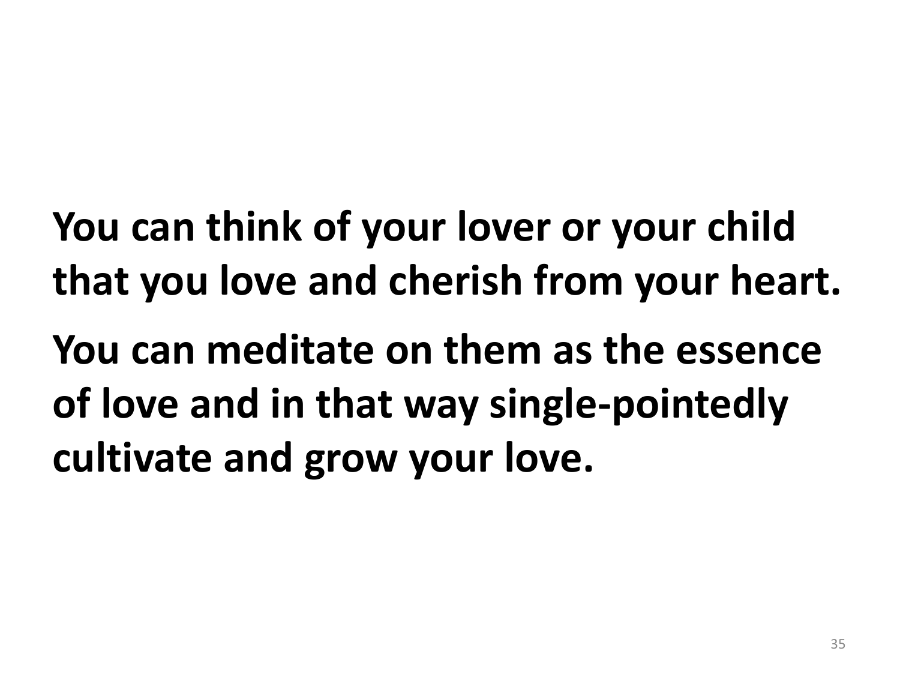**You can think of your lover or your child that you love and cherish from your heart.**

**You can meditate on them as the essence of love and in that way single-pointedly cultivate and grow your love.**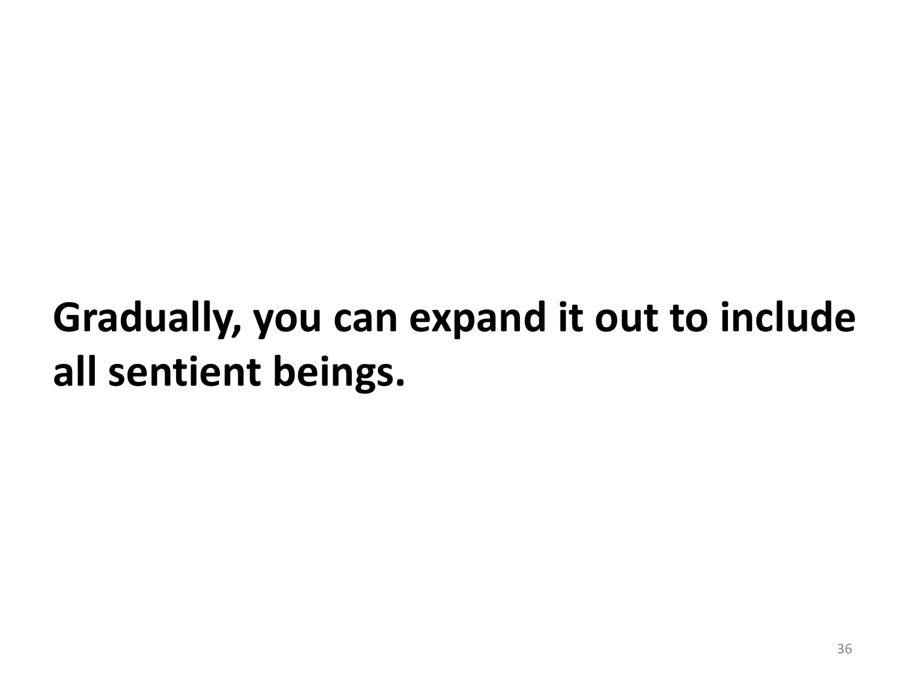**Gradually, you can expand it out to include all sentient beings.**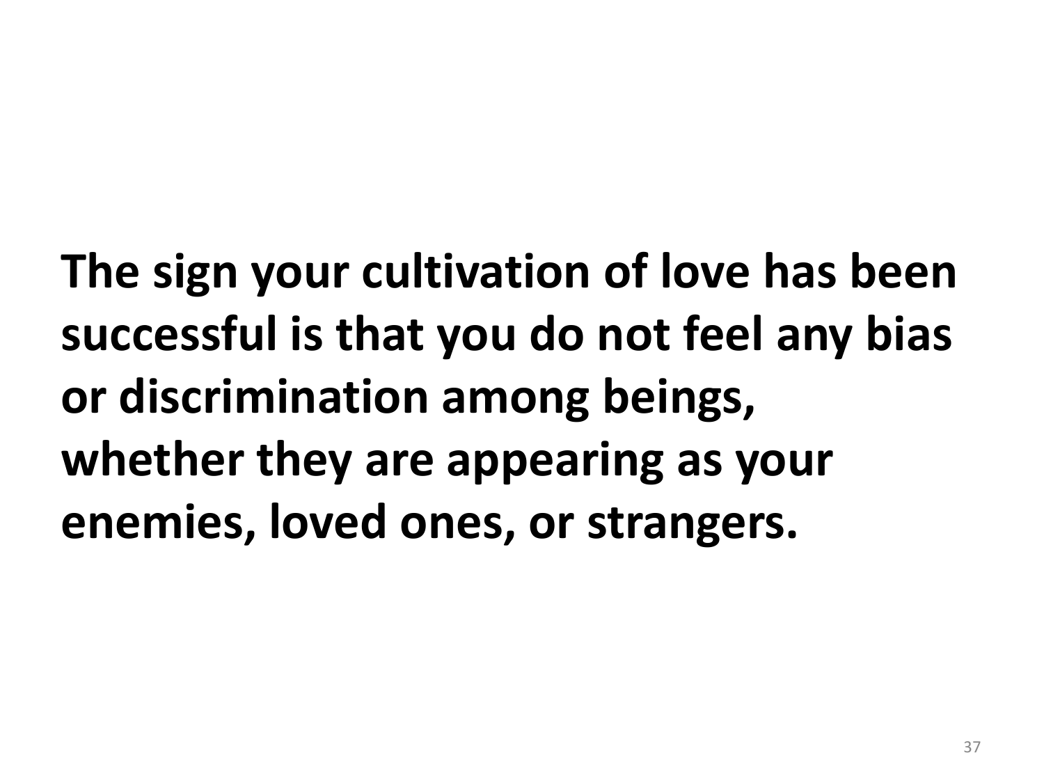**The sign your cultivation of love has been successful is that you do not feel any bias or discrimination among beings, whether they are appearing as your enemies, loved ones, or strangers.**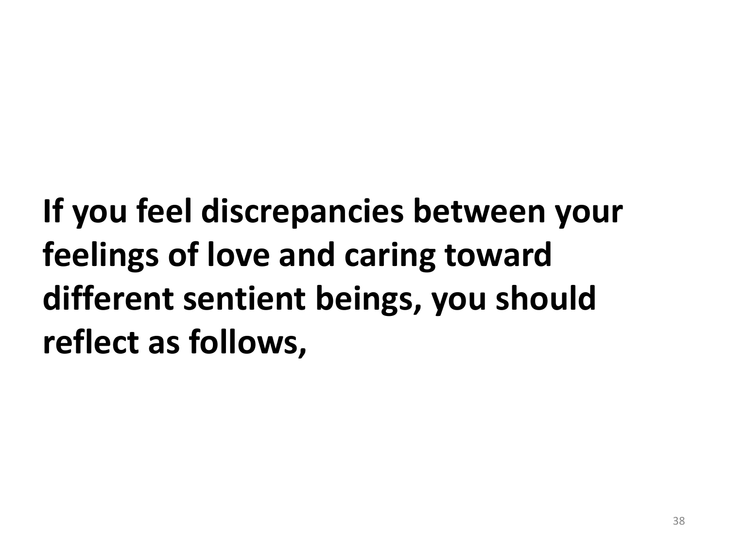**If you feel discrepancies between your feelings of love and caring toward different sentient beings, you should reflect as follows,**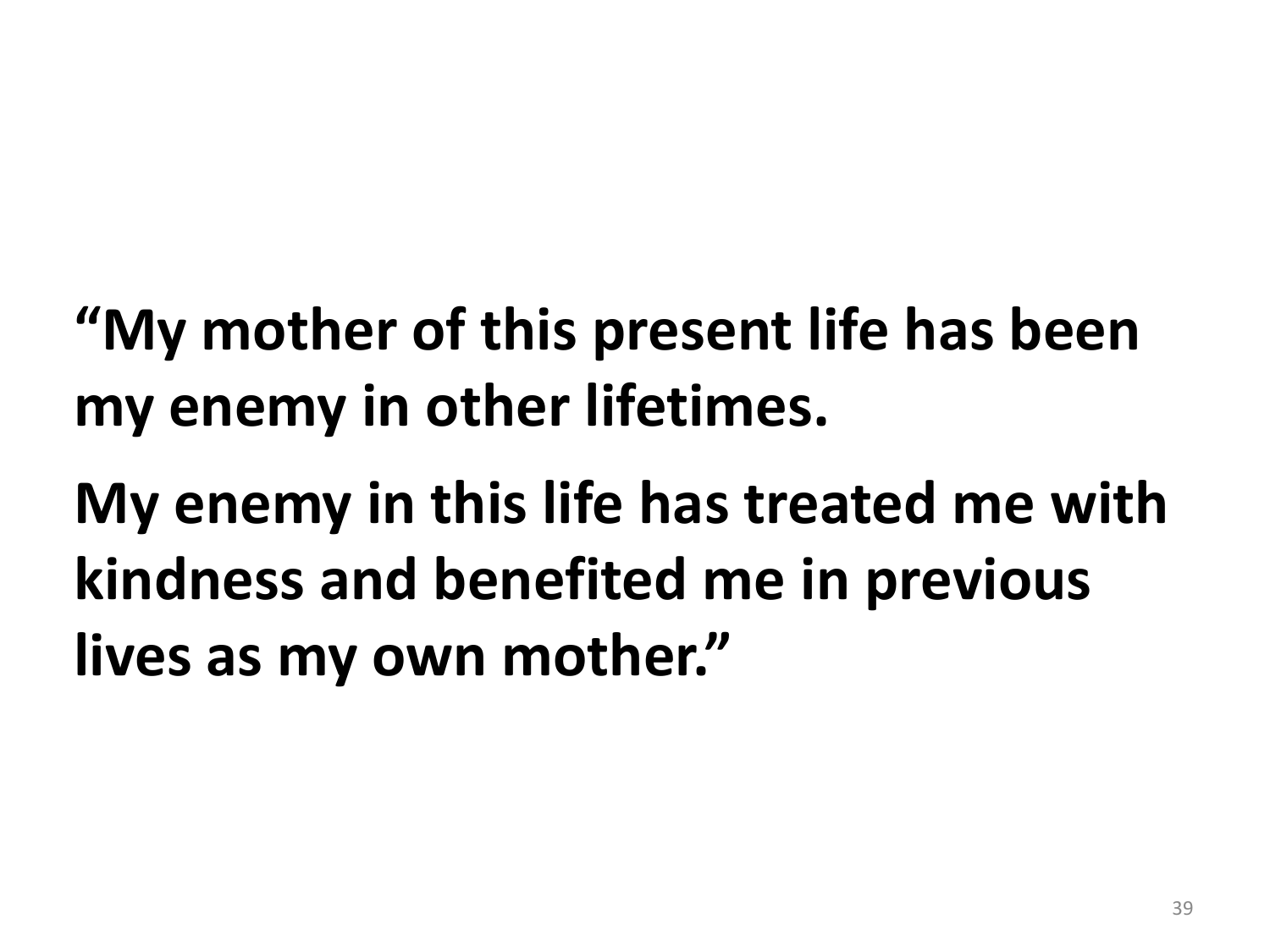**“My mother of this present life has been my enemy in other lifetimes.**

**My enemy in this life has treated me with kindness and benefited me in previous lives as my own mother.”**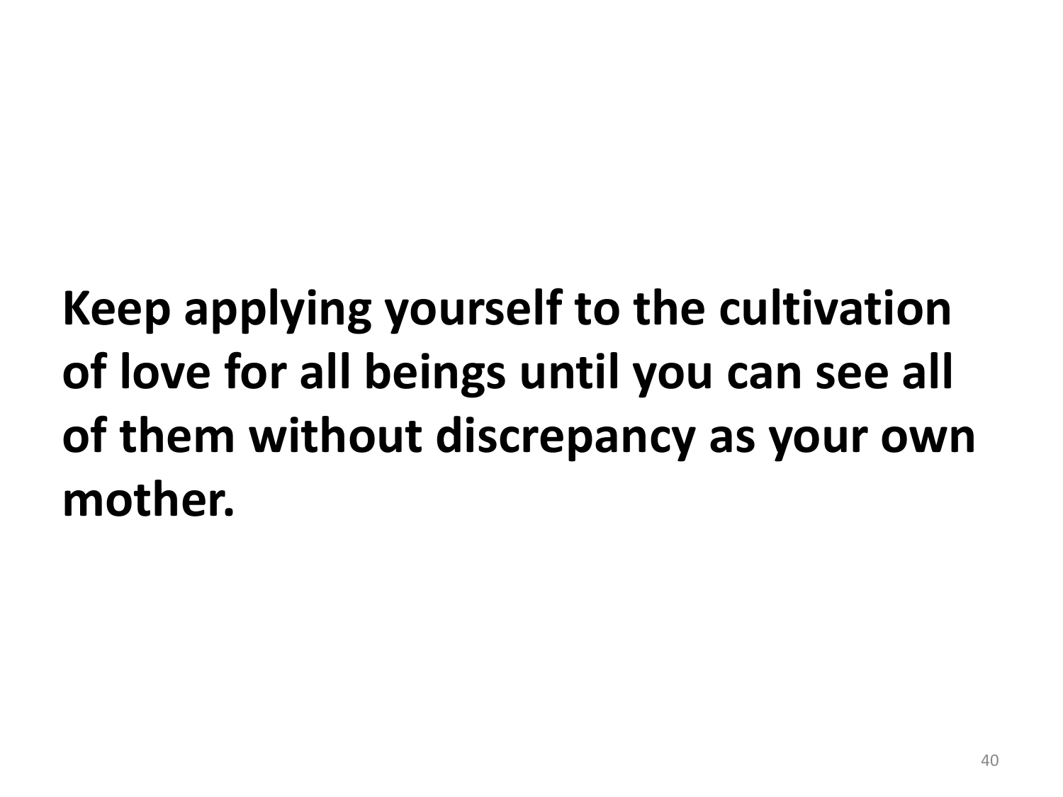**Keep applying yourself to the cultivation of love for all beings until you can see all of them without discrepancy as your own mother.**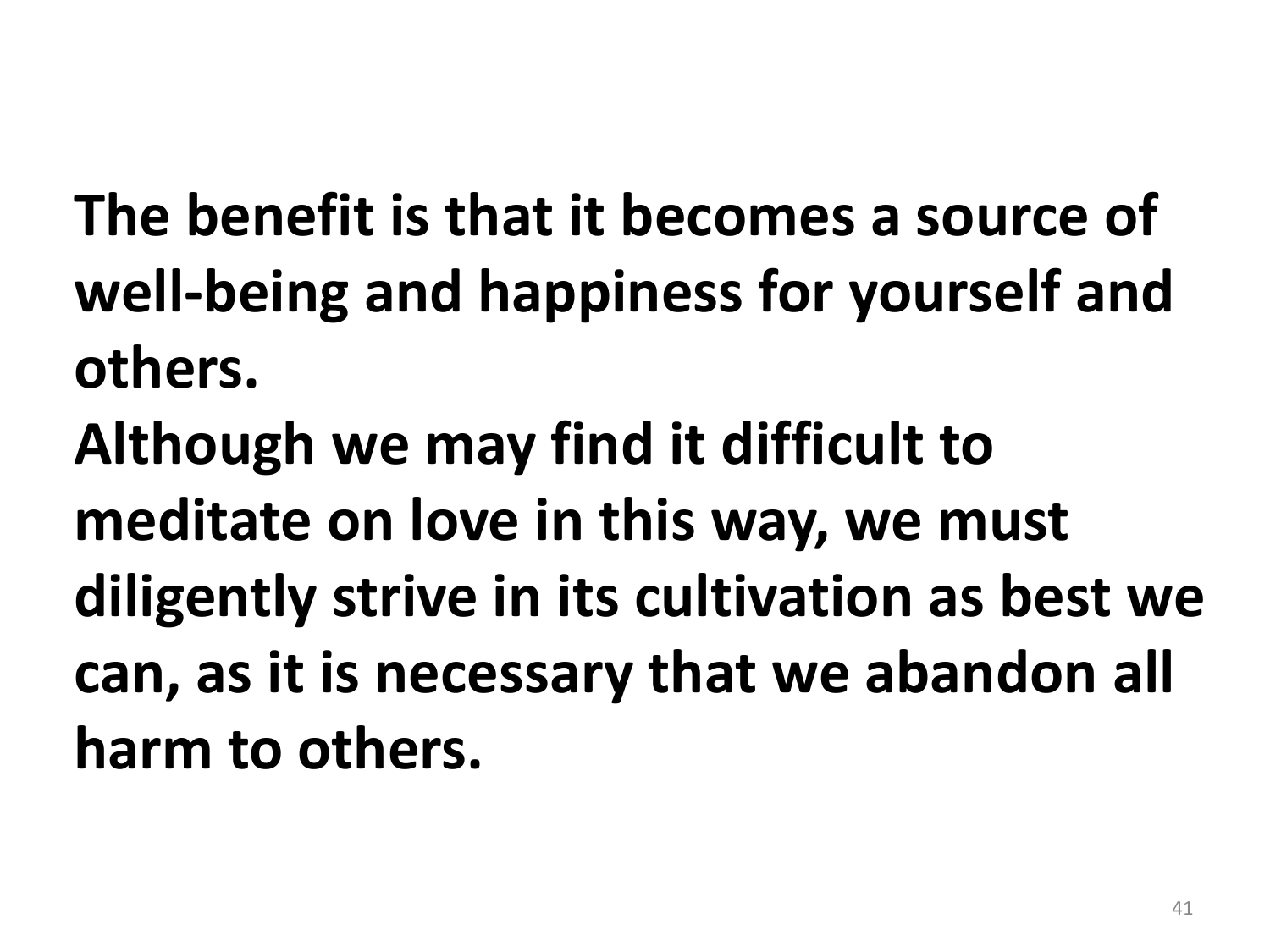**The benefit is that it becomes a source of well-being and happiness for yourself and others.**
**Although we may find it difficult to meditate on love in this way, we must diligently strive in its cultivation as best we can, as it is necessary that we abandon all harm to others.**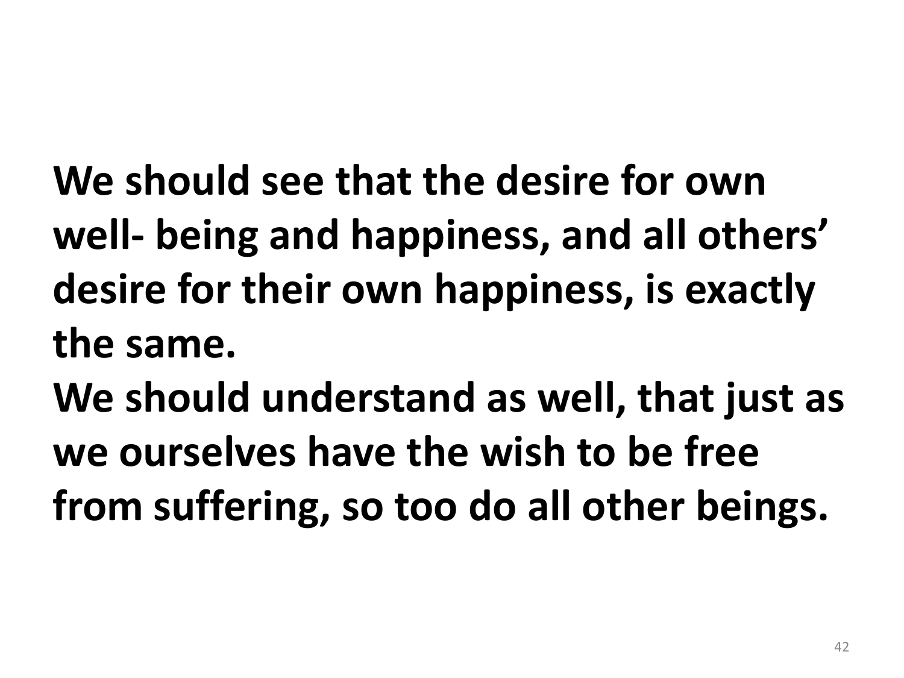**We should see that the desire for own well- being and happiness, and all others' desire for their own happiness, is exactly the same.**
**We should understand as well, that just as we ourselves have the wish to be free from suffering, so too do all other beings.**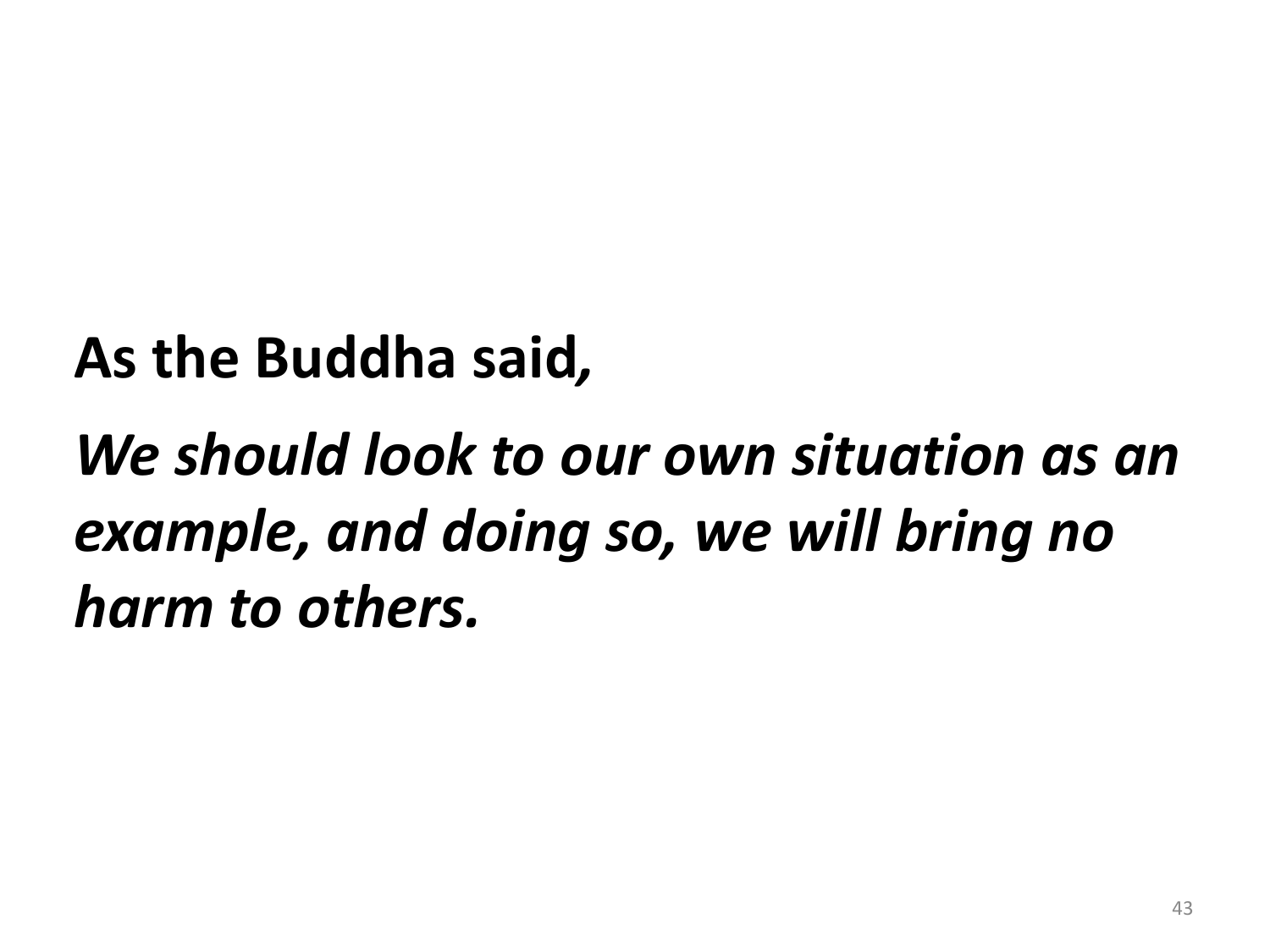**As the Buddha said*,***

***We should look to our own situation as an example, and doing so, we will bring no harm to others.***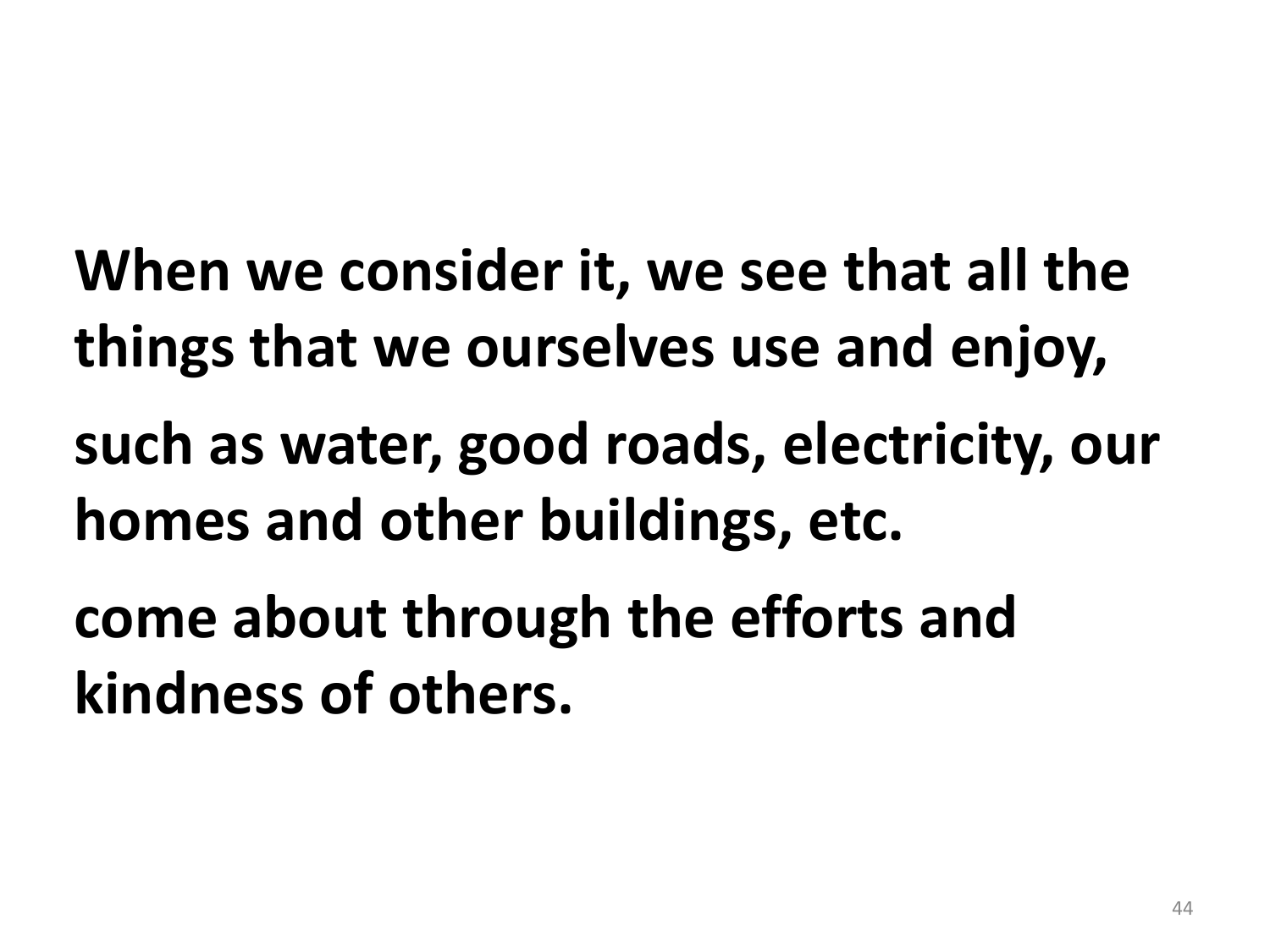**When we consider it, we see that all the things that we ourselves use and enjoy,**

**such as water, good roads, electricity, our homes and other buildings, etc.**

**come about through the efforts and kindness of others.**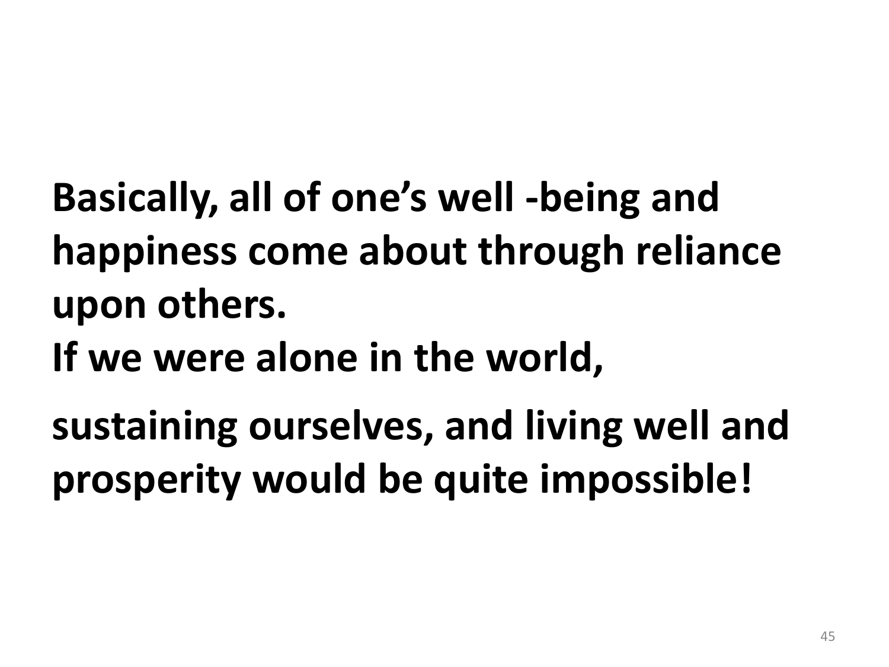**Basically, all of one's well -being and happiness come about through reliance upon others.**
**If we were alone in the world,**

**sustaining ourselves, and living well and prosperity would be quite impossible!**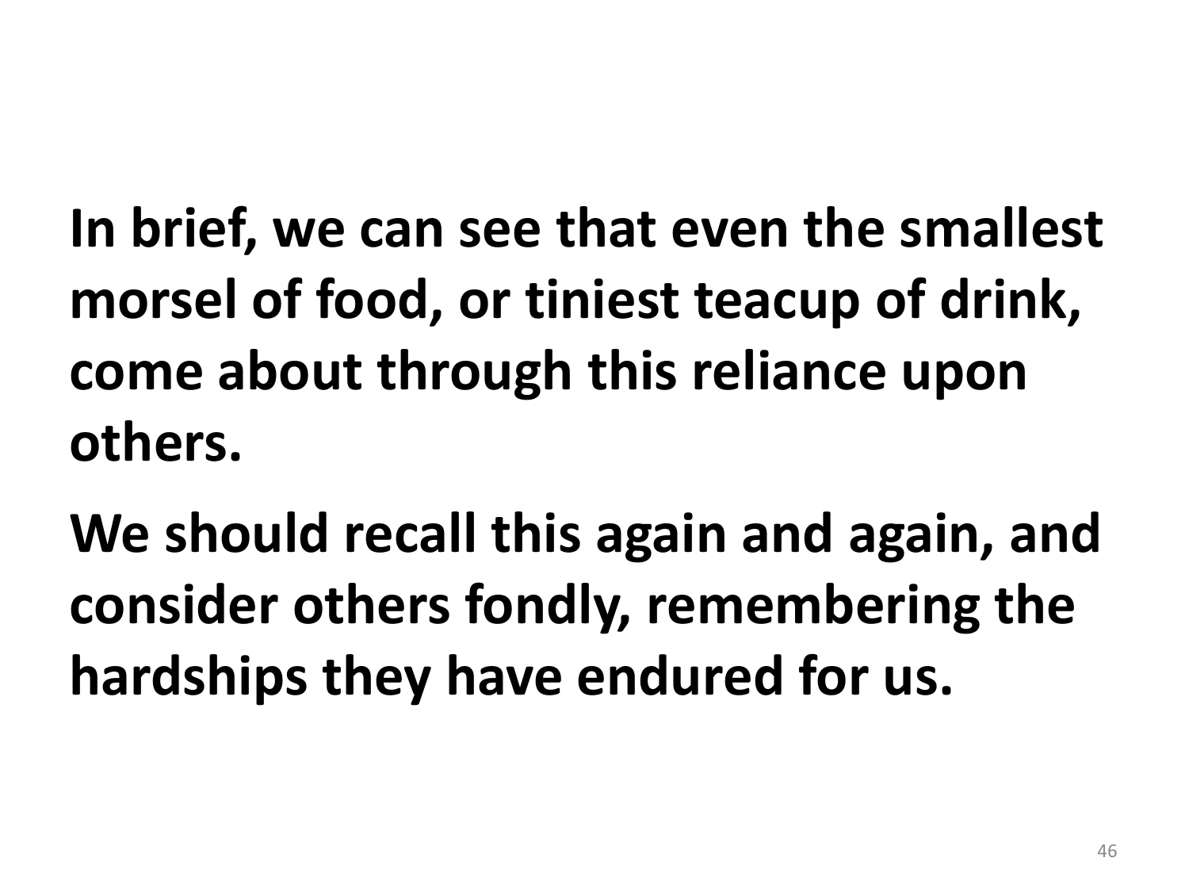**In brief, we can see that even the smallest morsel of food, or tiniest teacup of drink, come about through this reliance upon others.**

**We should recall this again and again, and consider others fondly, remembering the hardships they have endured for us.**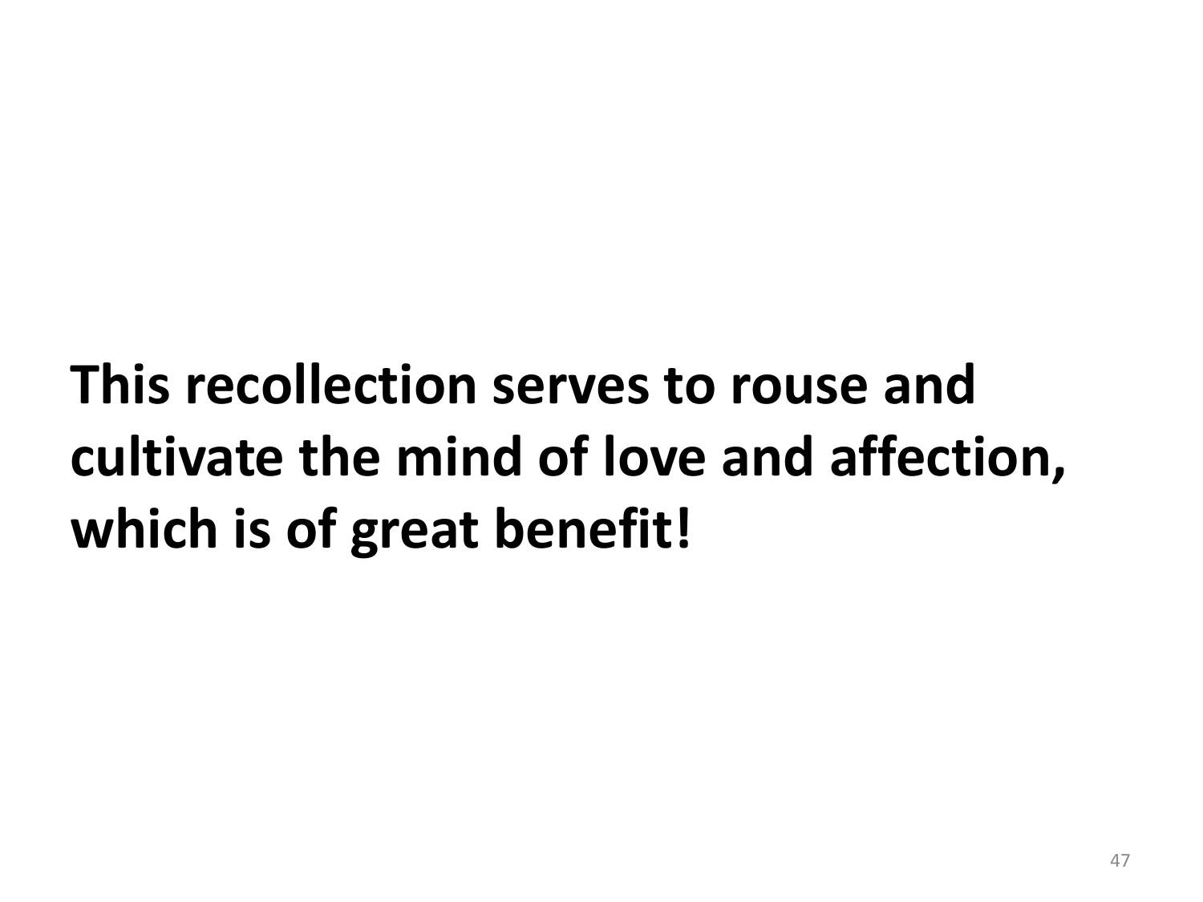**This recollection serves to rouse and cultivate the mind of love and affection, which is of great benefit!**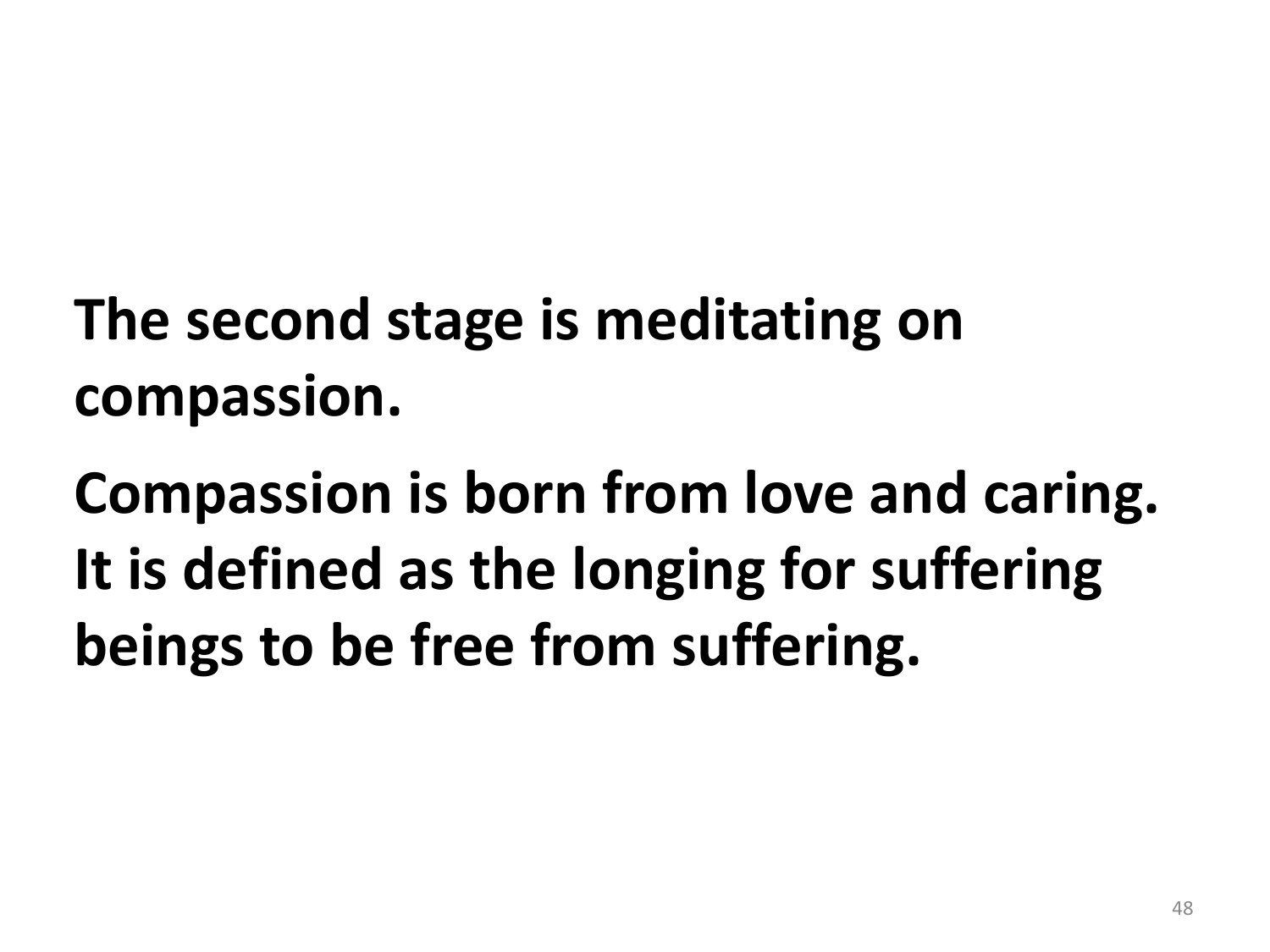**The second stage is meditating on compassion.**

**Compassion is born from love and caring. It is defined as the longing for suffering beings to be free from suffering.**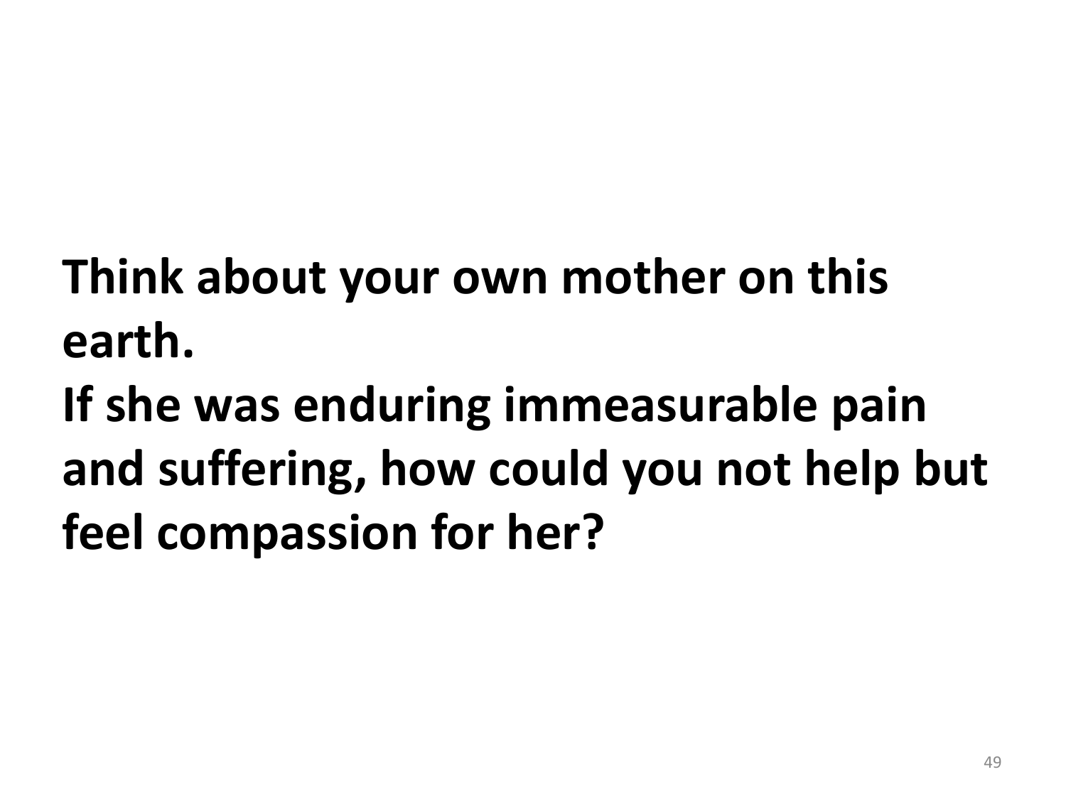**Think about your own mother on this earth.**
**If she was enduring immeasurable pain and suffering, how could you not help but feel compassion for her?**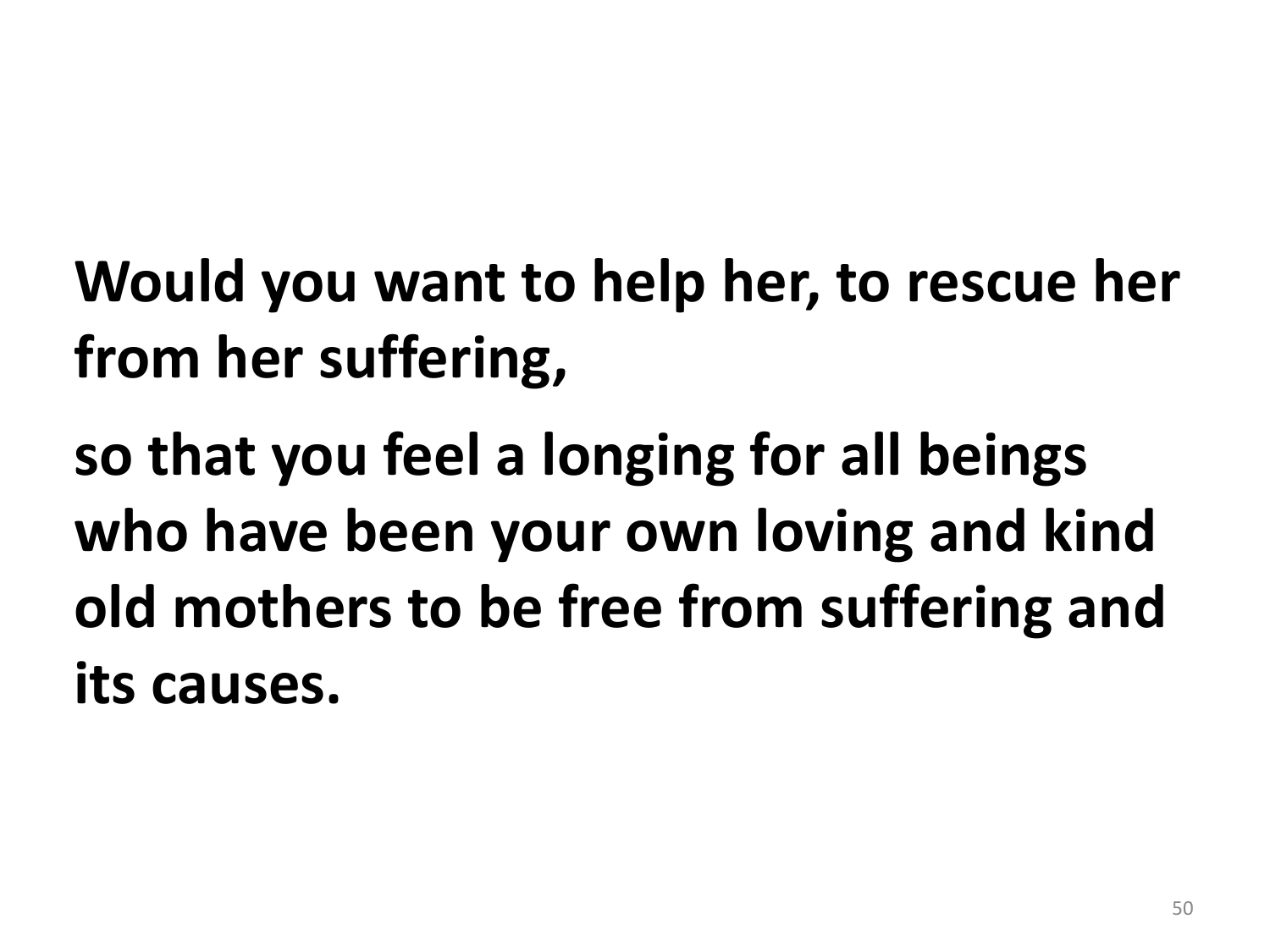**Would you want to help her, to rescue her from her suffering,**

**so that you feel a longing for all beings who have been your own loving and kind old mothers to be free from suffering and its causes.**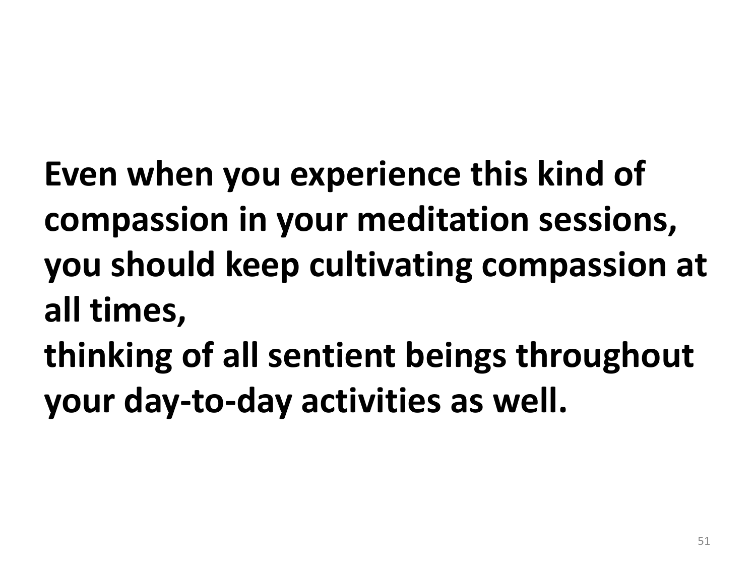**Even when you experience this kind of compassion in your meditation sessions, you should keep cultivating compassion at all times,**
**thinking of all sentient beings throughout your day-to-day activities as well.**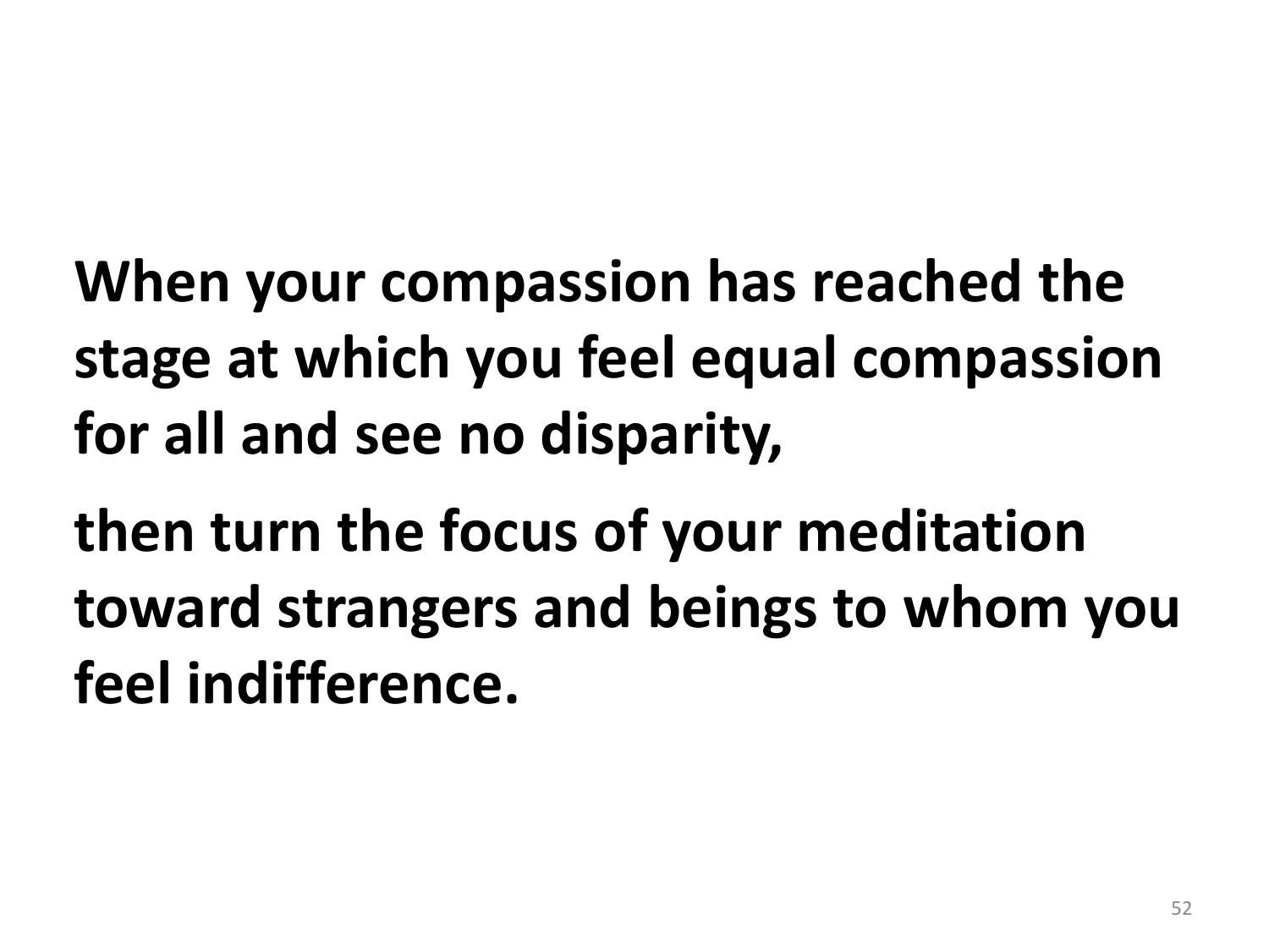**When your compassion has reached the stage at which you feel equal compassion for all and see no disparity,**

**then turn the focus of your meditation toward strangers and beings to whom you feel indifference.**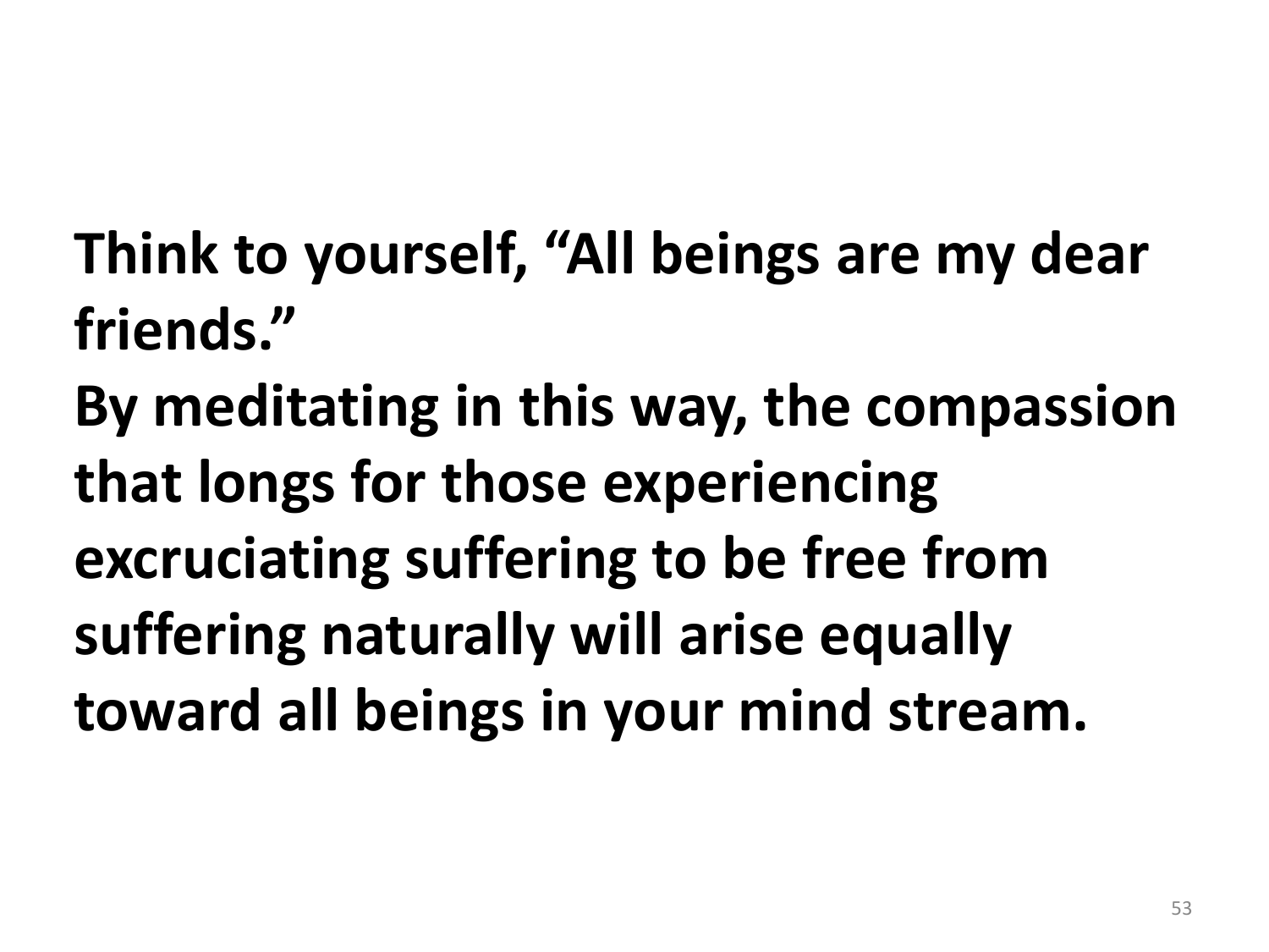**Think to yourself, “All beings are my dear friends.”**
**By meditating in this way, the compassion that longs for those experiencing excruciating suffering to be free from suffering naturally will arise equally toward all beings in your mind stream.**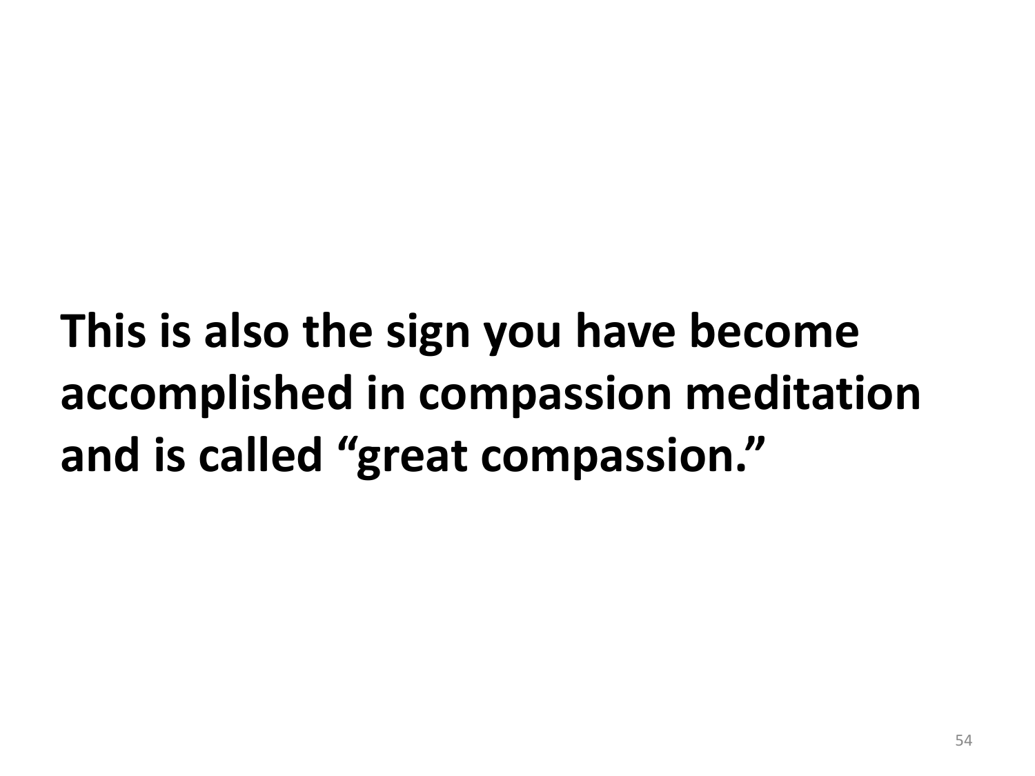**This is also the sign you have become accomplished in compassion meditation and is called “great compassion.”**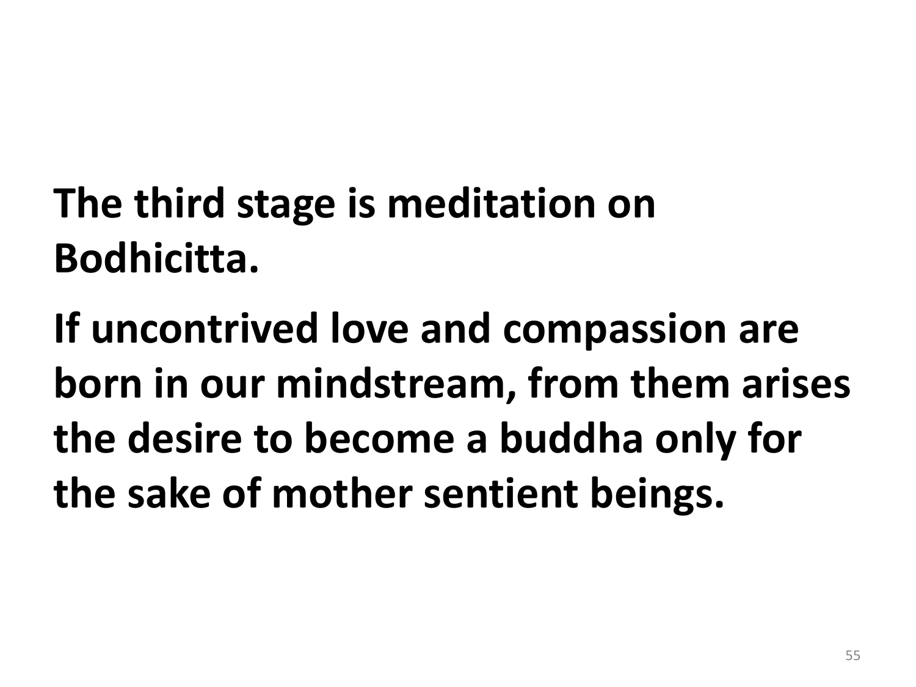**The third stage is meditation on Bodhicitta.**

**If uncontrived love and compassion are born in our mindstream, from them arises the desire to become a buddha only for the sake of mother sentient beings.**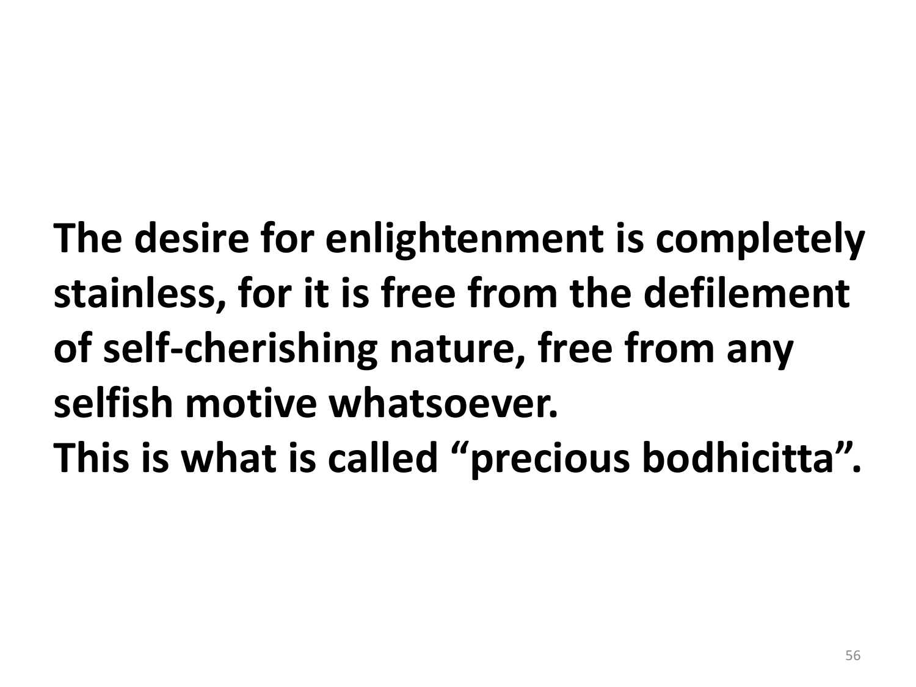**The desire for enlightenment is completely stainless, for it is free from the defilement of self-cherishing nature, free from any selfish motive whatsoever.**
**This is what is called “precious bodhicitta”.**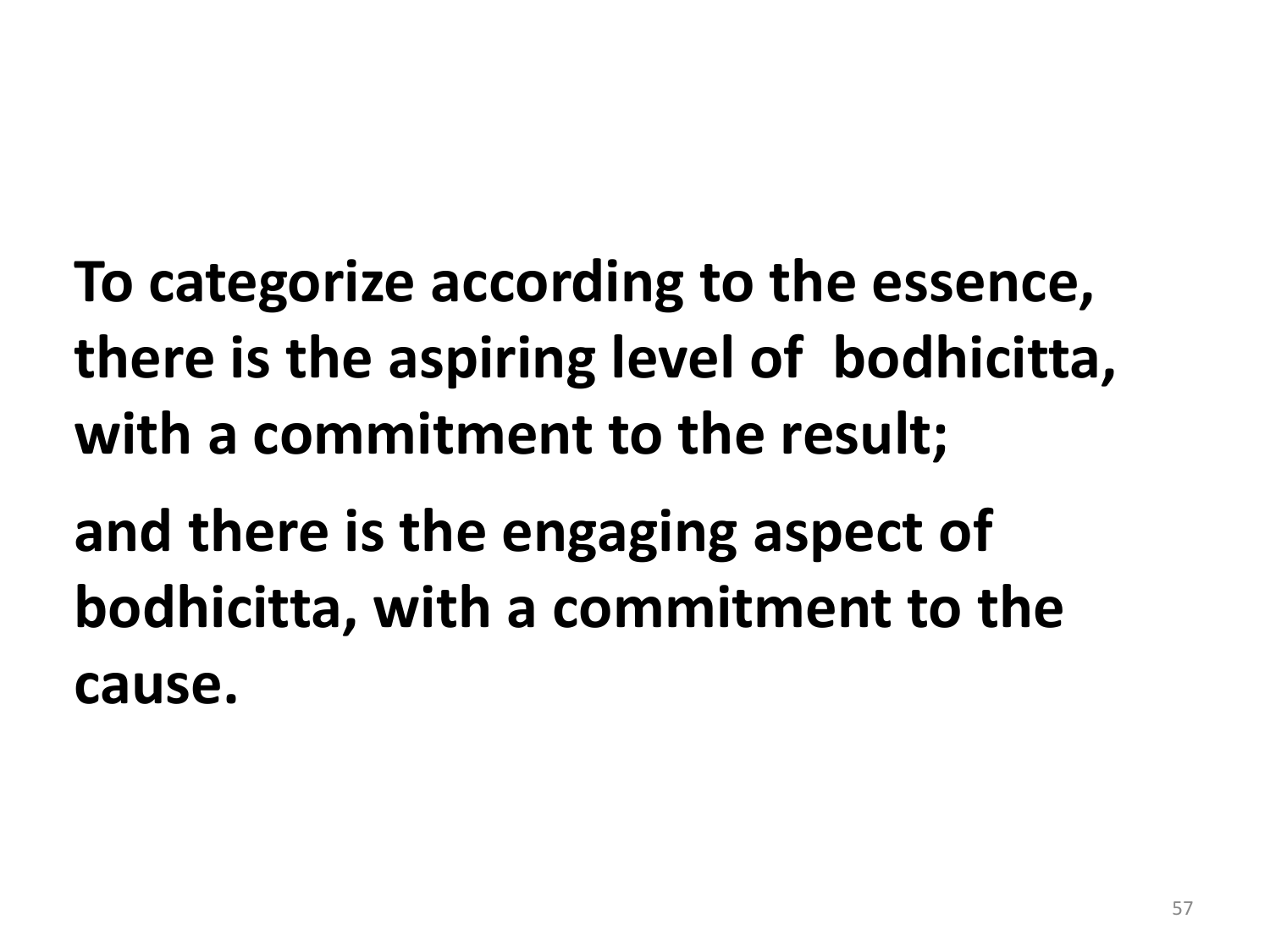**To categorize according to the essence, there is the aspiring level of bodhicitta, with a commitment to the result;**

**and there is the engaging aspect of bodhicitta, with a commitment to the cause.**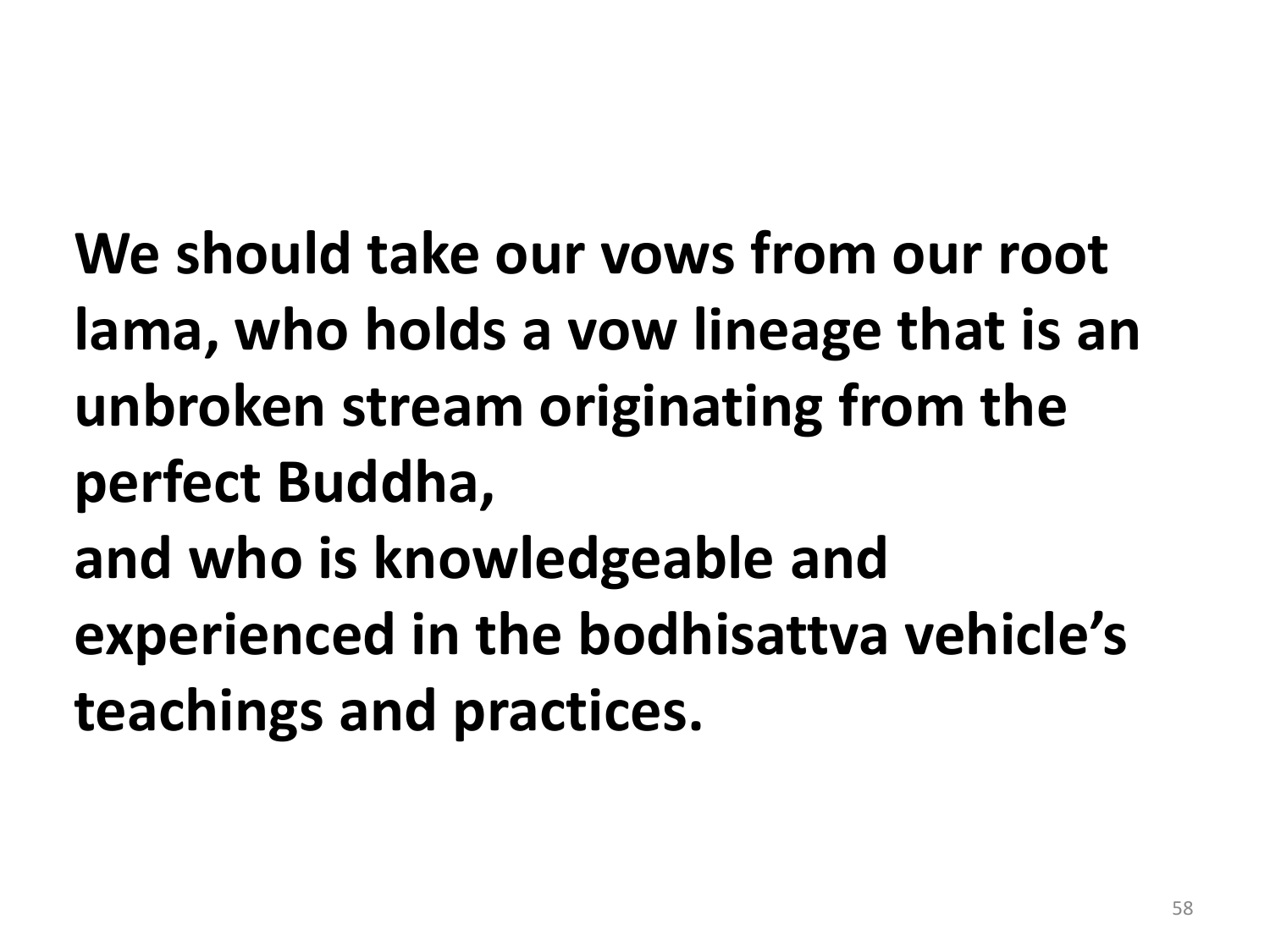**We should take our vows from our root lama, who holds a vow lineage that is an unbroken stream originating from the perfect Buddha,**
**and who is knowledgeable and experienced in the bodhisattva vehicle's teachings and practices.**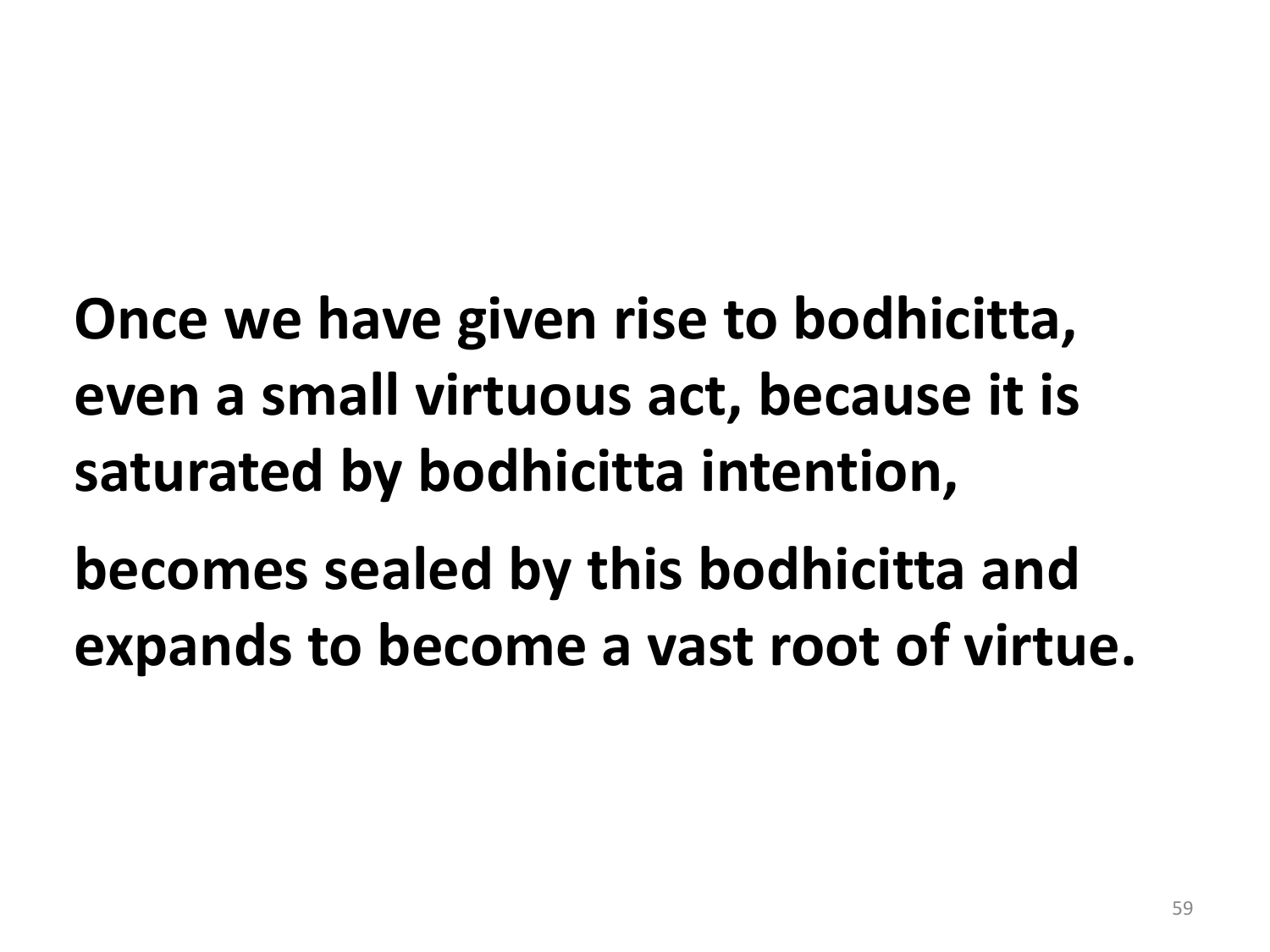**Once we have given rise to bodhicitta, even a small virtuous act, because it is saturated by bodhicitta intention,**

**becomes sealed by this bodhicitta and expands to become a vast root of virtue.**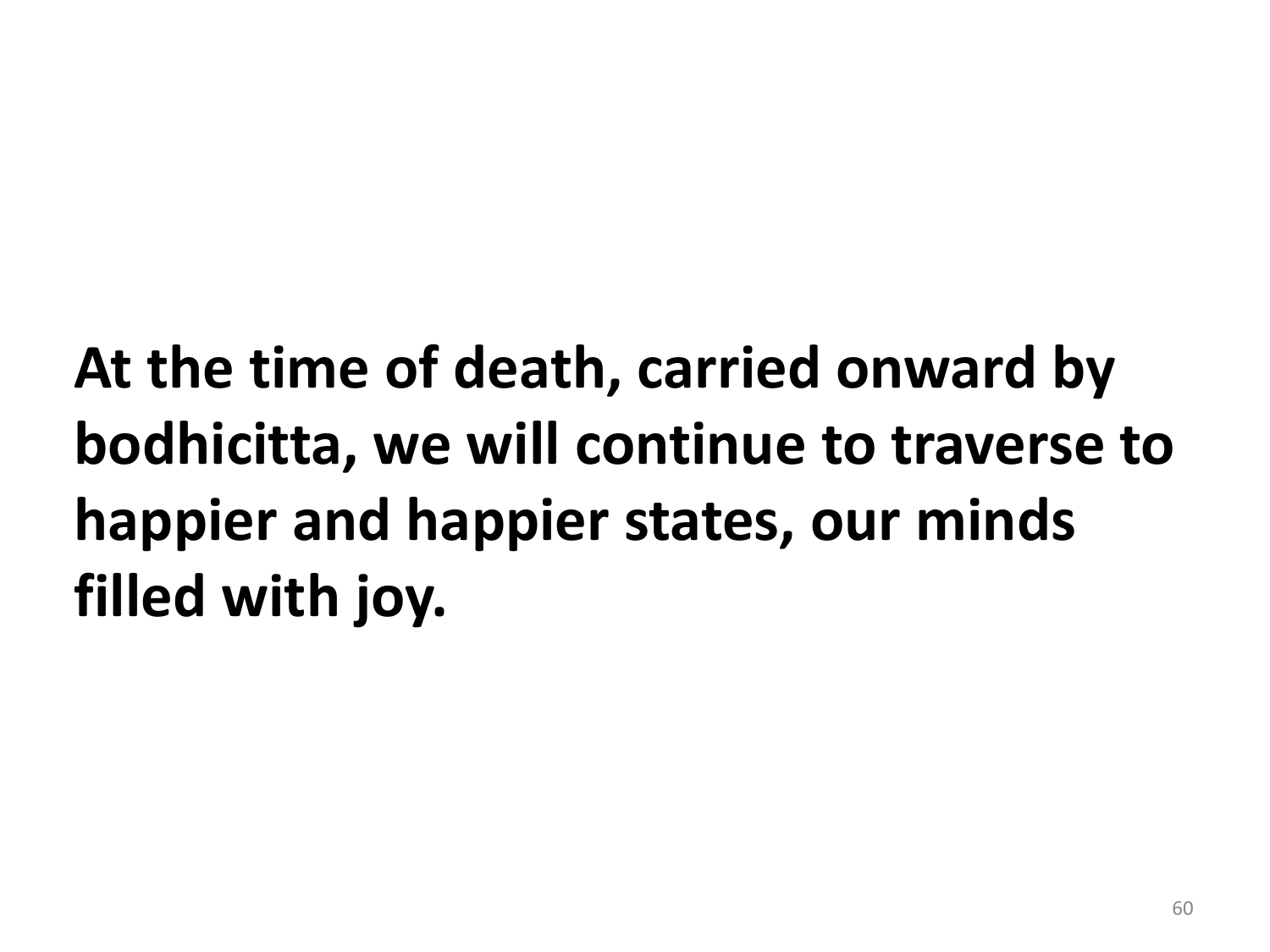**At the time of death, carried onward by bodhicitta, we will continue to traverse to happier and happier states, our minds filled with joy.**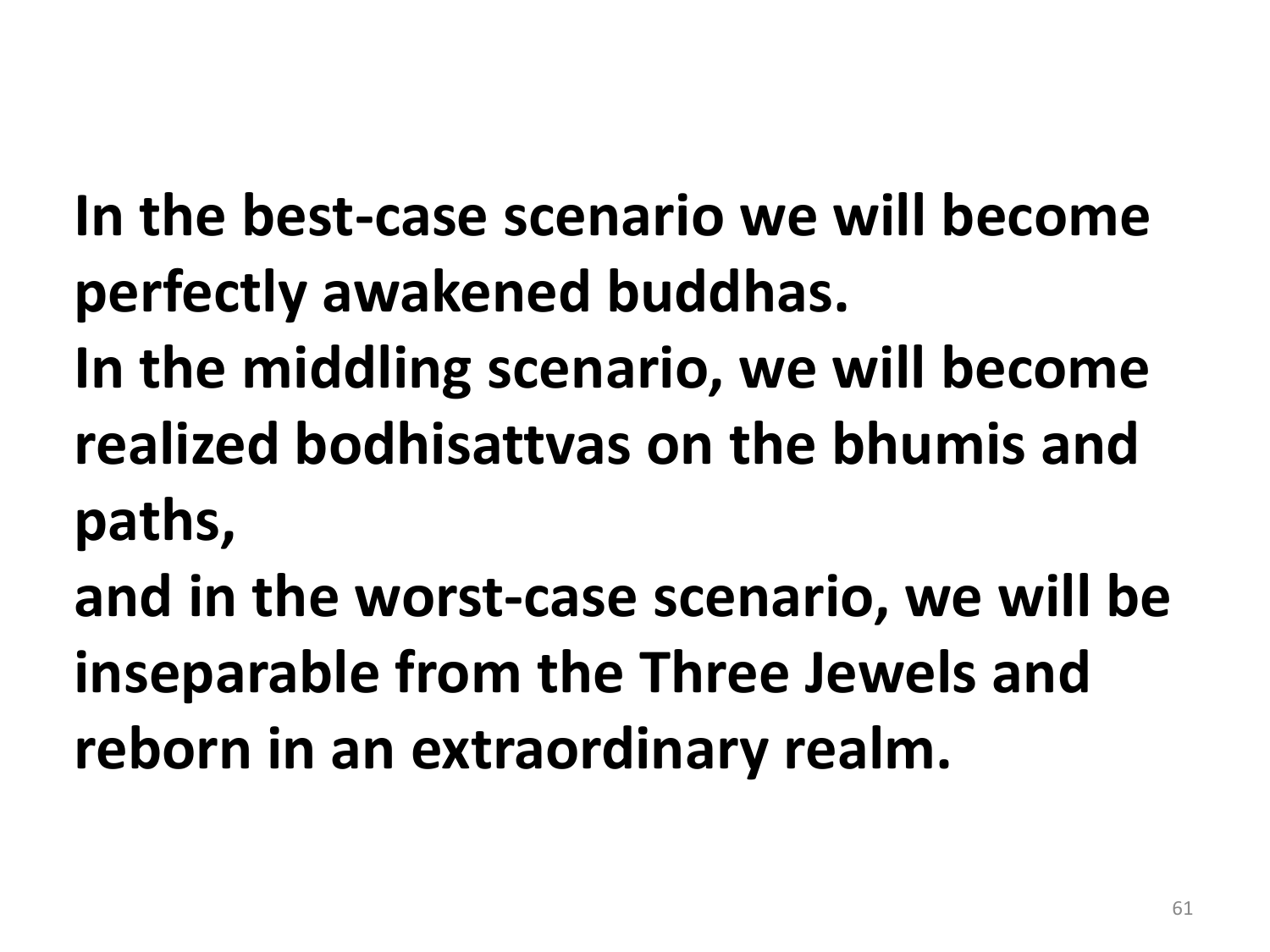**In the best-case scenario we will become perfectly awakened buddhas.**
**In the middling scenario, we will become realized bodhisattvas on the bhumis and paths,**
**and in the worst-case scenario, we will be inseparable from the Three Jewels and reborn in an extraordinary realm.**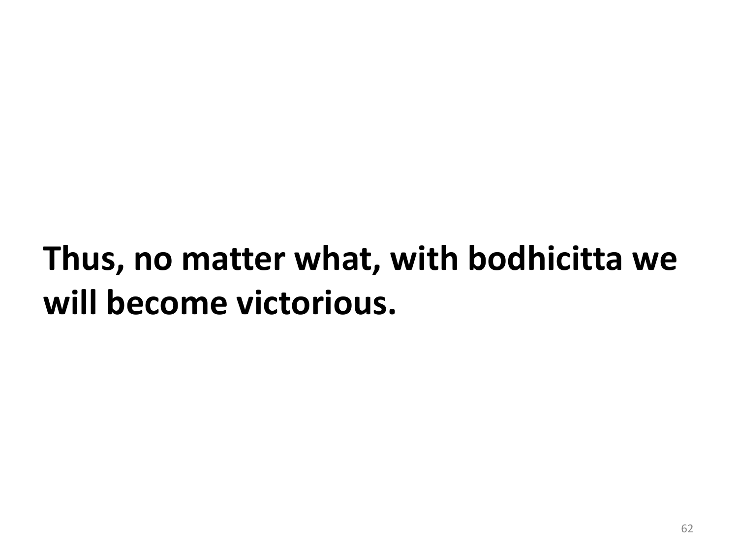**Thus, no matter what, with bodhicitta we will become victorious.**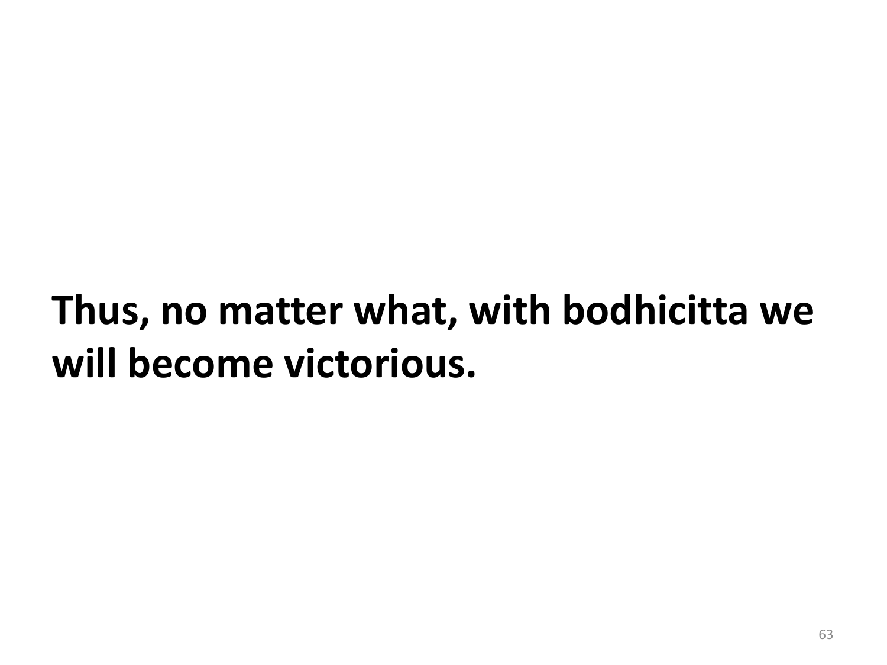**Thus, no matter what, with bodhicitta we will become victorious.**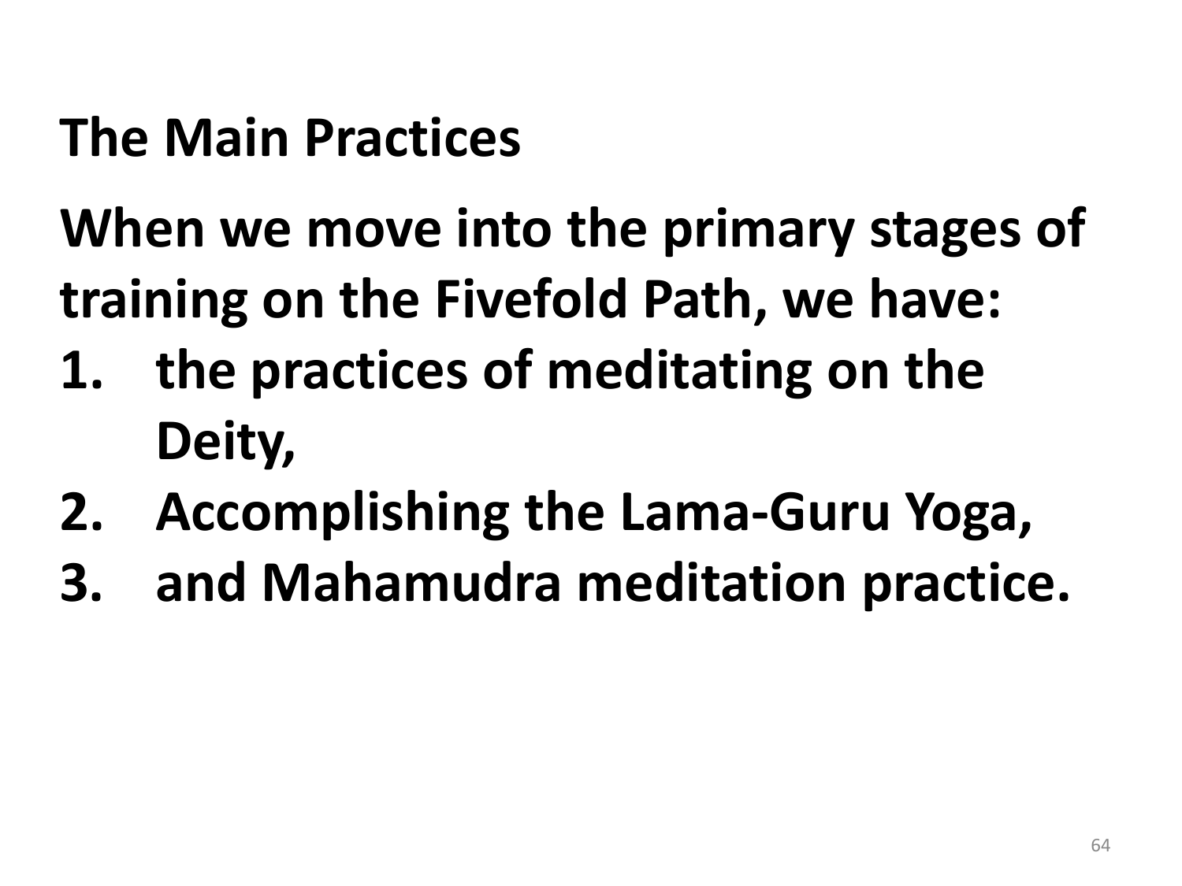## The Main Practices

**When we move into the primary stages of training on the Fivefold Path, we have:**

1. **the practices of meditating on the Deity,**
2. **Accomplishing the Lama-Guru Yoga,**
3. **and Mahamudra meditation practice.**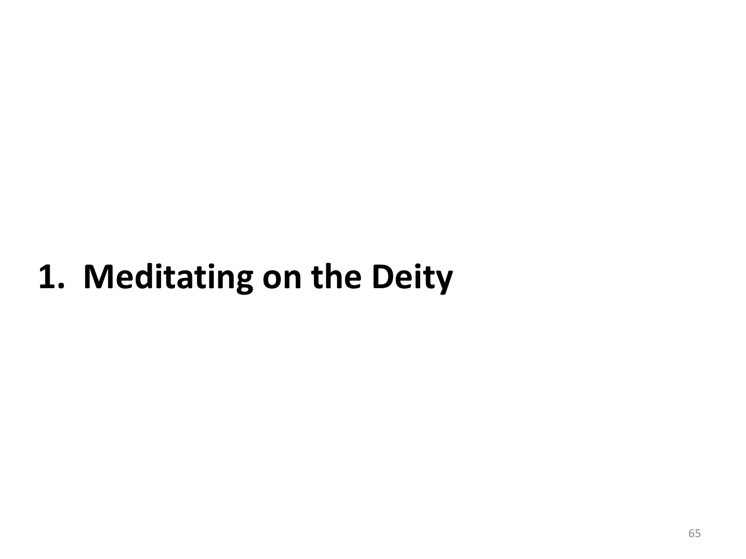# 1. Meditating on the Deity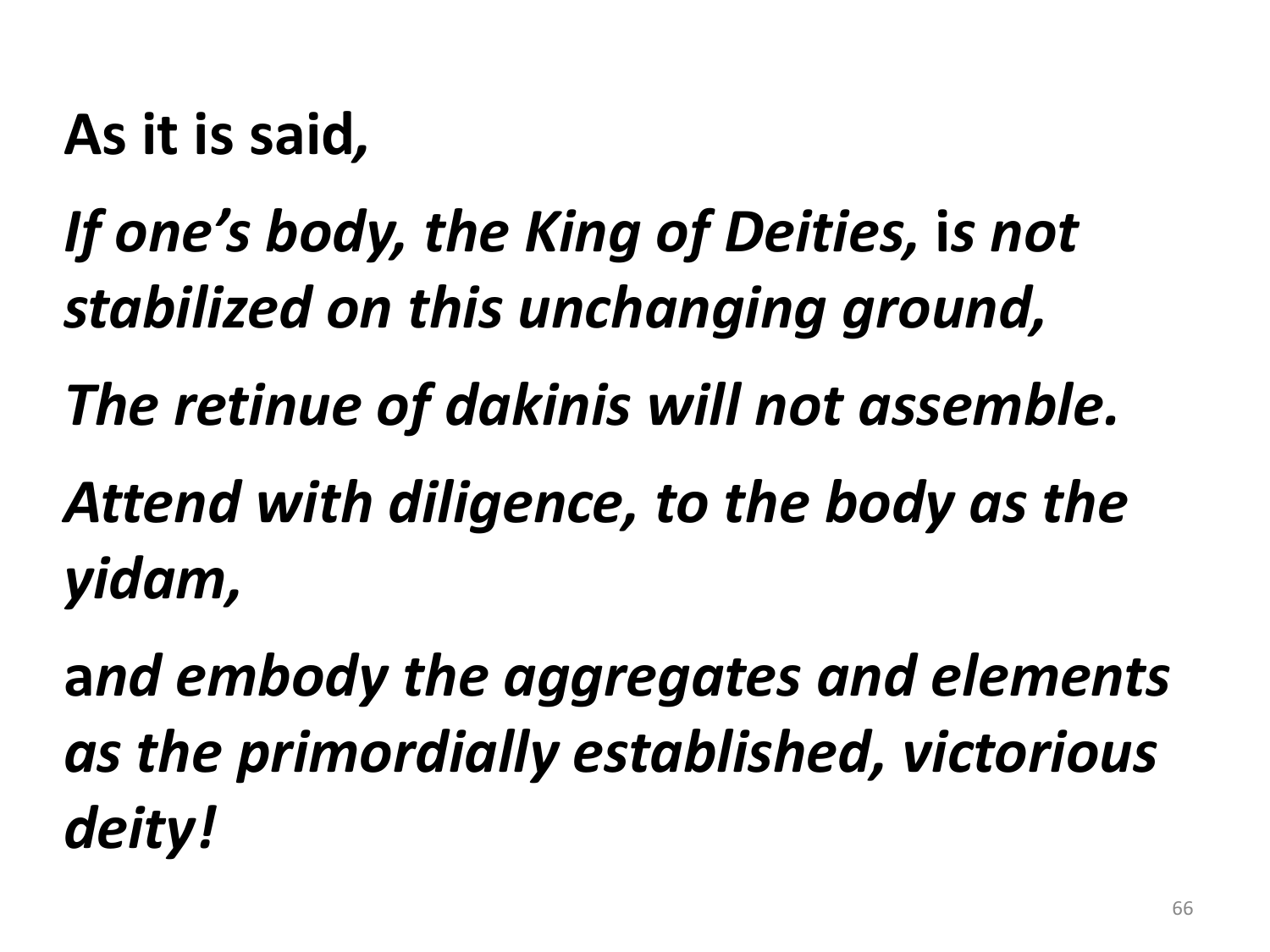**As it is said*,***

***If one's body, the King of Deities,* is *not stabilized on this unchanging ground,***

***The retinue of dakinis will not assemble.***

***Attend with diligence, to the body as the yidam,***

**a*nd embody the aggregates and elements as the primordially established, victorious deity!***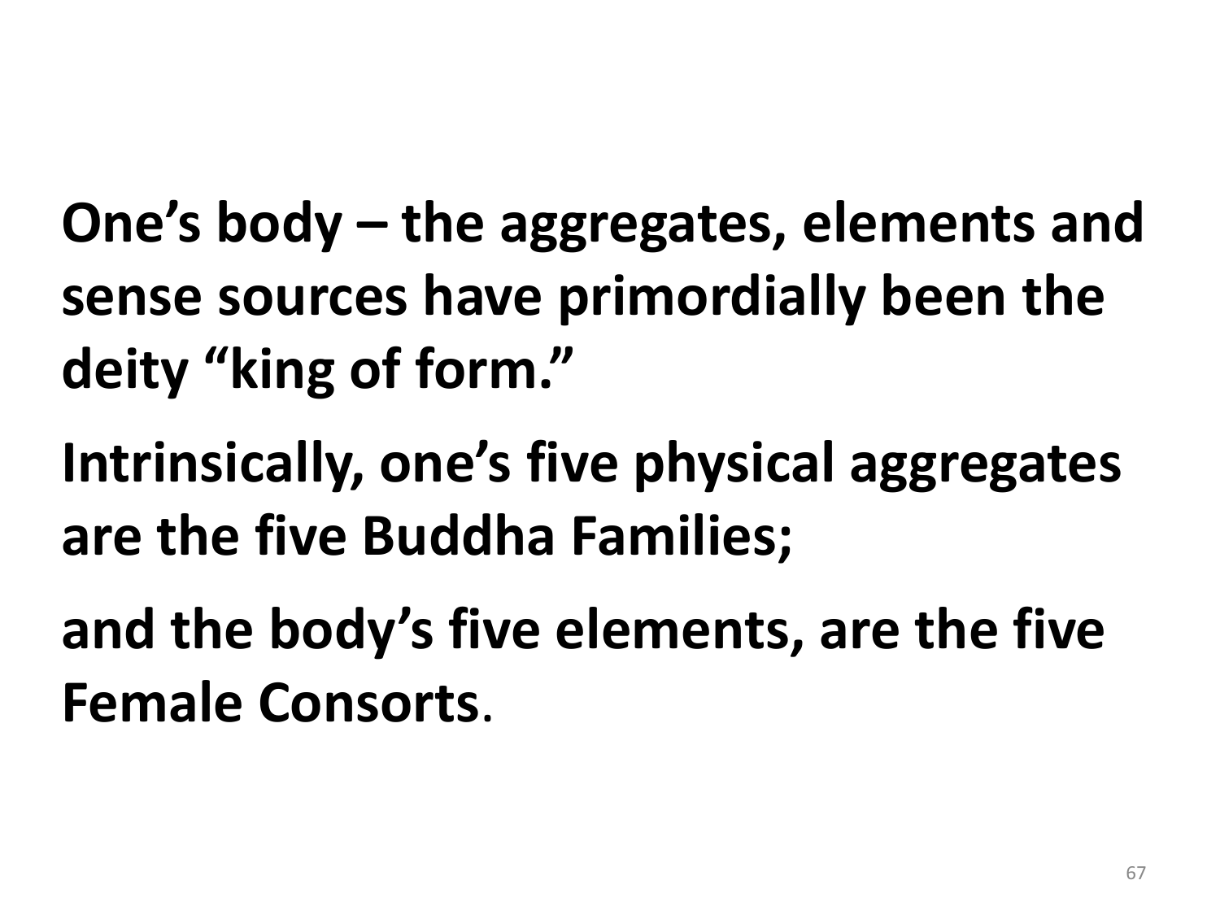**One's body – the aggregates, elements and sense sources have primordially been the deity "king of form."**

**Intrinsically, one's five physical aggregates are the five Buddha Families;**

**and the body's five elements, are the five Female Consorts**.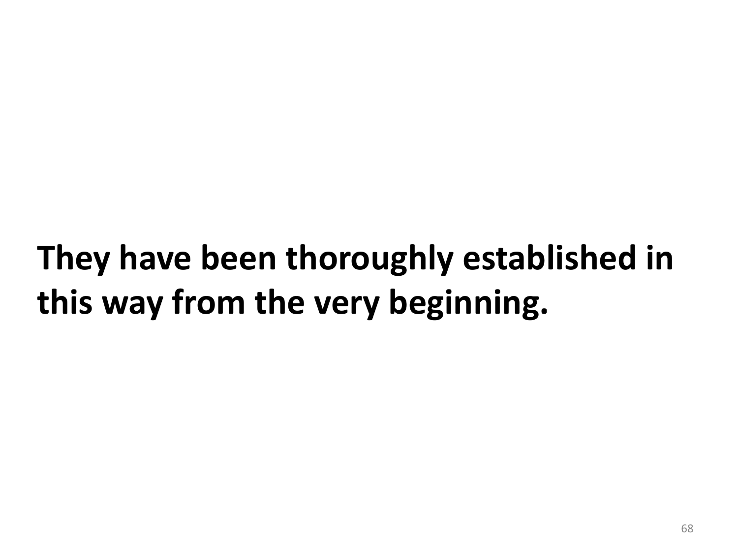**They have been thoroughly established in this way from the very beginning.**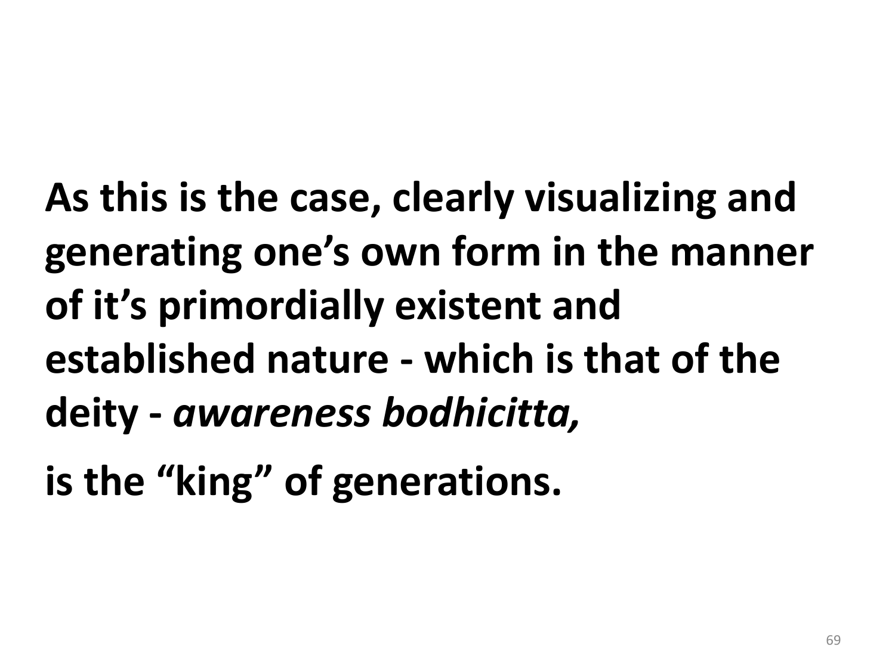**As this is the case, clearly visualizing and generating one's own form in the manner of it's primordially existent and established nature - which is that of the deity - *awareness bodhicitta,***

**is the "king" of generations.**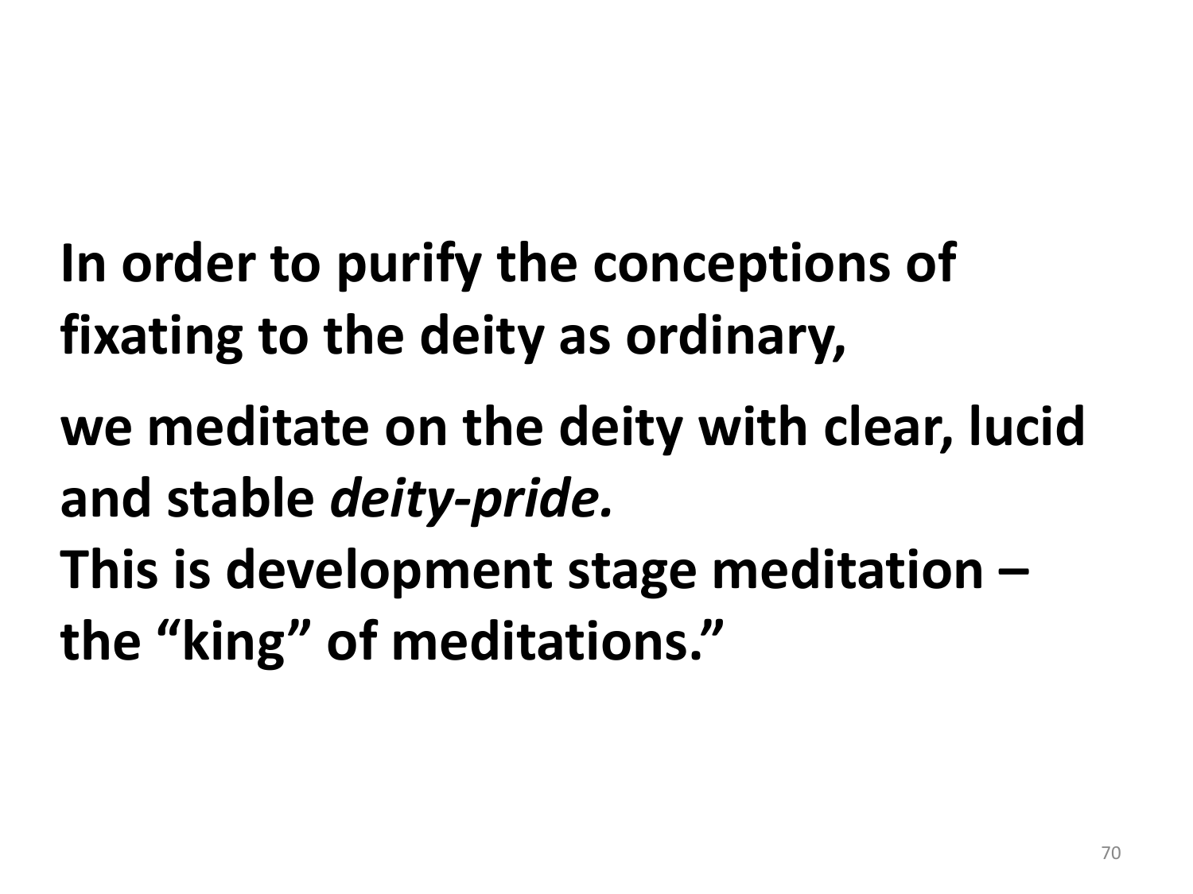**In order to purify the conceptions of fixating to the deity as ordinary,**

**we meditate on the deity with clear, lucid and stable *deity-pride.***
**This is development stage meditation – the "king" of meditations."**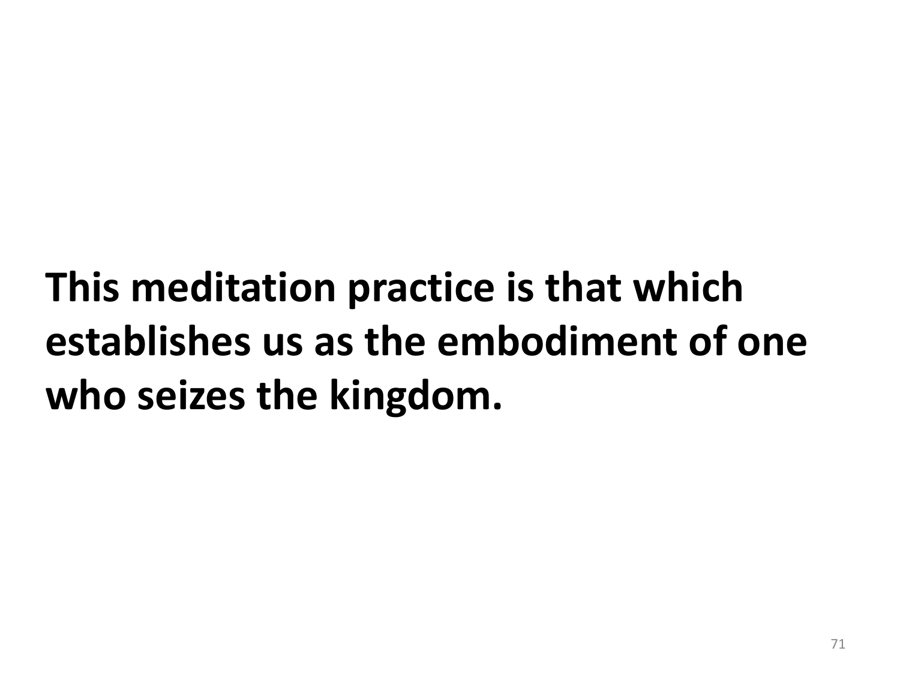**This meditation practice is that which establishes us as the embodiment of one who seizes the kingdom.**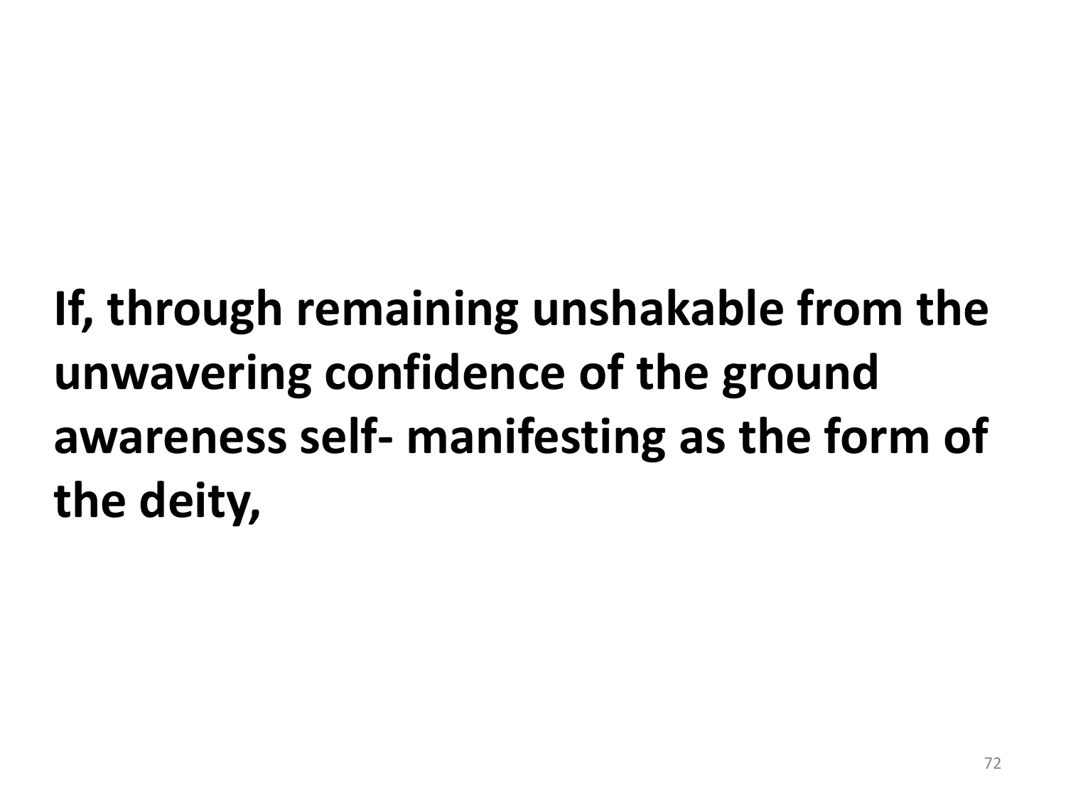**If, through remaining unshakable from the unwavering confidence of the ground awareness self- manifesting as the form of the deity,**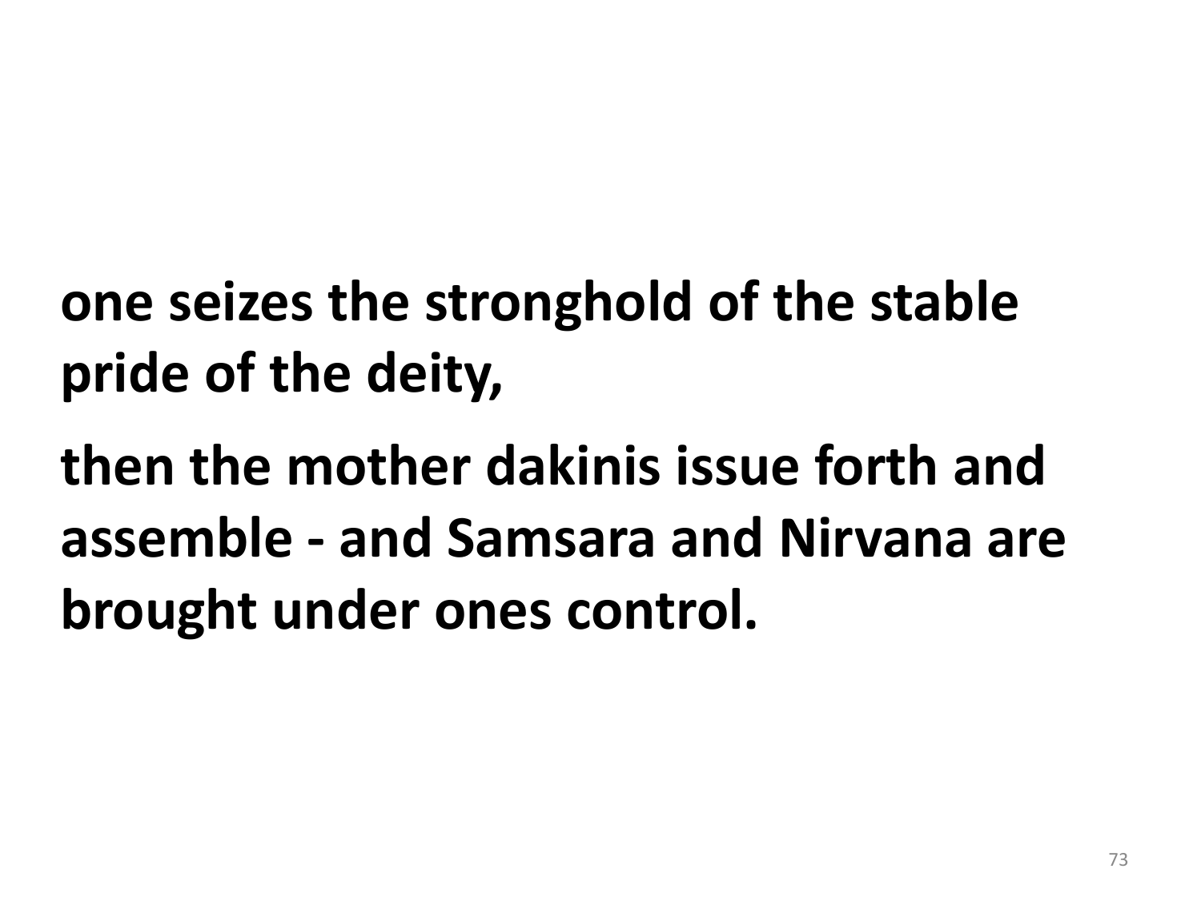**one seizes the stronghold of the stable pride of the deity,**

**then the mother dakinis issue forth and assemble - and Samsara and Nirvana are brought under ones control.**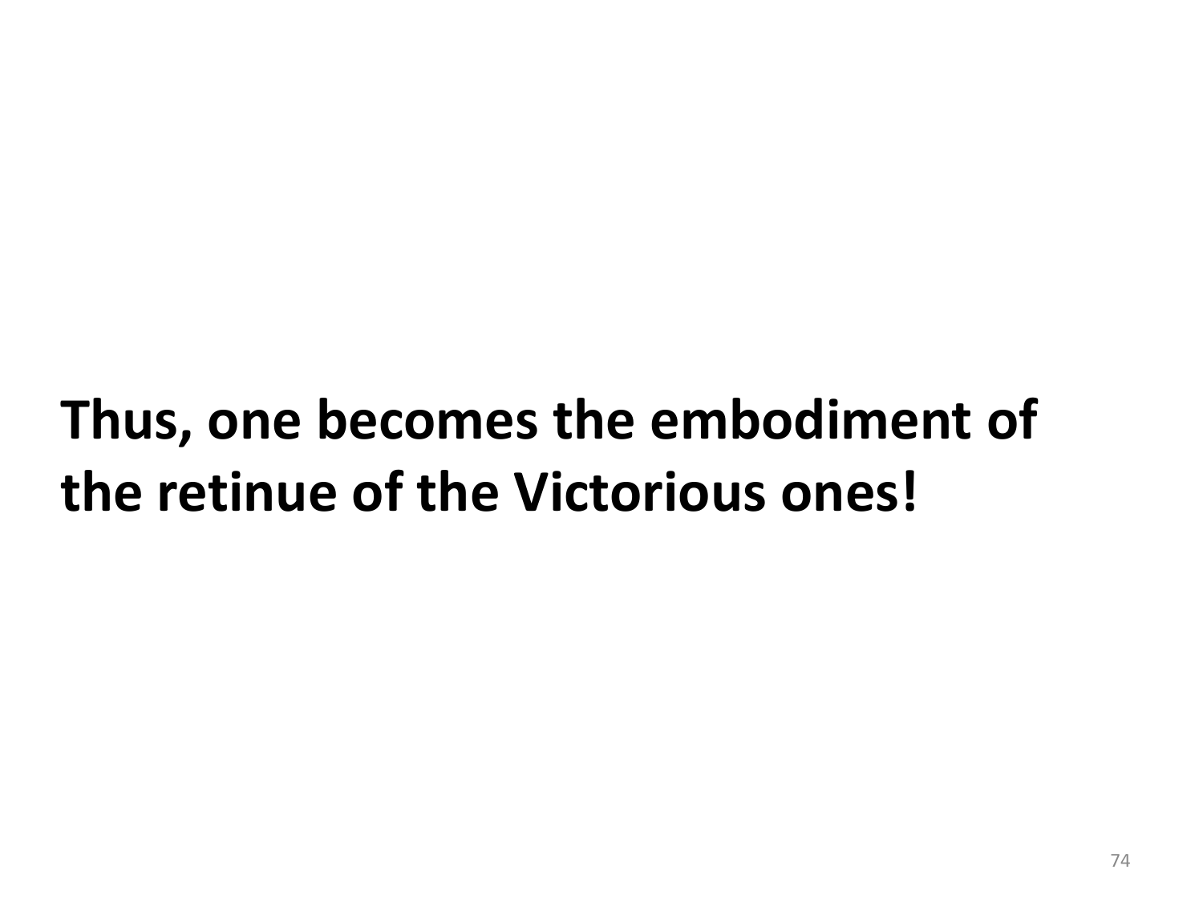**Thus, one becomes the embodiment of the retinue of the Victorious ones!**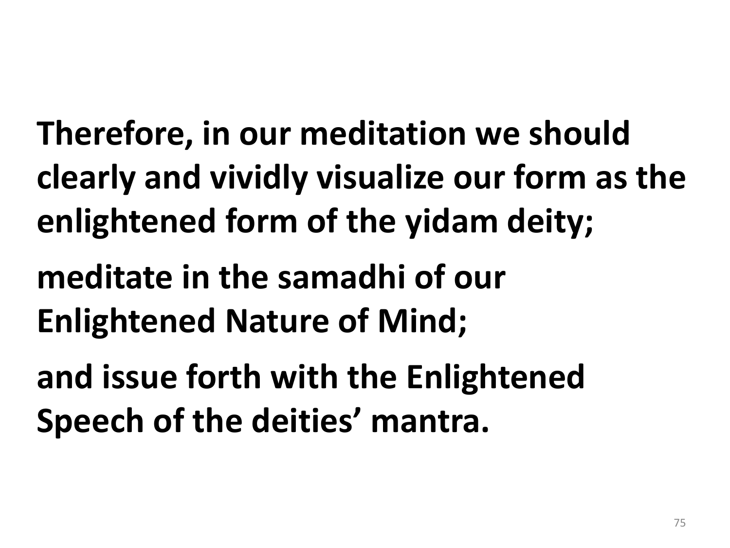**Therefore, in our meditation we should clearly and vividly visualize our form as the enlightened form of the yidam deity;**

**meditate in the samadhi of our Enlightened Nature of Mind;**

**and issue forth with the Enlightened Speech of the deities' mantra.**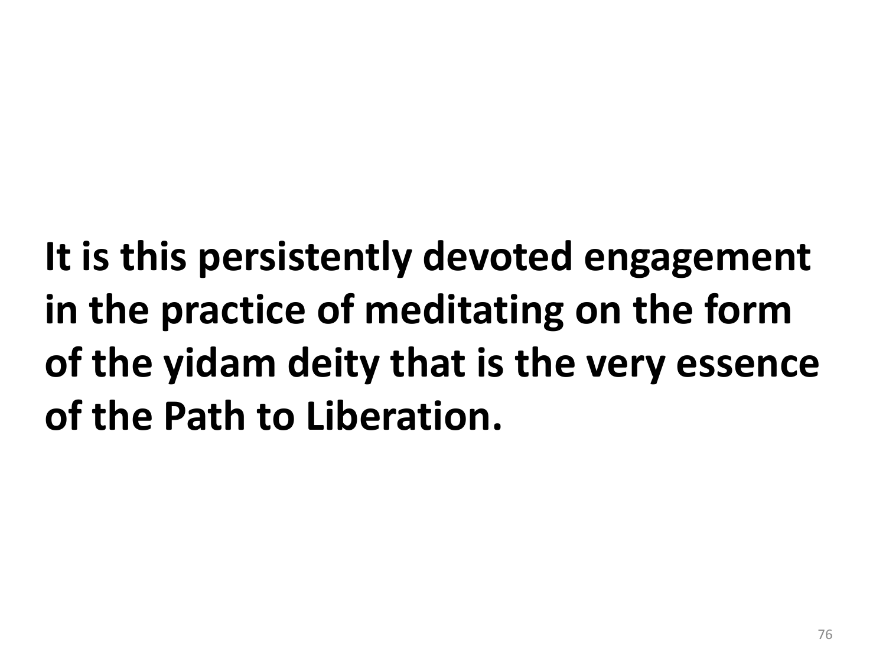**It is this persistently devoted engagement in the practice of meditating on the form of the yidam deity that is the very essence of the Path to Liberation.**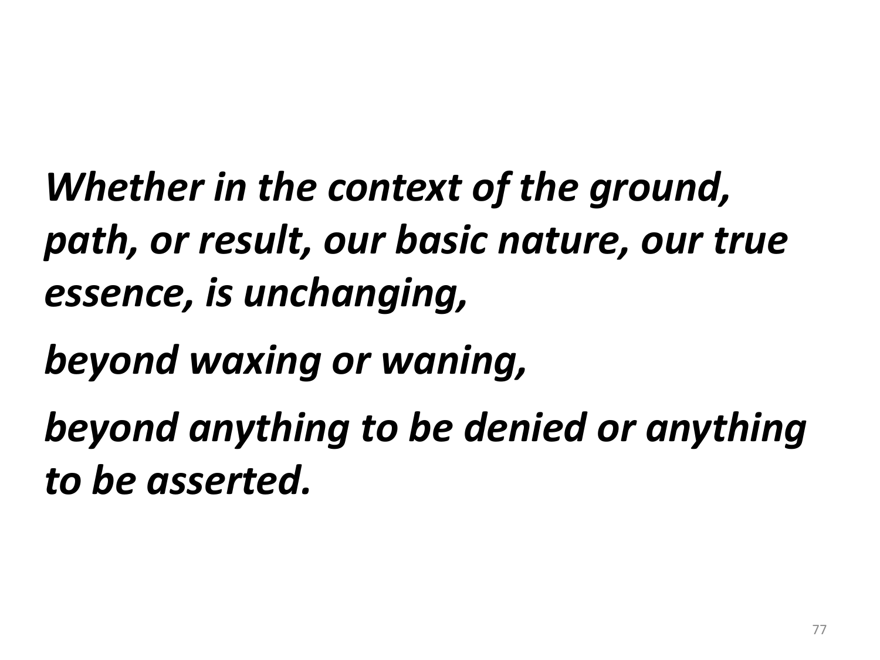***Whether in the context of the ground, path, or result, our basic nature, our true essence, is unchanging,***

***beyond waxing or waning,***

***beyond anything to be denied or anything to be asserted.***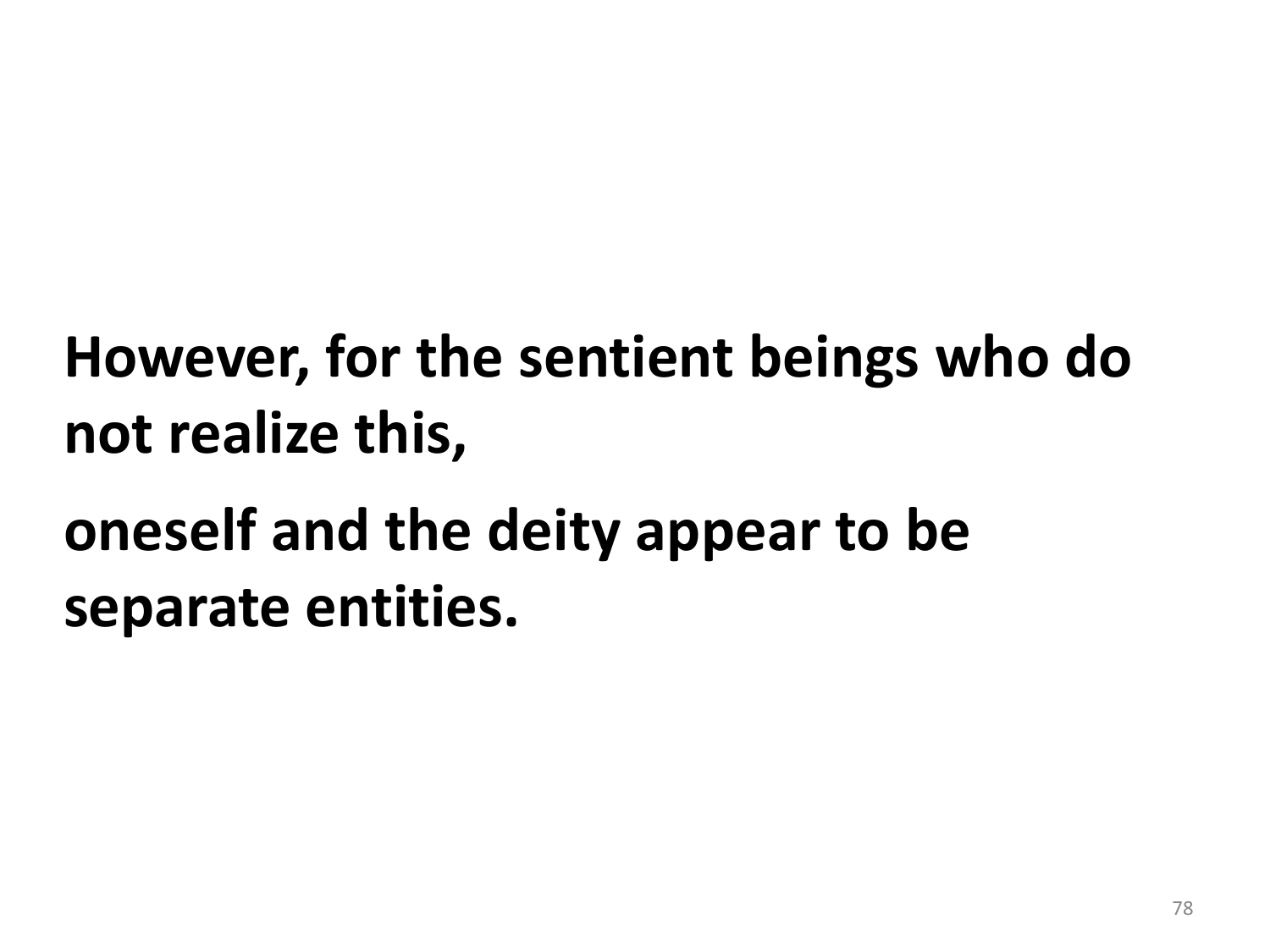**However, for the sentient beings who do not realize this,**

**oneself and the deity appear to be separate entities.**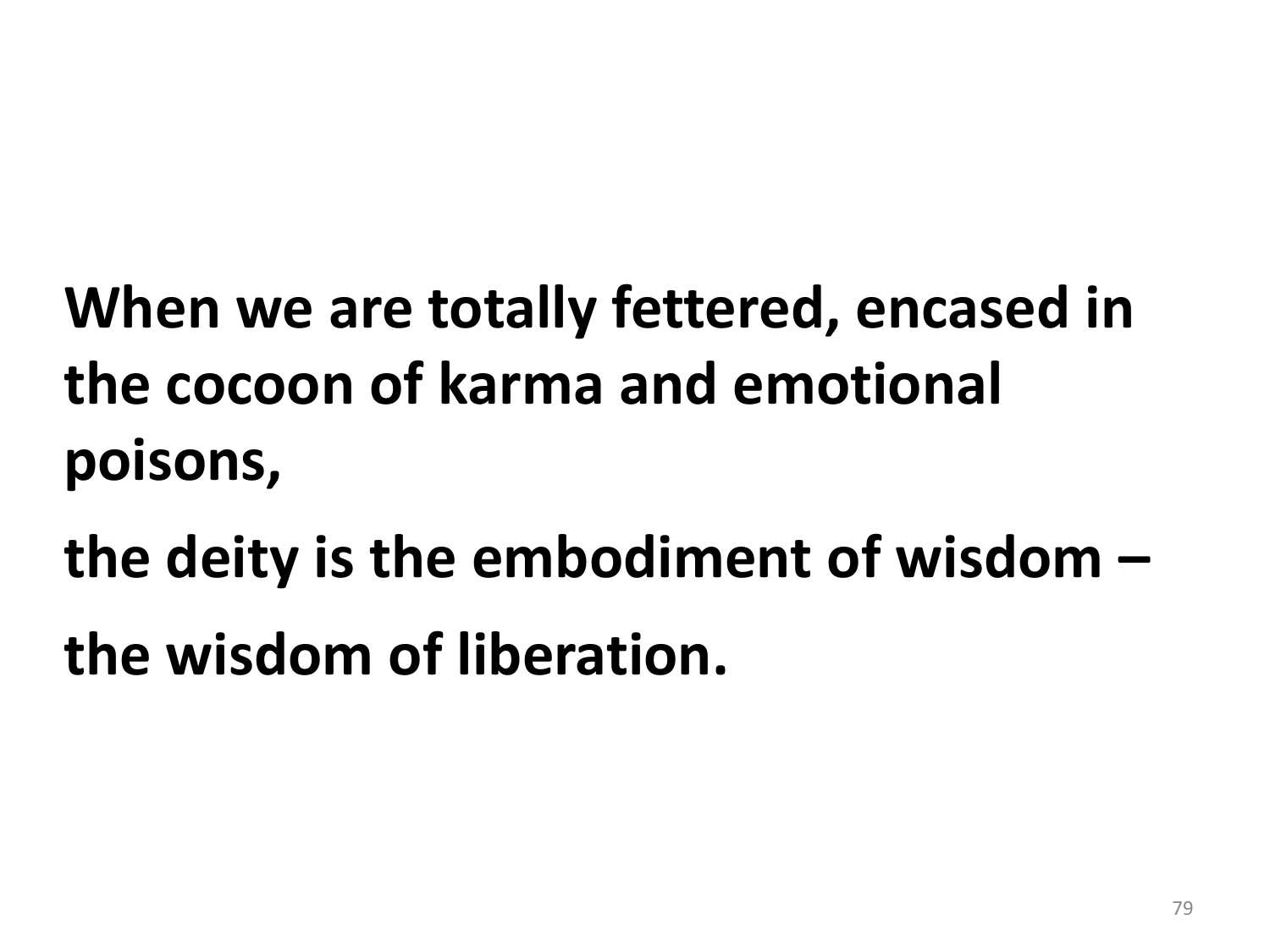**When we are totally fettered, encased in the cocoon of karma and emotional poisons,**

**the deity is the embodiment of wisdom –**

**the wisdom of liberation.**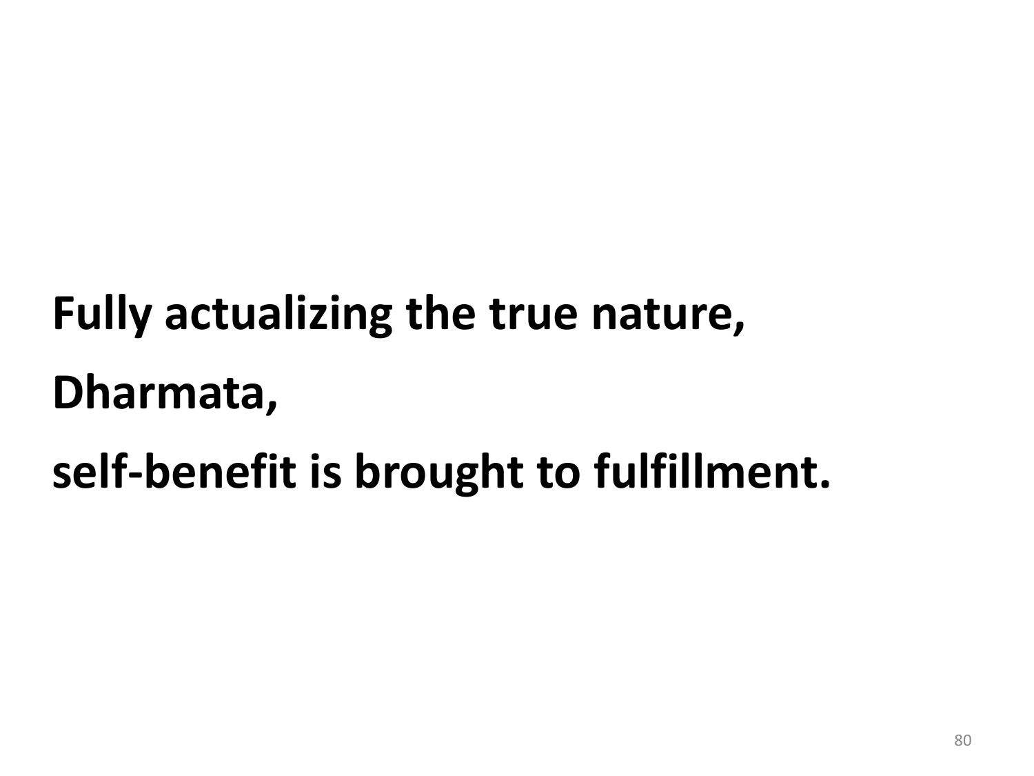**Fully actualizing the true nature,**

**Dharmata,**

**self-benefit is brought to fulfillment.**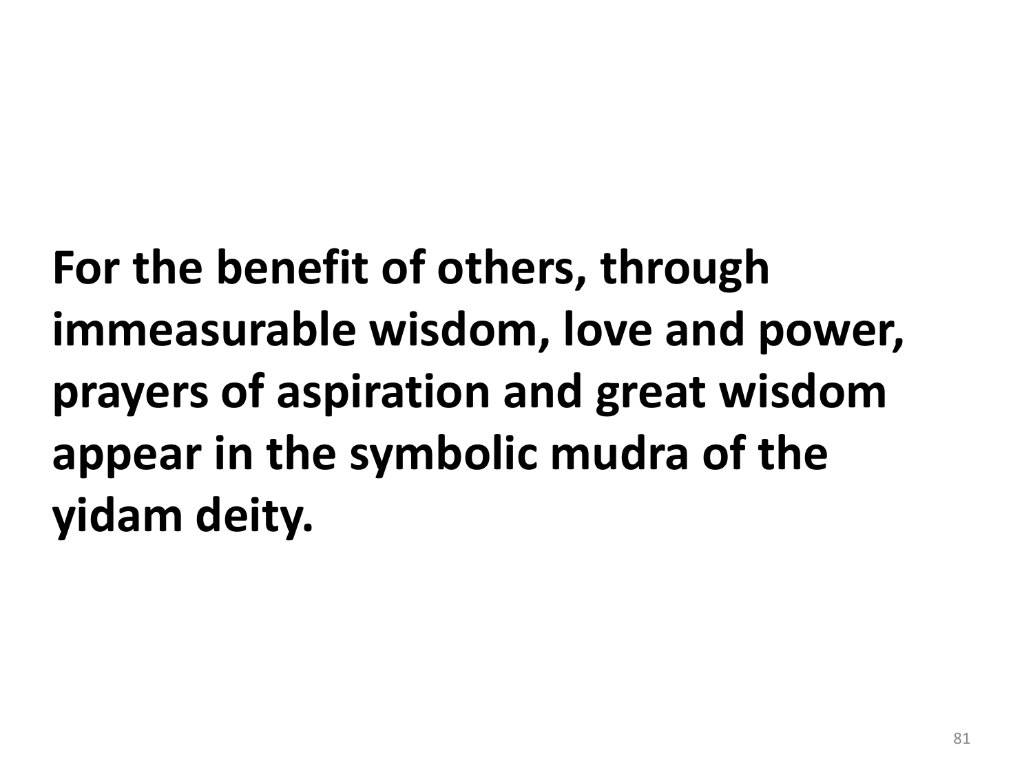**For the benefit of others, through immeasurable wisdom, love and power, prayers of aspiration and great wisdom appear in the symbolic mudra of the yidam deity.**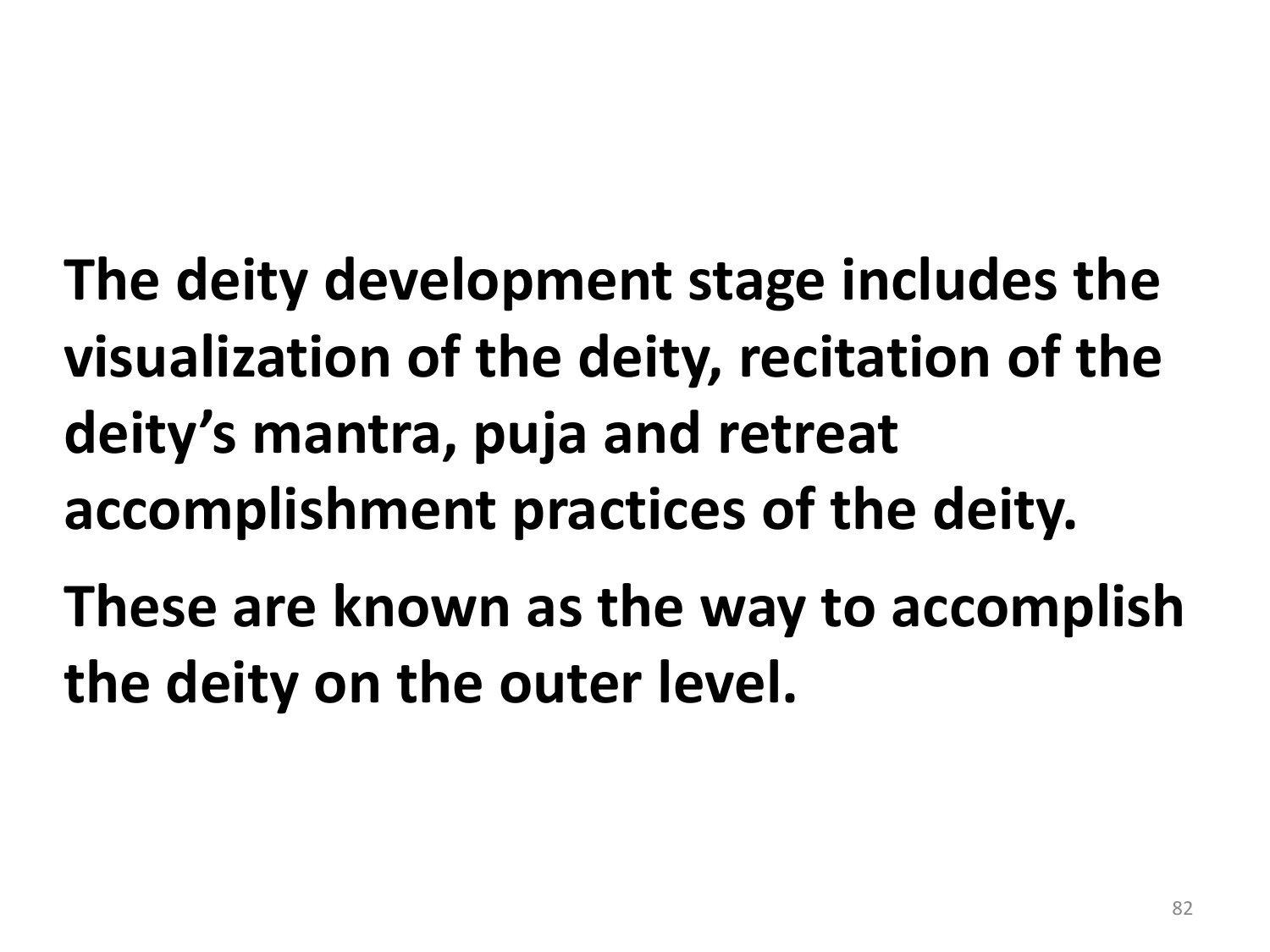**The deity development stage includes the visualization of the deity, recitation of the deity's mantra, puja and retreat accomplishment practices of the deity.**

**These are known as the way to accomplish the deity on the outer level.**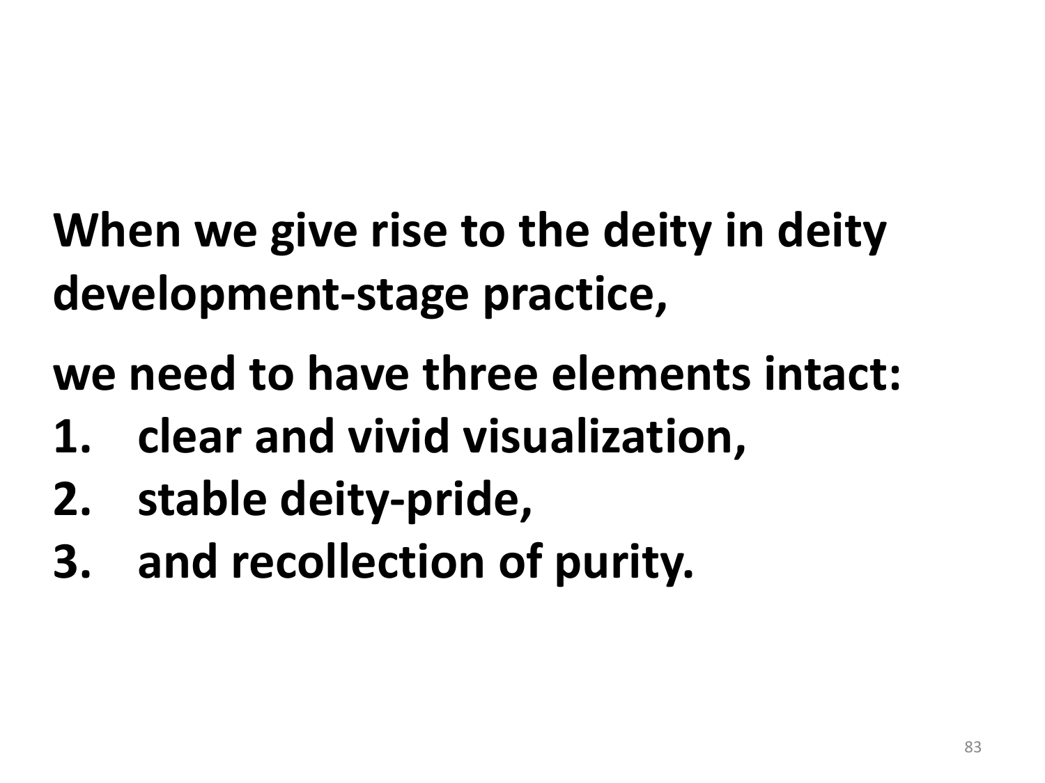**When we give rise to the deity in deity development-stage practice,**

**we need to have three elements intact:**

1. **clear and vivid visualization,**
2. **stable deity-pride,**
3. **and recollection of purity.**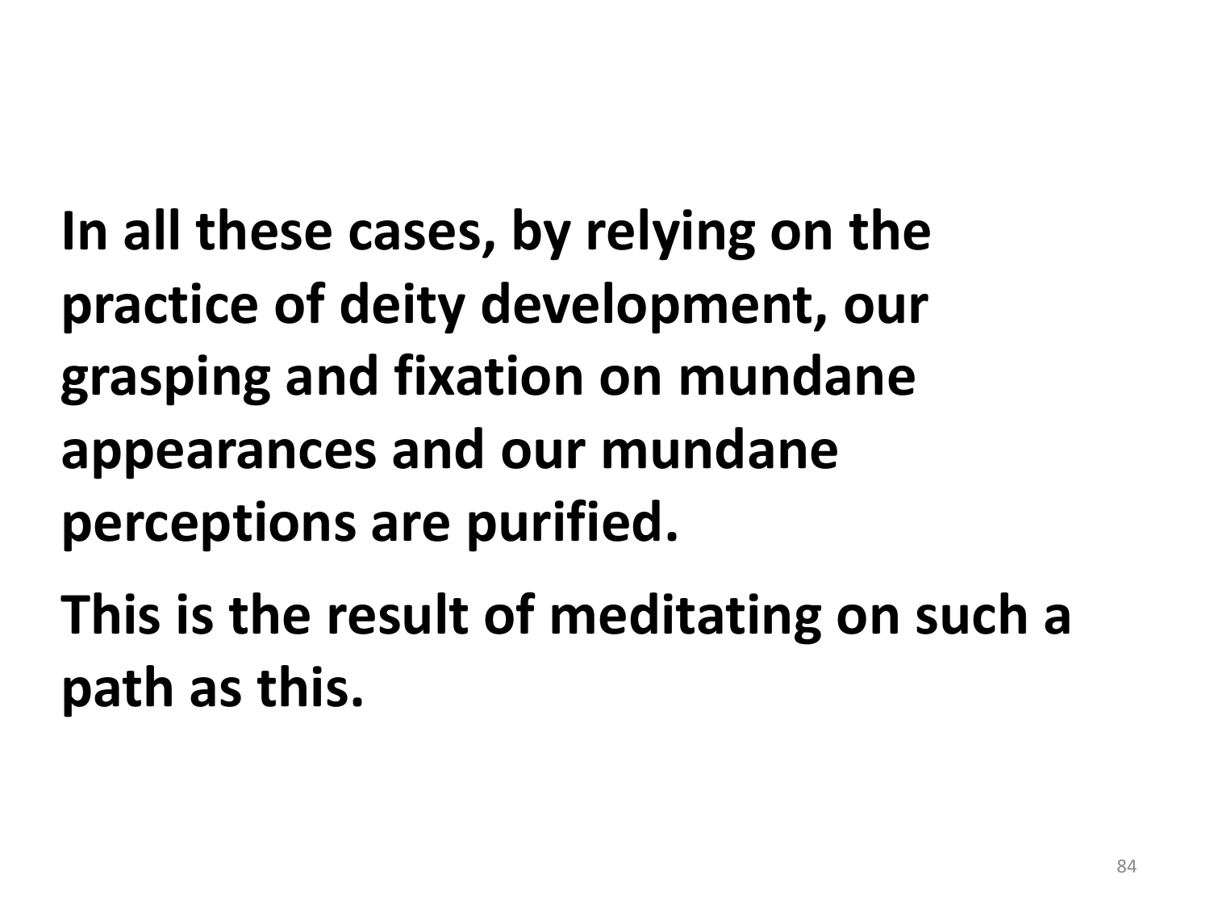**In all these cases, by relying on the practice of deity development, our grasping and fixation on mundane appearances and our mundane perceptions are purified.**

**This is the result of meditating on such a path as this.**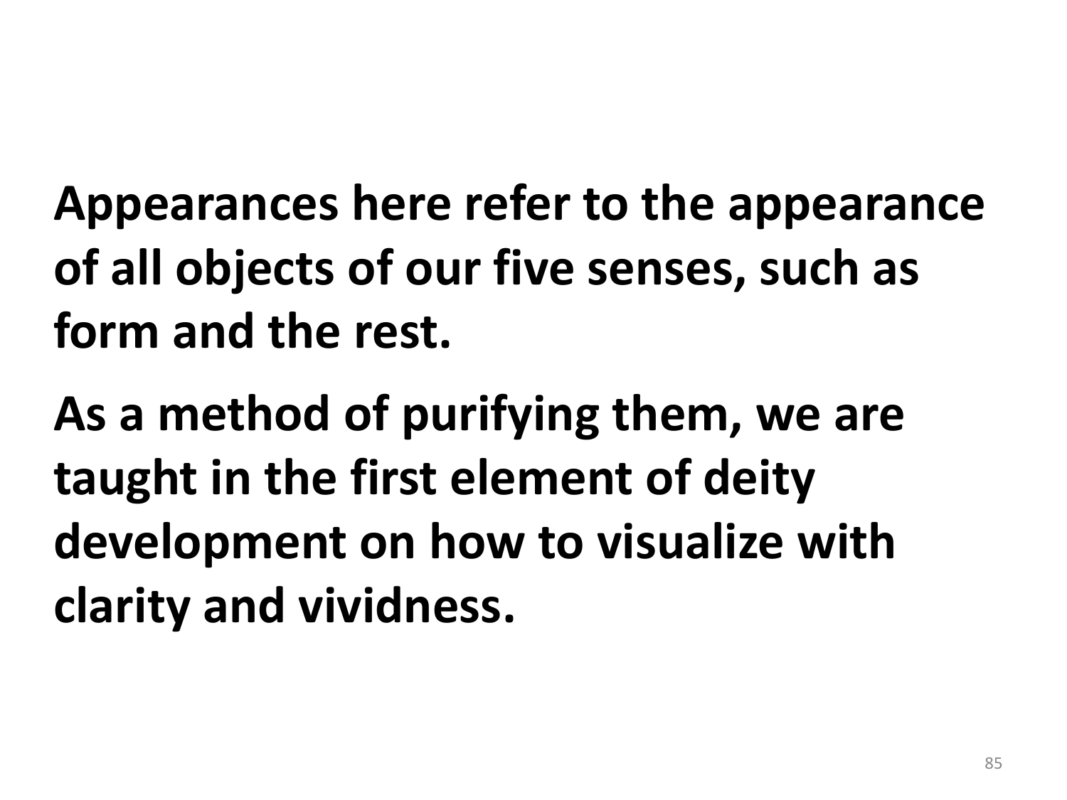**Appearances here refer to the appearance of all objects of our five senses, such as form and the rest.**

**As a method of purifying them, we are taught in the first element of deity development on how to visualize with clarity and vividness.**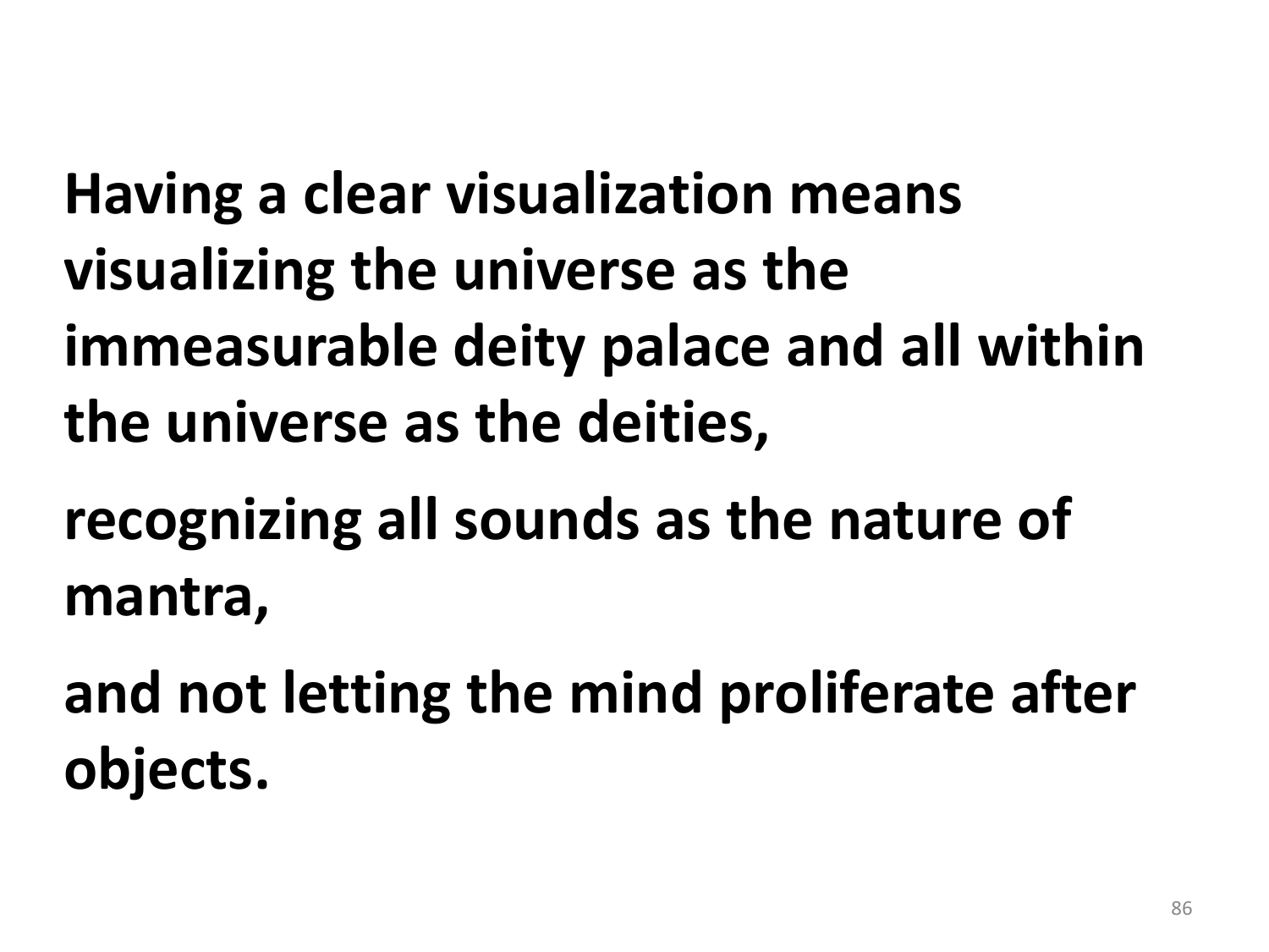**Having a clear visualization means visualizing the universe as the immeasurable deity palace and all within the universe as the deities,**

**recognizing all sounds as the nature of mantra,**

**and not letting the mind proliferate after objects.**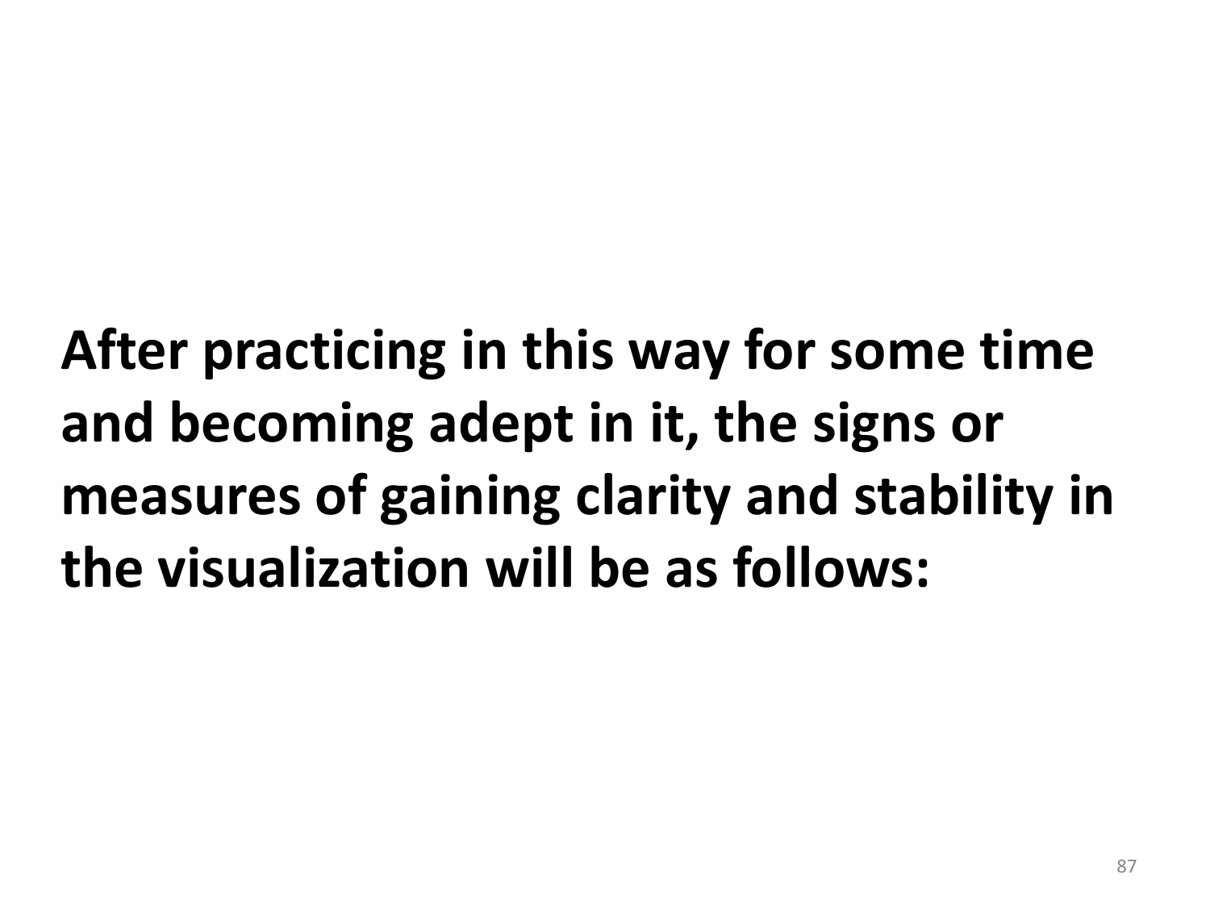**After practicing in this way for some time and becoming adept in it, the signs or measures of gaining clarity and stability in the visualization will be as follows:**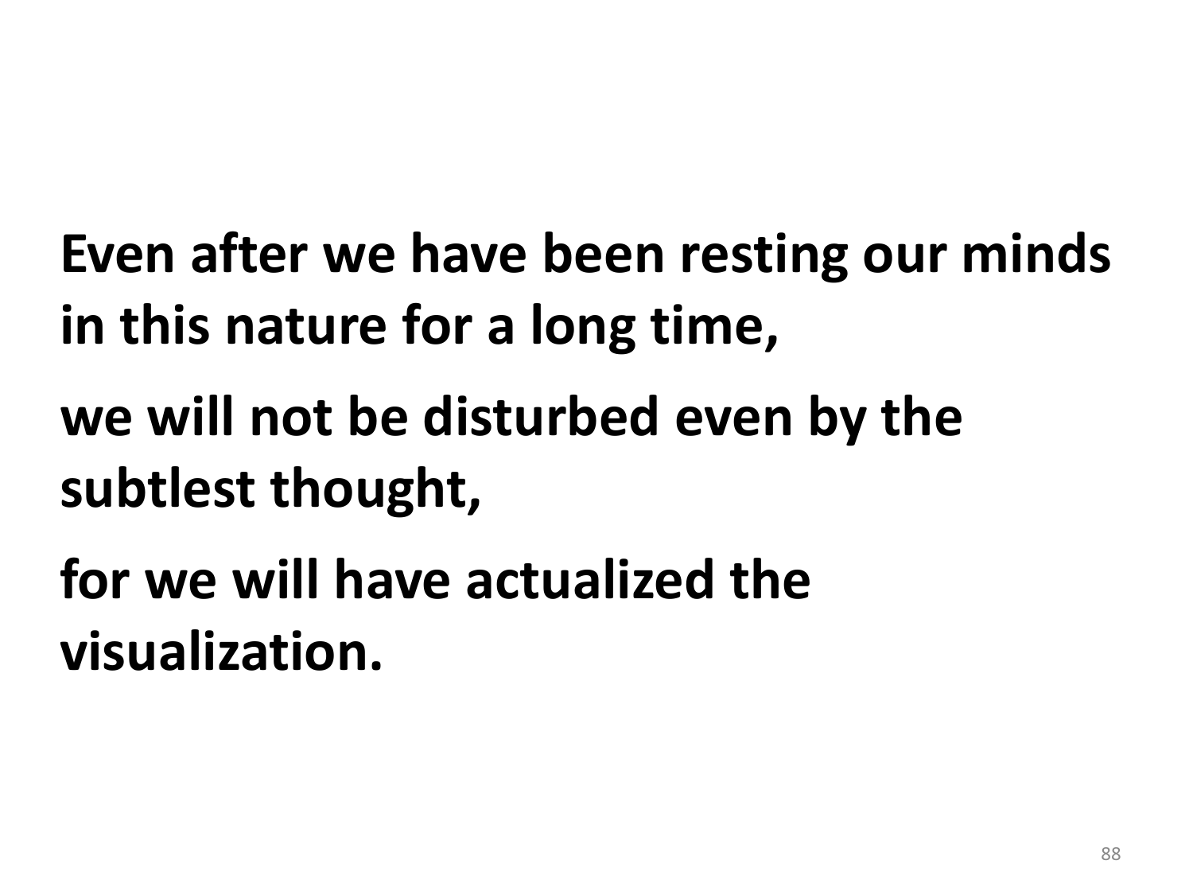**Even after we have been resting our minds in this nature for a long time,**

**we will not be disturbed even by the subtlest thought,**

**for we will have actualized the visualization.**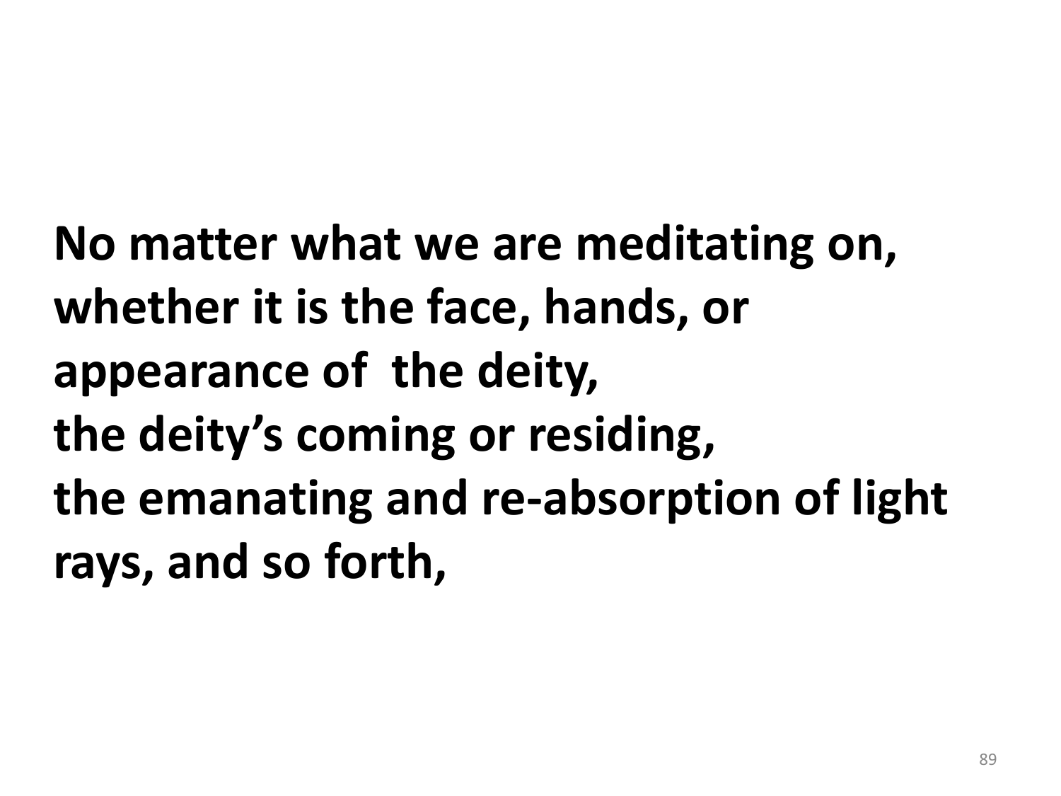**No matter what we are meditating on, whether it is the face, hands, or appearance of the deity,**
**the deity's coming or residing,**
**the emanating and re-absorption of light rays, and so forth,**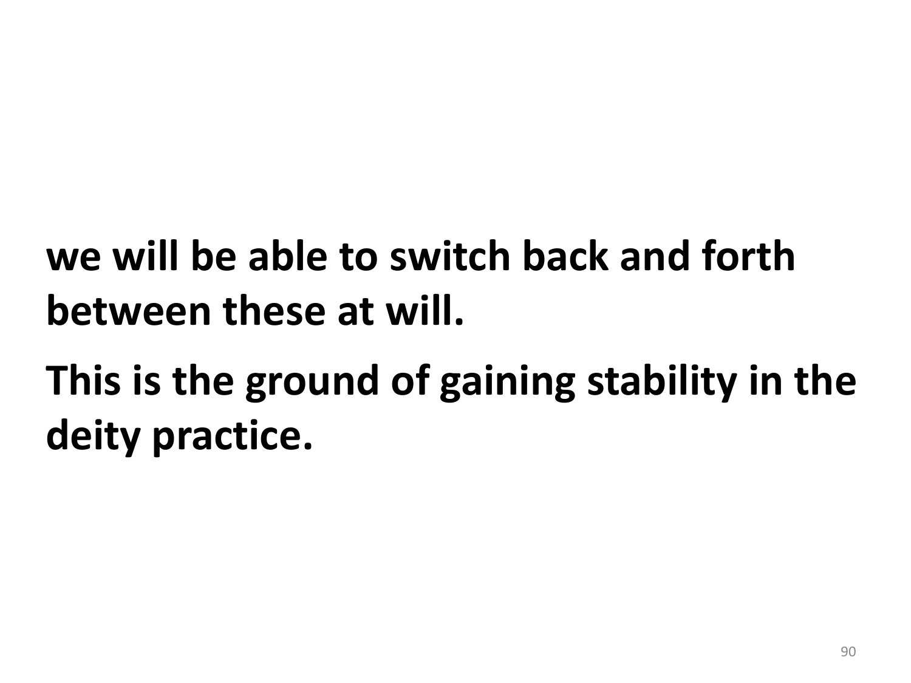**we will be able to switch back and forth between these at will.**

**This is the ground of gaining stability in the deity practice.**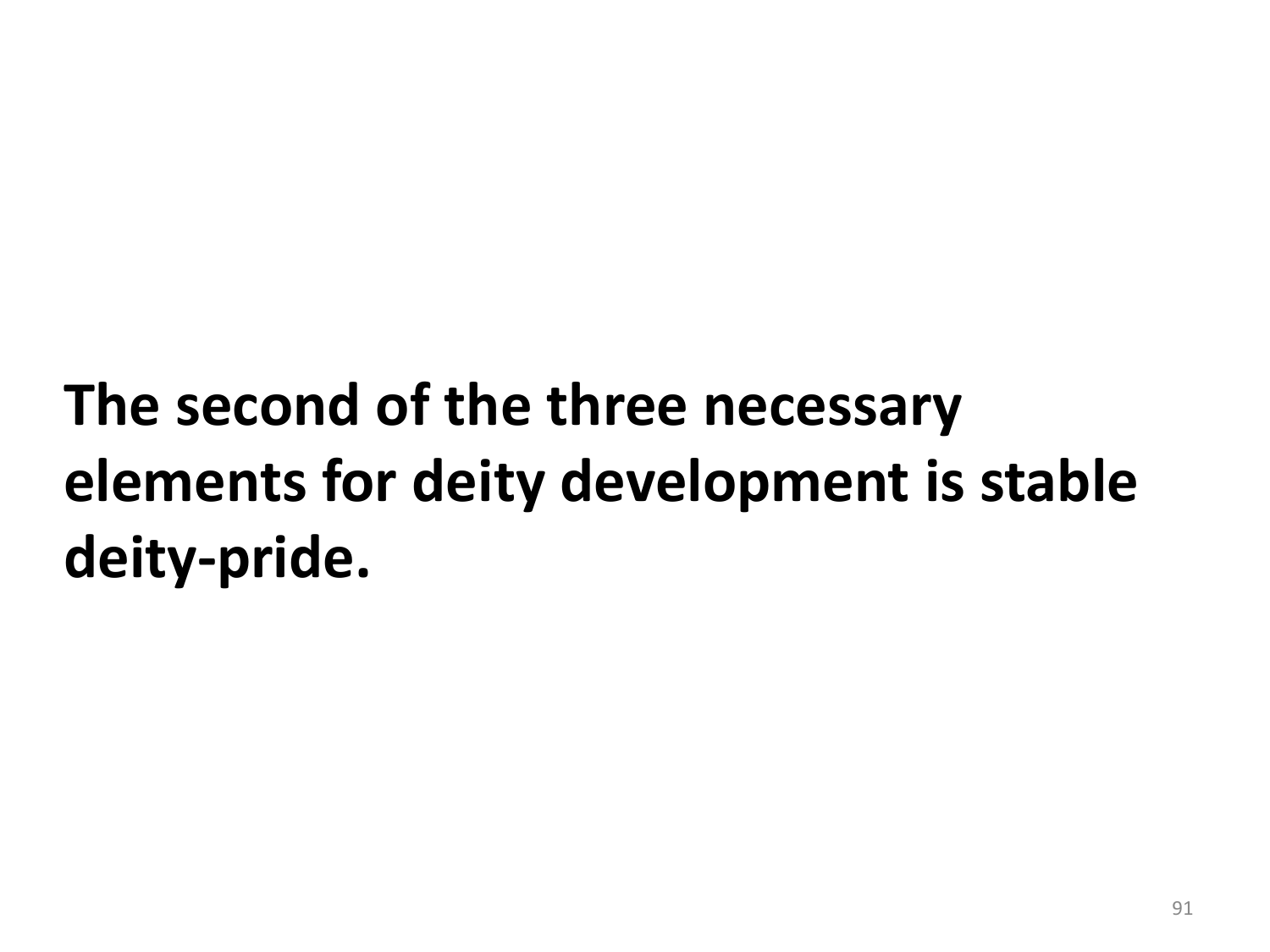**The second of the three necessary elements for deity development is stable deity-pride.**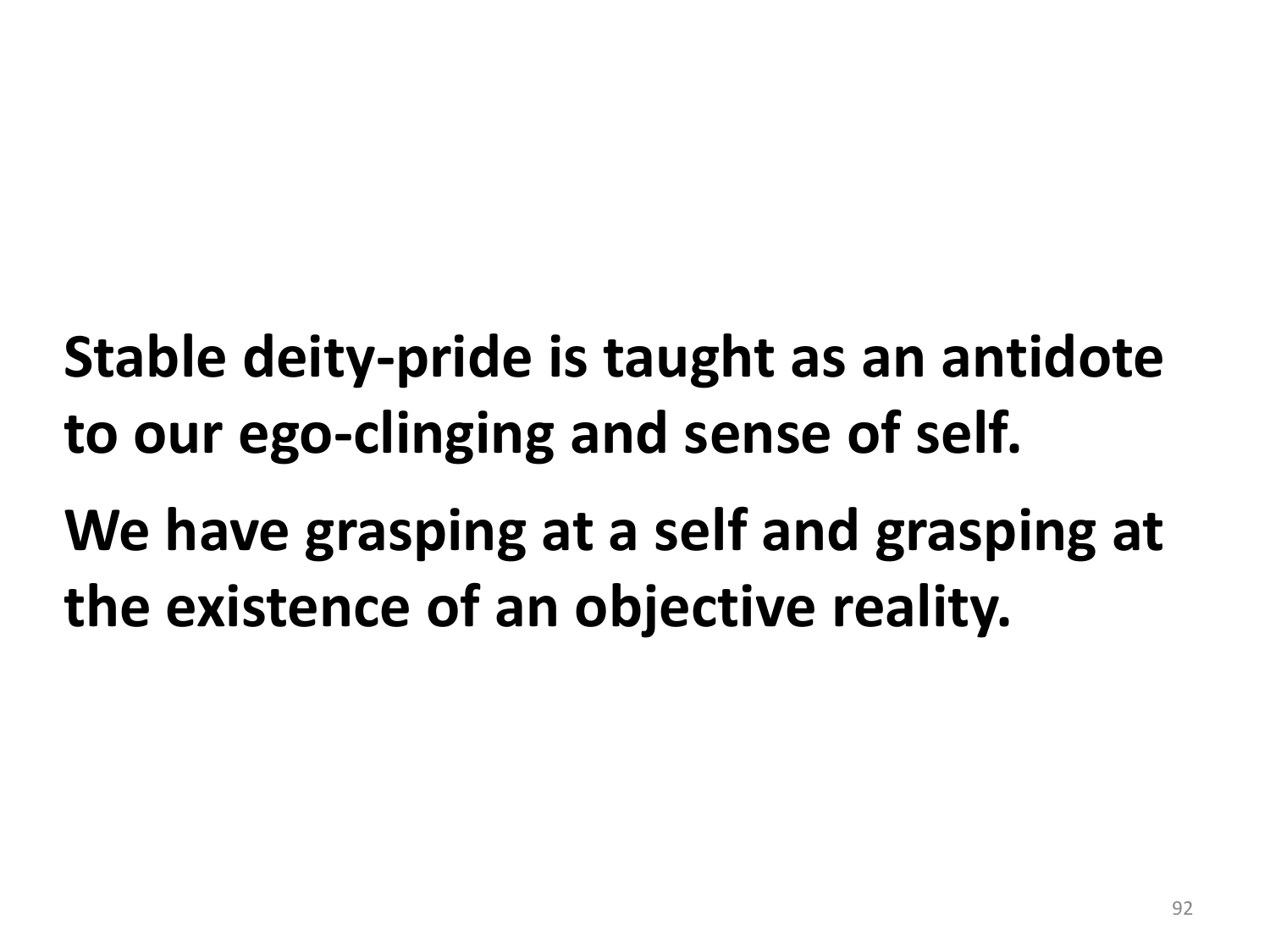**Stable deity-pride is taught as an antidote to our ego-clinging and sense of self.**

**We have grasping at a self and grasping at the existence of an objective reality.**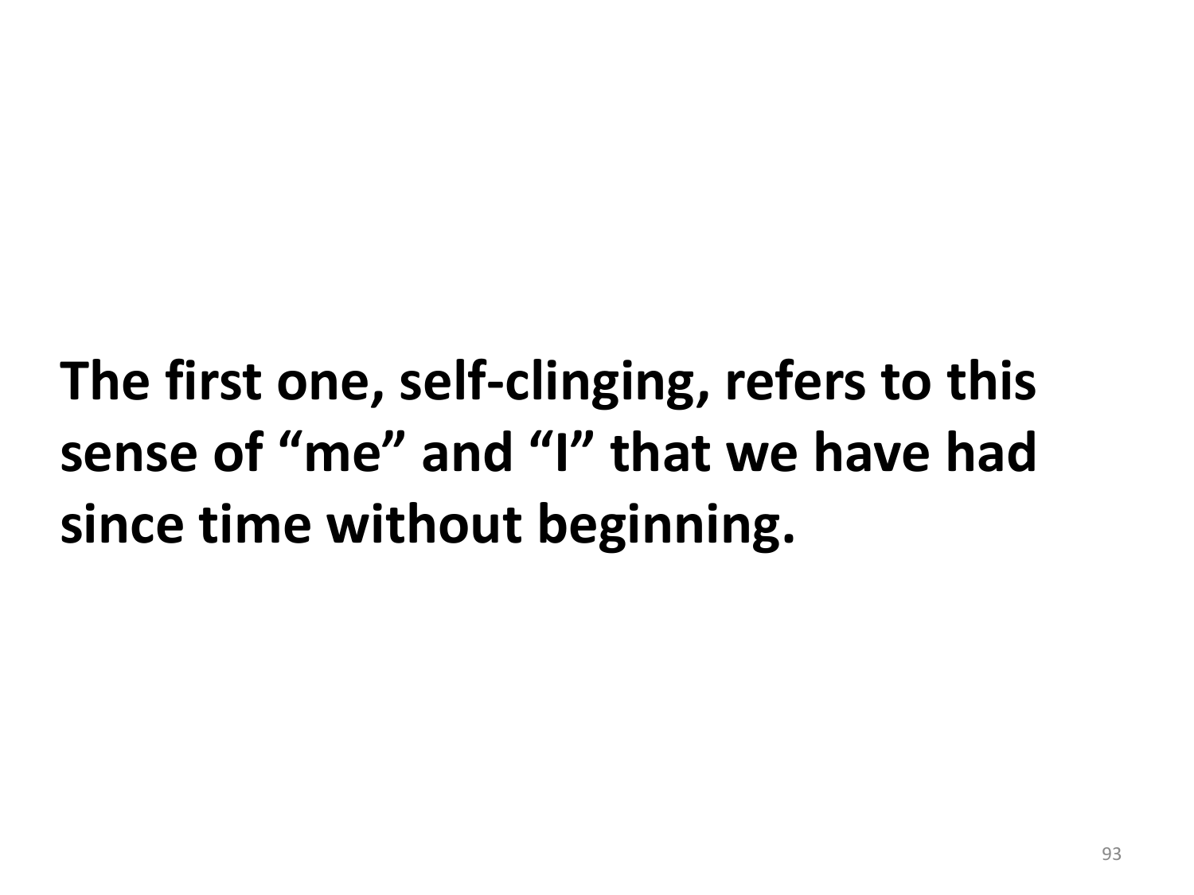**The first one, self-clinging, refers to this sense of “me” and “I” that we have had since time without beginning.**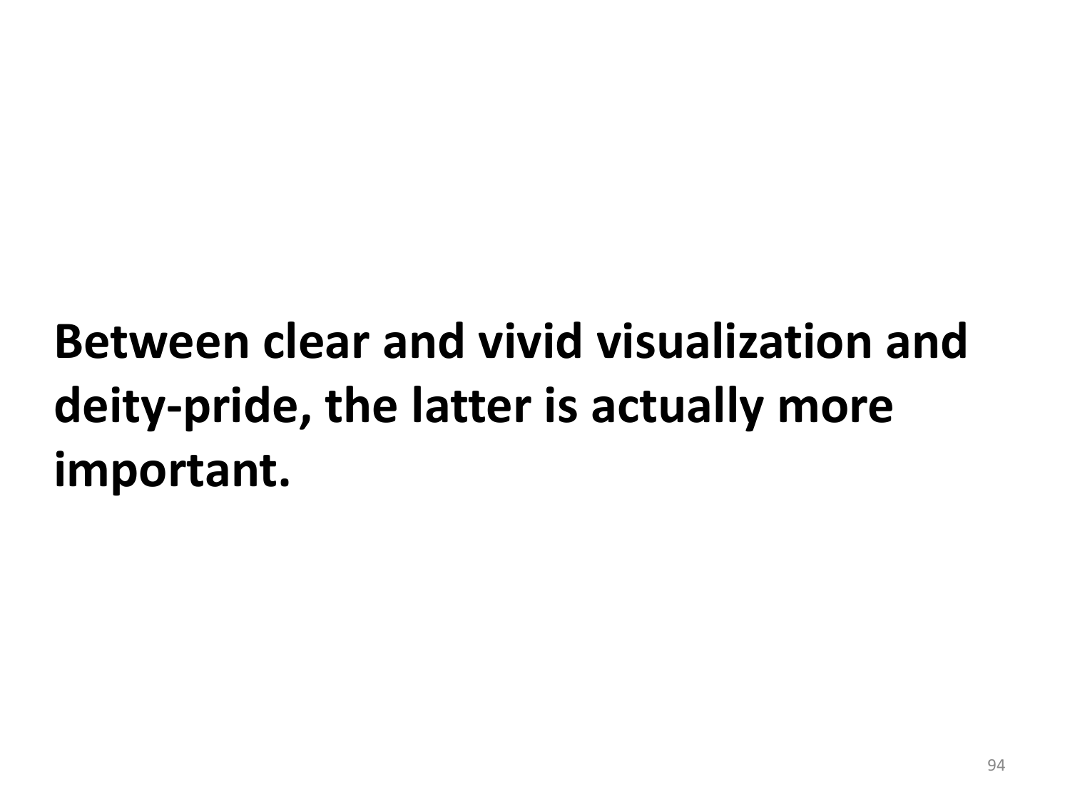**Between clear and vivid visualization and deity-pride, the latter is actually more important.**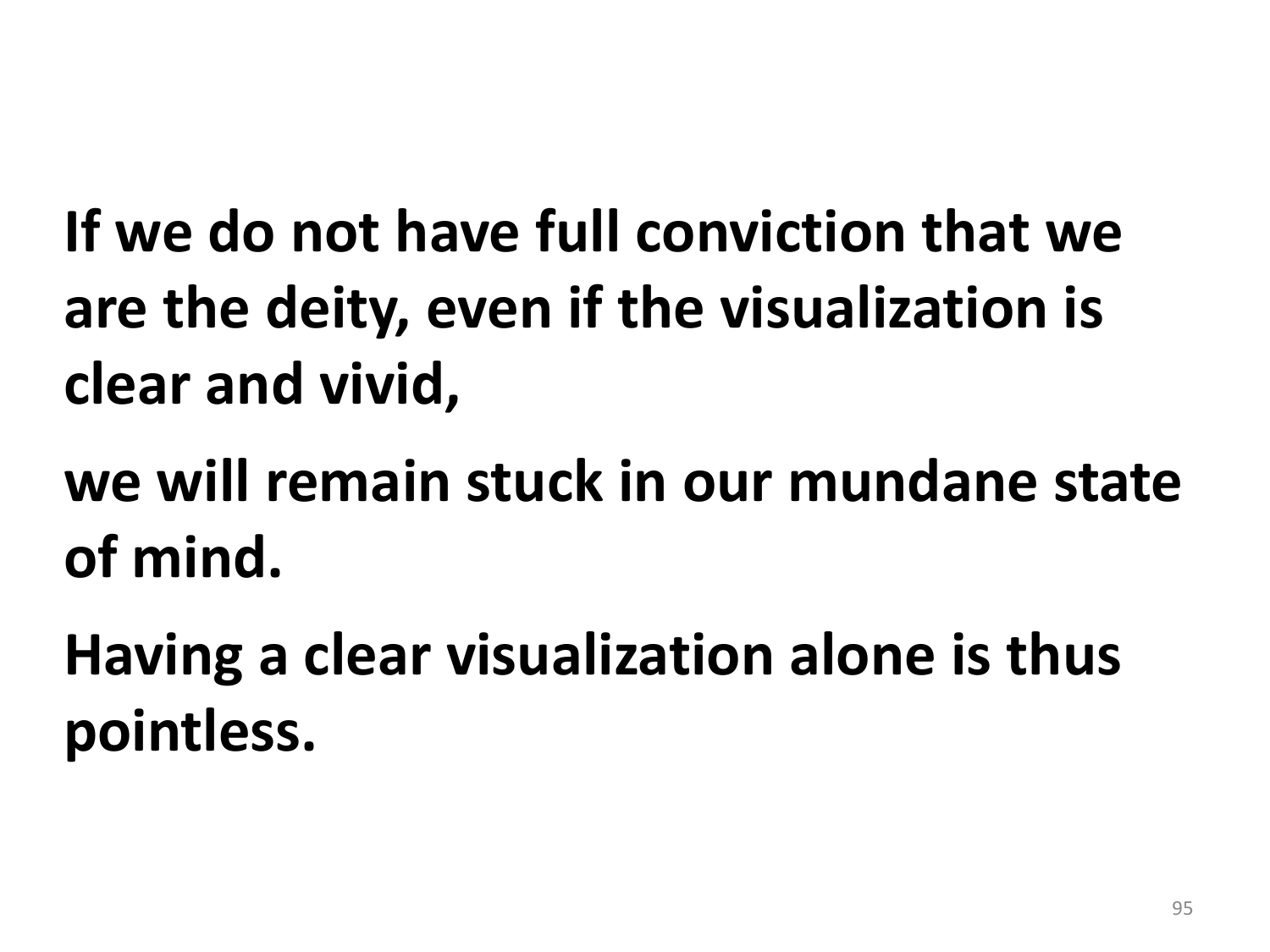**If we do not have full conviction that we are the deity, even if the visualization is clear and vivid,**

**we will remain stuck in our mundane state of mind.**

**Having a clear visualization alone is thus pointless.**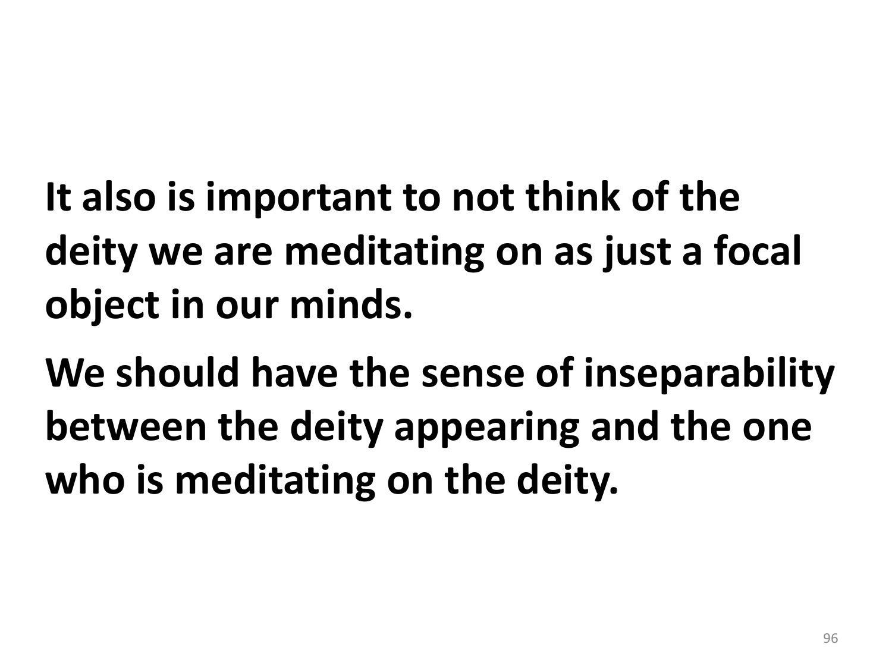**It also is important to not think of the deity we are meditating on as just a focal object in our minds.**

**We should have the sense of inseparability between the deity appearing and the one who is meditating on the deity.**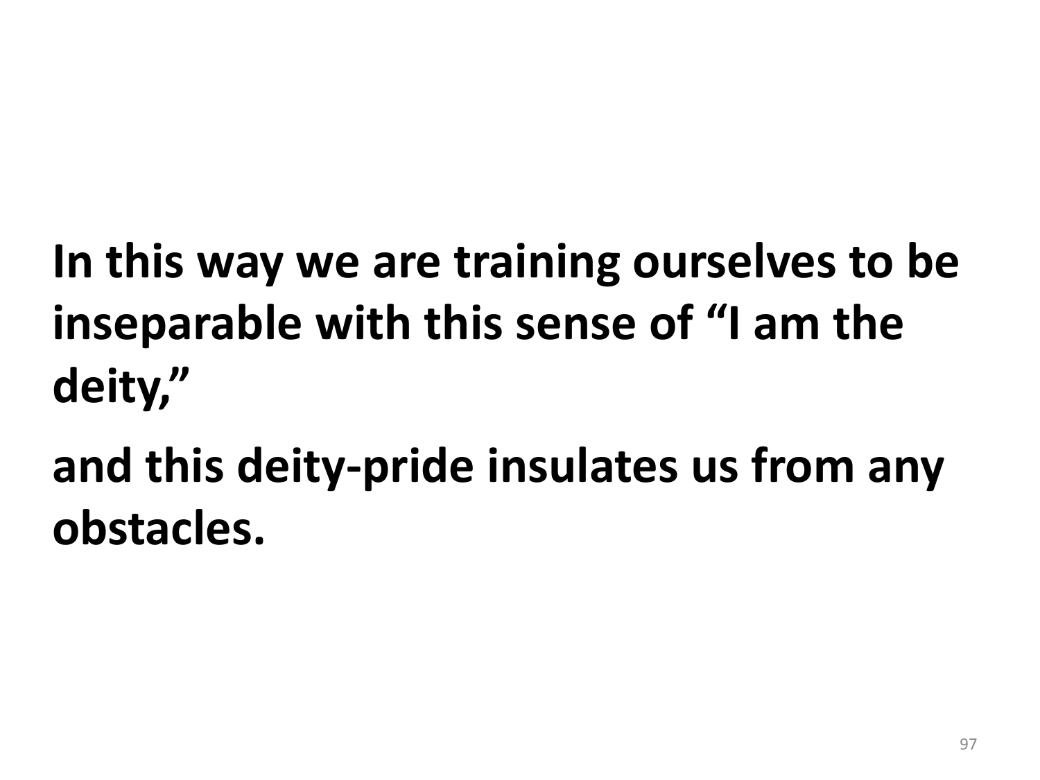**In this way we are training ourselves to be inseparable with this sense of "I am the deity,"**

**and this deity-pride insulates us from any obstacles.**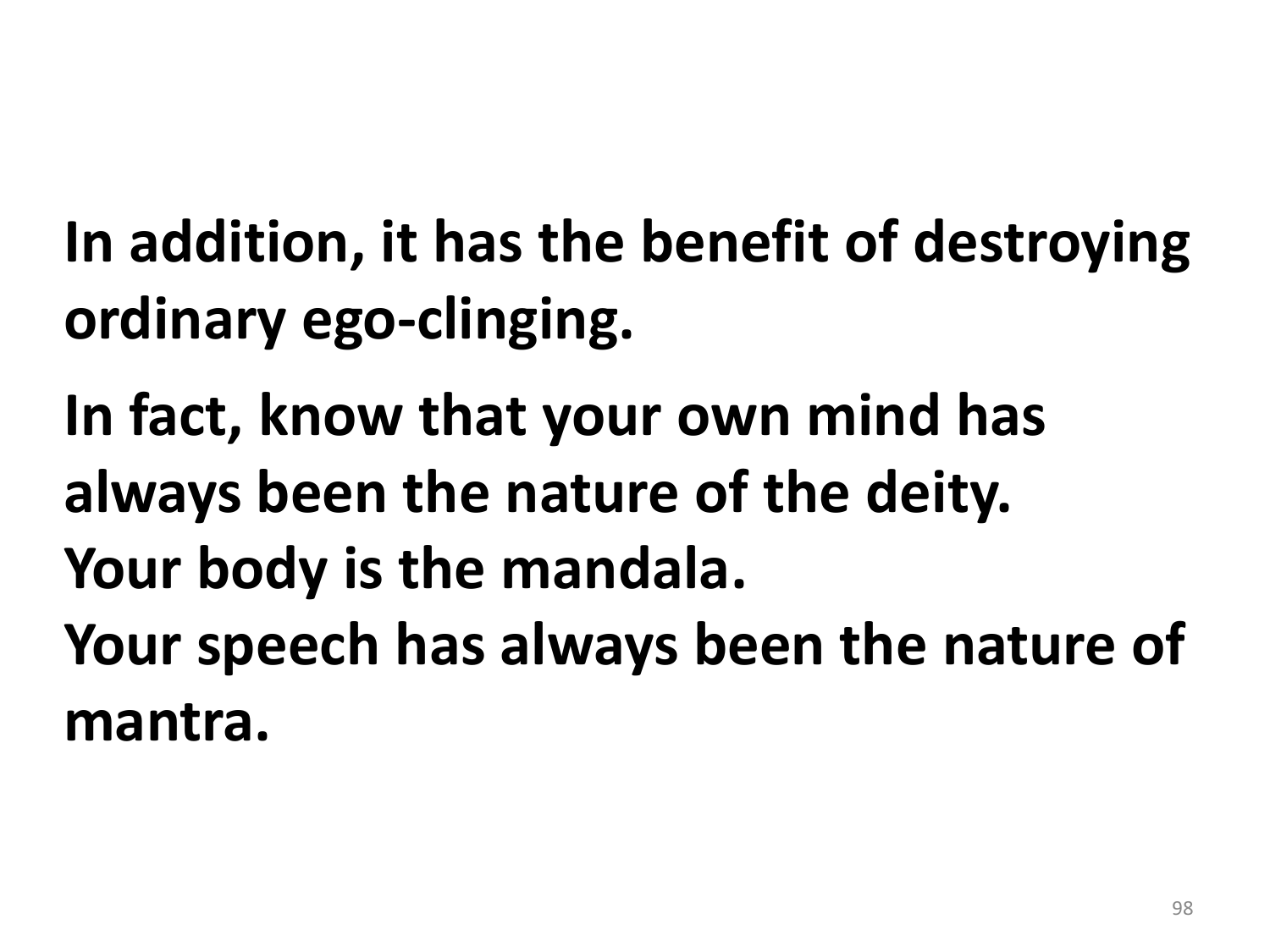**In addition, it has the benefit of destroying ordinary ego-clinging.**

**In fact, know that your own mind has always been the nature of the deity.**
**Your body is the mandala.**
**Your speech has always been the nature of mantra.**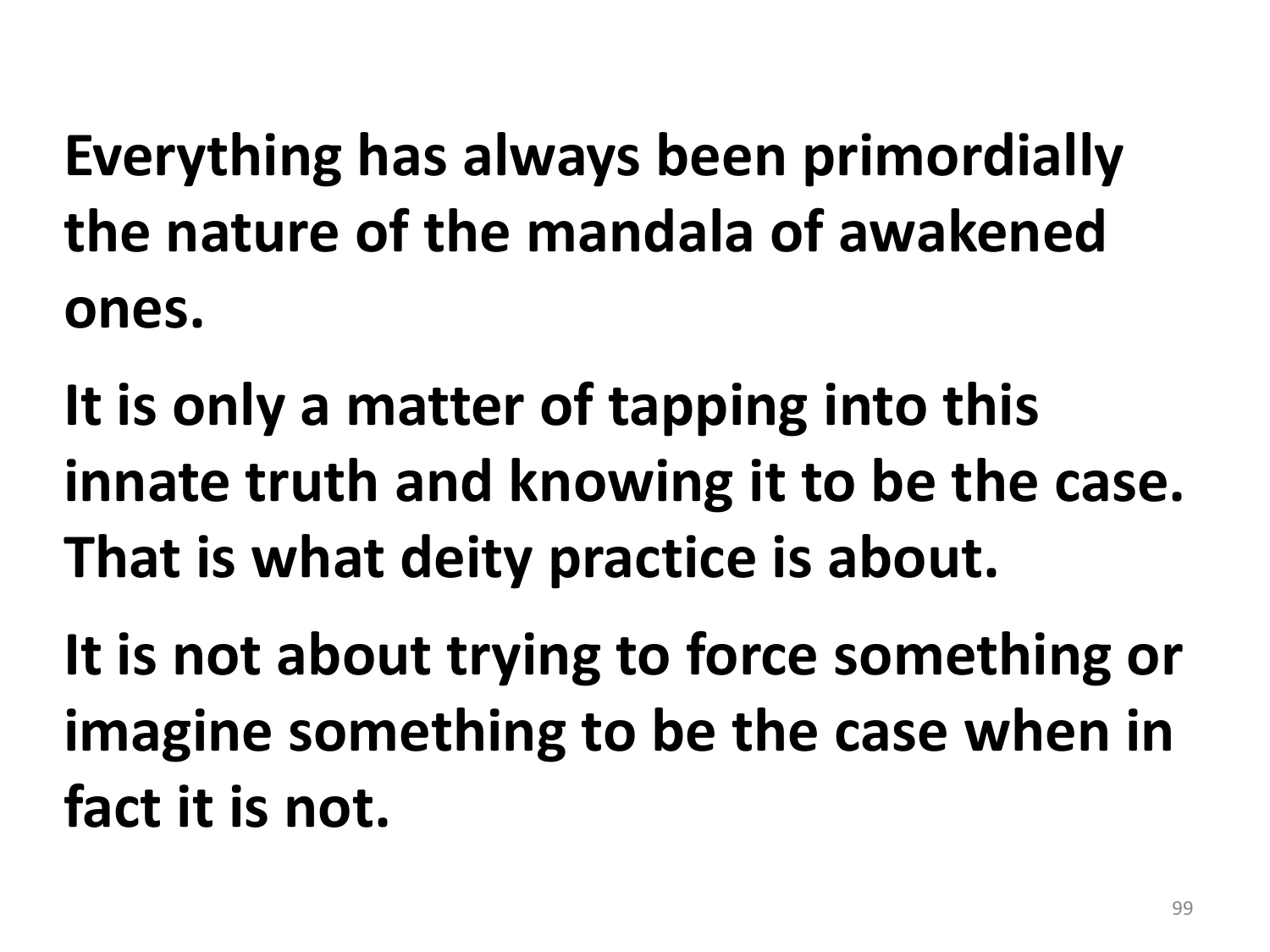**Everything has always been primordially the nature of the mandala of awakened ones.**

**It is only a matter of tapping into this innate truth and knowing it to be the case. That is what deity practice is about.**

**It is not about trying to force something or imagine something to be the case when in fact it is not.**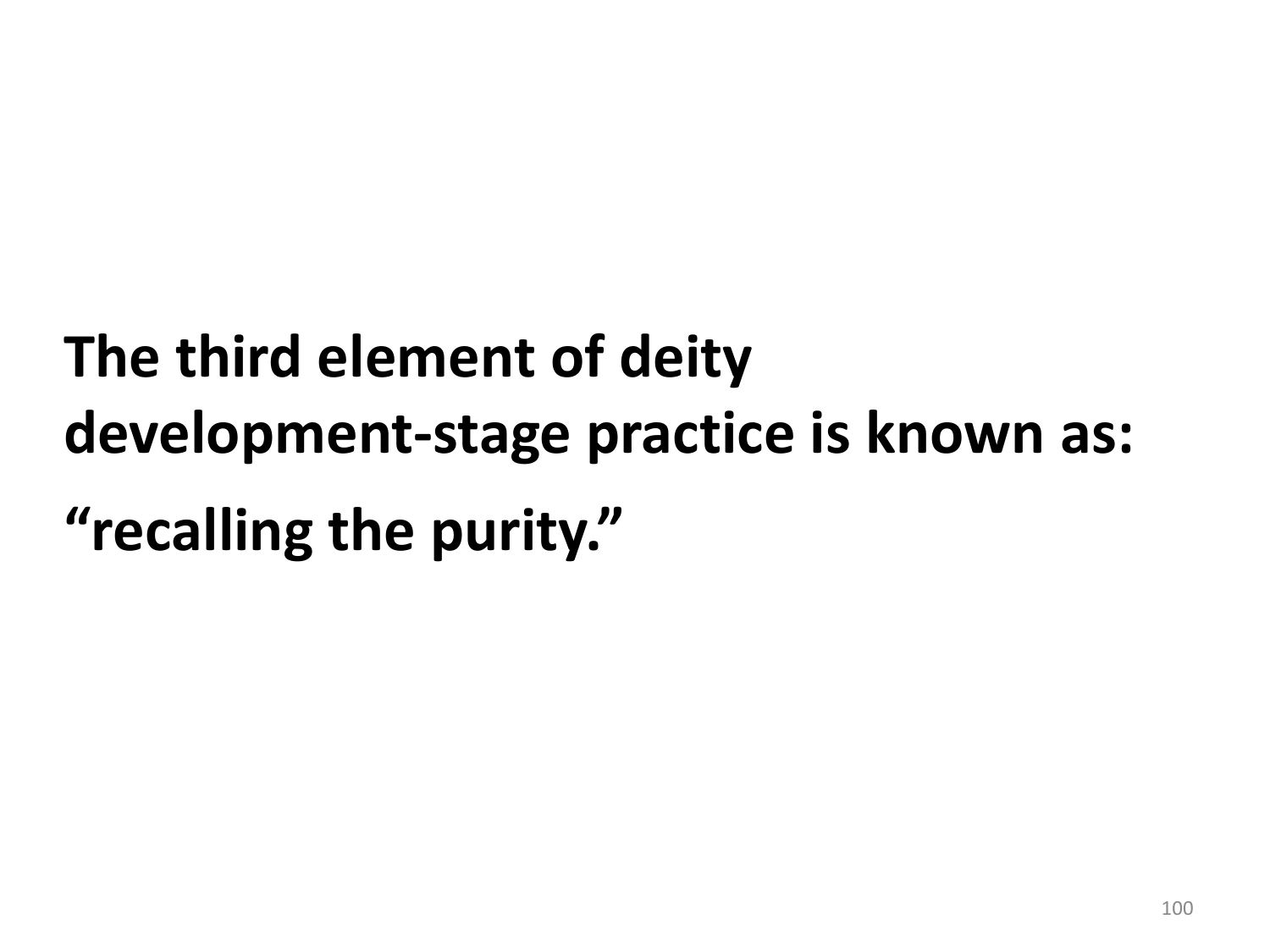**The third element of deity development-stage practice is known as:**

**“recalling the purity.”**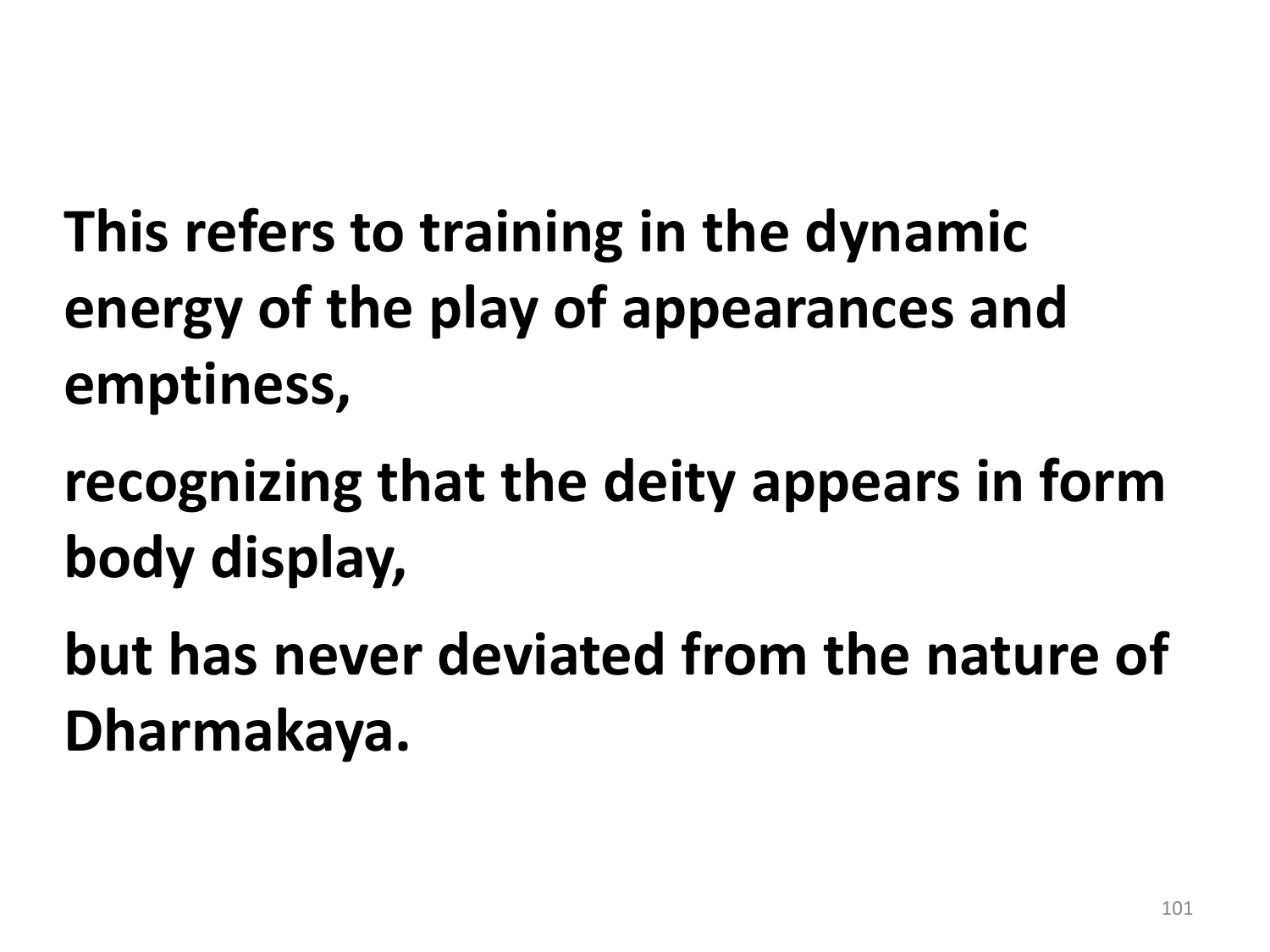**This refers to training in the dynamic energy of the play of appearances and emptiness,**

**recognizing that the deity appears in form body display,**

**but has never deviated from the nature of Dharmakaya.**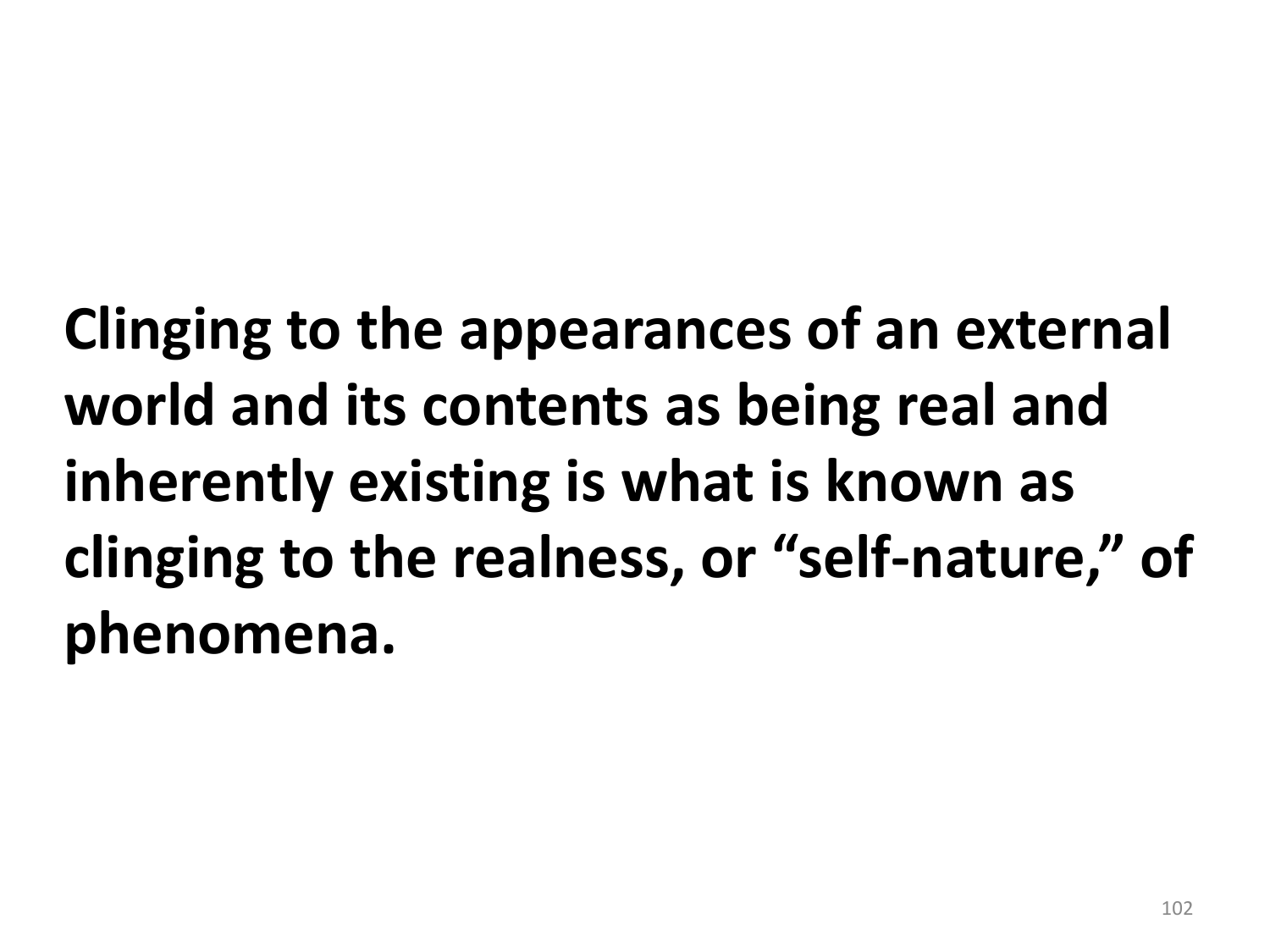**Clinging to the appearances of an external world and its contents as being real and inherently existing is what is known as clinging to the realness, or “self-nature,” of phenomena.**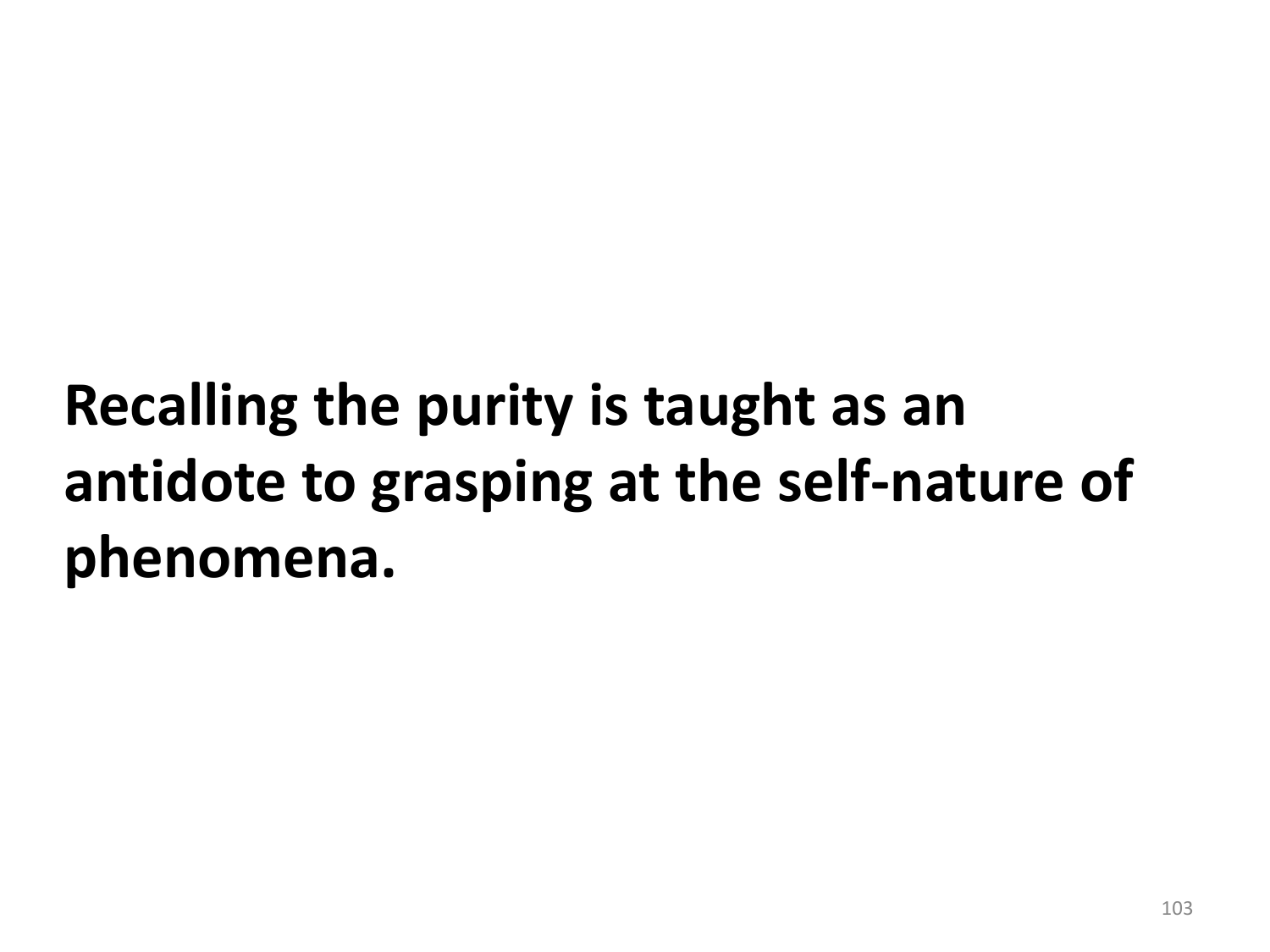**Recalling the purity is taught as an antidote to grasping at the self-nature of phenomena.**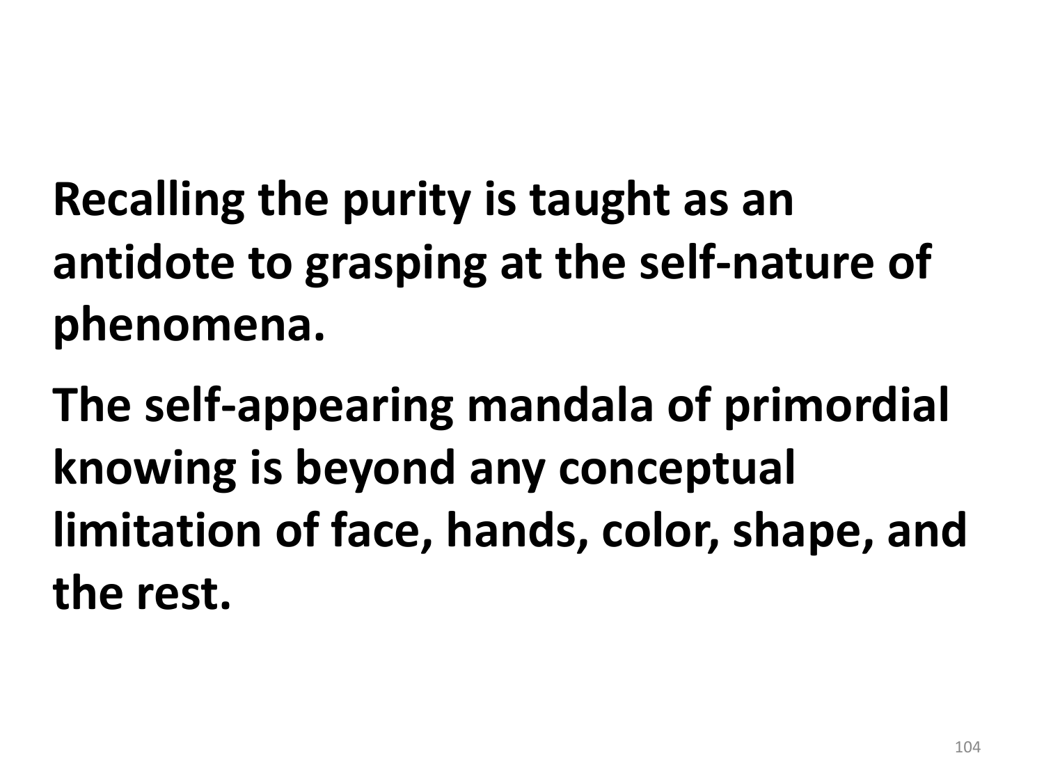**Recalling the purity is taught as an antidote to grasping at the self-nature of phenomena.**

**The self-appearing mandala of primordial knowing is beyond any conceptual limitation of face, hands, color, shape, and the rest.**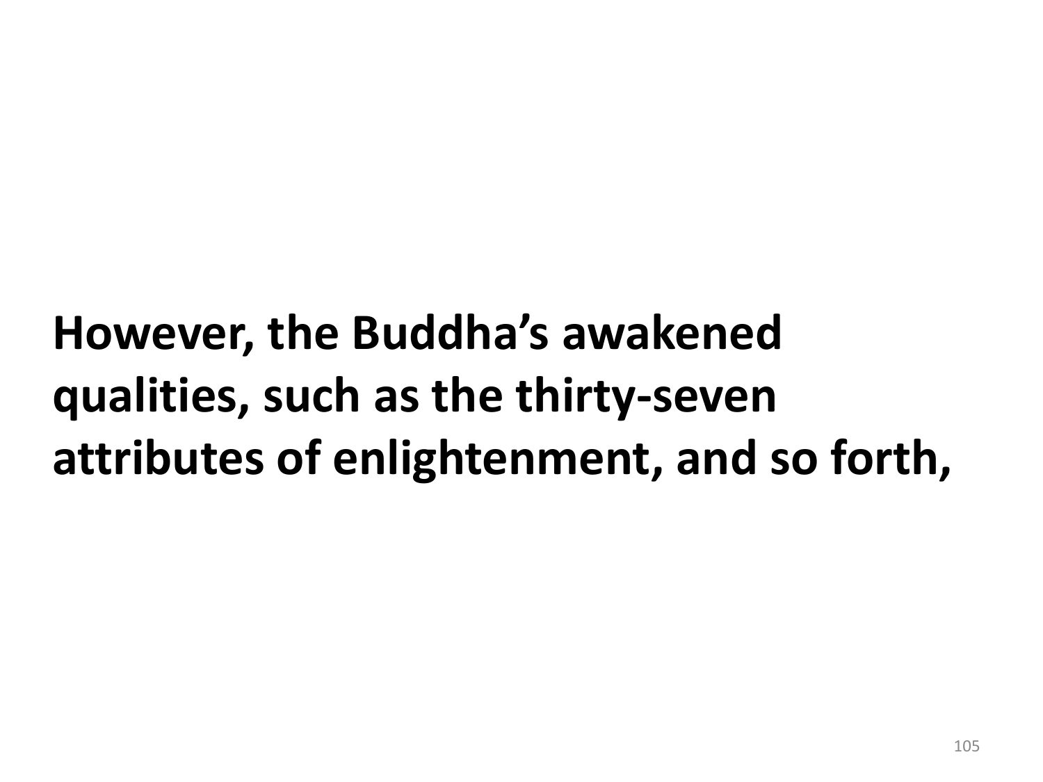**However, the Buddha’s awakened qualities, such as the thirty-seven attributes of enlightenment, and so forth,**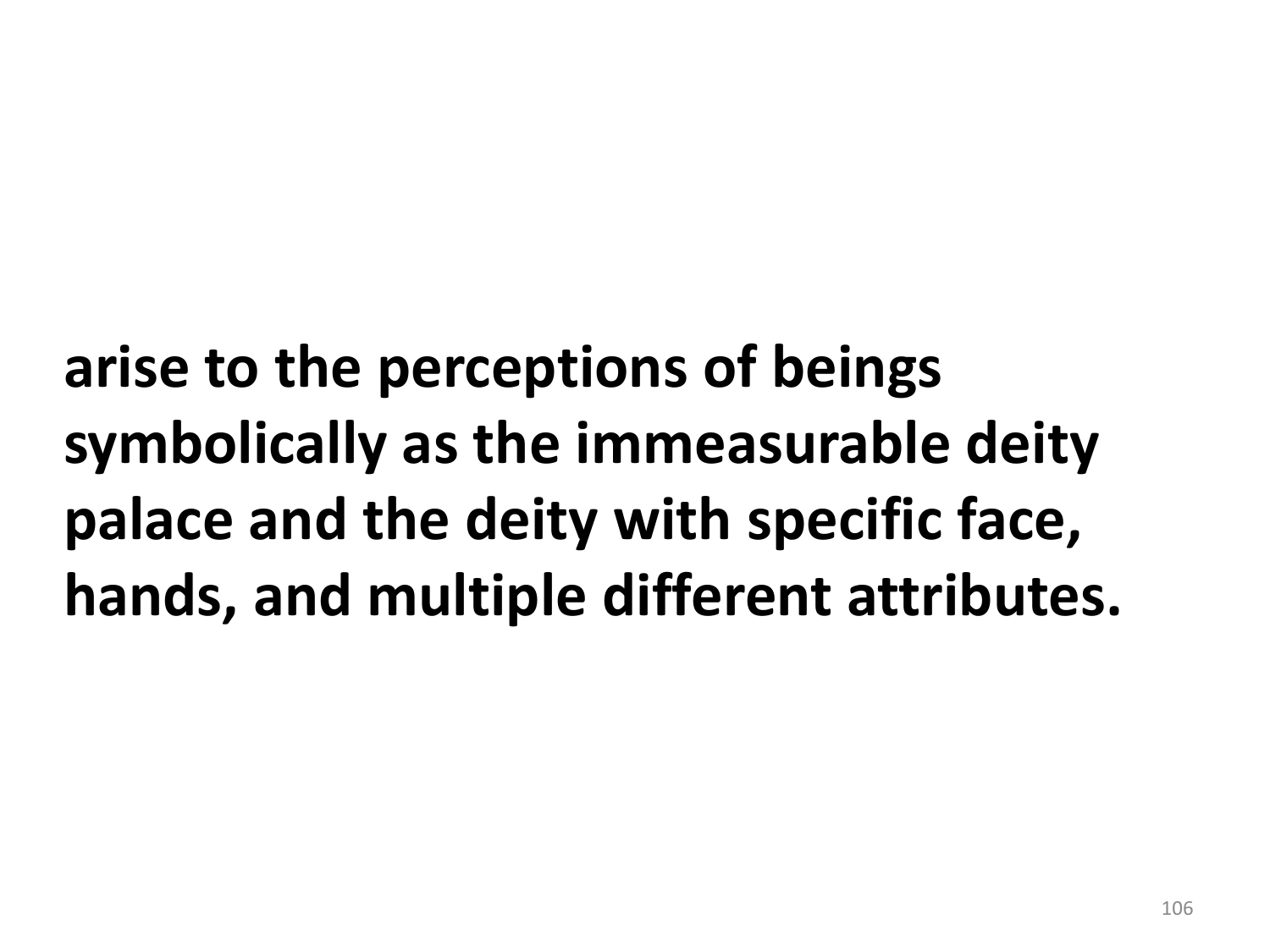**arise to the perceptions of beings symbolically as the immeasurable deity palace and the deity with specific face, hands, and multiple different attributes.**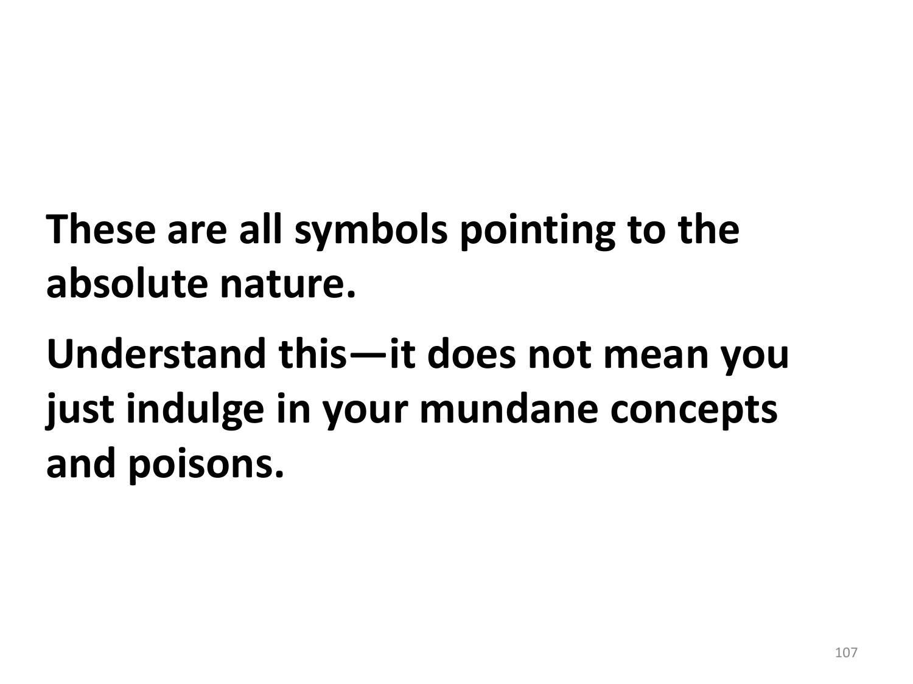**These are all symbols pointing to the absolute nature.**

**Understand this—it does not mean you just indulge in your mundane concepts and poisons.**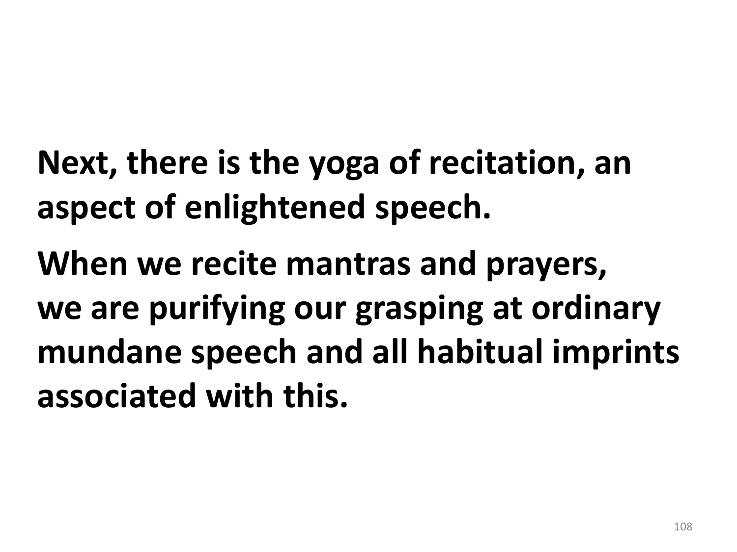**Next, there is the yoga of recitation, an aspect of enlightened speech.**

**When we recite mantras and prayers, we are purifying our grasping at ordinary mundane speech and all habitual imprints associated with this.**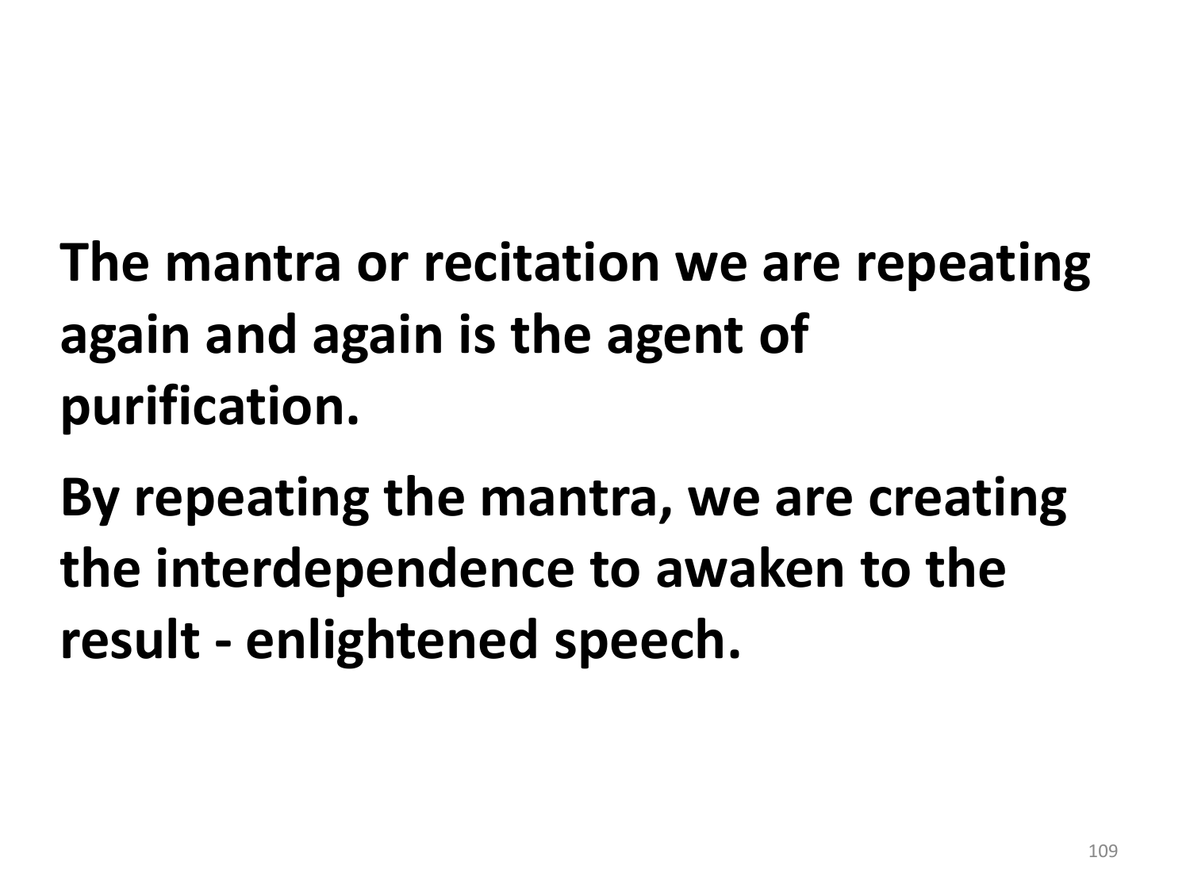**The mantra or recitation we are repeating again and again is the agent of purification.**

**By repeating the mantra, we are creating the interdependence to awaken to the result - enlightened speech.**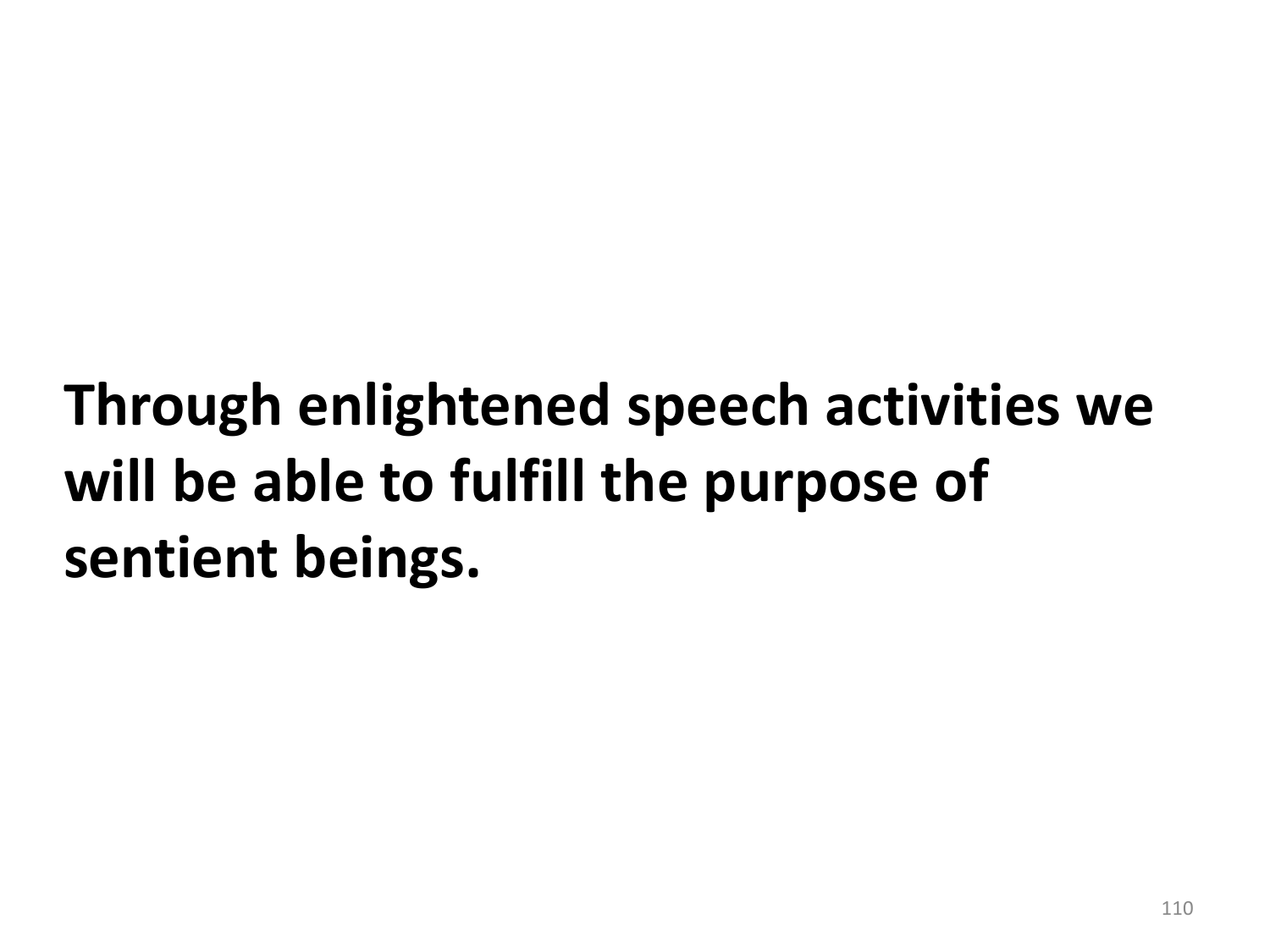**Through enlightened speech activities we will be able to fulfill the purpose of sentient beings.**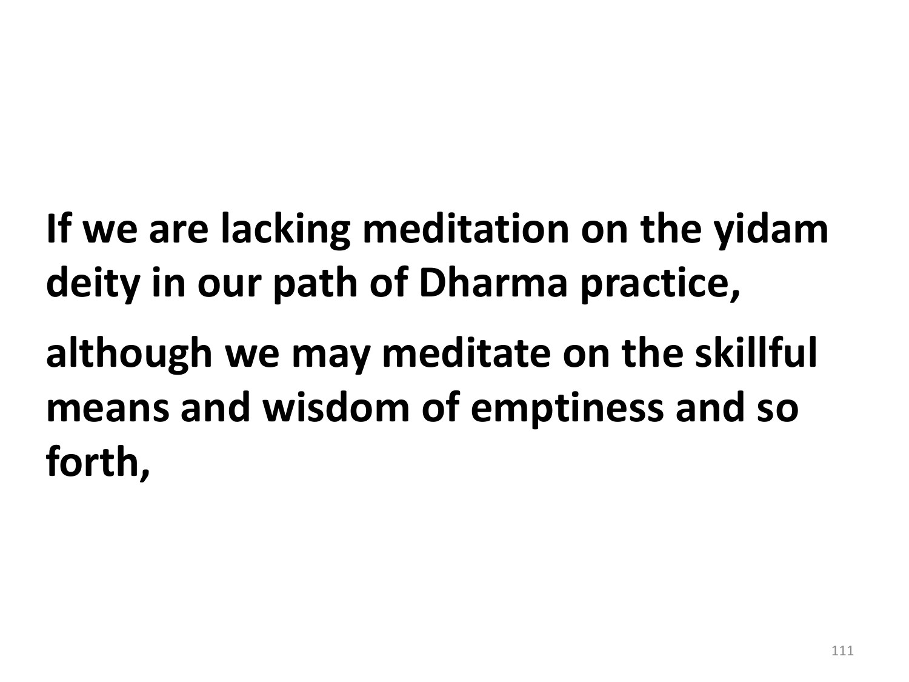**If we are lacking meditation on the yidam deity in our path of Dharma practice,**

**although we may meditate on the skillful means and wisdom of emptiness and so forth,**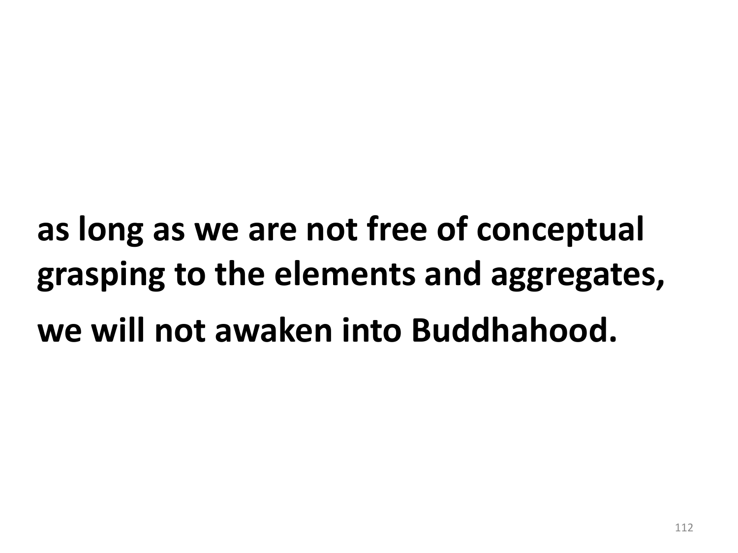**as long as we are not free of conceptual grasping to the elements and aggregates,**

**we will not awaken into Buddhahood.**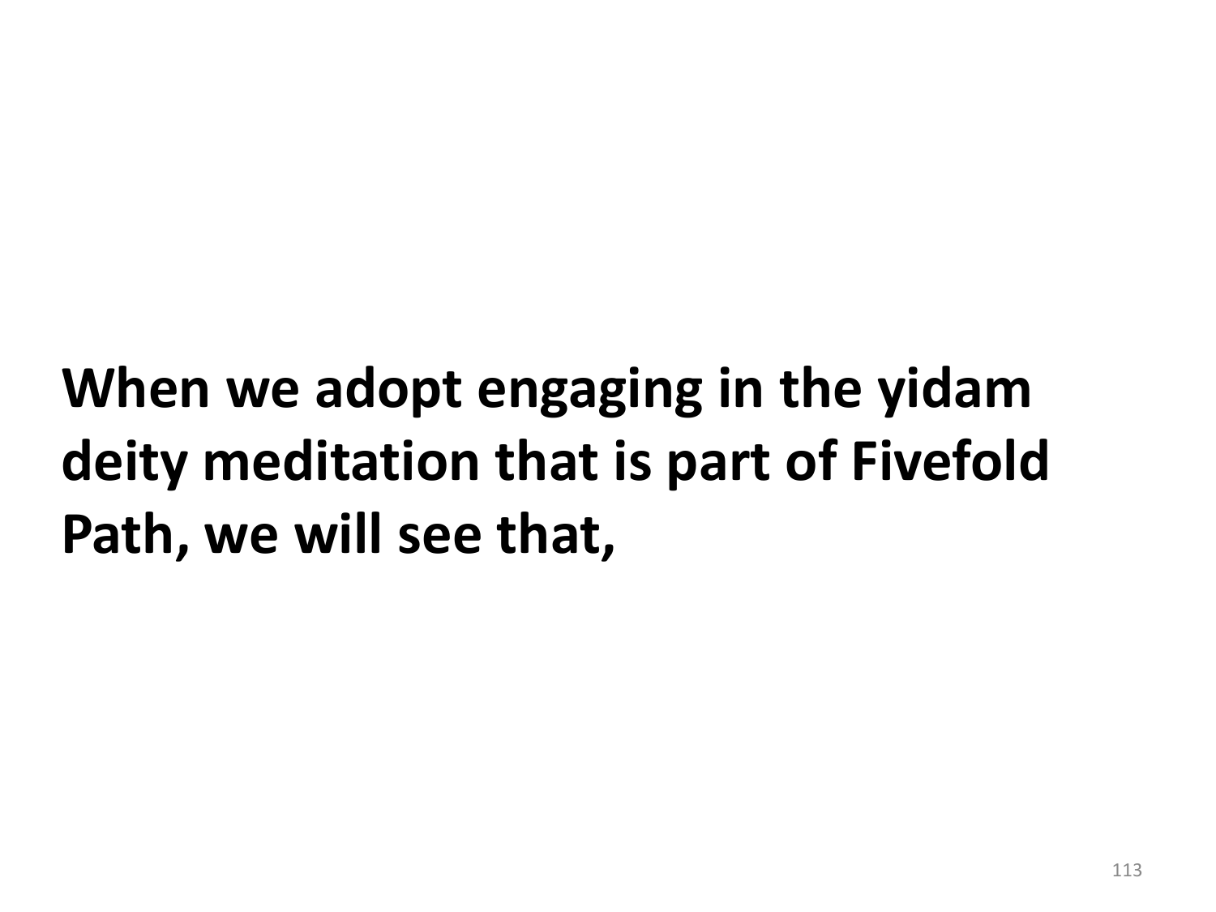**When we adopt engaging in the yidam deity meditation that is part of Fivefold Path, we will see that,**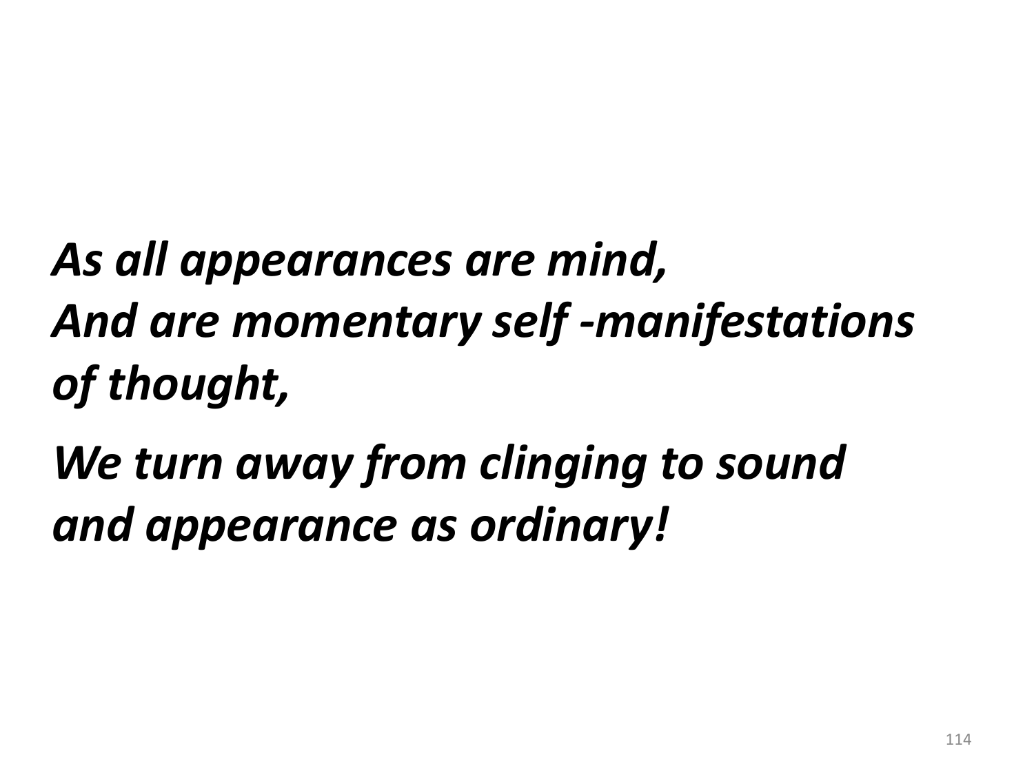***As all appearances are mind,***
***And are momentary self -manifestations of thought,***

***We turn away from clinging to sound and appearance as ordinary!***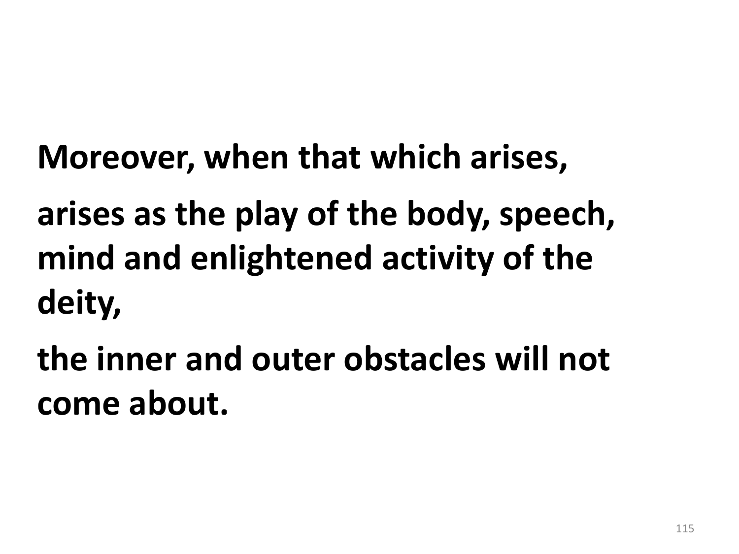**Moreover, when that which arises,**

**arises as the play of the body, speech, mind and enlightened activity of the deity,**

**the inner and outer obstacles will not come about.**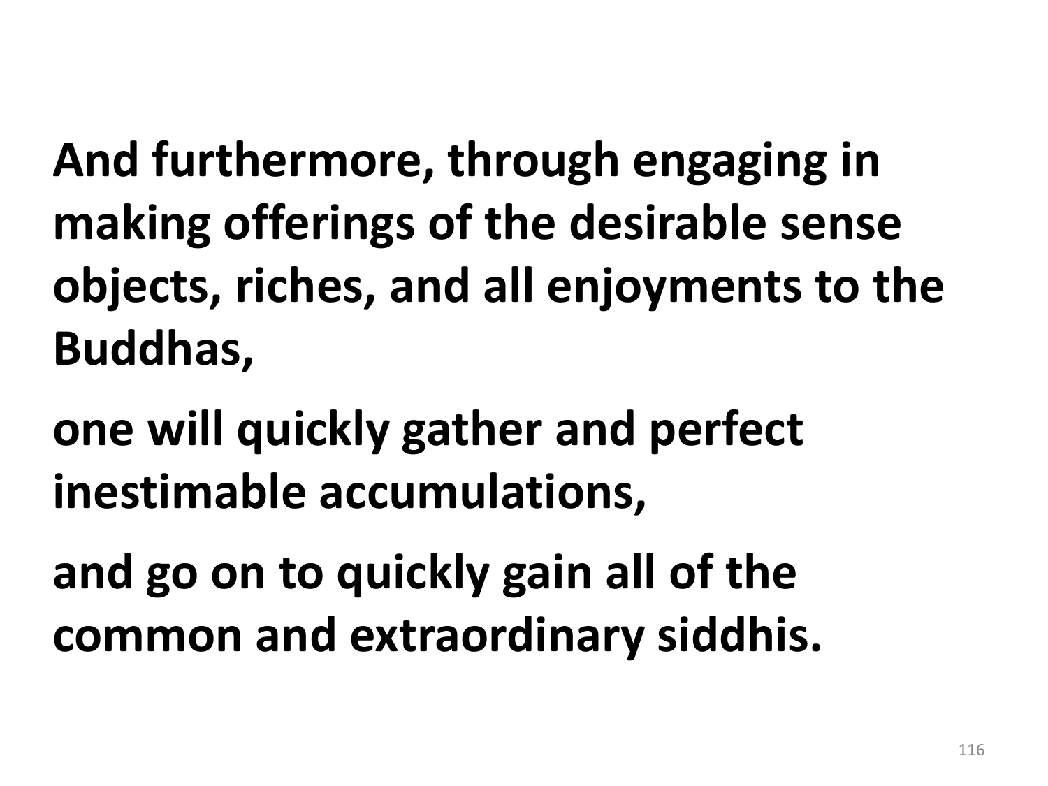**And furthermore, through engaging in making offerings of the desirable sense objects, riches, and all enjoyments to the Buddhas,**

**one will quickly gather and perfect inestimable accumulations,**

**and go on to quickly gain all of the common and extraordinary siddhis.**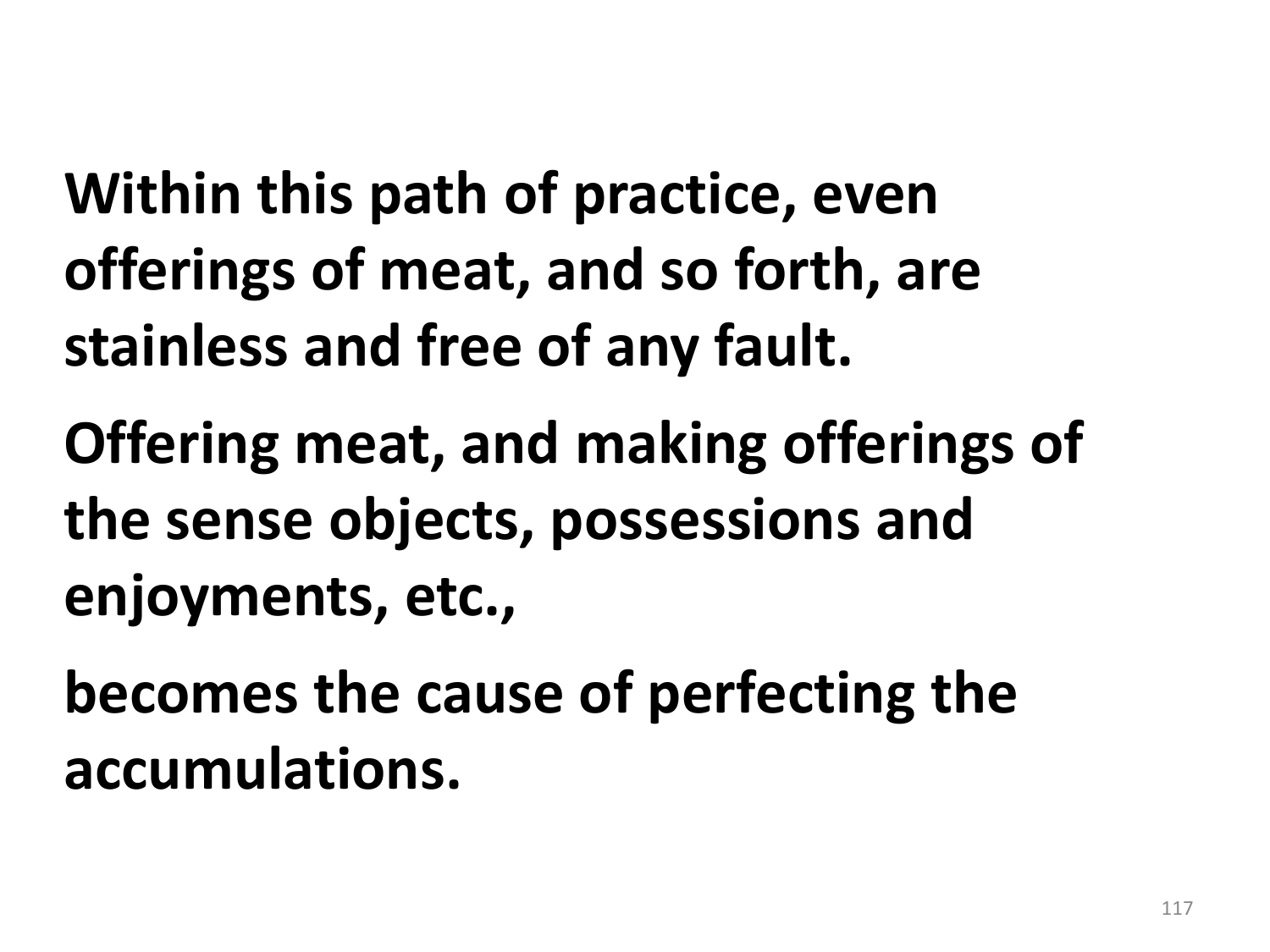**Within this path of practice, even offerings of meat, and so forth, are stainless and free of any fault.**

**Offering meat, and making offerings of the sense objects, possessions and enjoyments, etc.,**

**becomes the cause of perfecting the accumulations.**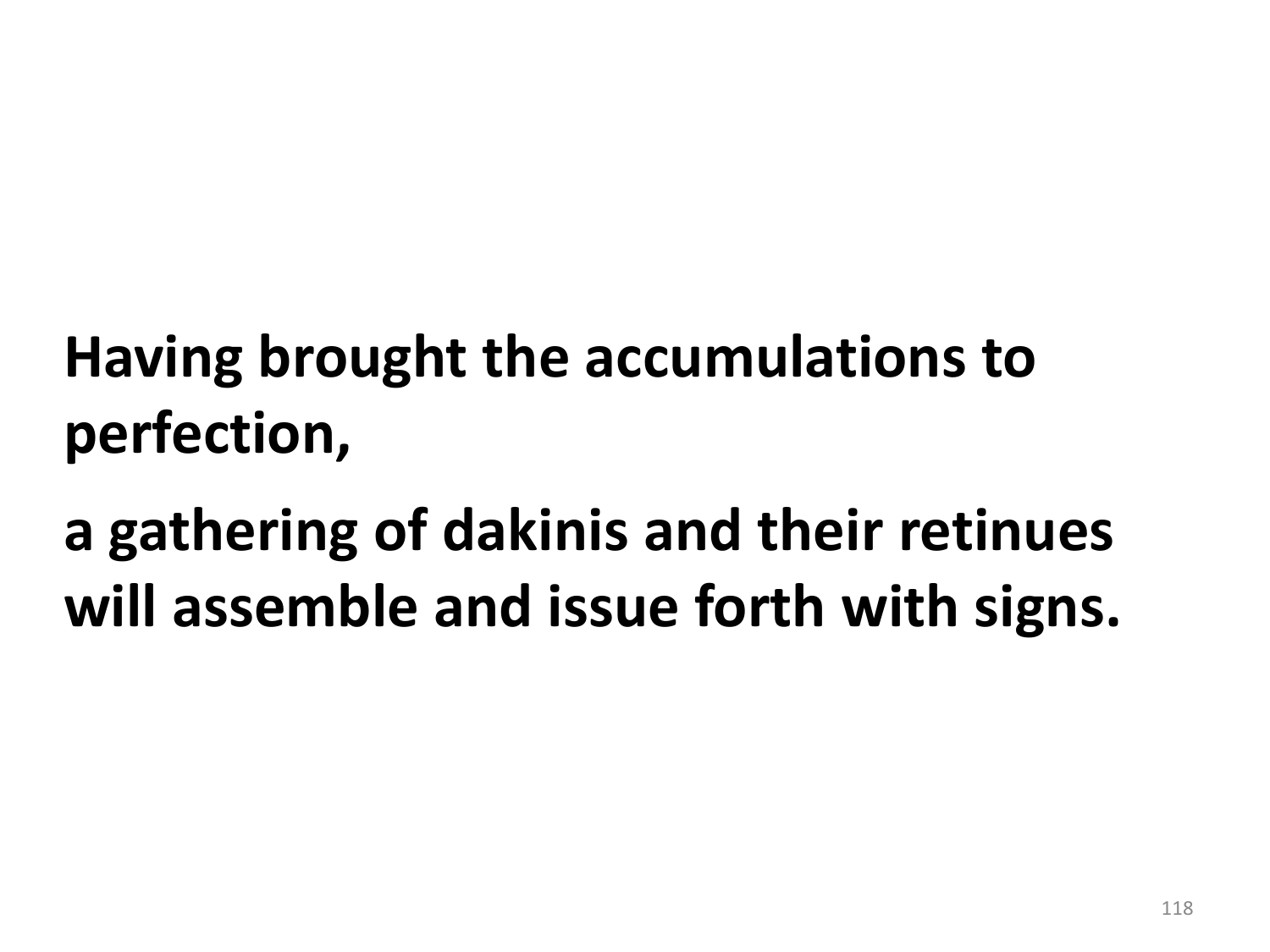**Having brought the accumulations to perfection,**

**a gathering of dakinis and their retinues will assemble and issue forth with signs.**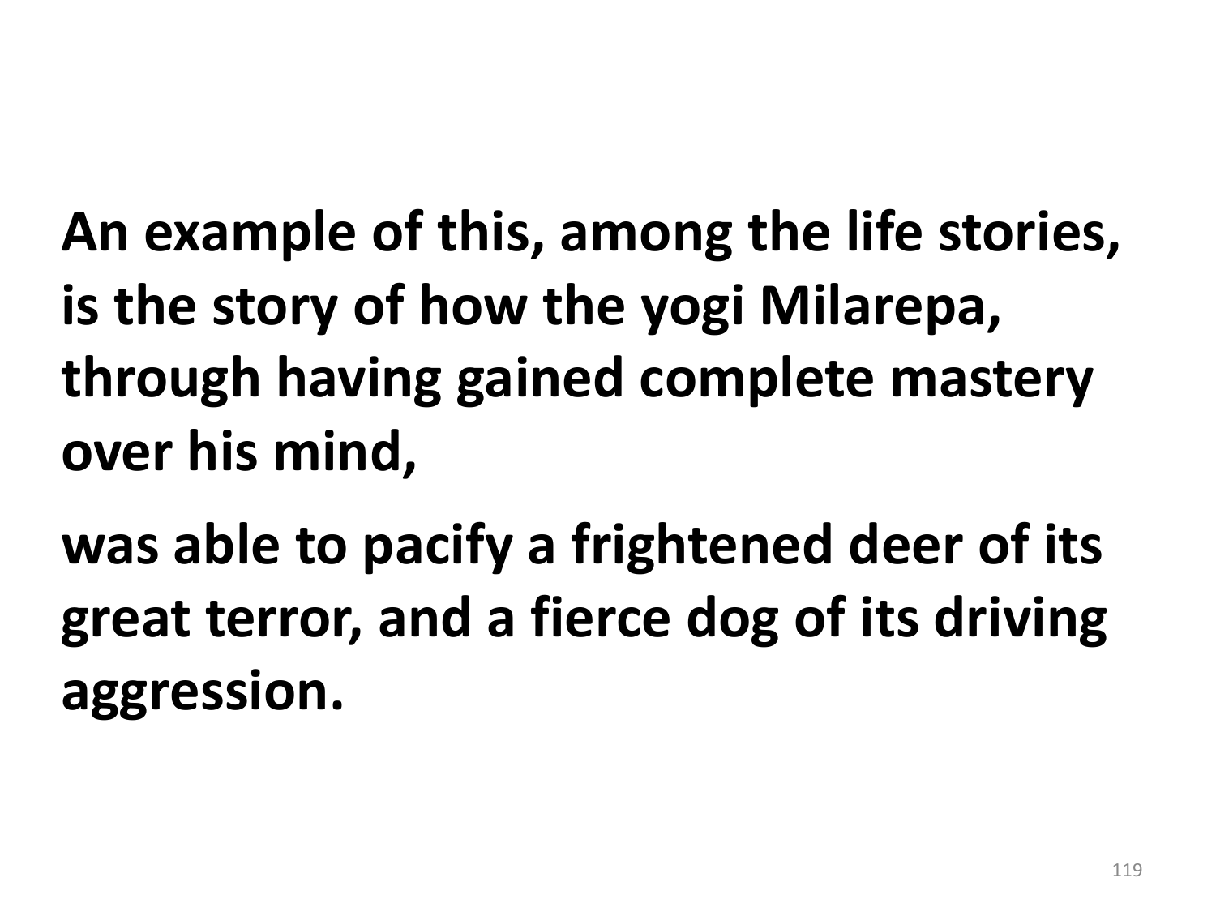**An example of this, among the life stories, is the story of how the yogi Milarepa, through having gained complete mastery over his mind,**

**was able to pacify a frightened deer of its great terror, and a fierce dog of its driving aggression.**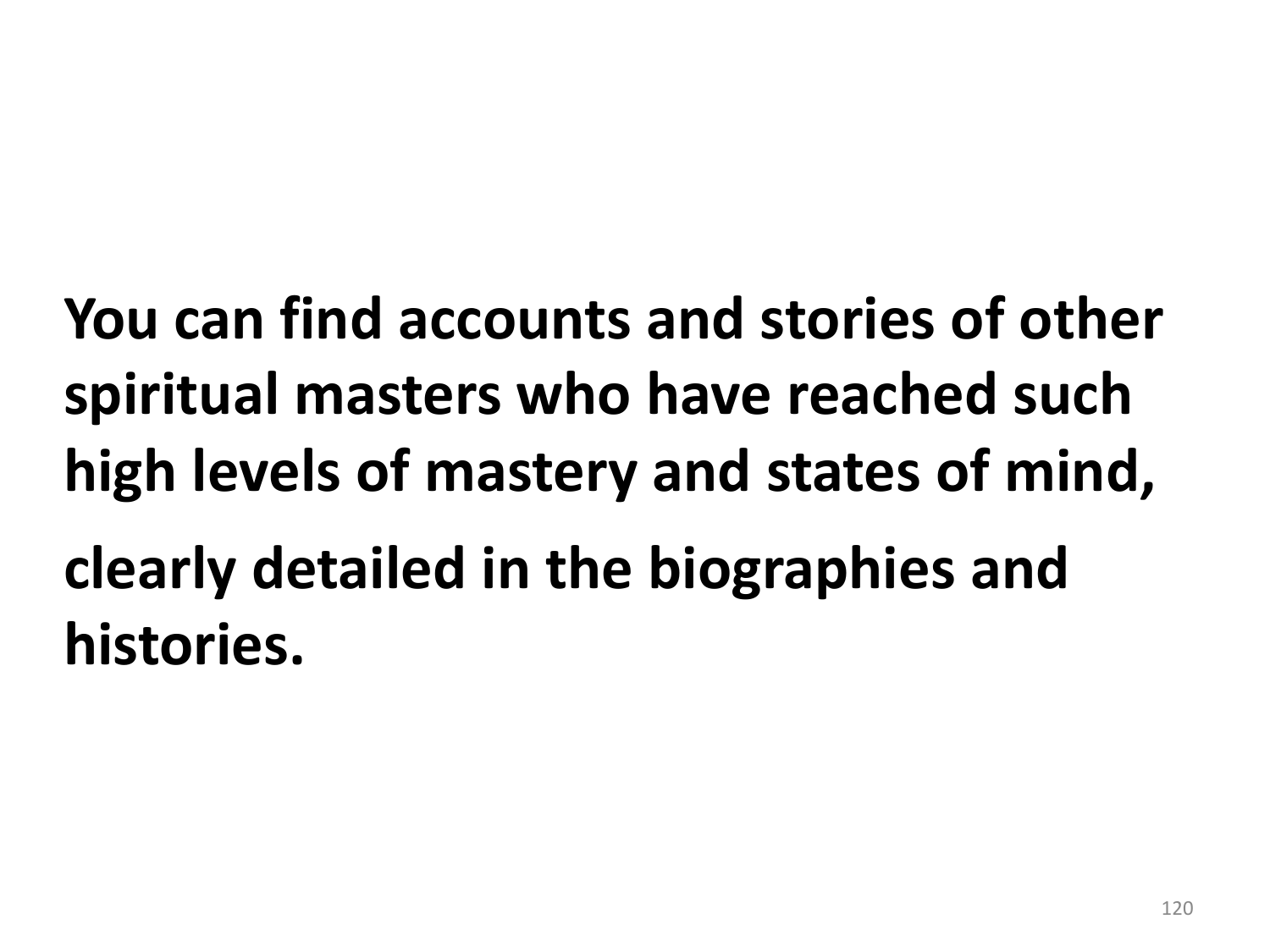**You can find accounts and stories of other spiritual masters who have reached such high levels of mastery and states of mind,**

**clearly detailed in the biographies and histories.**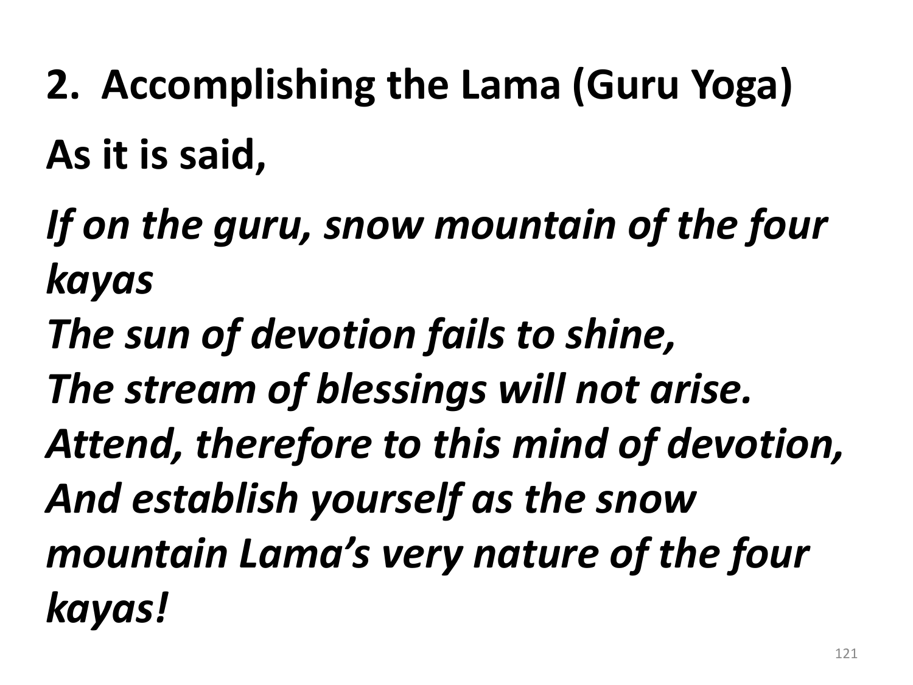## 2. Accomplishing the Lama (Guru Yoga)

**As it is said,**

***If on the guru, snow mountain of the four kayas***
***The sun of devotion fails to shine,***
***The stream of blessings will not arise.***
***Attend, therefore to this mind of devotion,***
***And establish yourself as the snow mountain Lama's very nature of the four kayas!***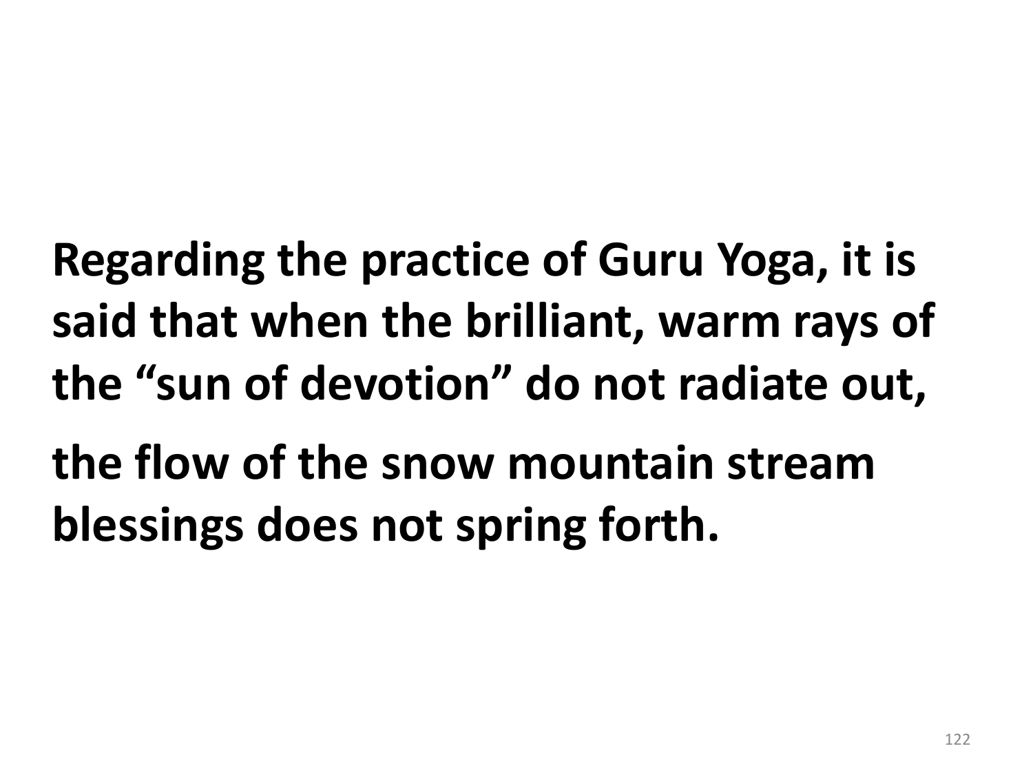**Regarding the practice of Guru Yoga, it is said that when the brilliant, warm rays of the "sun of devotion" do not radiate out,**

**the flow of the snow mountain stream blessings does not spring forth.**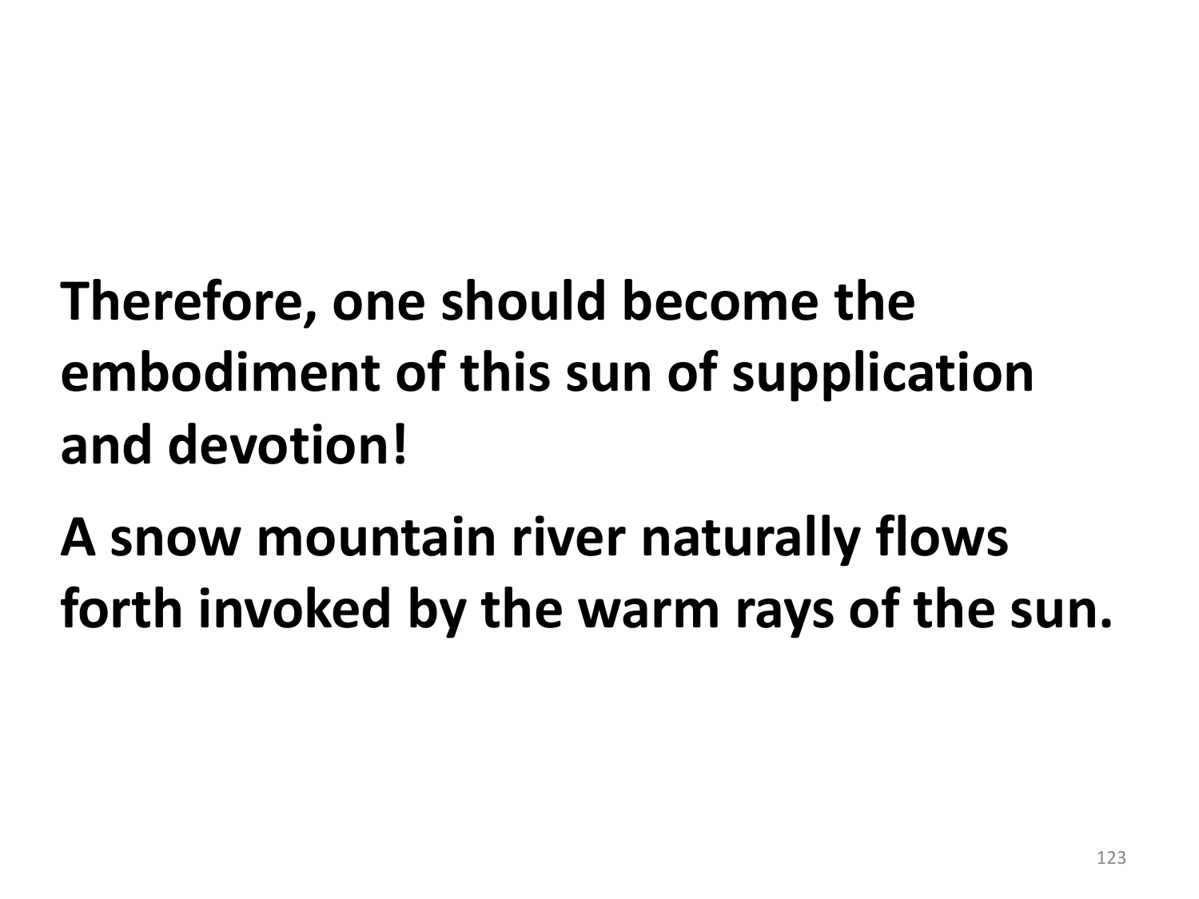**Therefore, one should become the embodiment of this sun of supplication and devotion!**

**A snow mountain river naturally flows forth invoked by the warm rays of the sun.**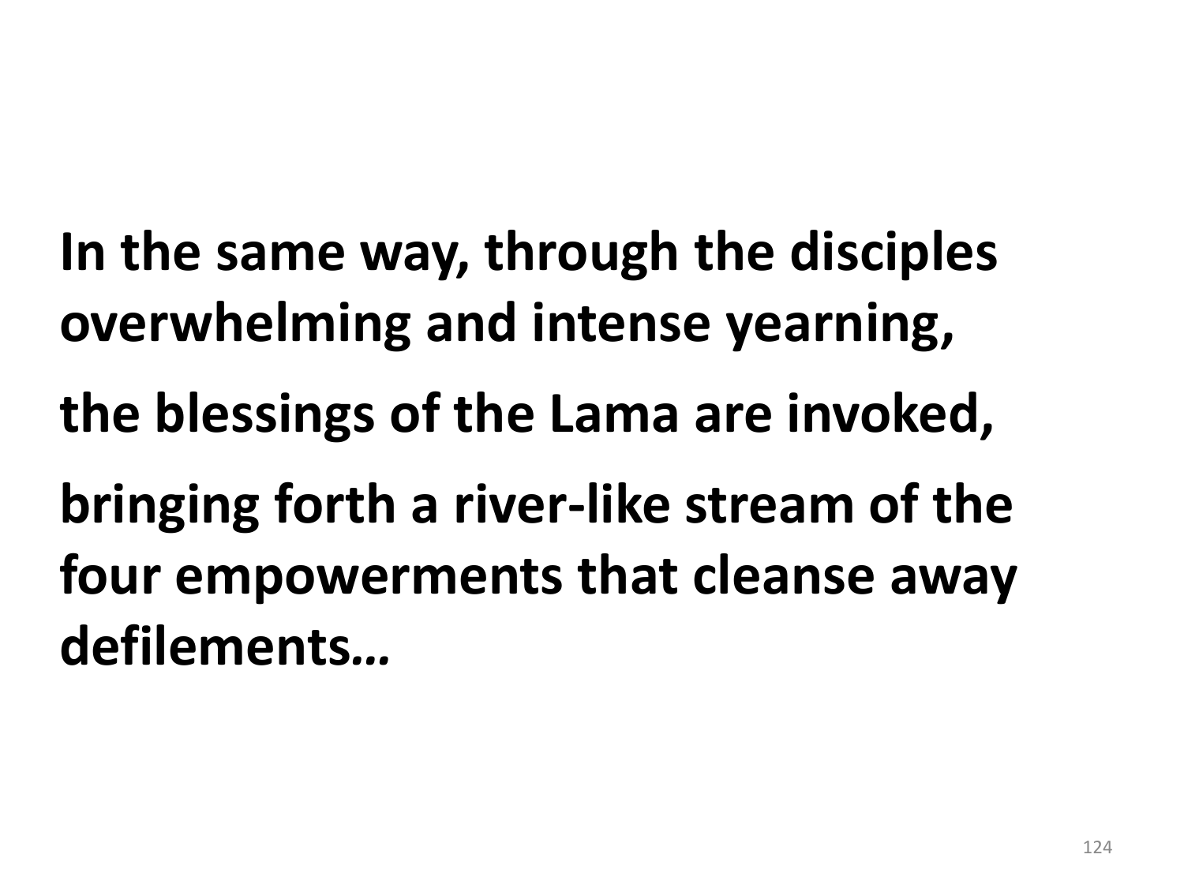**In the same way, through the disciples overwhelming and intense yearning,**

**the blessings of the Lama are invoked,**

**bringing forth a river-like stream of the four empowerments that cleanse away defilements…**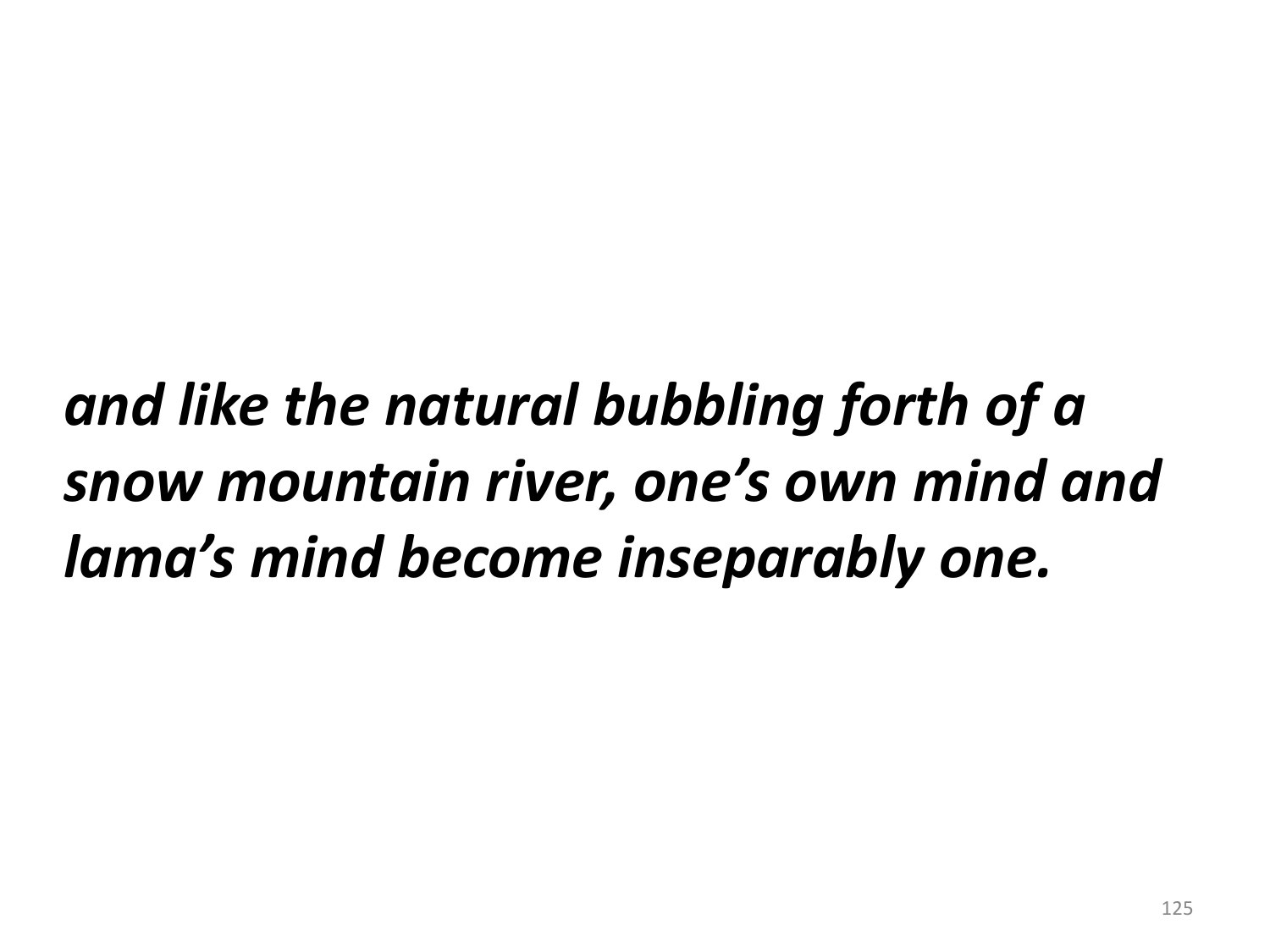***and like the natural bubbling forth of a snow mountain river, one’s own mind and lama’s mind become inseparably one.***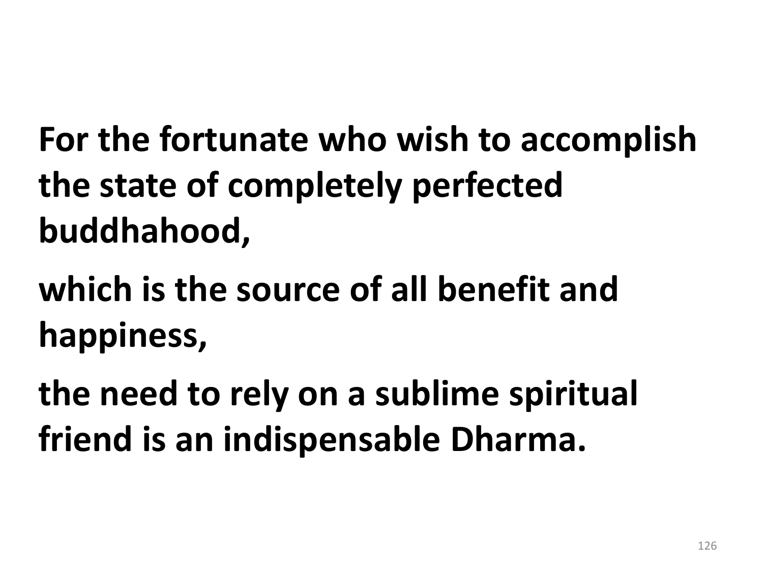**For the fortunate who wish to accomplish the state of completely perfected buddhahood,**

**which is the source of all benefit and happiness,**

**the need to rely on a sublime spiritual friend is an indispensable Dharma.**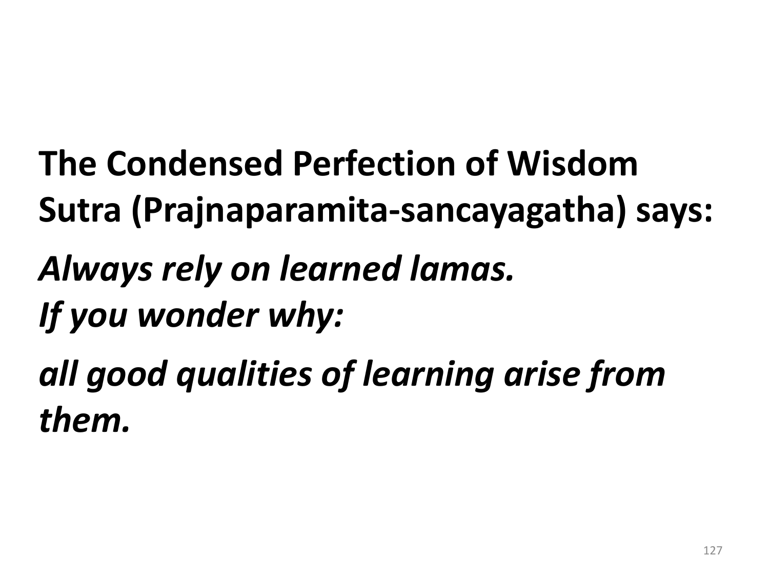**The Condensed Perfection of Wisdom Sutra (Prajnaparamita-sancayagatha) says:**

***Always rely on learned lamas.***
***If you wonder why:***

***all good qualities of learning arise from them.***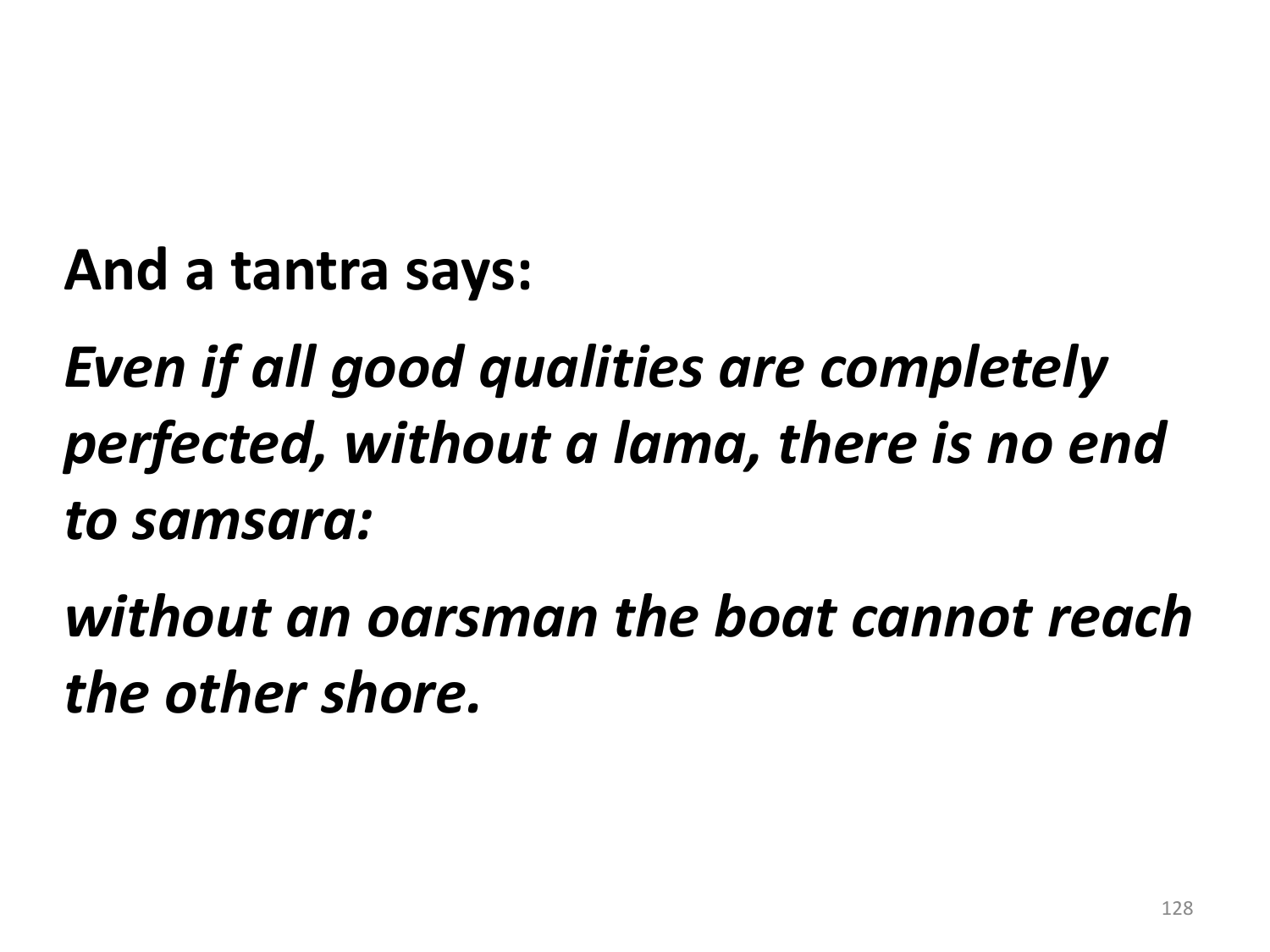**And a tantra says:**

***Even if all good qualities are completely perfected, without a lama, there is no end to samsara:***

***without an oarsman the boat cannot reach the other shore.***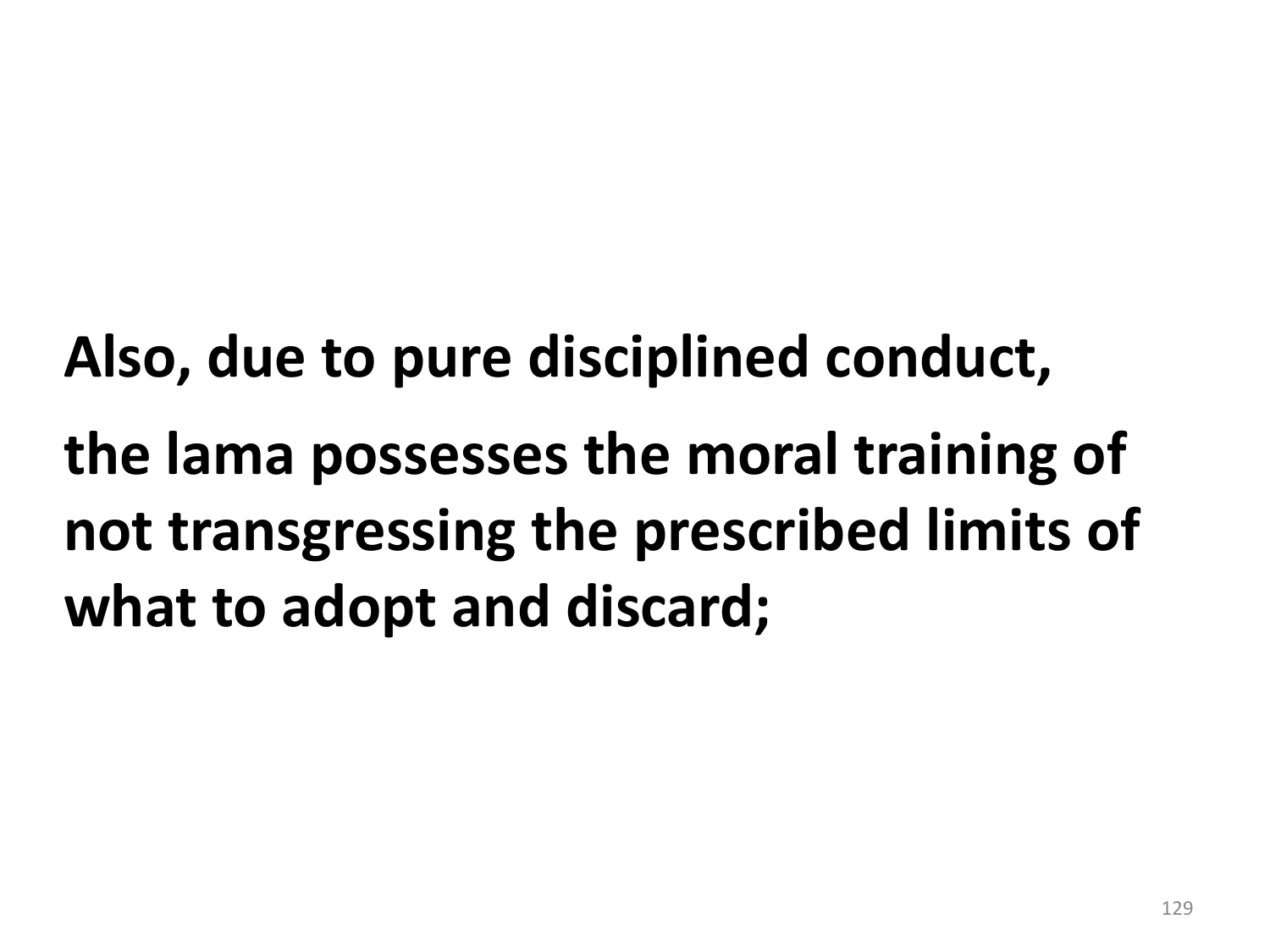**Also, due to pure disciplined conduct,**

**the lama possesses the moral training of not transgressing the prescribed limits of what to adopt and discard;**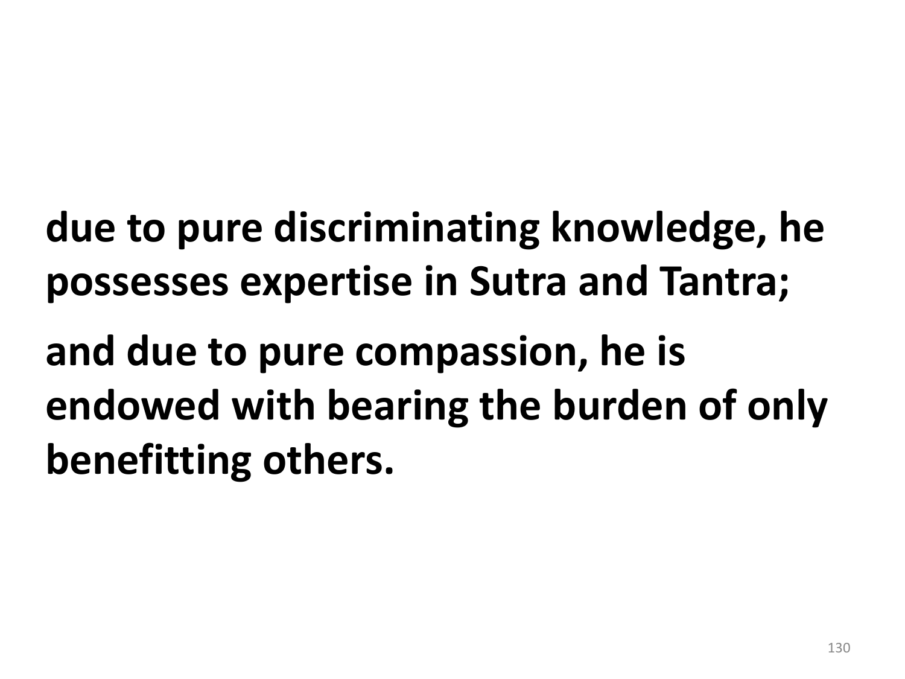**due to pure discriminating knowledge, he possesses expertise in Sutra and Tantra;**

**and due to pure compassion, he is endowed with bearing the burden of only benefitting others.**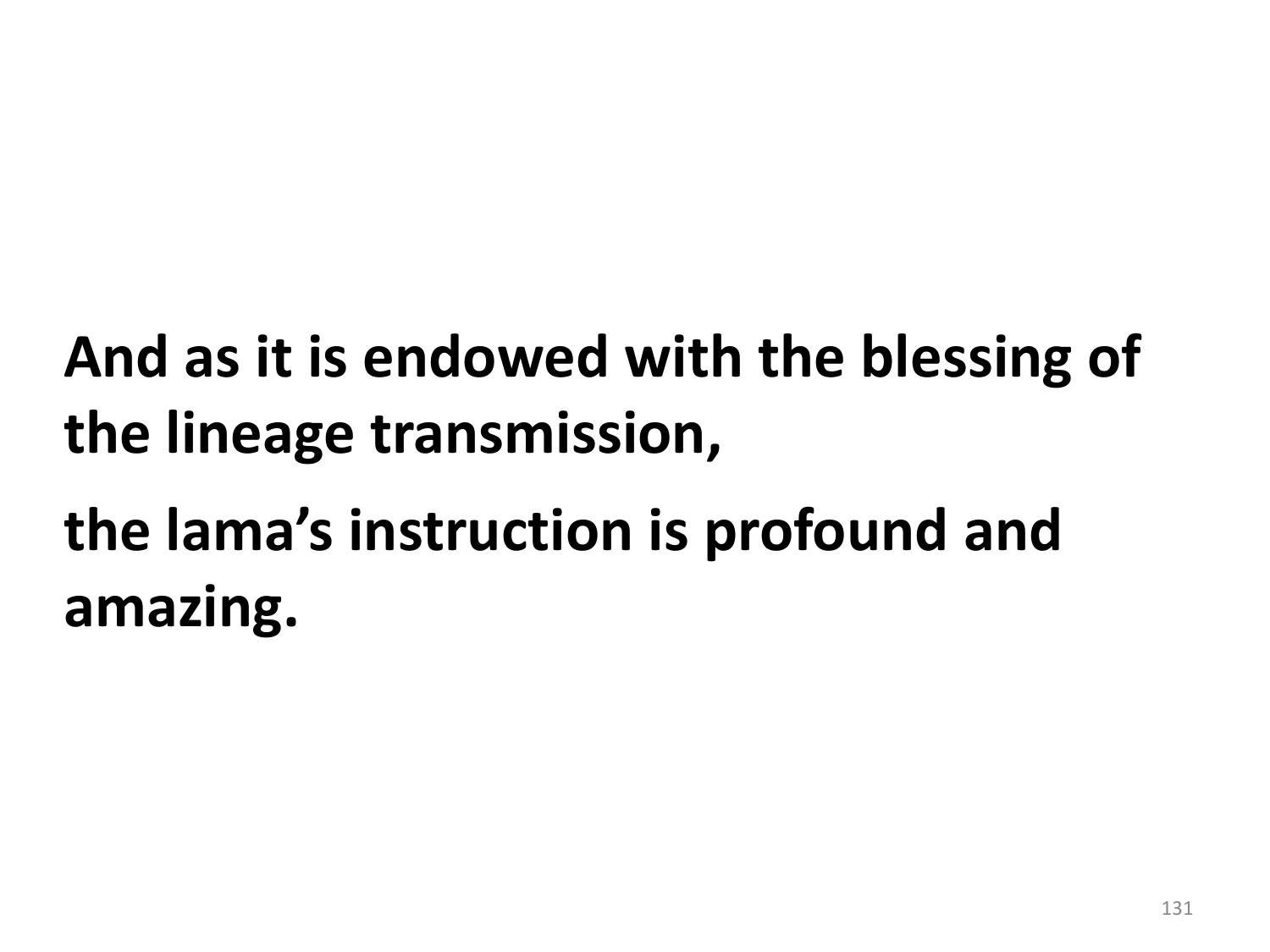**And as it is endowed with the blessing of the lineage transmission,**

**the lama’s instruction is profound and amazing.**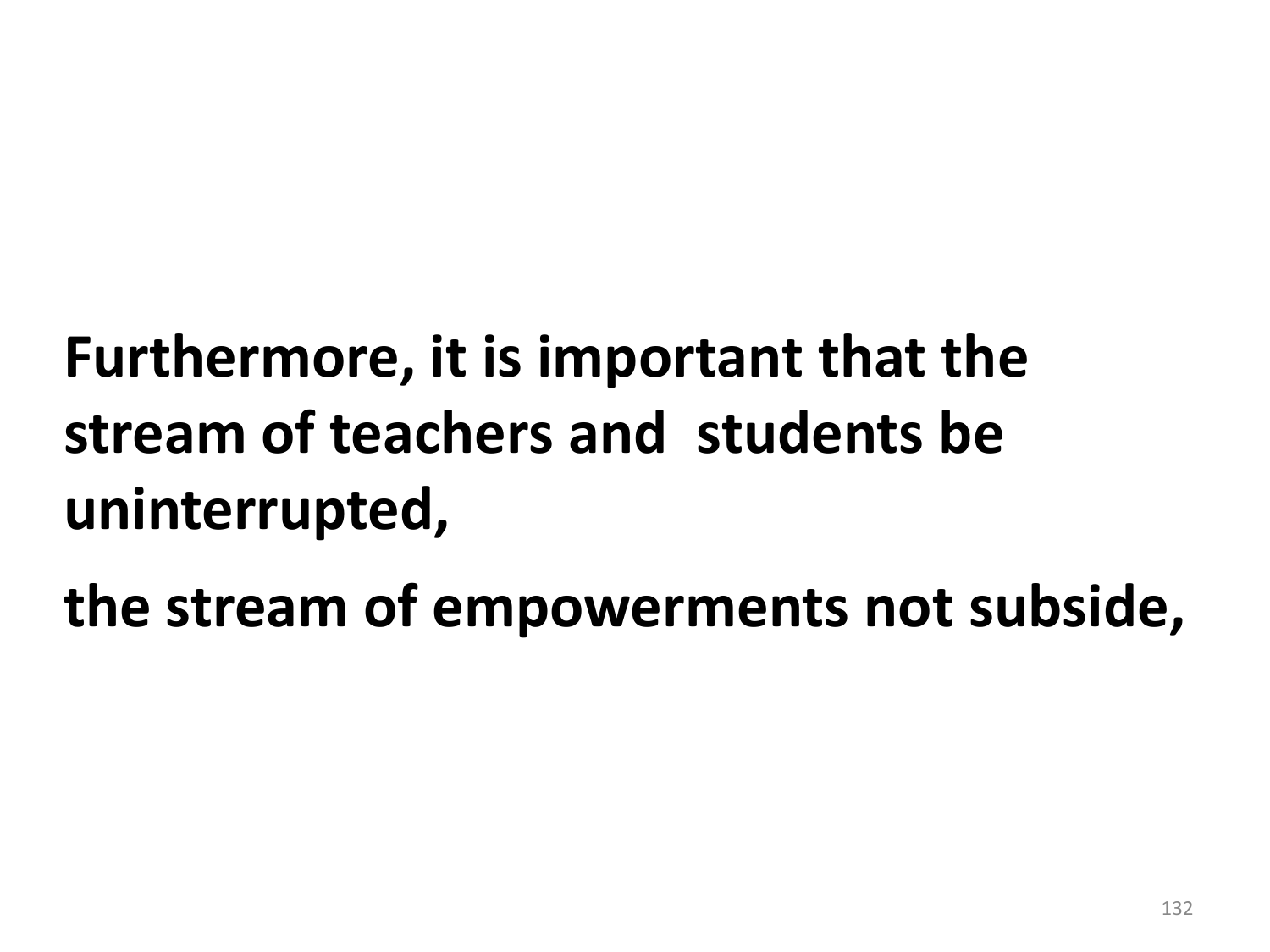**Furthermore, it is important that the stream of teachers and students be uninterrupted,**

**the stream of empowerments not subside,**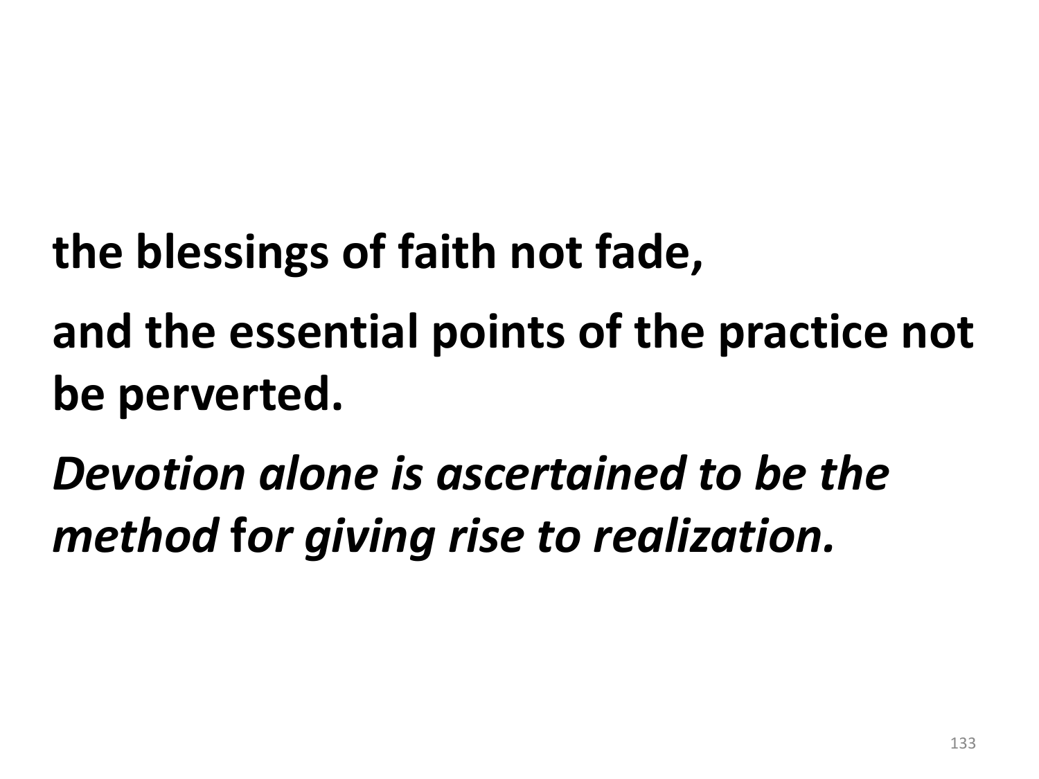**the blessings of faith not fade,**

**and the essential points of the practice not be perverted.**

***Devotion alone is ascertained to be the method* for *giving rise to realization.***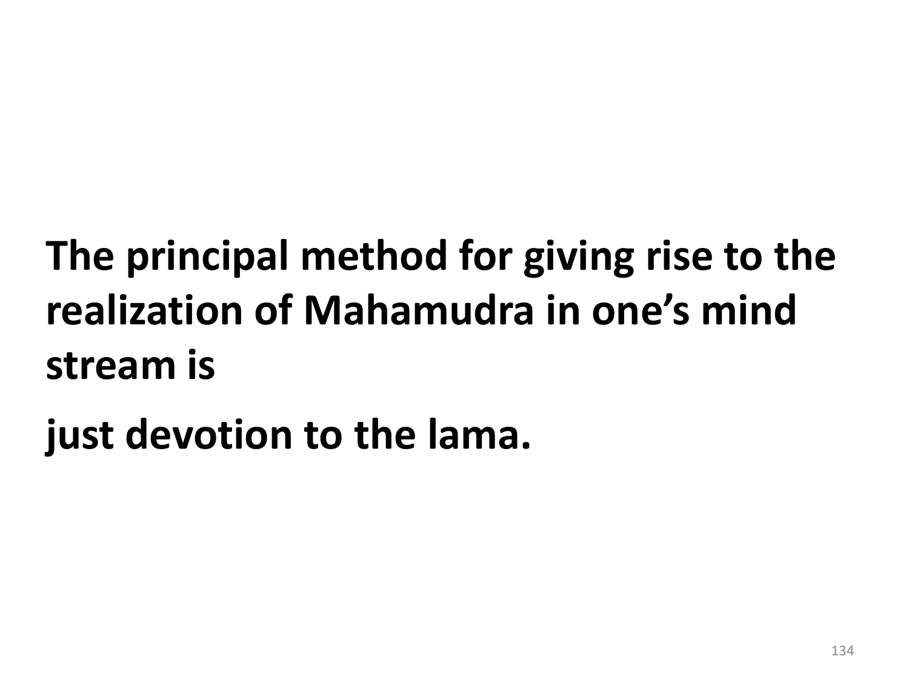**The principal method for giving rise to the realization of Mahamudra in one's mind stream is**

**just devotion to the lama.**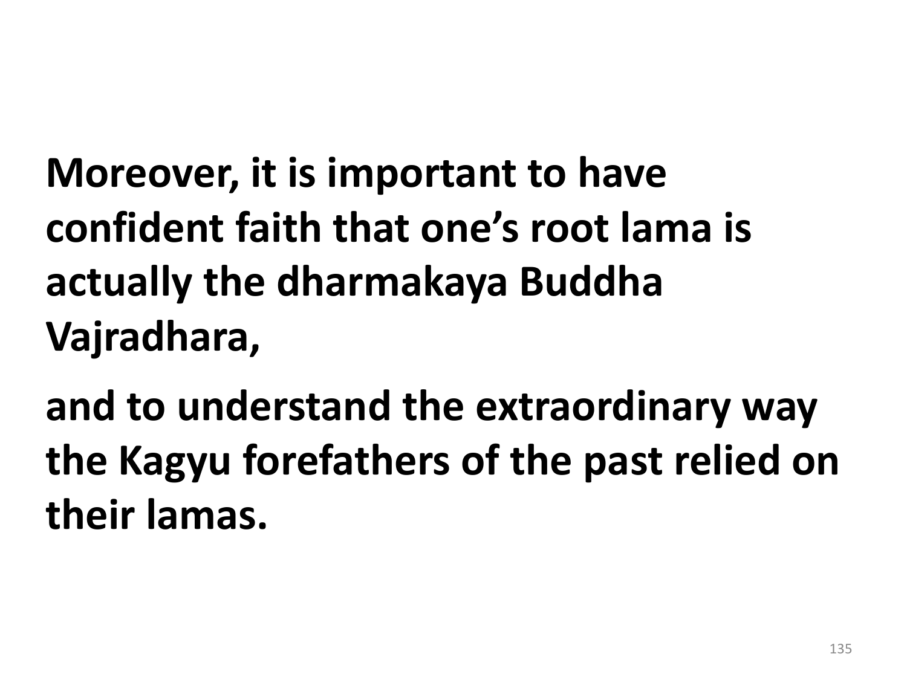**Moreover, it is important to have confident faith that one's root lama is actually the dharmakaya Buddha Vajradhara,**

**and to understand the extraordinary way the Kagyu forefathers of the past relied on their lamas.**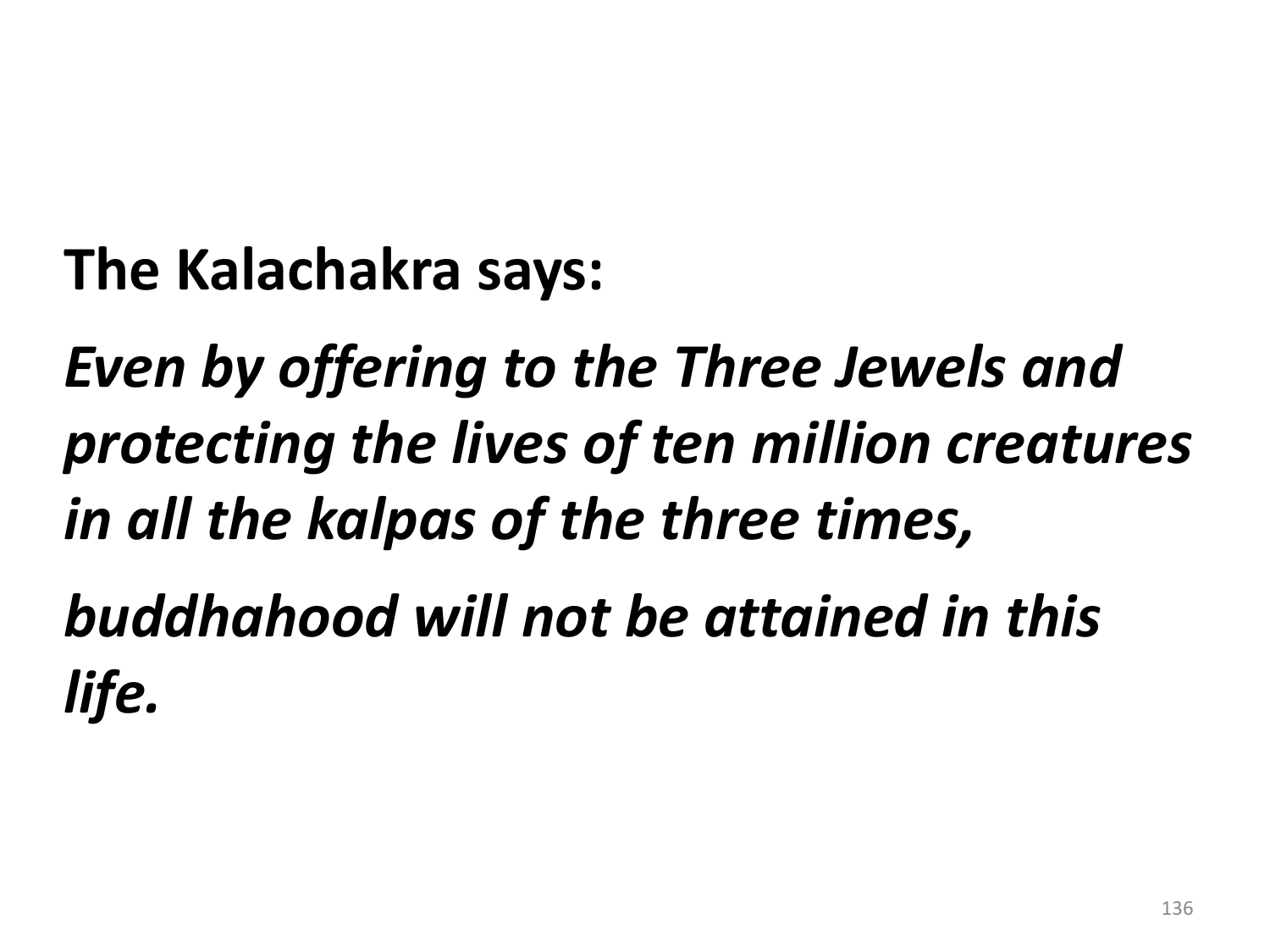**The Kalachakra says:**

***Even by offering to the Three Jewels and protecting the lives of ten million creatures in all the kalpas of the three times,***

***buddhahood will not be attained in this life.***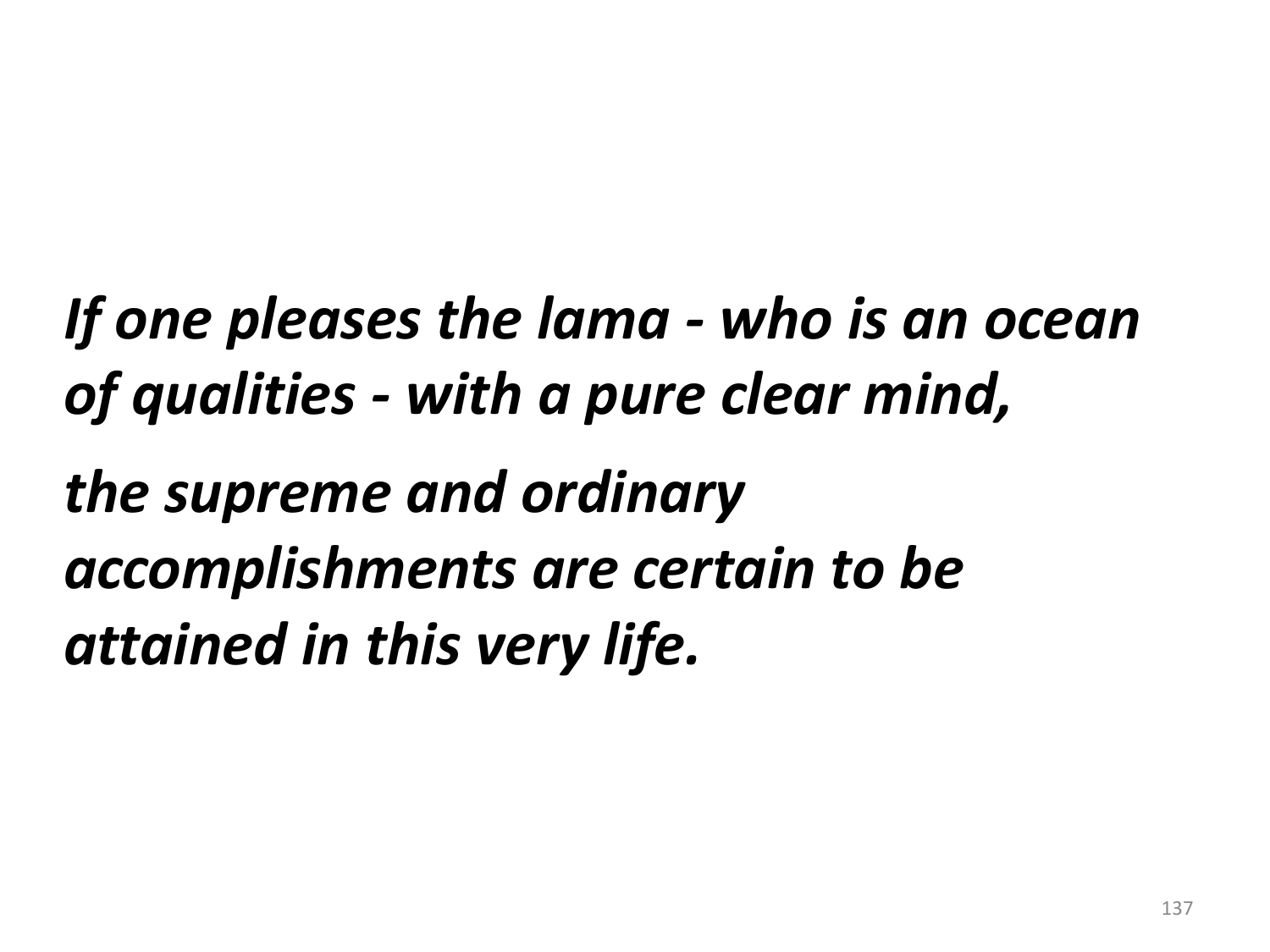***If one pleases the lama - who is an ocean of qualities - with a pure clear mind,***

***the supreme and ordinary accomplishments are certain to be attained in this very life.***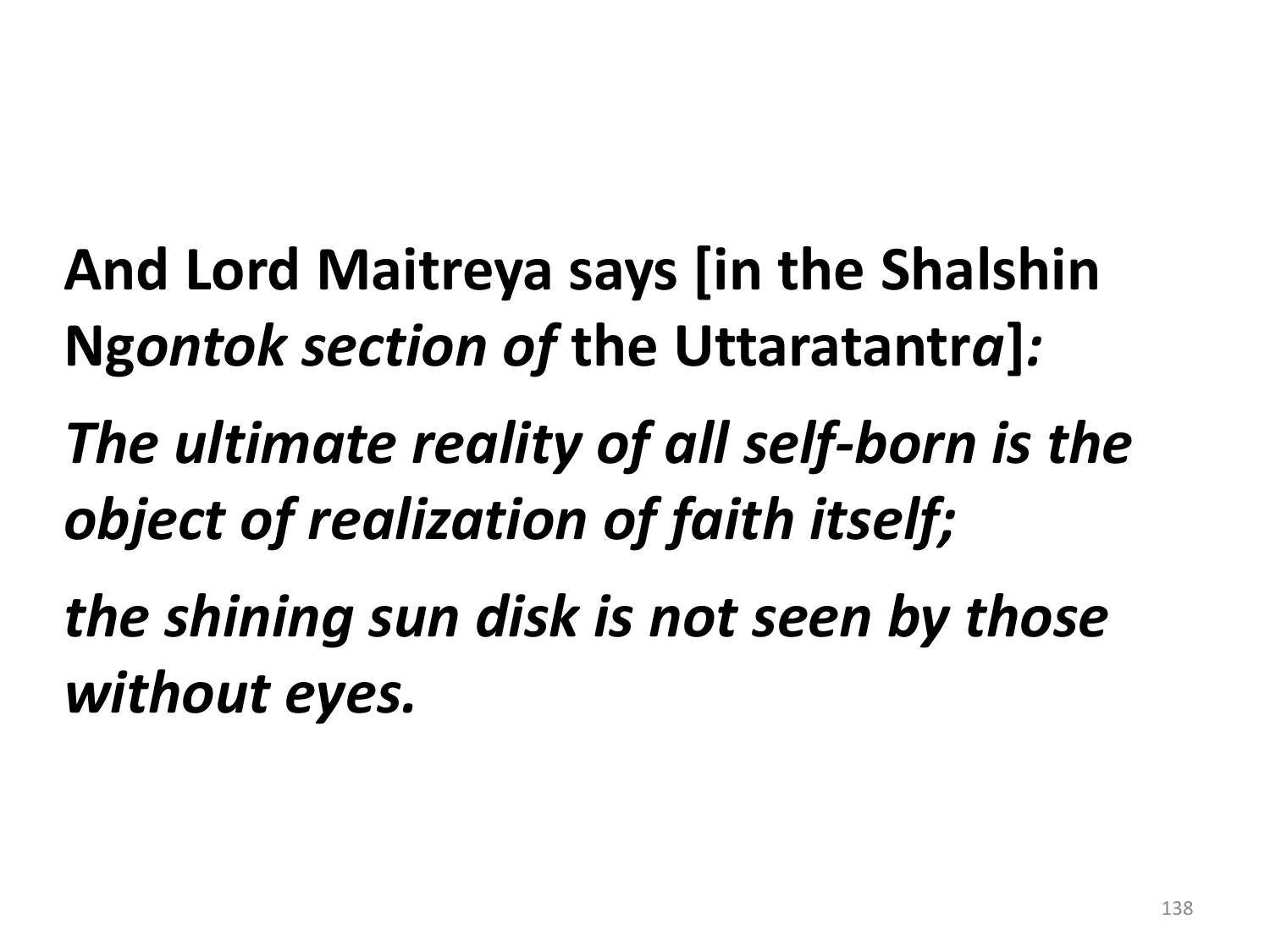**And Lord Maitreya says [in the Shalshin Ng*ontok section of* the Uttaratantr*a*]*:***

***The ultimate reality of all self-born is the object of realization of faith itself;***

***the shining sun disk is not seen by those without eyes.***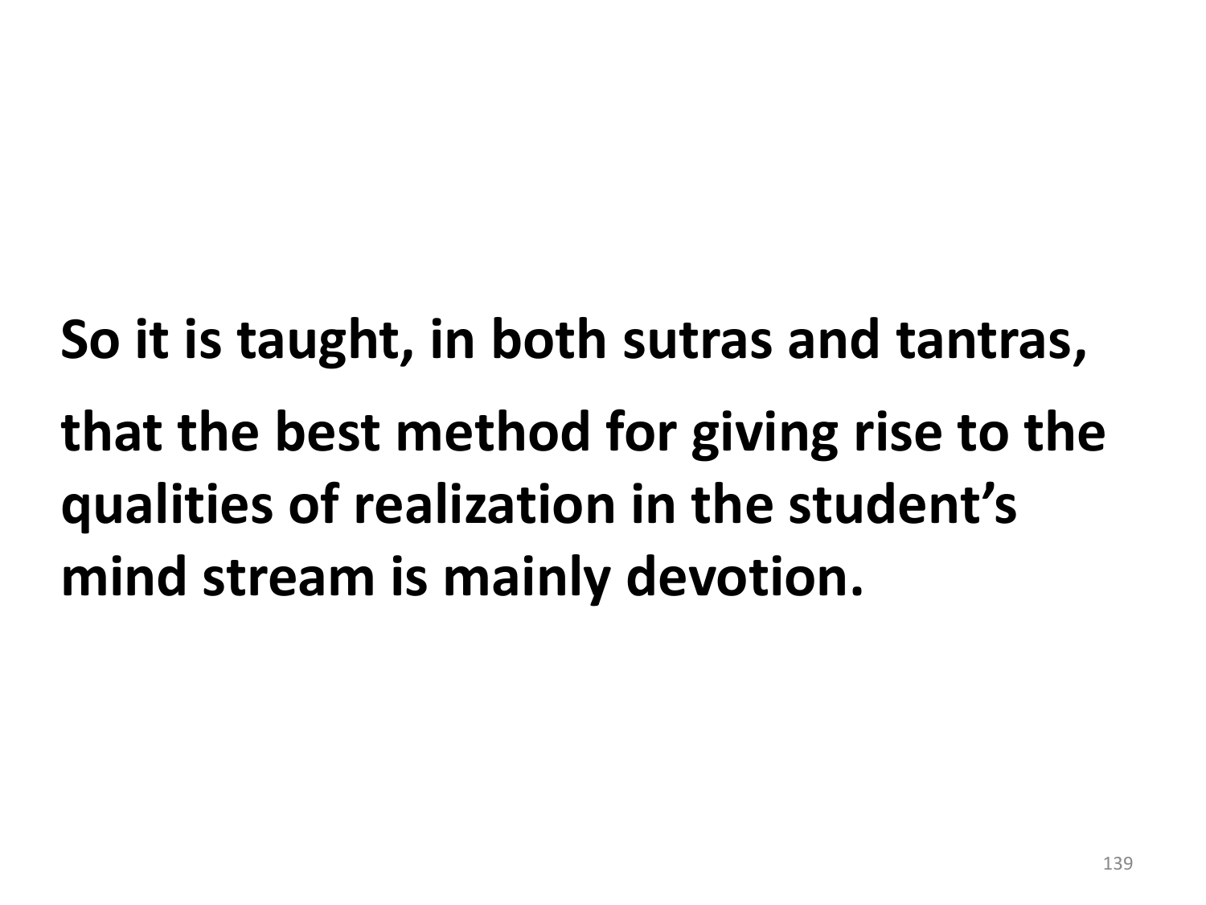**So it is taught, in both sutras and tantras,**

**that the best method for giving rise to the qualities of realization in the student's mind stream is mainly devotion.**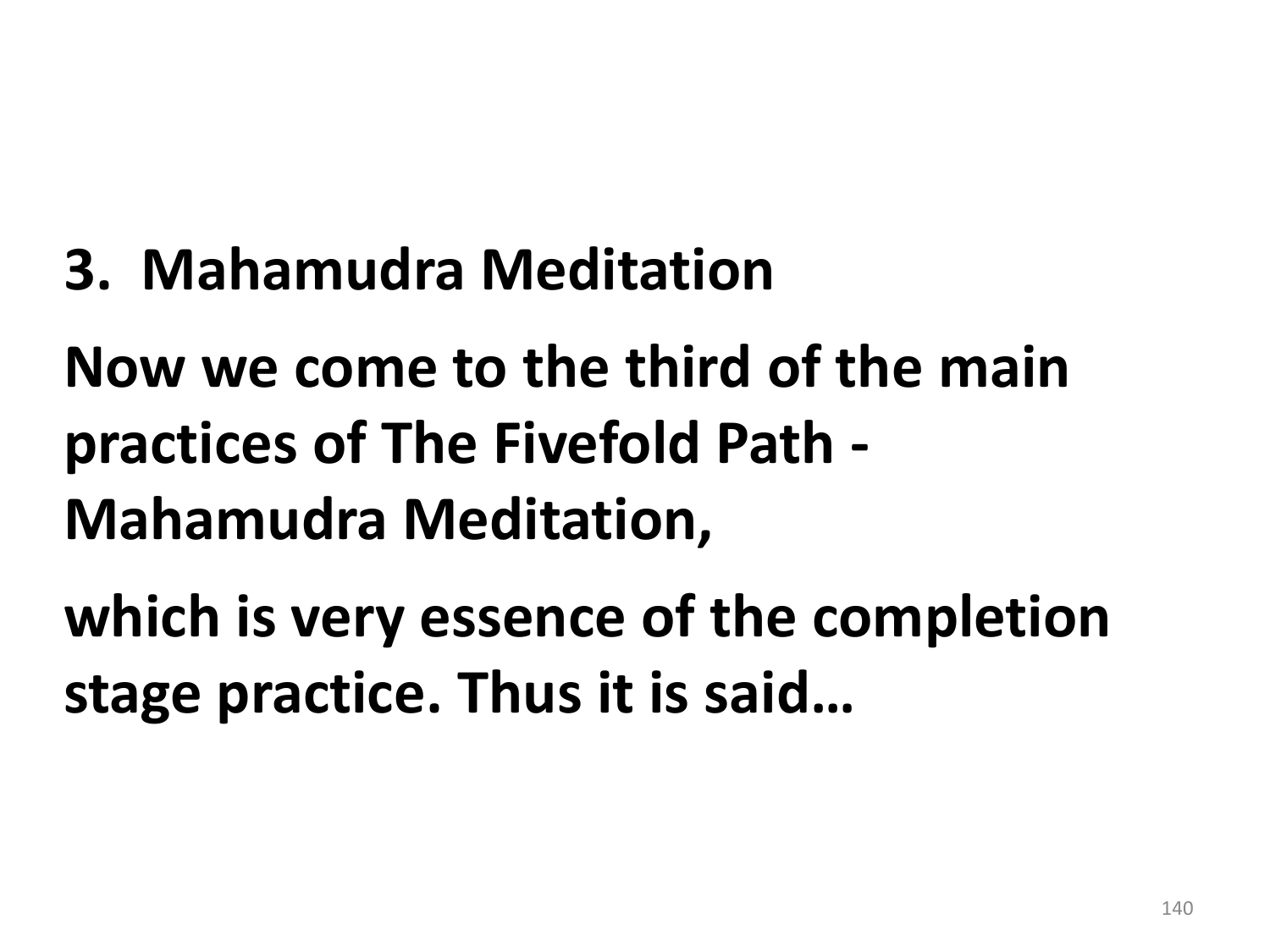**3. Mahamudra Meditation**

**Now we come to the third of the main practices of The Fivefold Path - Mahamudra Meditation,**

**which is very essence of the completion stage practice. Thus it is said…**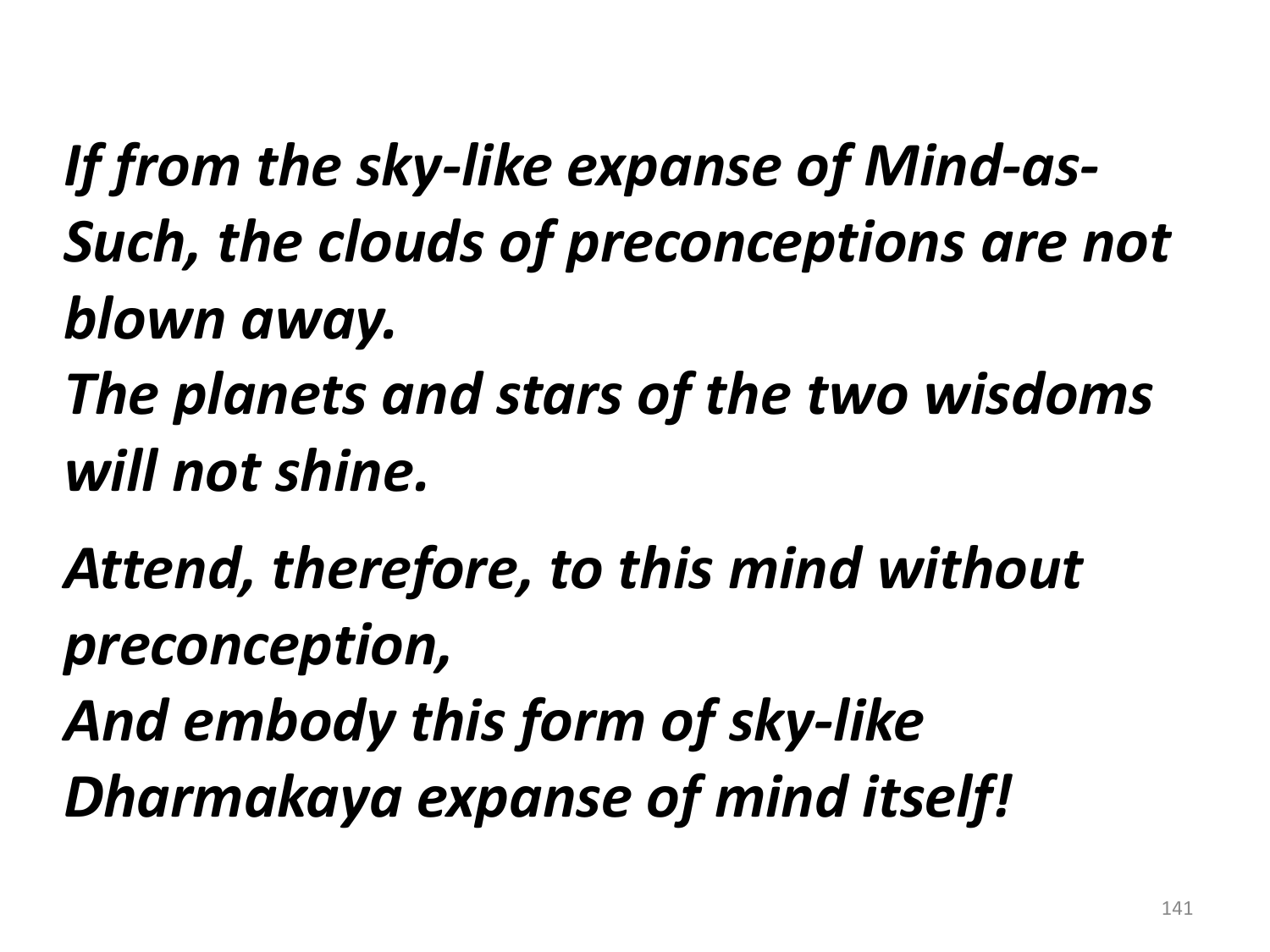***If from the sky-like expanse of Mind-as-Such, the clouds of preconceptions are not blown away.***
***The planets and stars of the two wisdoms will not shine.***

***Attend, therefore, to this mind without preconception,***
***And embody this form of sky-like Dharmakaya expanse of mind itself!***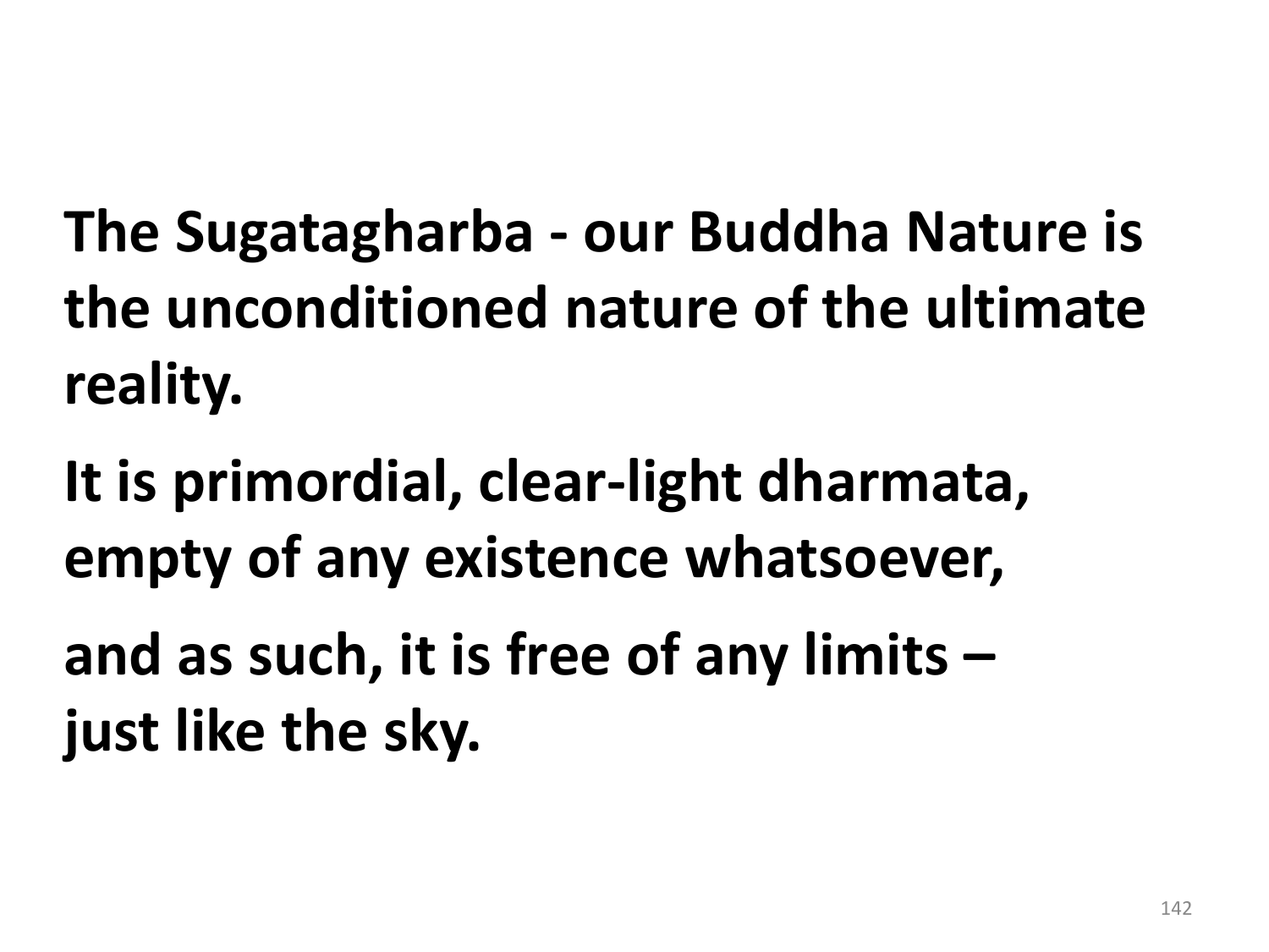**The Sugatagharba - our Buddha Nature is the unconditioned nature of the ultimate reality.**

**It is primordial, clear-light dharmata, empty of any existence whatsoever,**

**and as such, it is free of any limits – just like the sky.**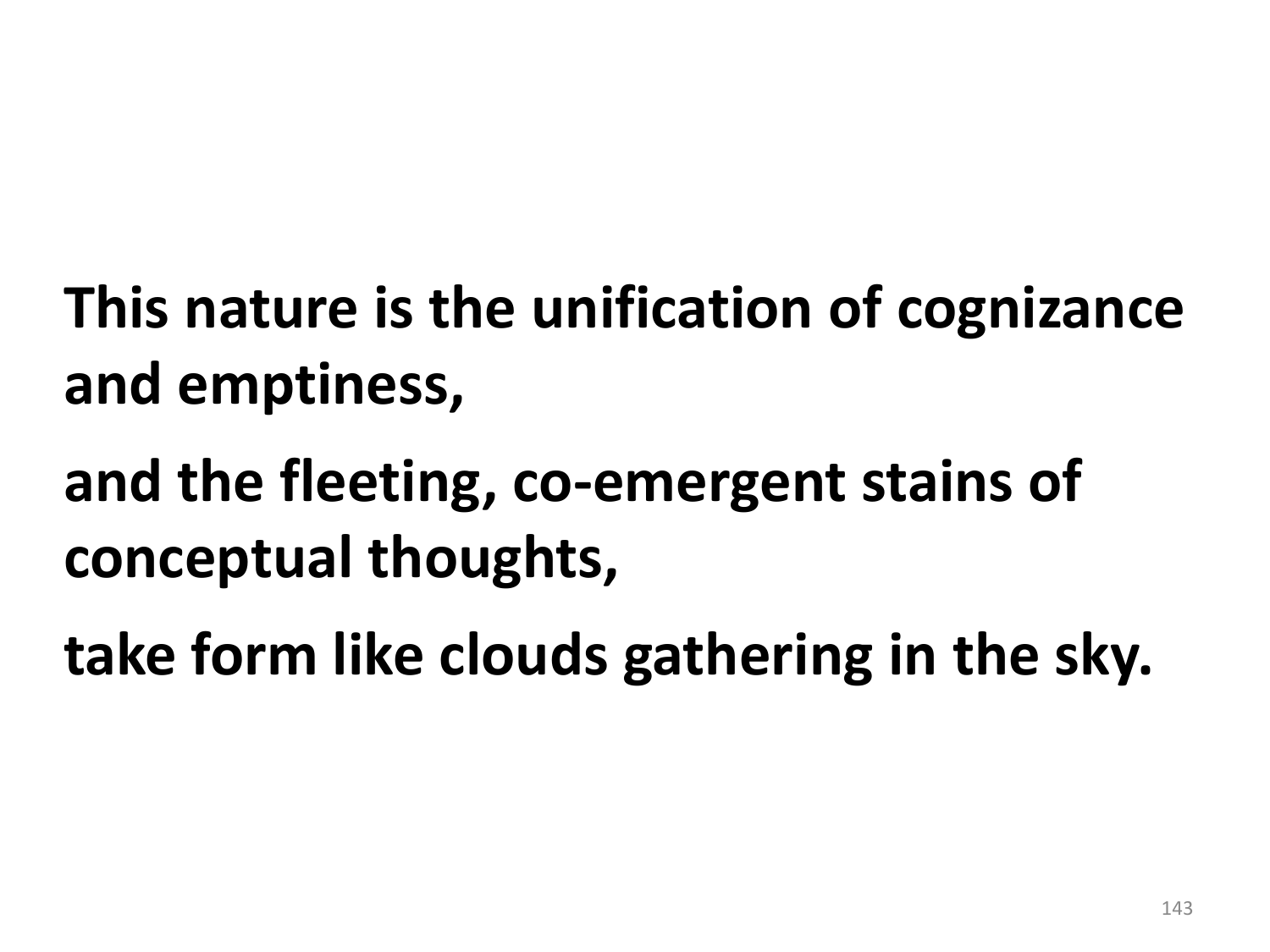**This nature is the unification of cognizance and emptiness,**

**and the fleeting, co-emergent stains of conceptual thoughts,**

**take form like clouds gathering in the sky.**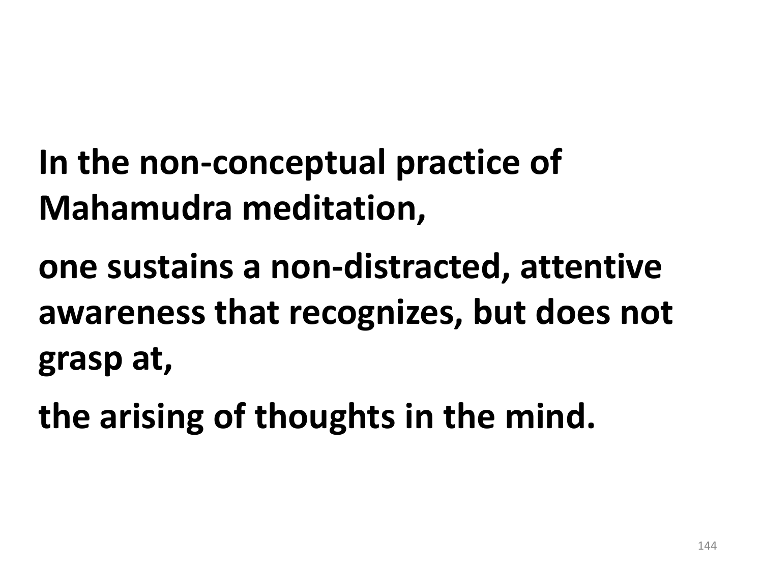**In the non-conceptual practice of Mahamudra meditation,**

**one sustains a non-distracted, attentive awareness that recognizes, but does not grasp at,**

**the arising of thoughts in the mind.**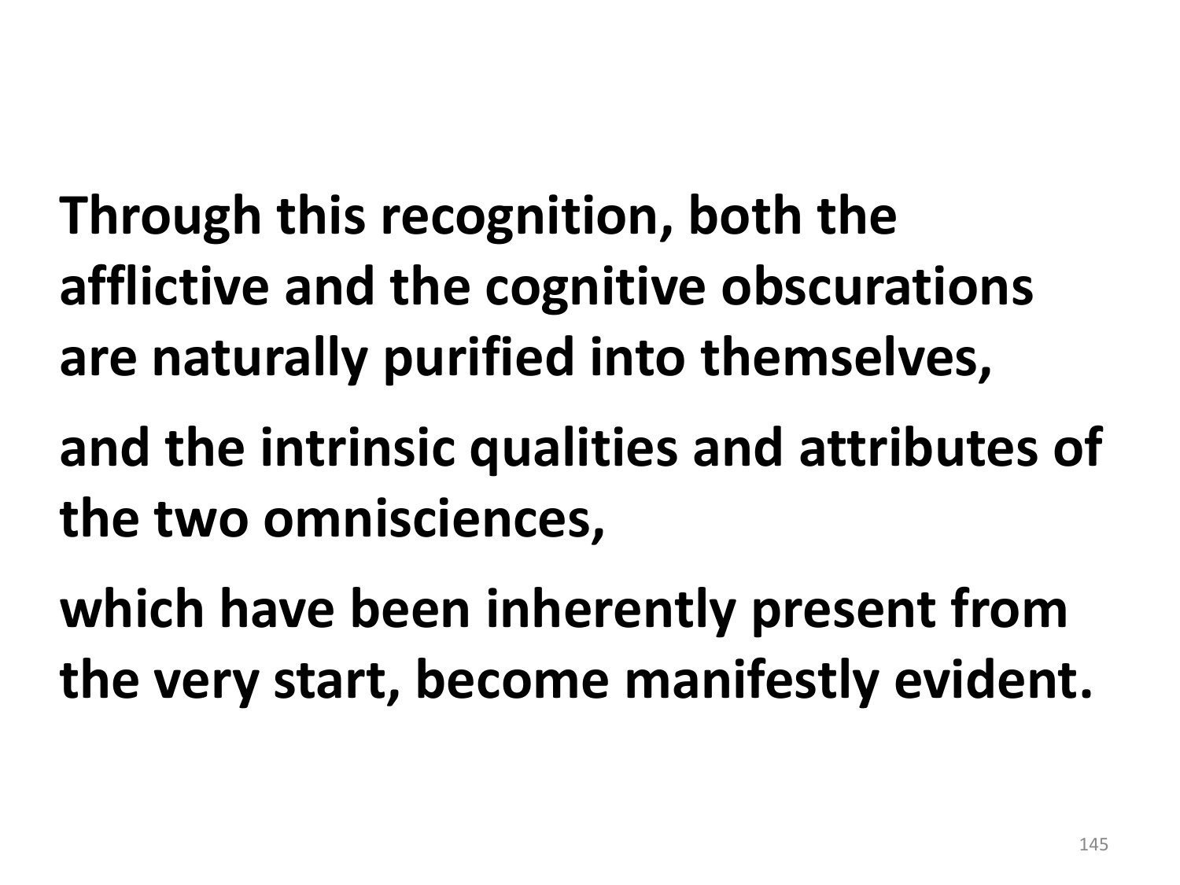**Through this recognition, both the afflictive and the cognitive obscurations are naturally purified into themselves,**

**and the intrinsic qualities and attributes of the two omnisciences,**

**which have been inherently present from the very start, become manifestly evident.**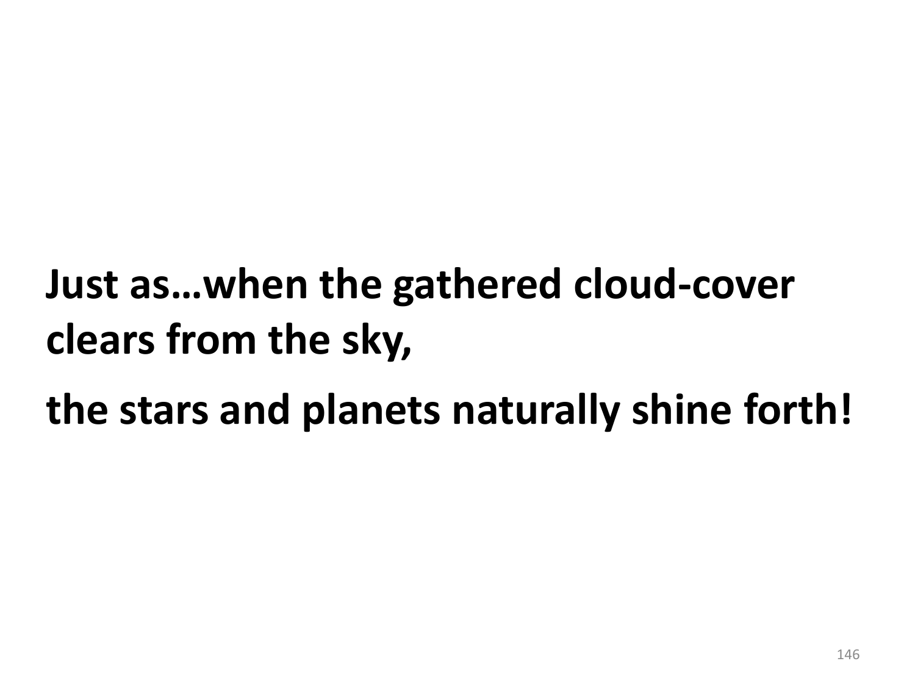**Just as…when the gathered cloud-cover clears from the sky,**

**the stars and planets naturally shine forth!**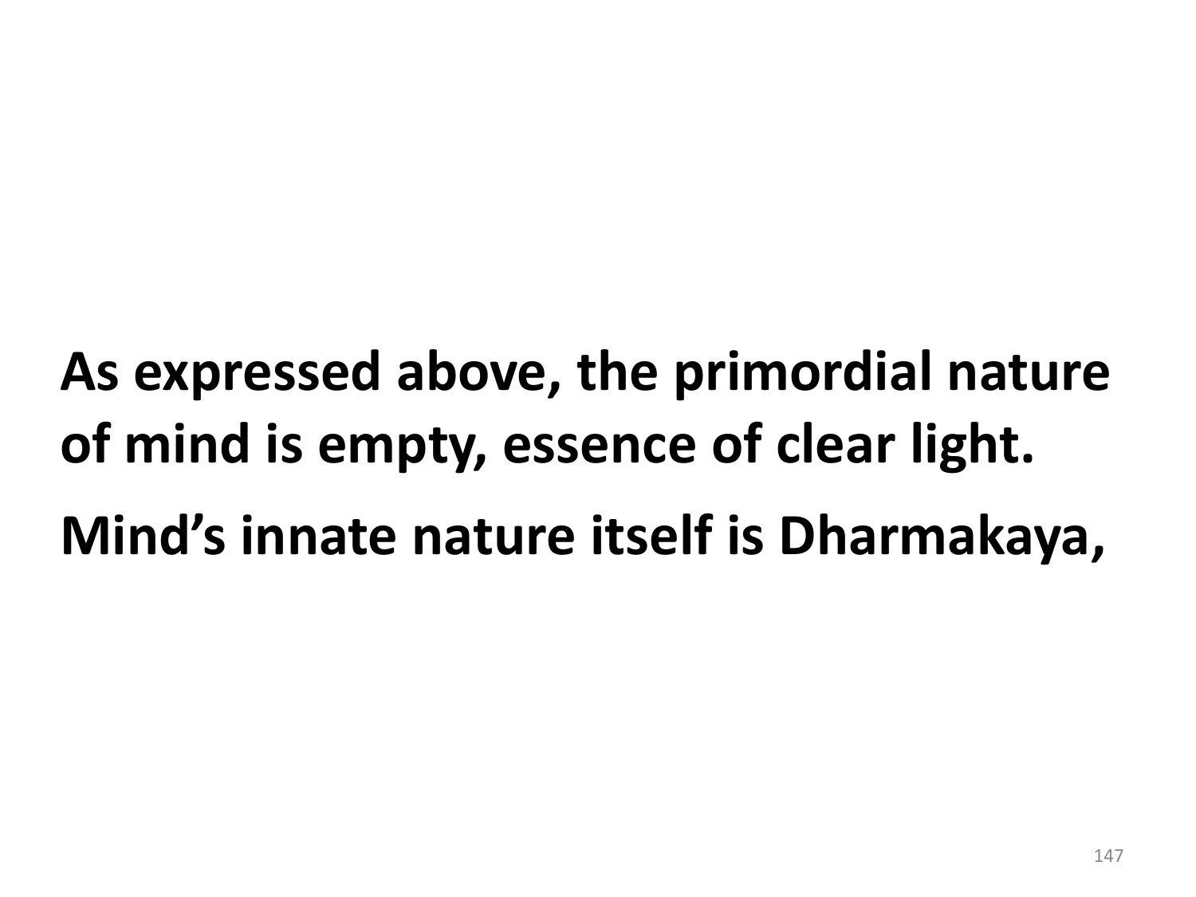**As expressed above, the primordial nature of mind is empty, essence of clear light.**

**Mind's innate nature itself is Dharmakaya,**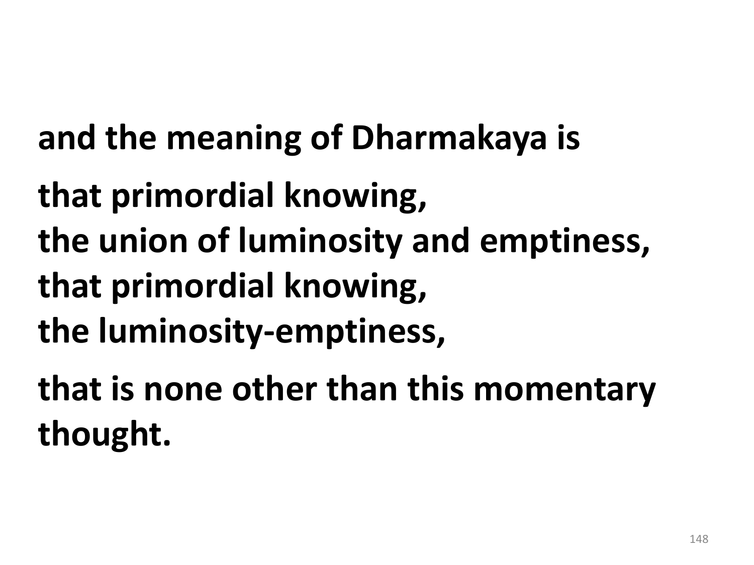**and the meaning of Dharmakaya is**

**that primordial knowing,**
**the union of luminosity and emptiness,**
**that primordial knowing,**
**the luminosity-emptiness,**

**that is none other than this momentary thought.**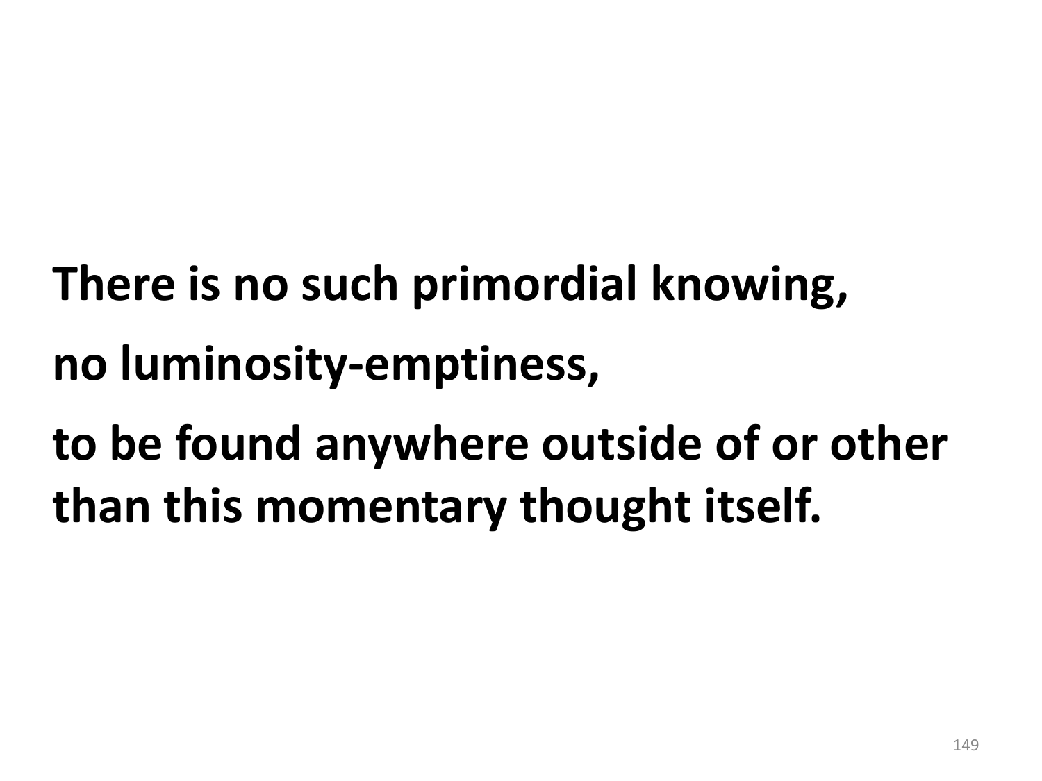**There is no such primordial knowing,**

**no luminosity-emptiness,**

**to be found anywhere outside of or other than this momentary thought itself.**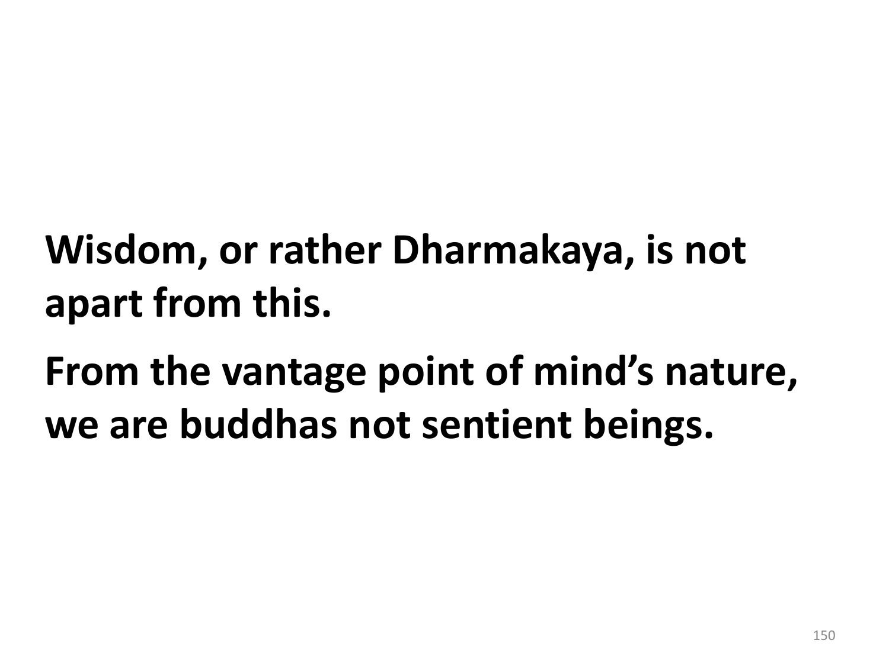**Wisdom, or rather Dharmakaya, is not apart from this.**

**From the vantage point of mind's nature, we are buddhas not sentient beings.**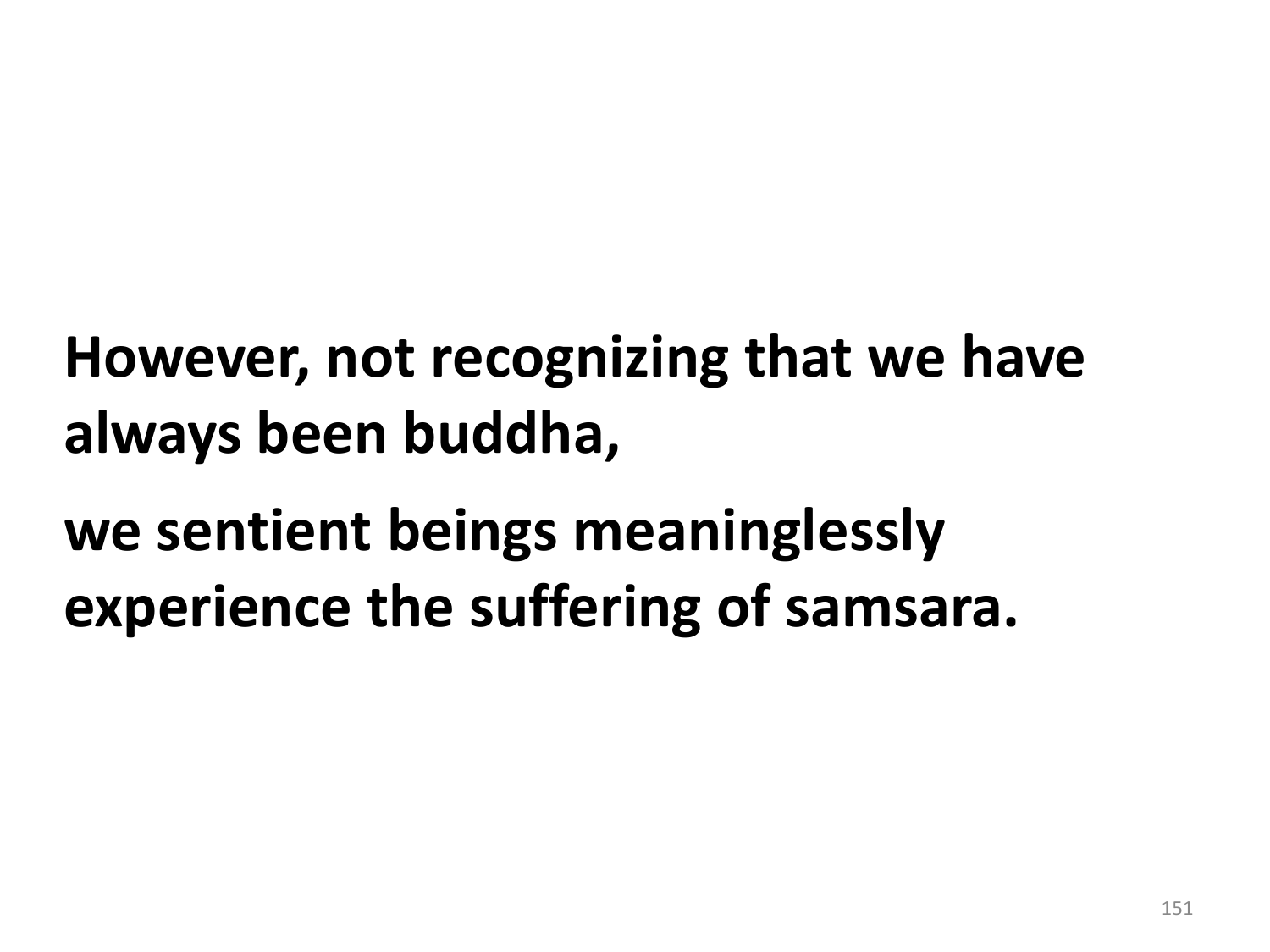**However, not recognizing that we have always been buddha,**

**we sentient beings meaninglessly experience the suffering of samsara.**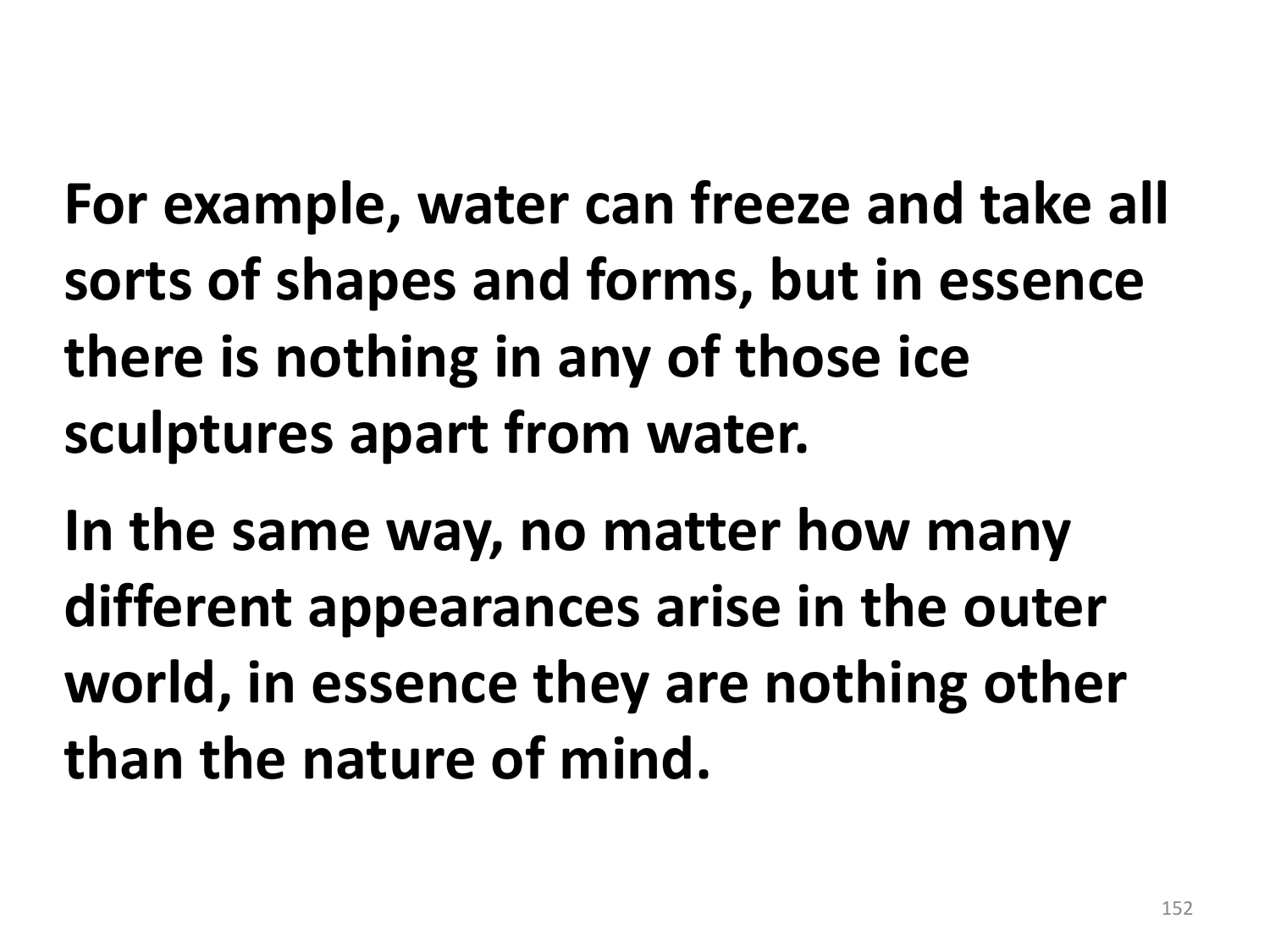**For example, water can freeze and take all sorts of shapes and forms, but in essence there is nothing in any of those ice sculptures apart from water.**

**In the same way, no matter how many different appearances arise in the outer world, in essence they are nothing other than the nature of mind.**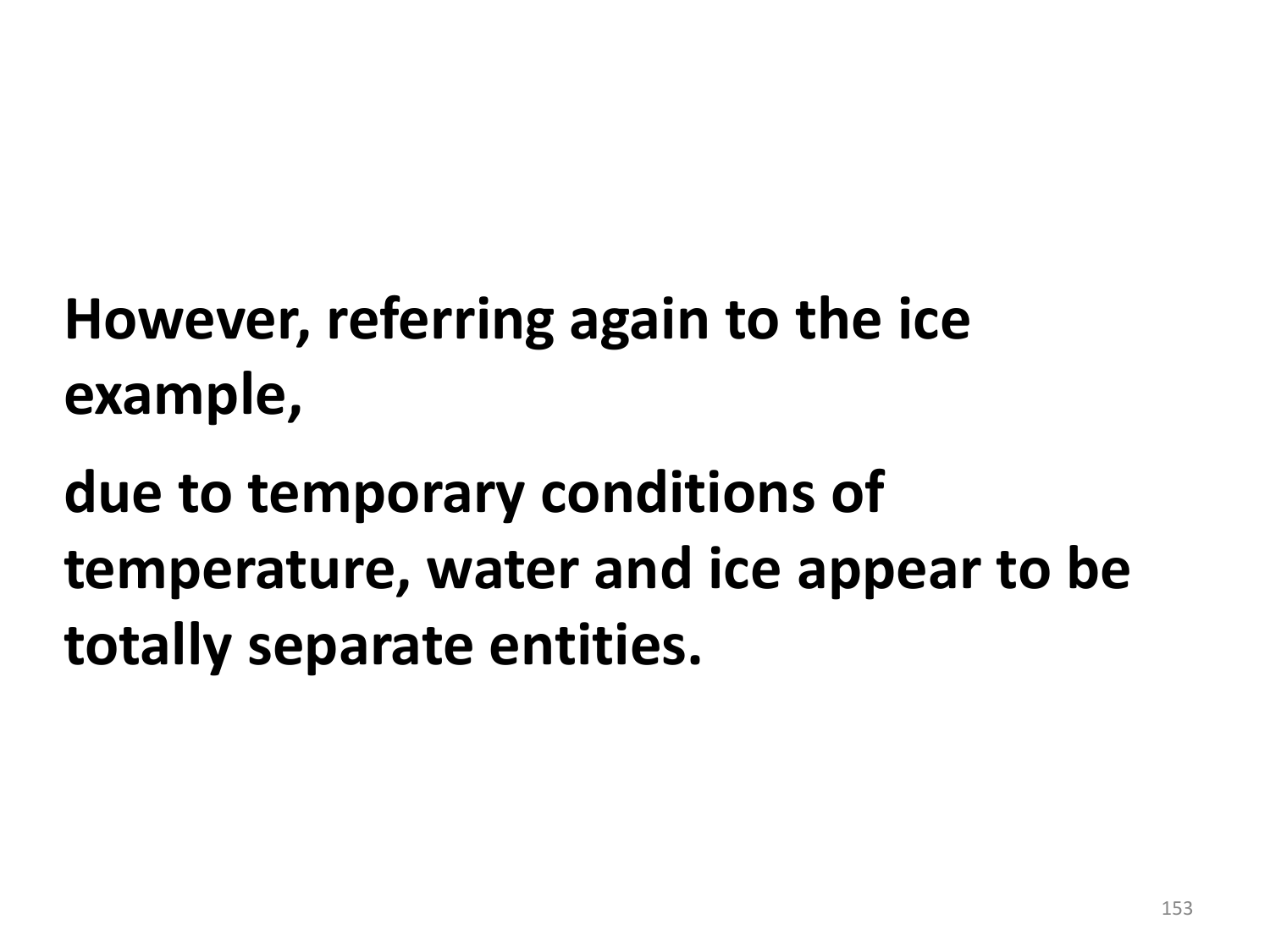**However, referring again to the ice example,**

**due to temporary conditions of temperature, water and ice appear to be totally separate entities.**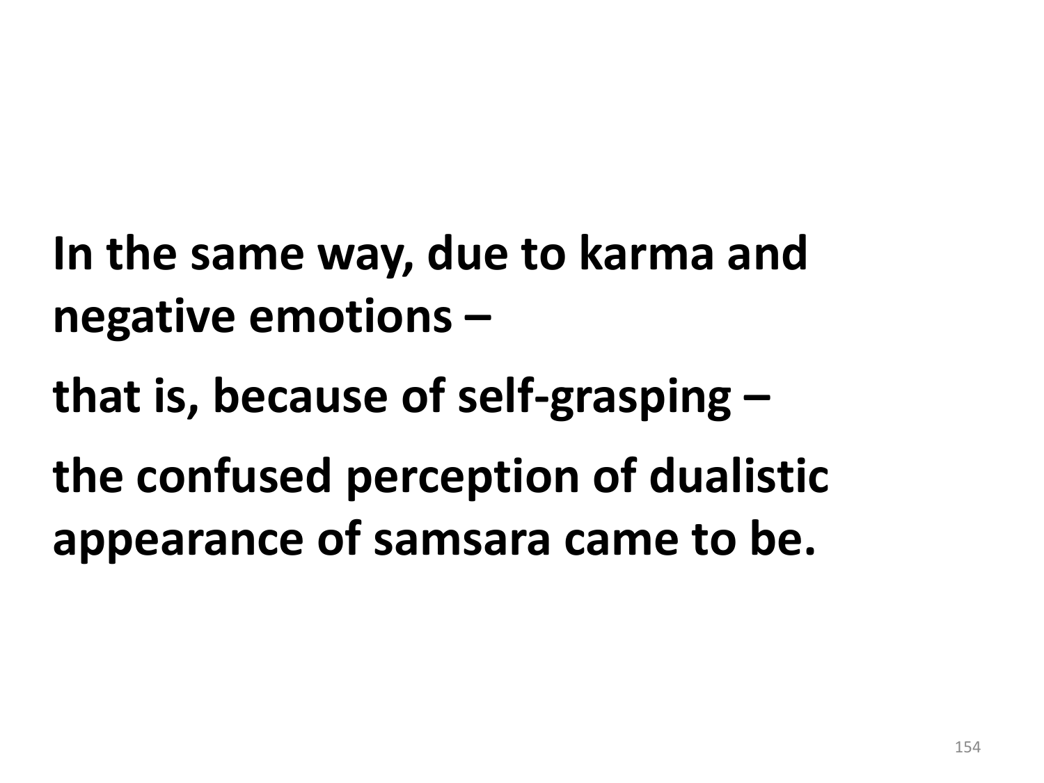**In the same way, due to karma and negative emotions –**

**that is, because of self-grasping –**

**the confused perception of dualistic appearance of samsara came to be.**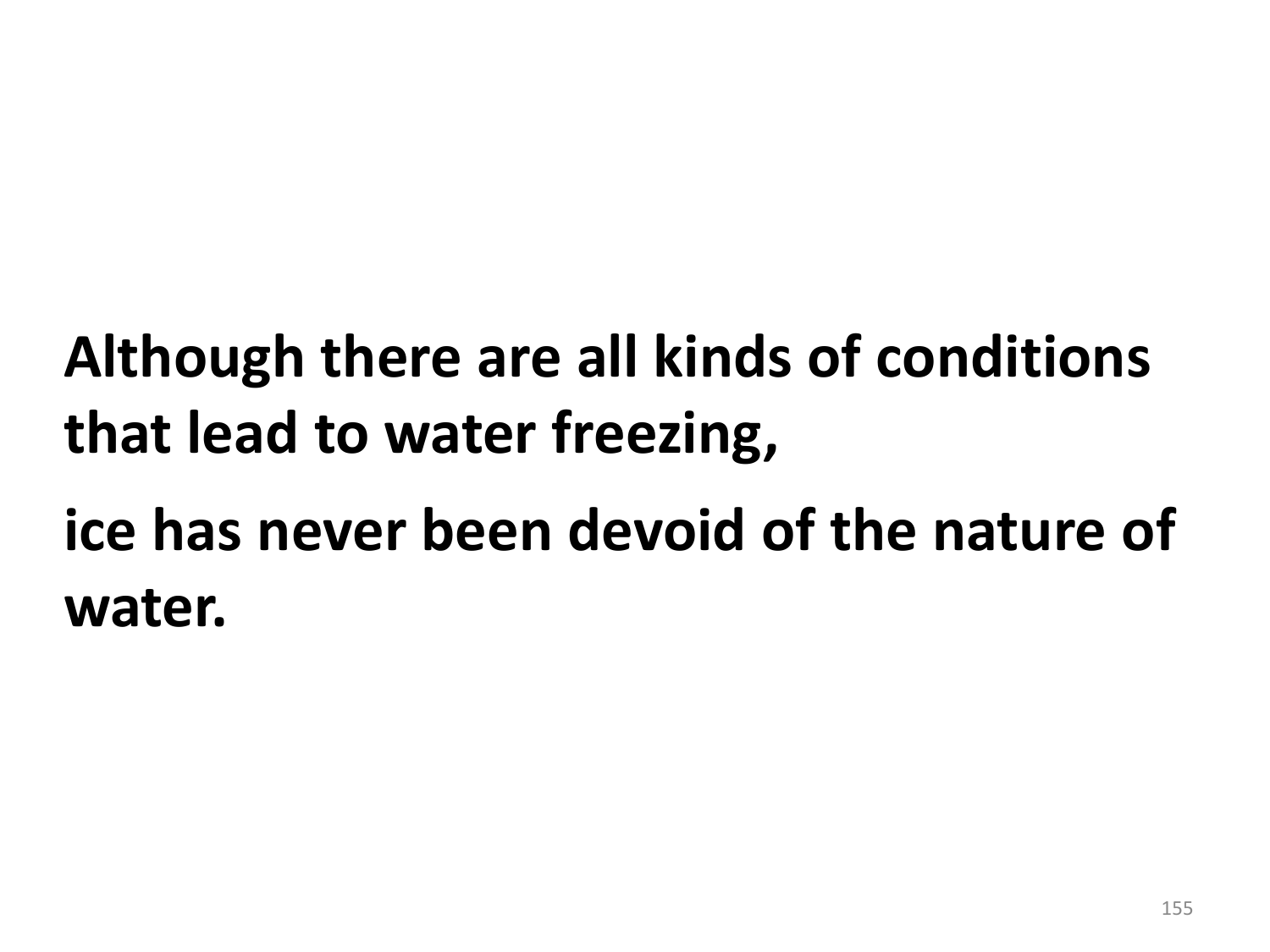**Although there are all kinds of conditions that lead to water freezing,**

**ice has never been devoid of the nature of water.**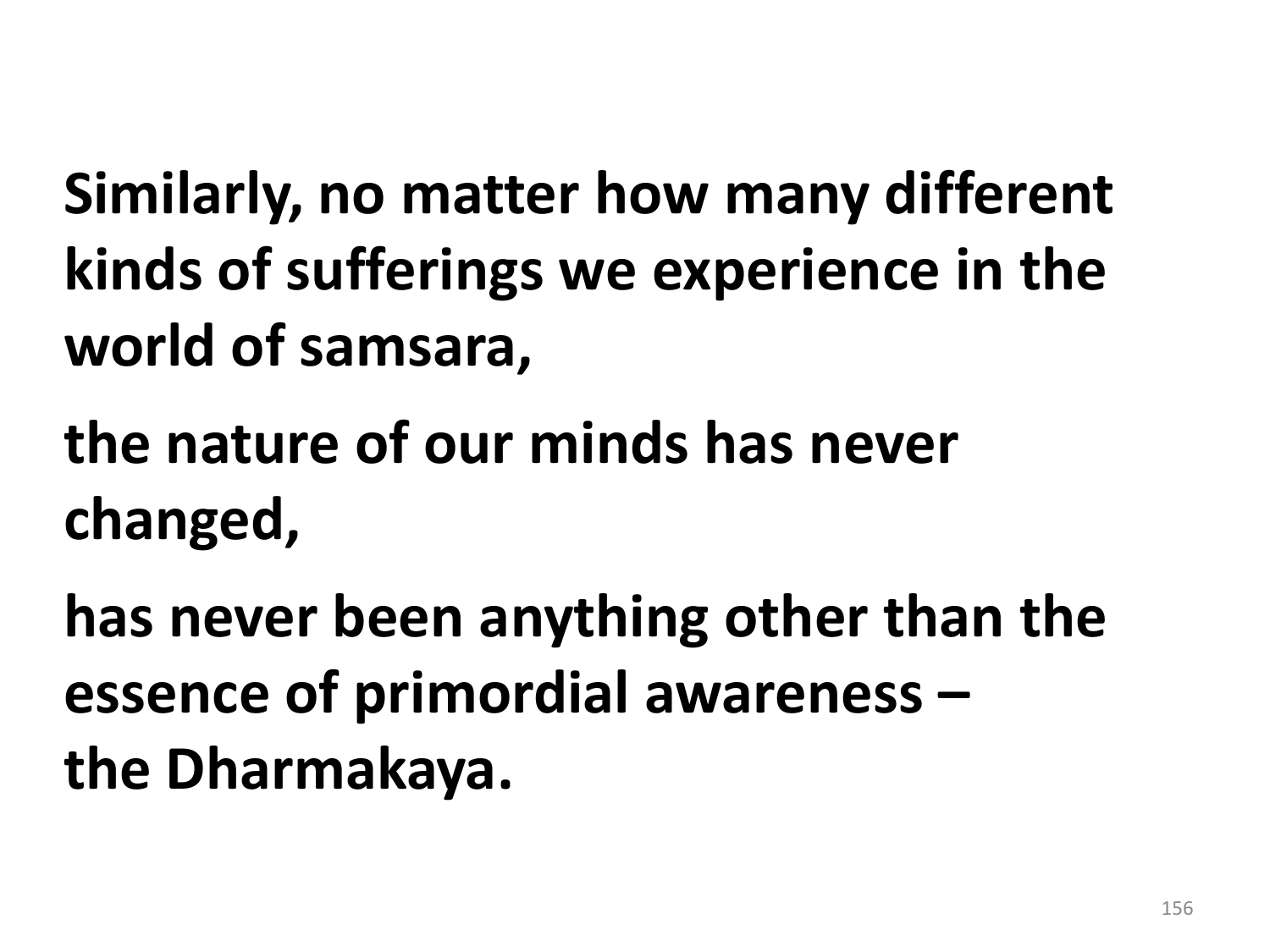**Similarly, no matter how many different kinds of sufferings we experience in the world of samsara,**

**the nature of our minds has never changed,**

**has never been anything other than the essence of primordial awareness – the Dharmakaya.**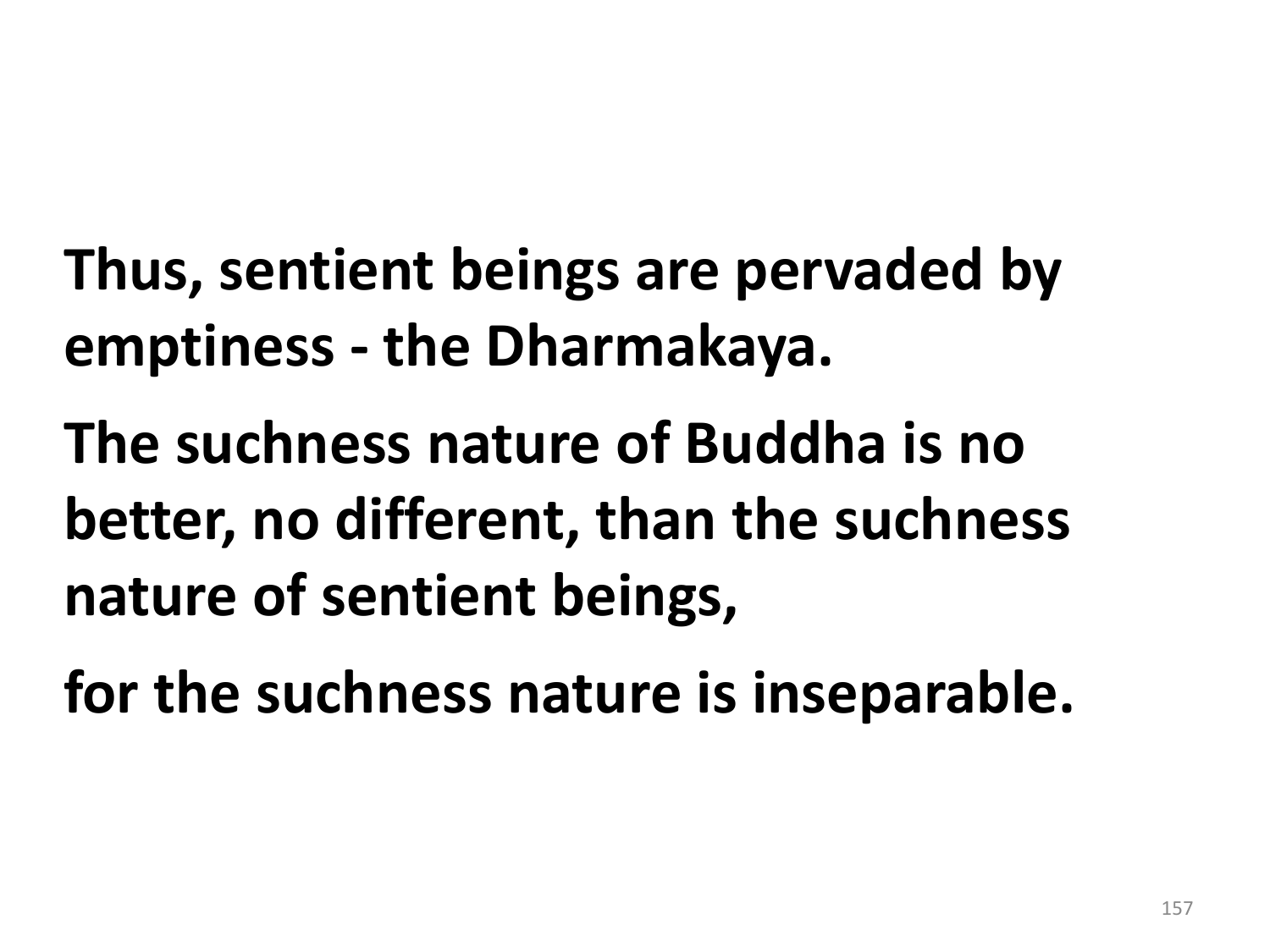**Thus, sentient beings are pervaded by emptiness - the Dharmakaya.**

**The suchness nature of Buddha is no better, no different, than the suchness nature of sentient beings,**

**for the suchness nature is inseparable.**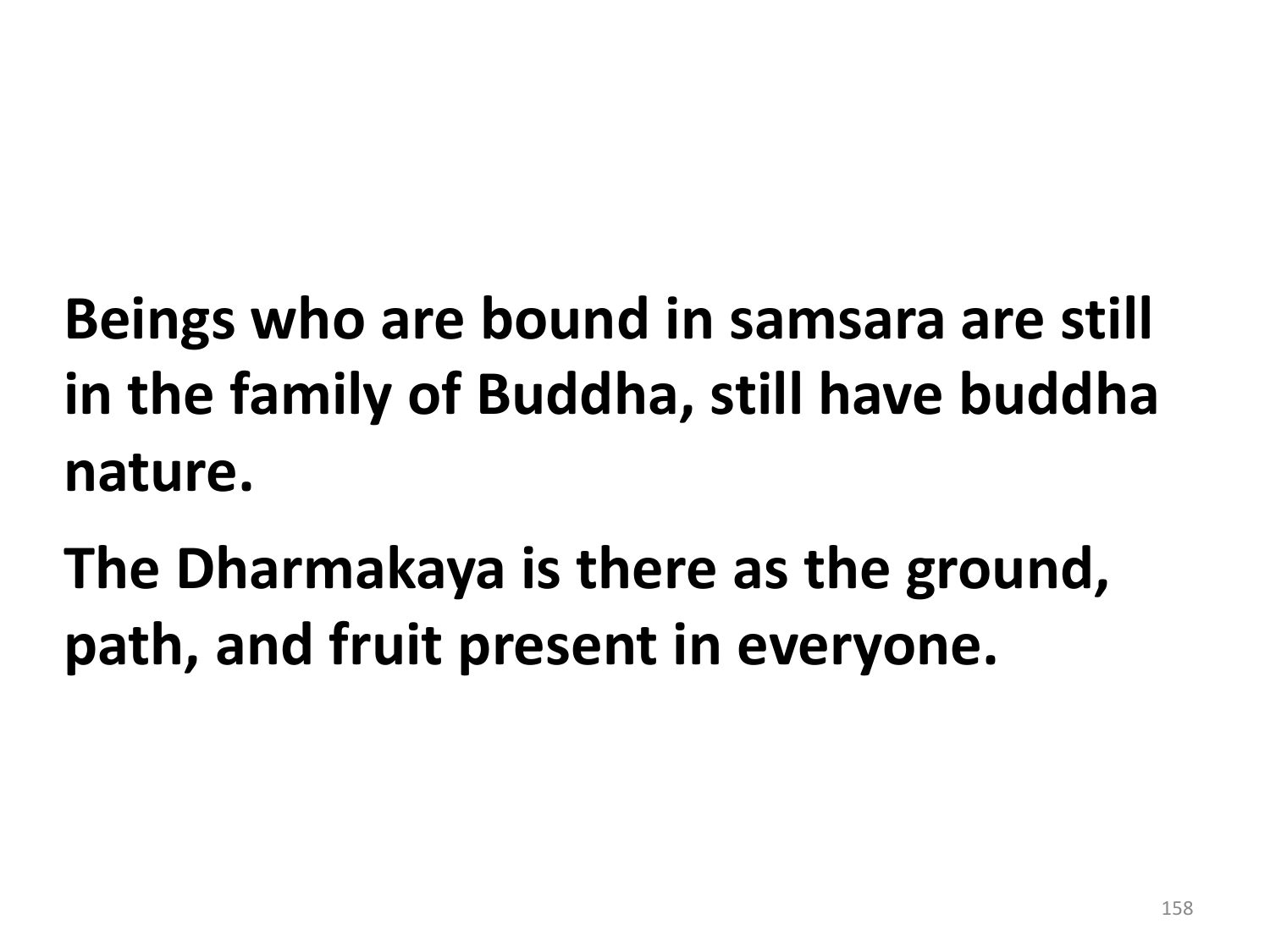**Beings who are bound in samsara are still in the family of Buddha, still have buddha nature.**

**The Dharmakaya is there as the ground, path, and fruit present in everyone.**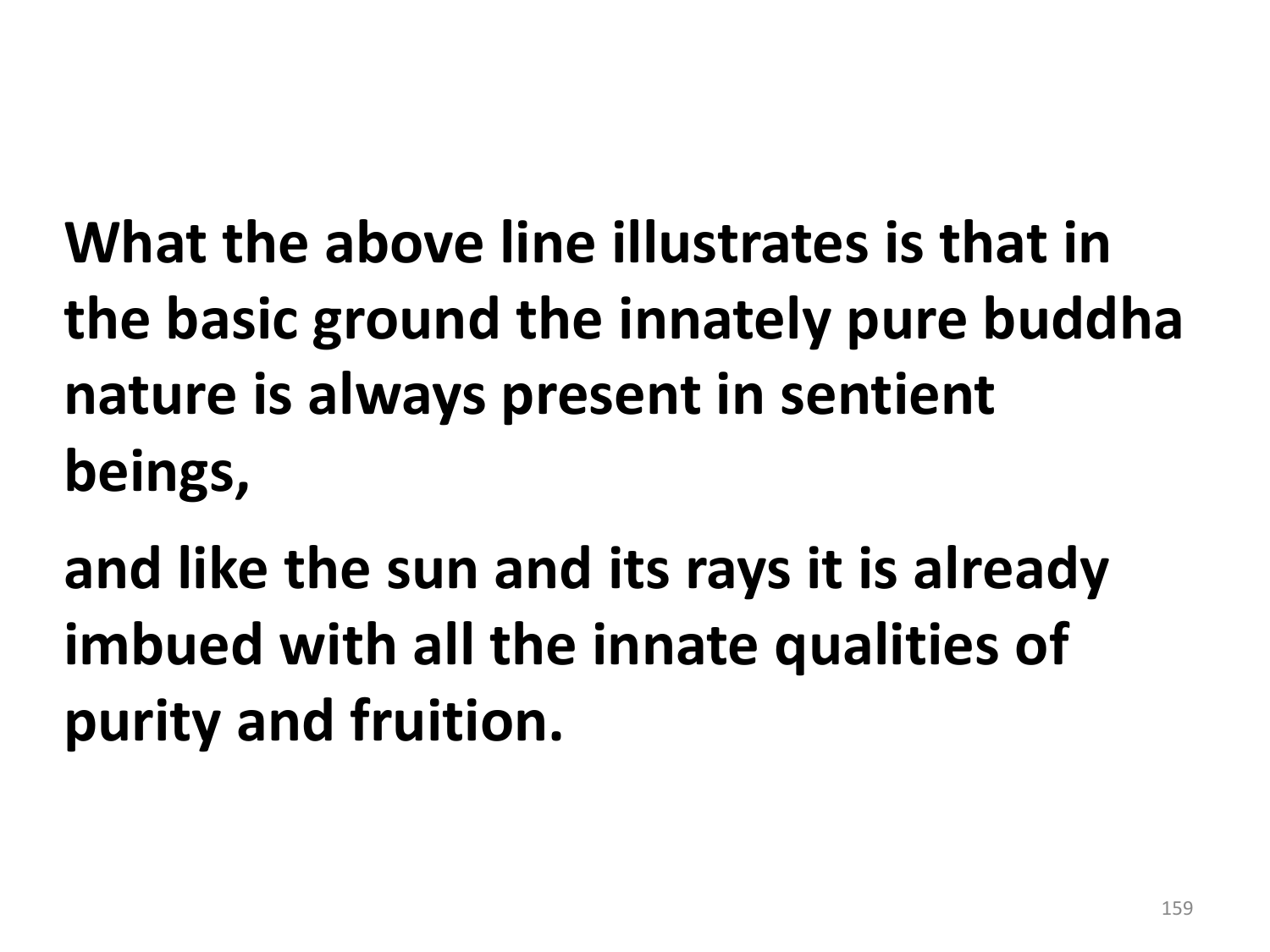**What the above line illustrates is that in the basic ground the innately pure buddha nature is always present in sentient beings,**

**and like the sun and its rays it is already imbued with all the innate qualities of purity and fruition.**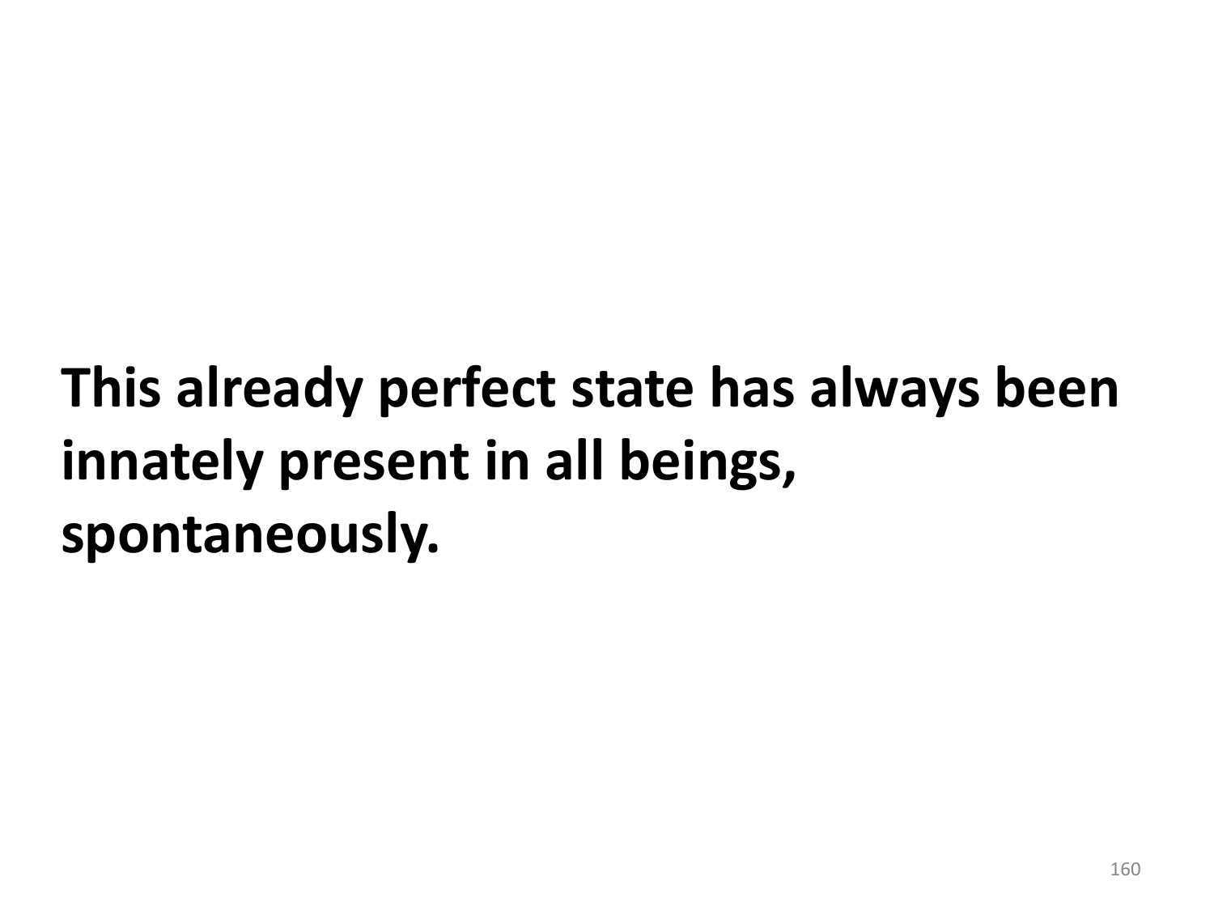**This already perfect state has always been innately present in all beings, spontaneously.**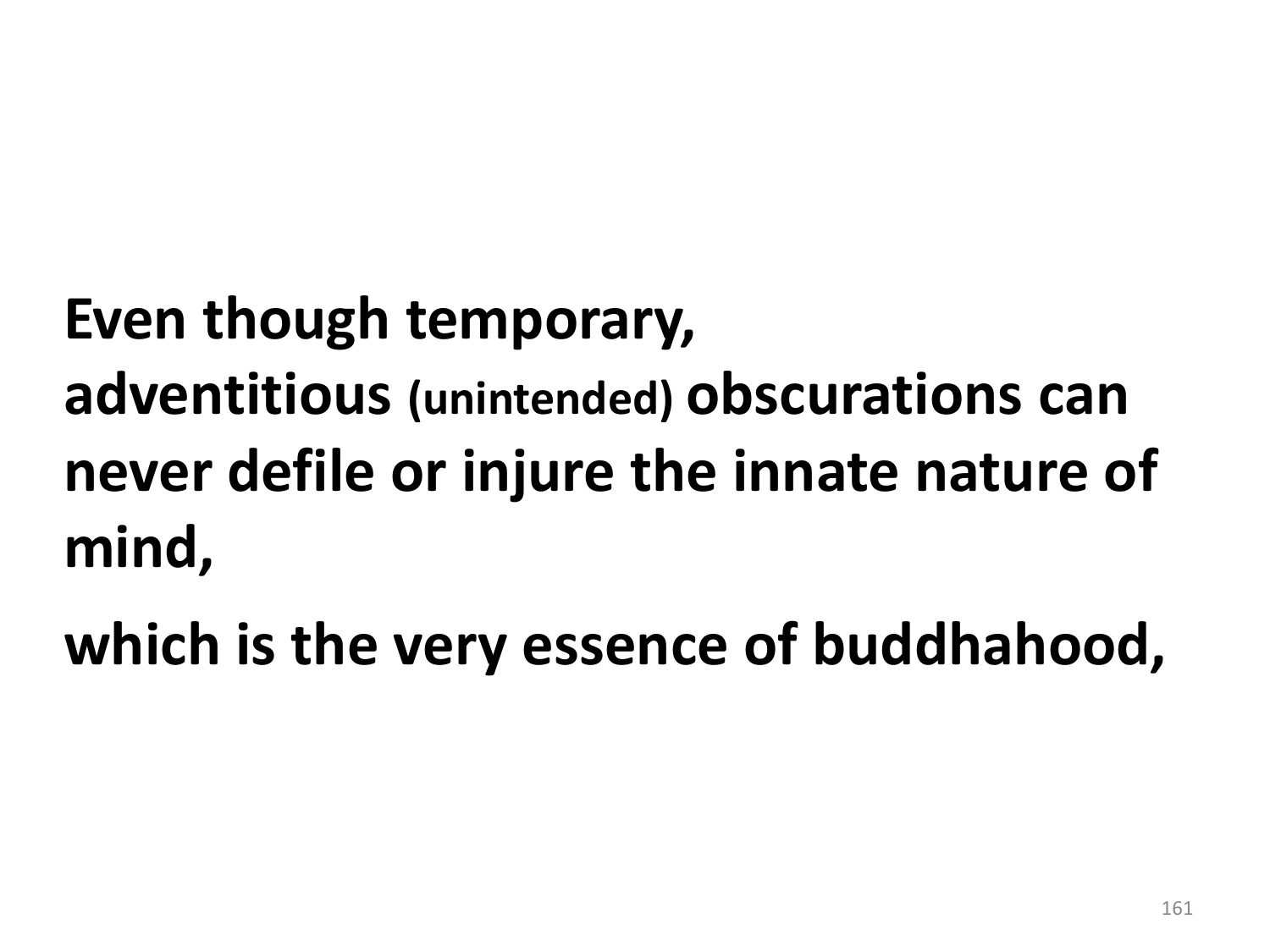**Even though temporary, adventitious (unintended) obscurations can never defile or injure the innate nature of mind,**

**which is the very essence of buddhahood,**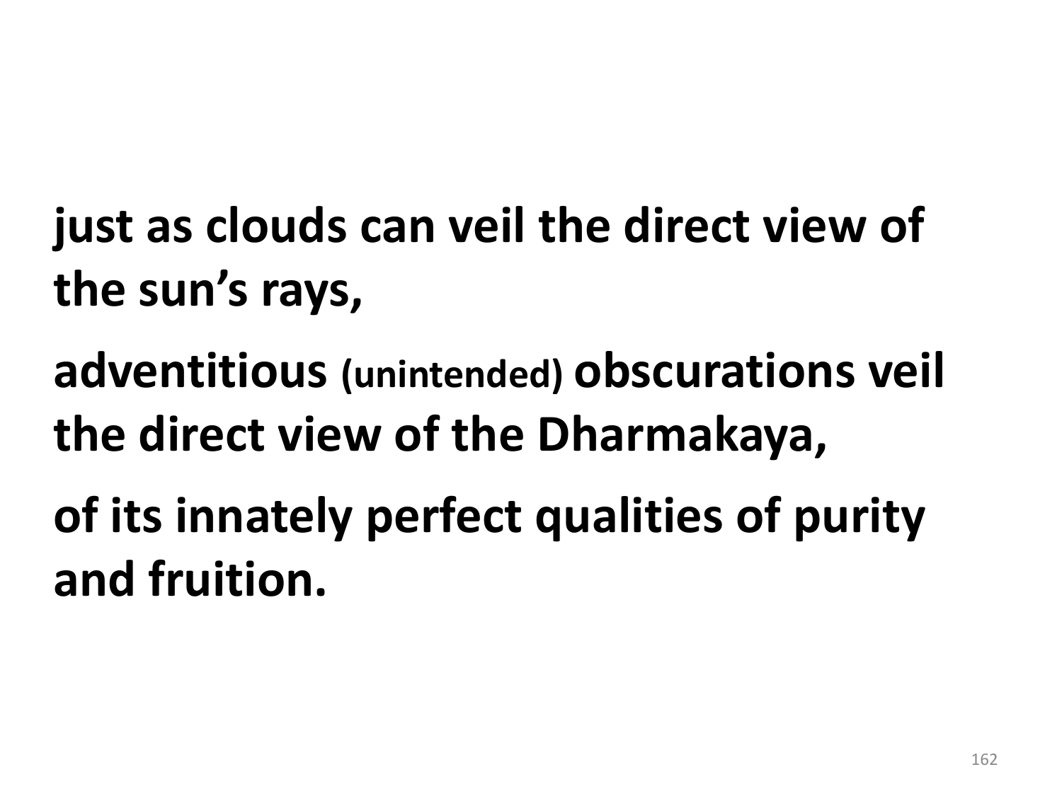**just as clouds can veil the direct view of the sun's rays,**

**adventitious (unintended) obscurations veil the direct view of the Dharmakaya,**

**of its innately perfect qualities of purity and fruition.**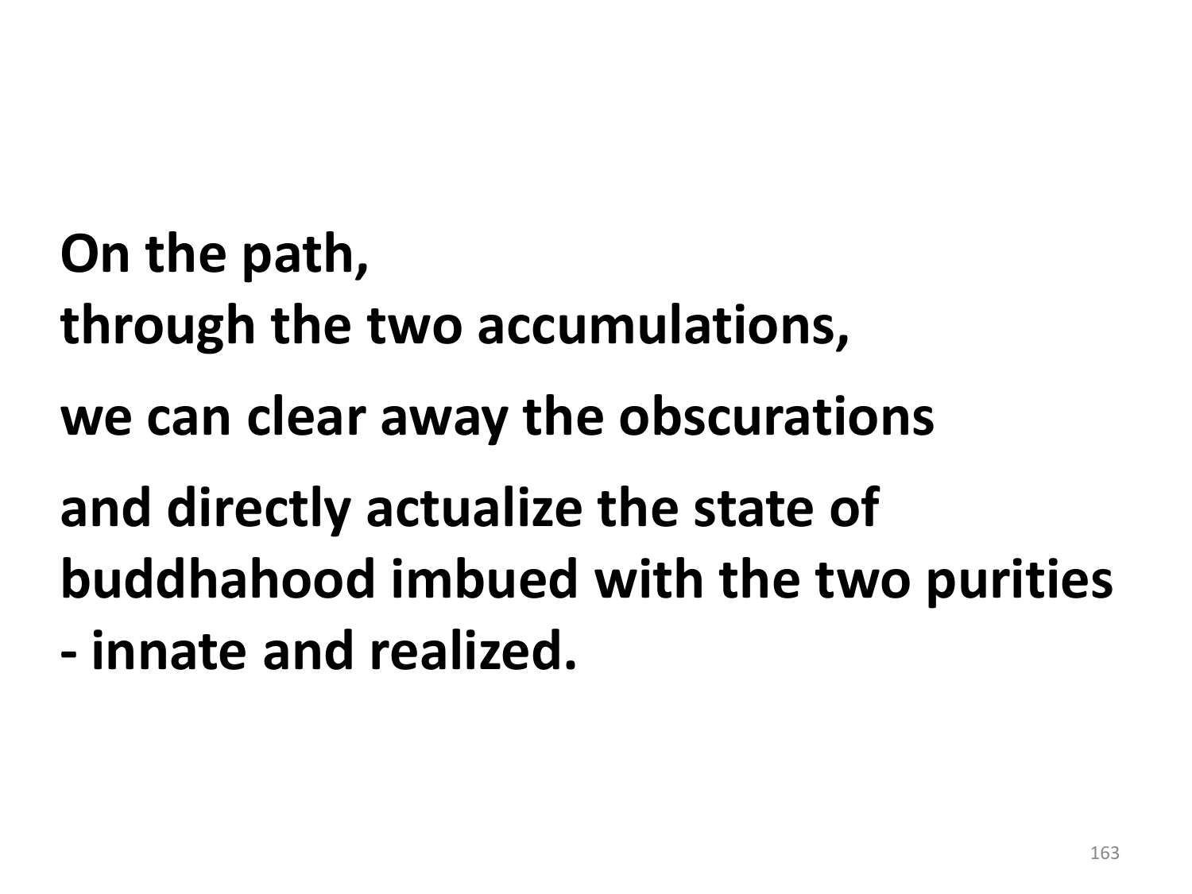**On the path,**
**through the two accumulations,**

**we can clear away the obscurations**

**and directly actualize the state of buddhahood imbued with the two purities - innate and realized.**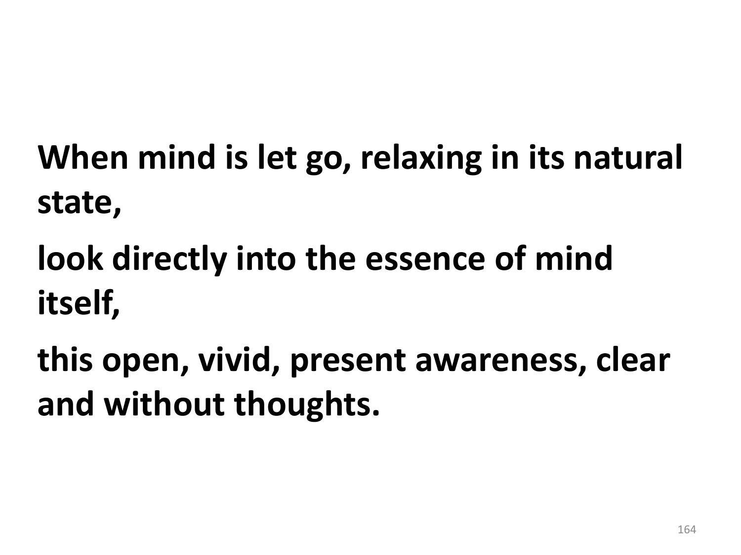**When mind is let go, relaxing in its natural state,**

**look directly into the essence of mind itself,**

**this open, vivid, present awareness, clear and without thoughts.**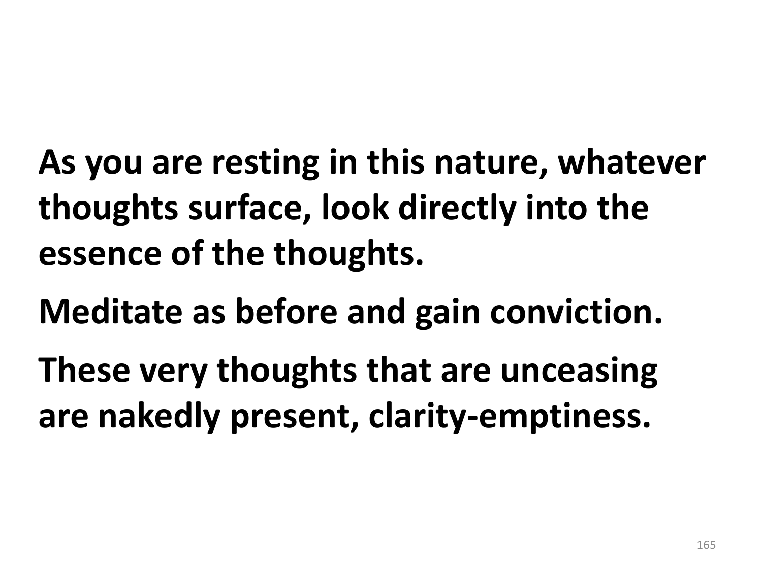**As you are resting in this nature, whatever thoughts surface, look directly into the essence of the thoughts.**

**Meditate as before and gain conviction.**

**These very thoughts that are unceasing are nakedly present, clarity-emptiness.**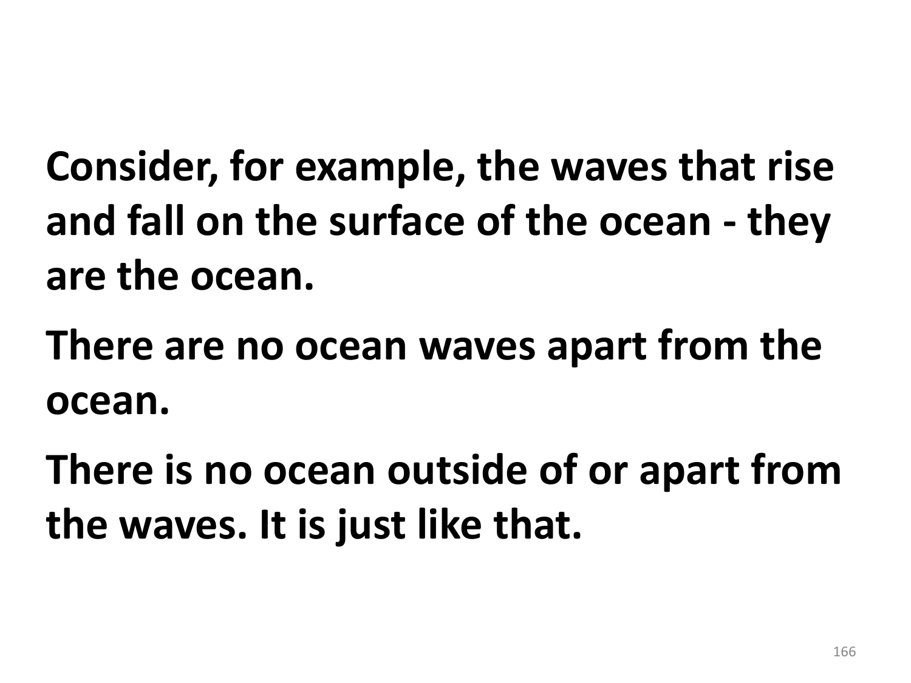**Consider, for example, the waves that rise and fall on the surface of the ocean - they are the ocean.**

**There are no ocean waves apart from the ocean.**

**There is no ocean outside of or apart from the waves. It is just like that.**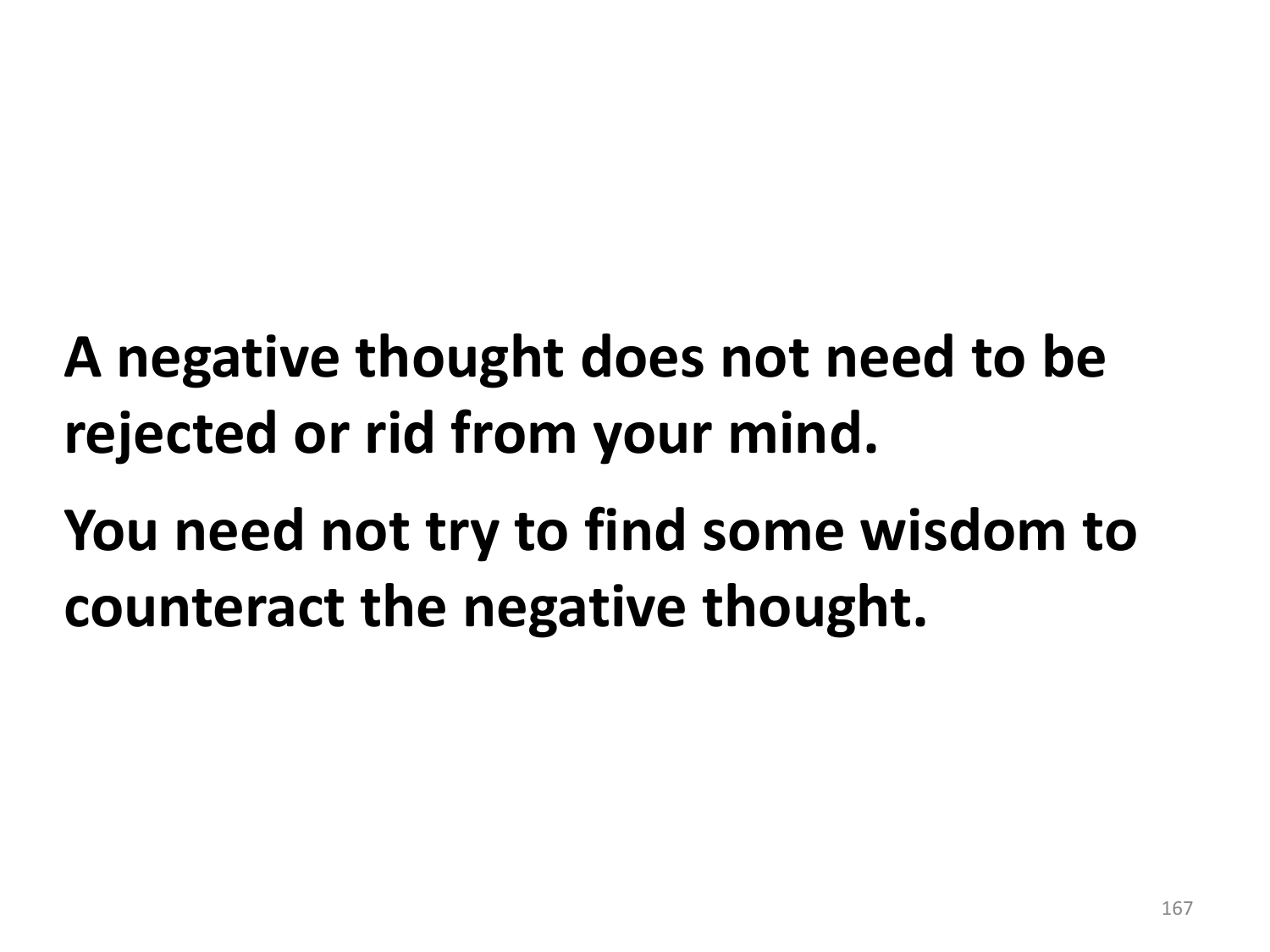**A negative thought does not need to be rejected or rid from your mind.**

**You need not try to find some wisdom to counteract the negative thought.**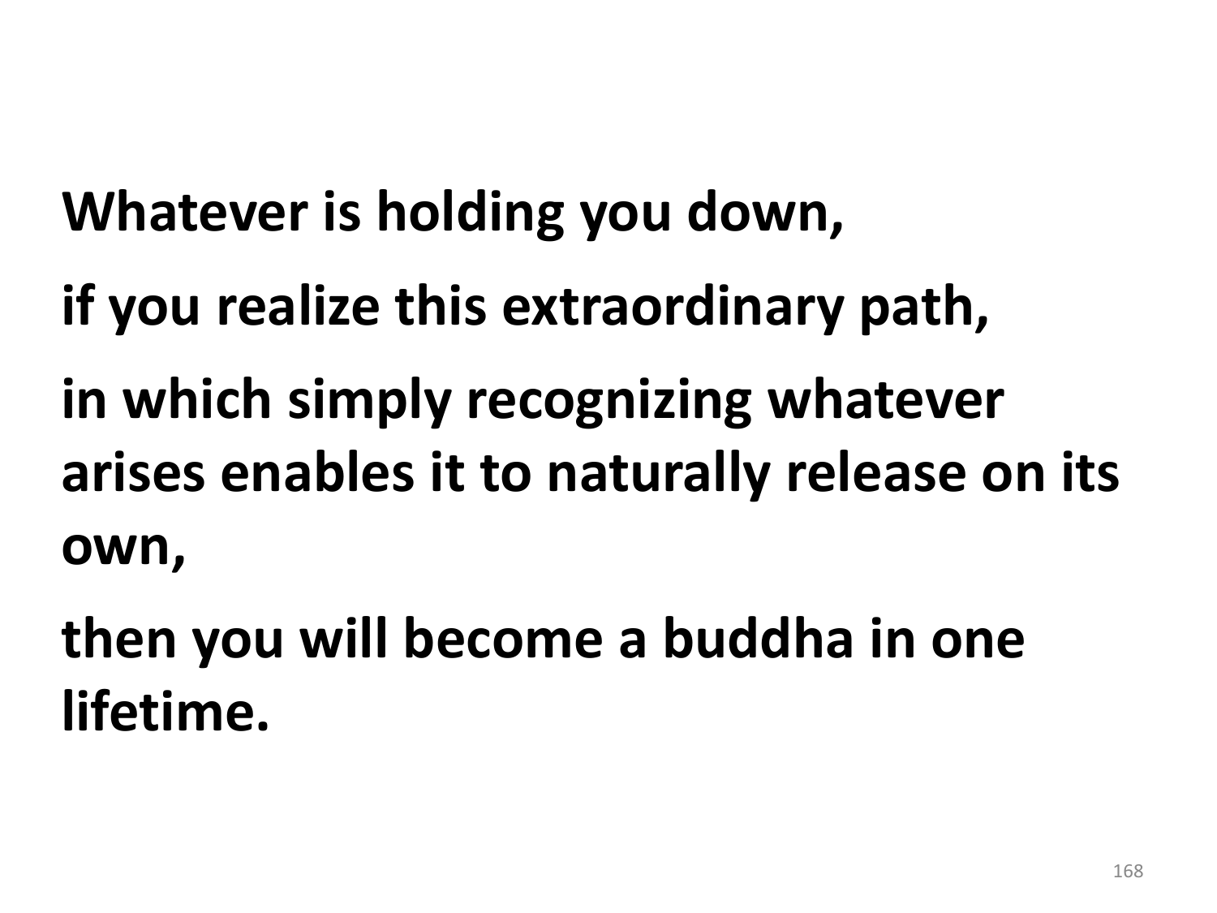**Whatever is holding you down,**

**if you realize this extraordinary path,**

**in which simply recognizing whatever arises enables it to naturally release on its own,**

**then you will become a buddha in one lifetime.**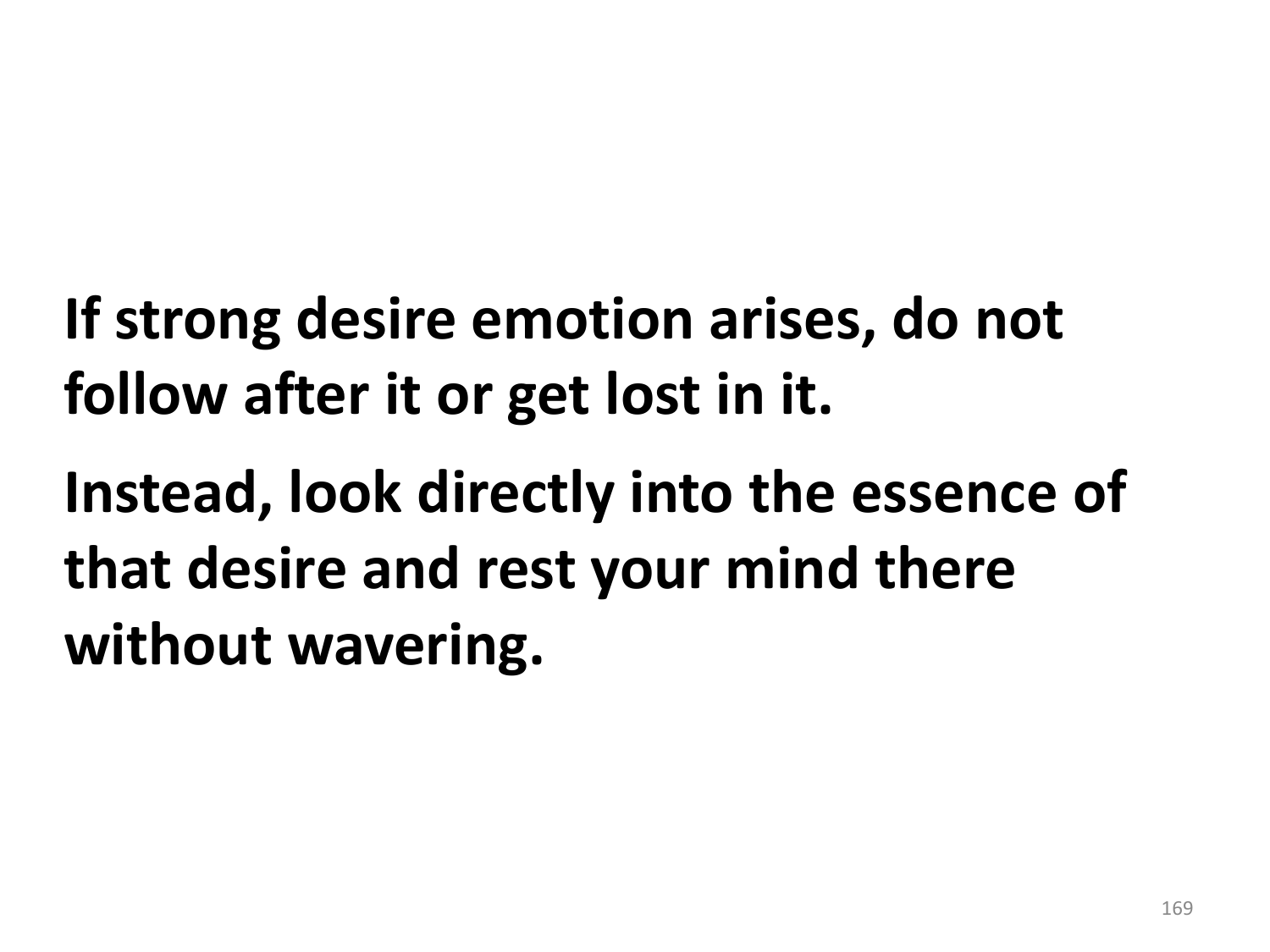**If strong desire emotion arises, do not follow after it or get lost in it.**

**Instead, look directly into the essence of that desire and rest your mind there without wavering.**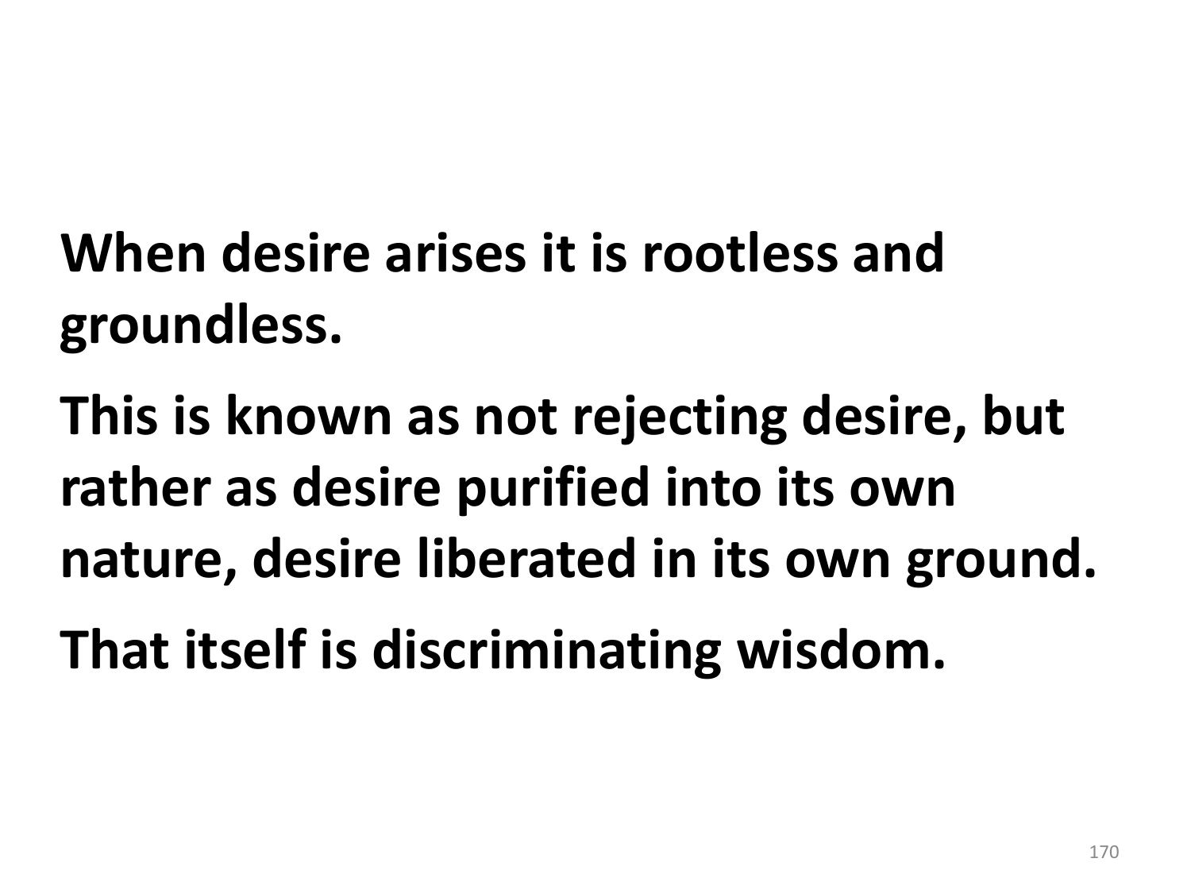**When desire arises it is rootless and groundless.**

**This is known as not rejecting desire, but rather as desire purified into its own nature, desire liberated in its own ground.**

**That itself is discriminating wisdom.**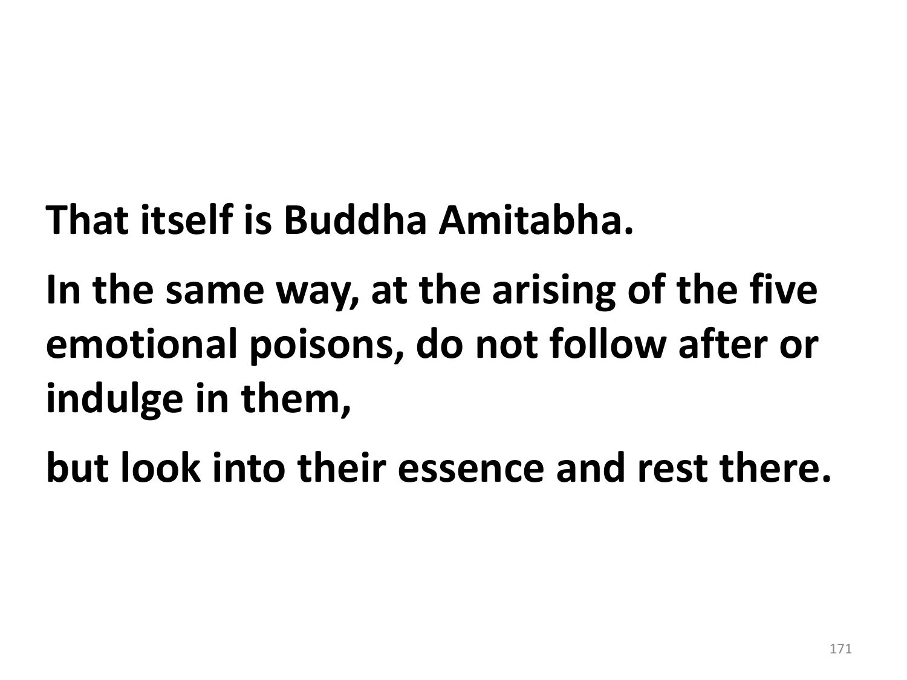**That itself is Buddha Amitabha.**

**In the same way, at the arising of the five emotional poisons, do not follow after or indulge in them,**

**but look into their essence and rest there.**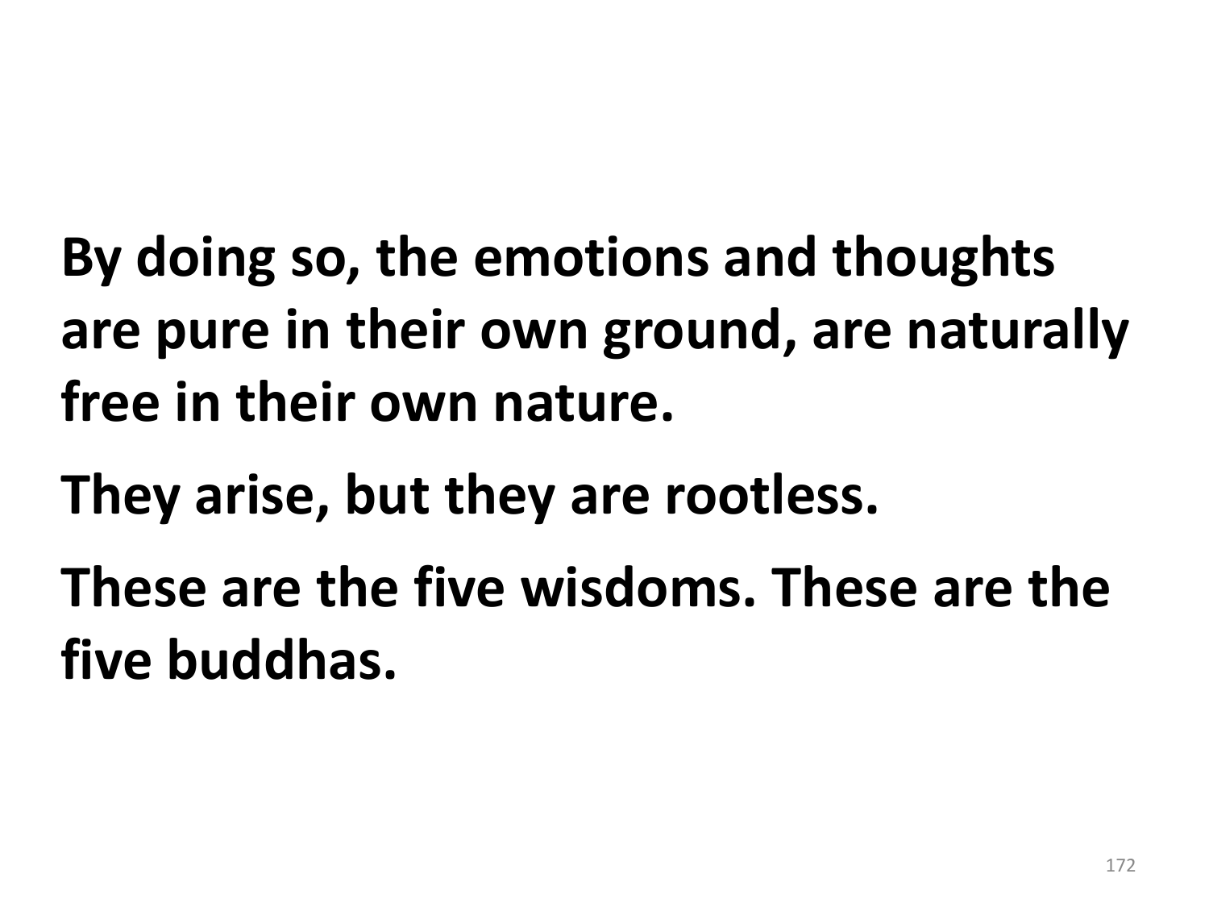**By doing so, the emotions and thoughts are pure in their own ground, are naturally free in their own nature.**

**They arise, but they are rootless.**

**These are the five wisdoms. These are the five buddhas.**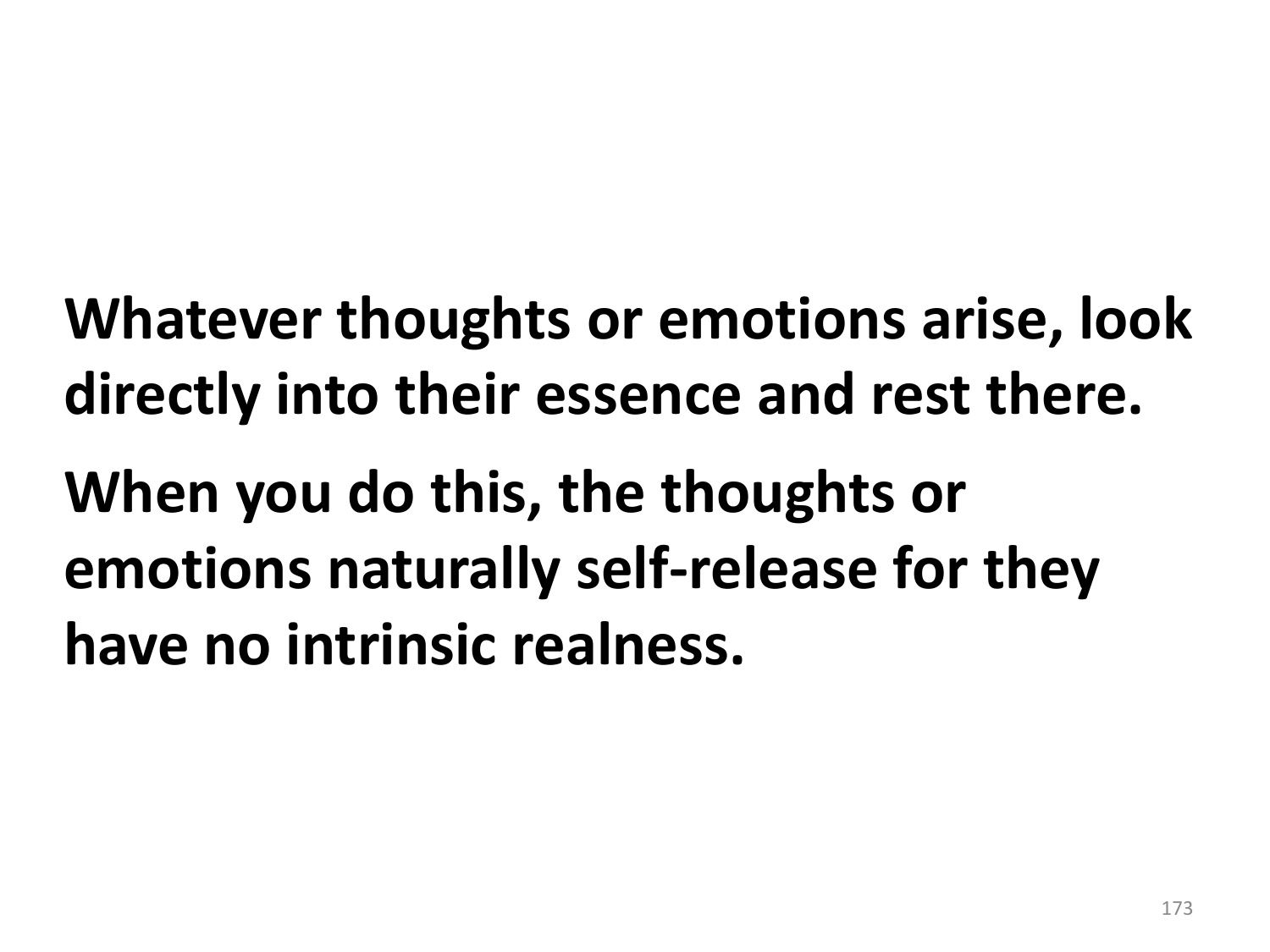**Whatever thoughts or emotions arise, look directly into their essence and rest there.**

**When you do this, the thoughts or emotions naturally self-release for they have no intrinsic realness.**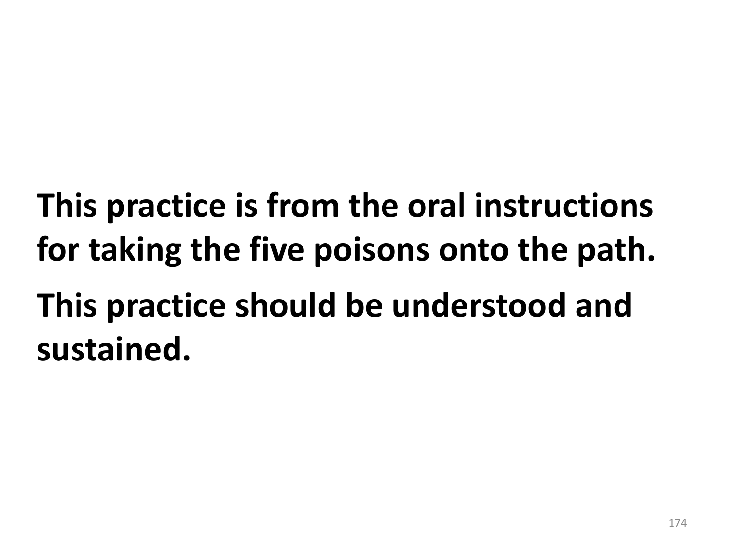**This practice is from the oral instructions for taking the five poisons onto the path.**

**This practice should be understood and sustained.**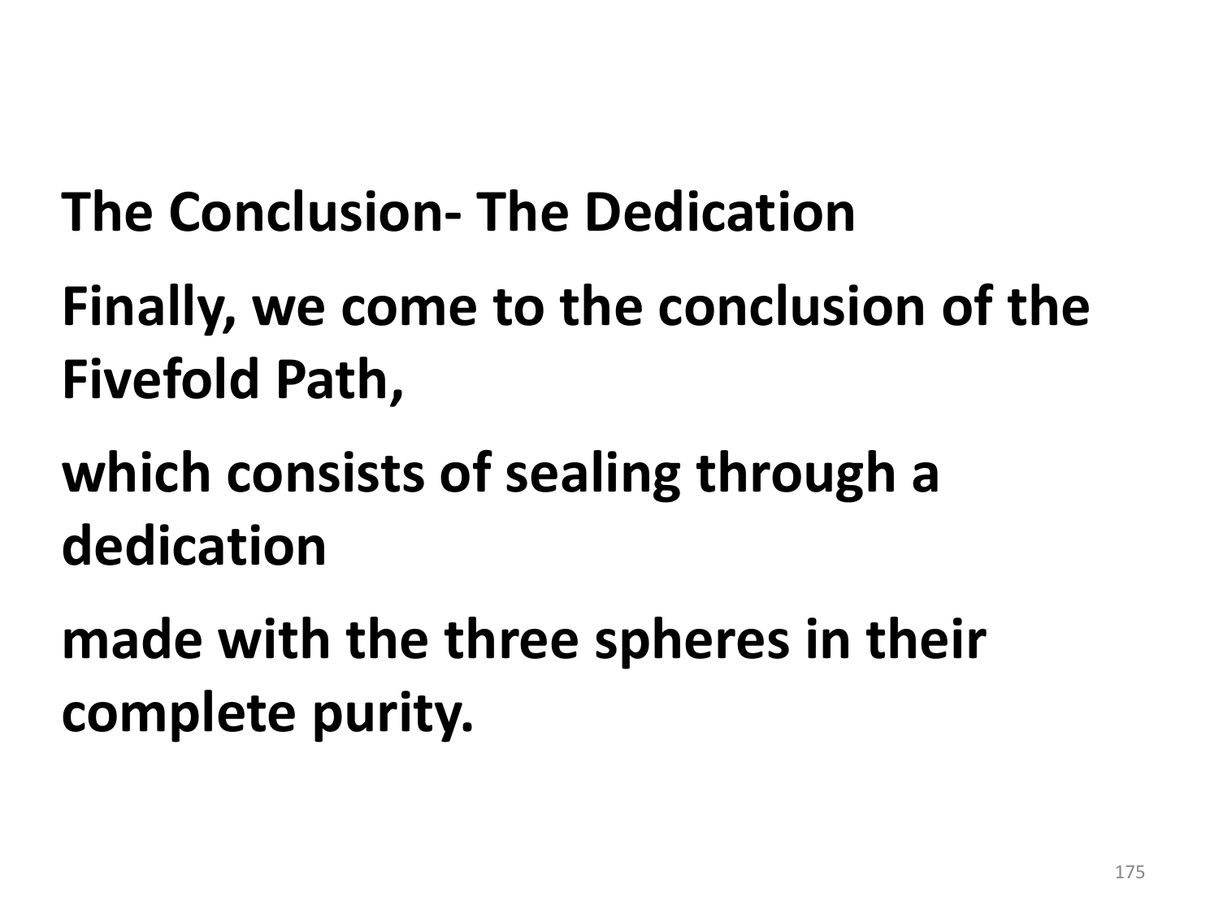**The Conclusion- The Dedication**

**Finally, we come to the conclusion of the Fivefold Path,**

**which consists of sealing through a dedication**

**made with the three spheres in their complete purity.**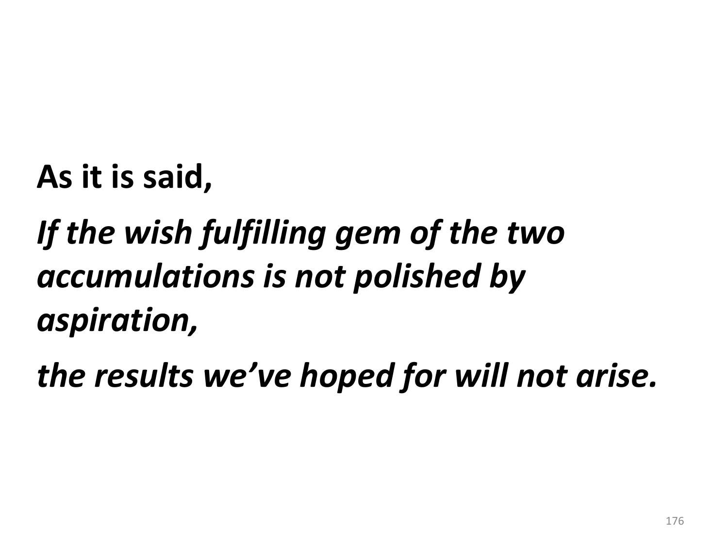**As it is said,**

***If the wish fulfilling gem of the two accumulations is not polished by aspiration,***

***the results we've hoped for will not arise.***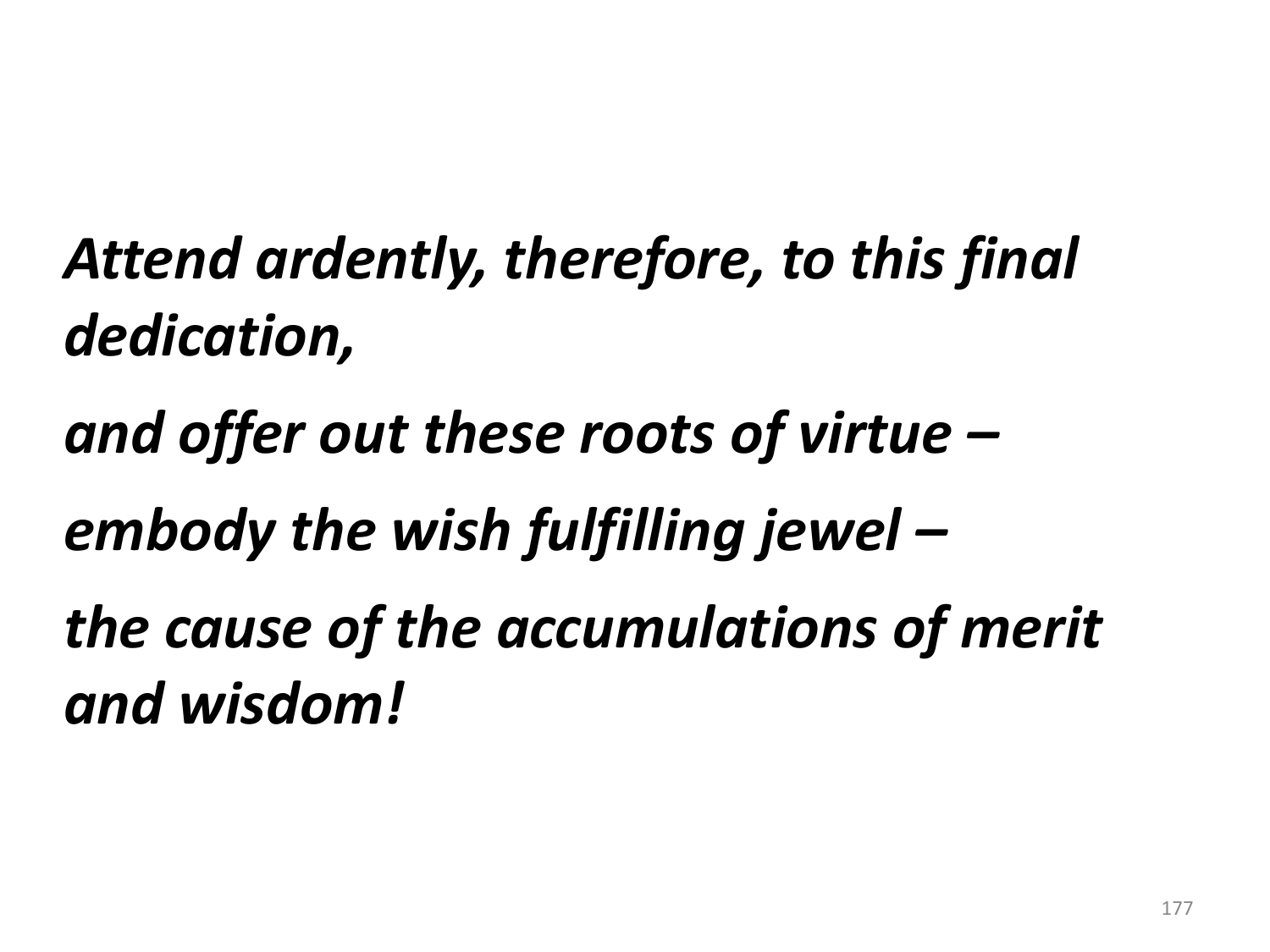***Attend ardently, therefore, to this final dedication,***

***and offer out these roots of virtue –***

***embody the wish fulfilling jewel –***

***the cause of the accumulations of merit and wisdom!***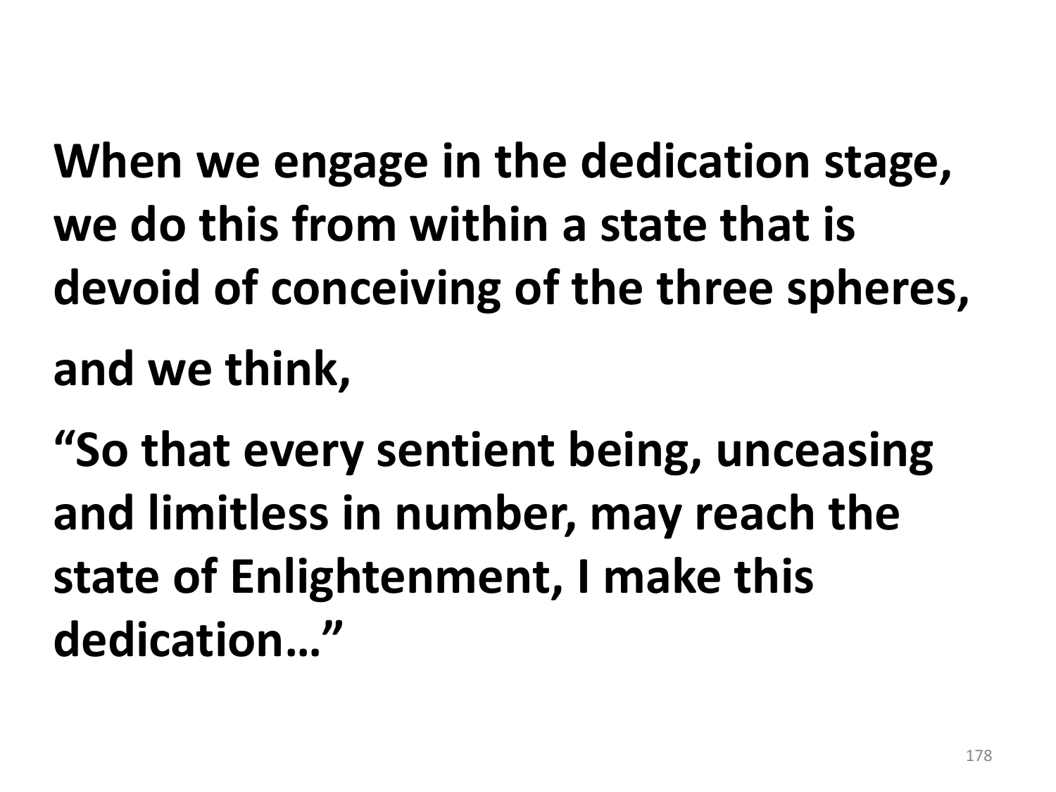**When we engage in the dedication stage, we do this from within a state that is devoid of conceiving of the three spheres,**

**and we think,**

**"So that every sentient being, unceasing and limitless in number, may reach the state of Enlightenment, I make this dedication…"**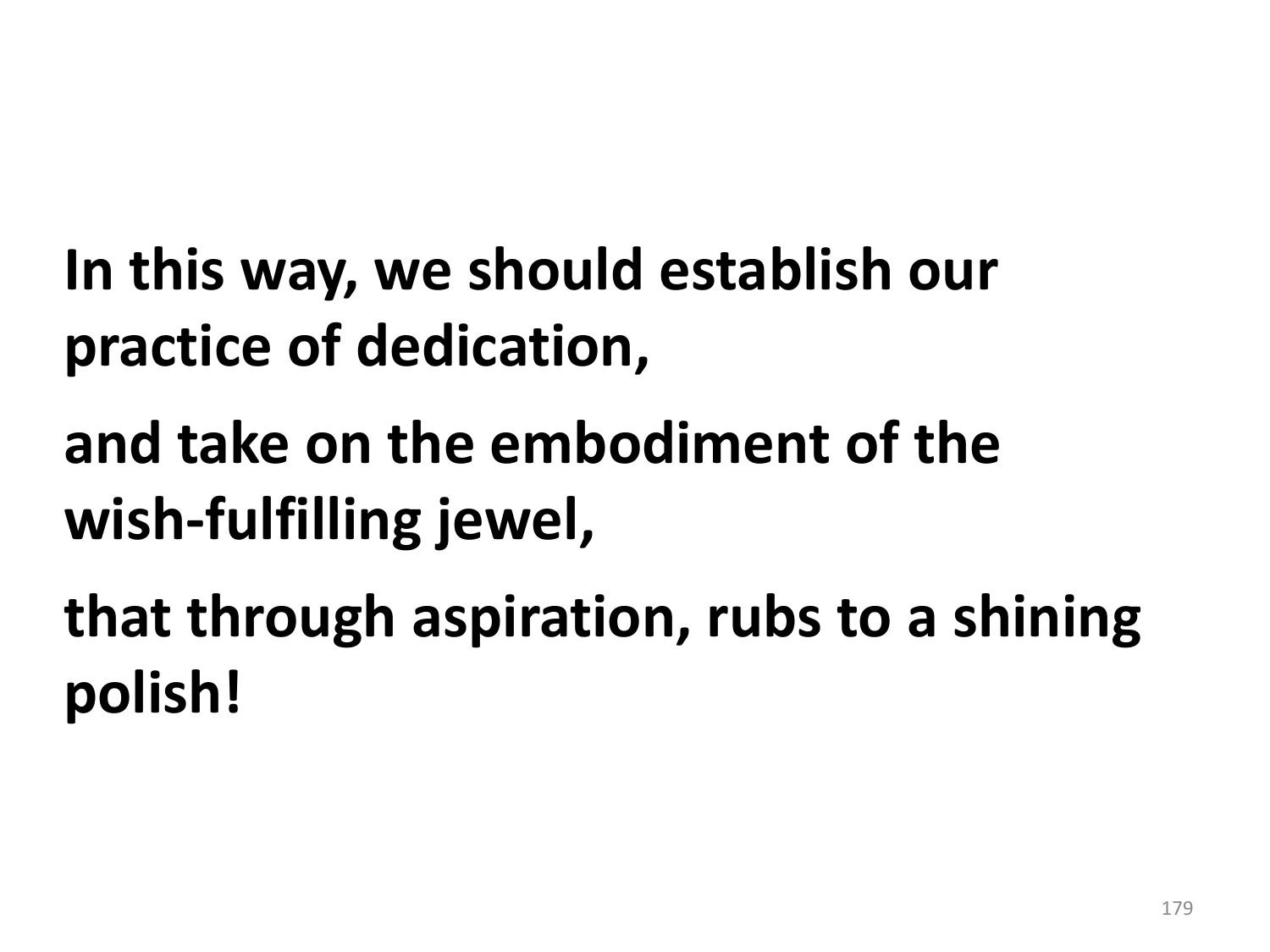**In this way, we should establish our practice of dedication,**

**and take on the embodiment of the wish-fulfilling jewel,**

**that through aspiration, rubs to a shining polish!**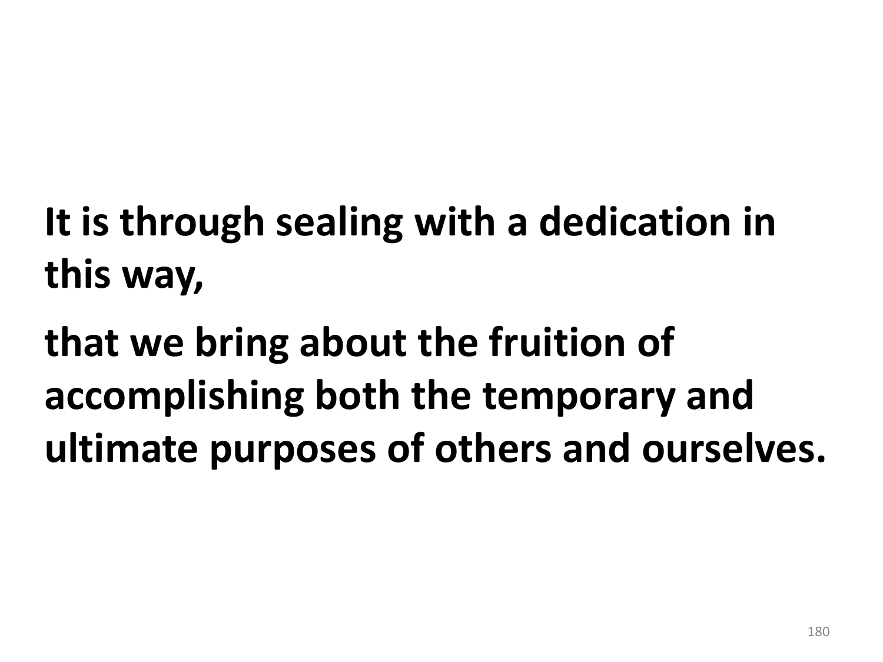**It is through sealing with a dedication in this way,**

**that we bring about the fruition of accomplishing both the temporary and ultimate purposes of others and ourselves.**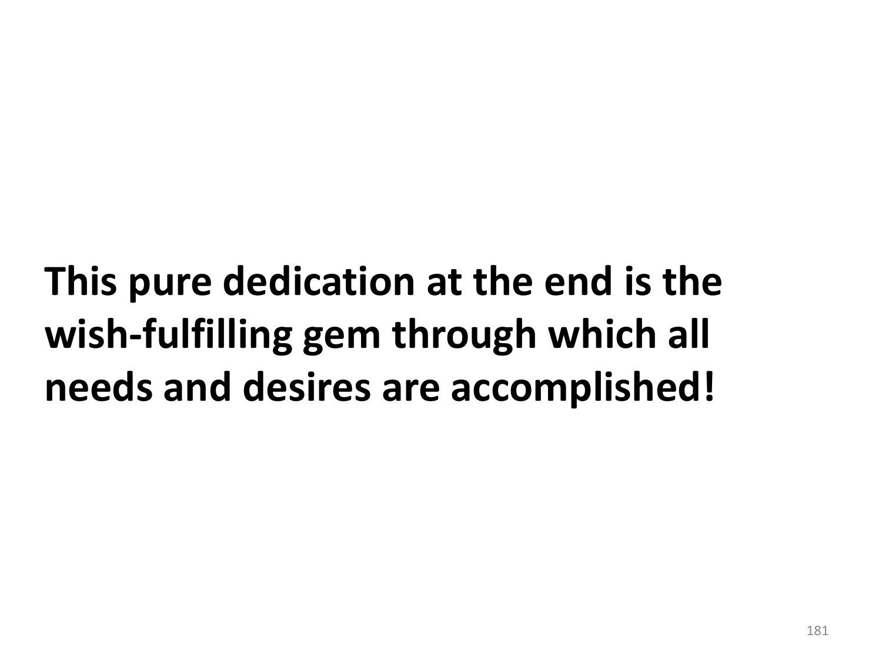**This pure dedication at the end is the wish-fulfilling gem through which all needs and desires are accomplished!**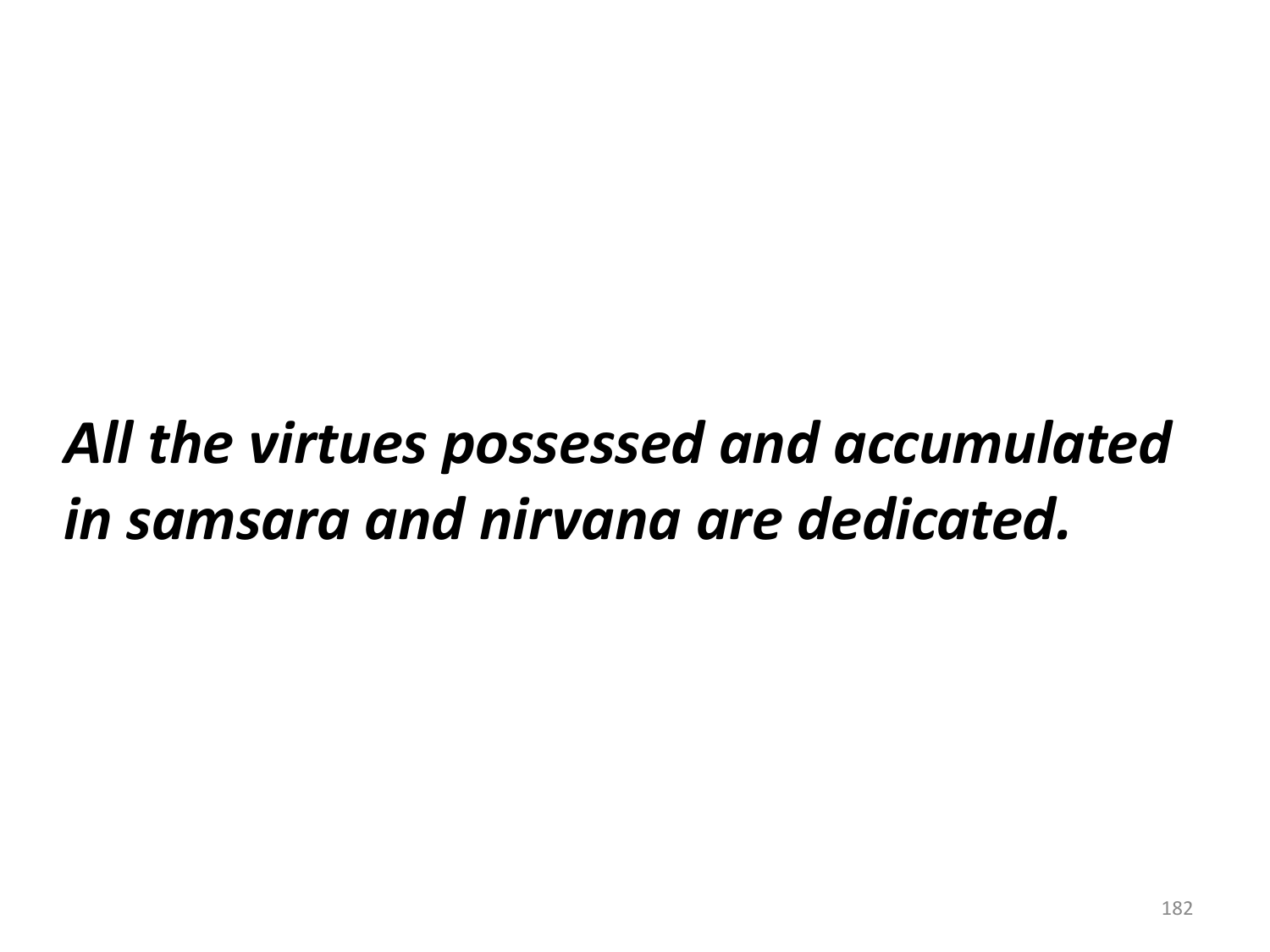***All the virtues possessed and accumulated in samsara and nirvana are dedicated.***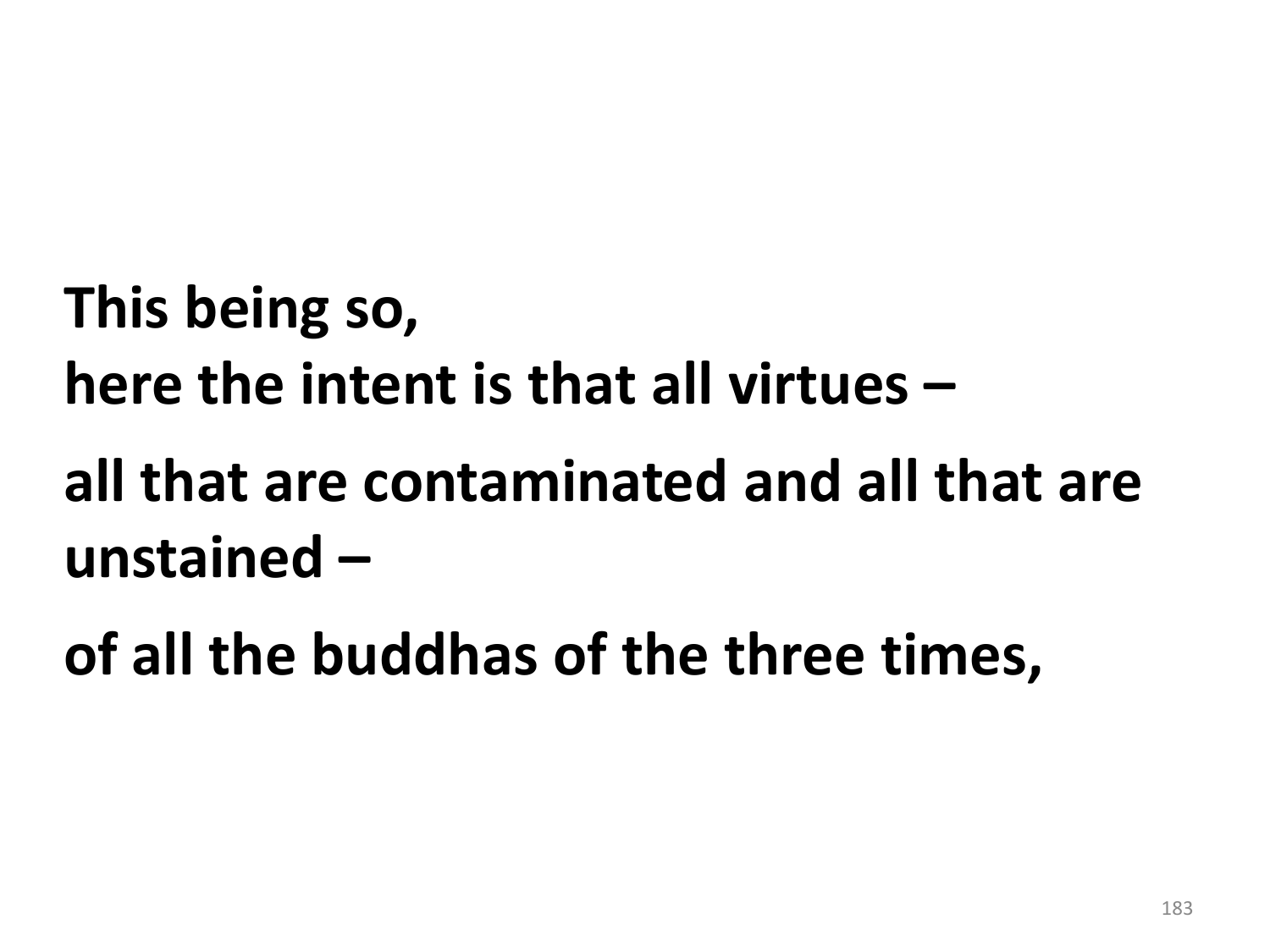**This being so,**
**here the intent is that all virtues –**

**all that are contaminated and all that are unstained –**

**of all the buddhas of the three times,**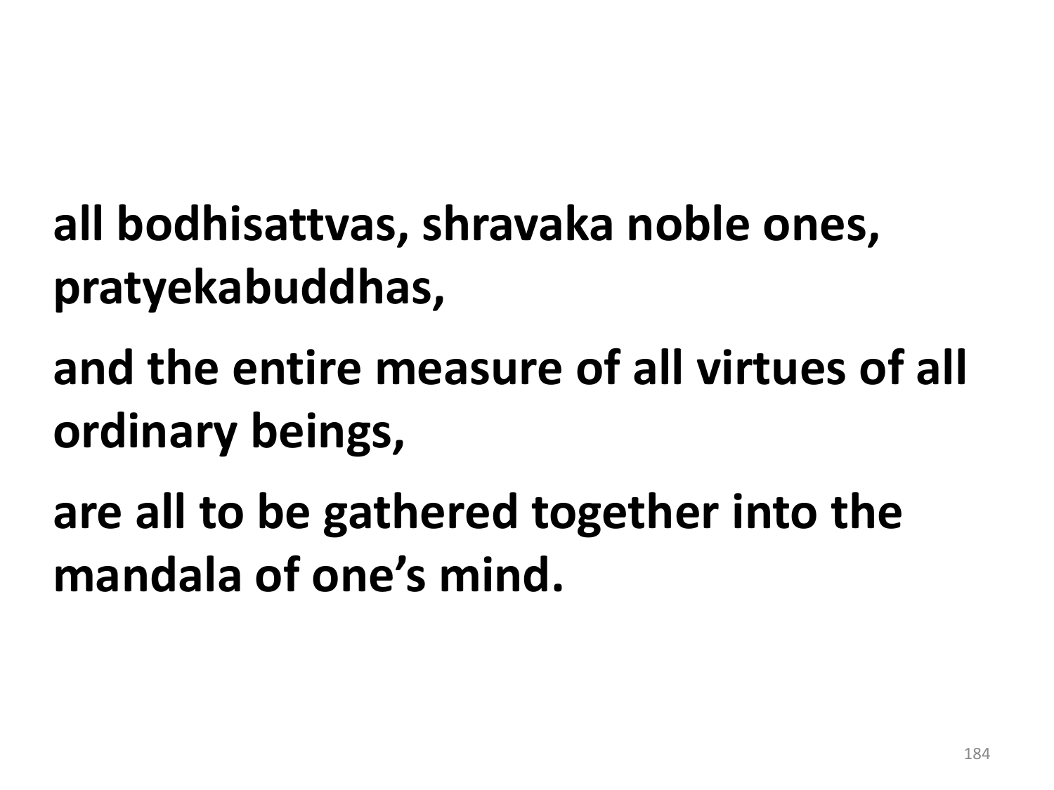**all bodhisattvas, shravaka noble ones, pratyekabuddhas,**

**and the entire measure of all virtues of all ordinary beings,**

**are all to be gathered together into the mandala of one's mind.**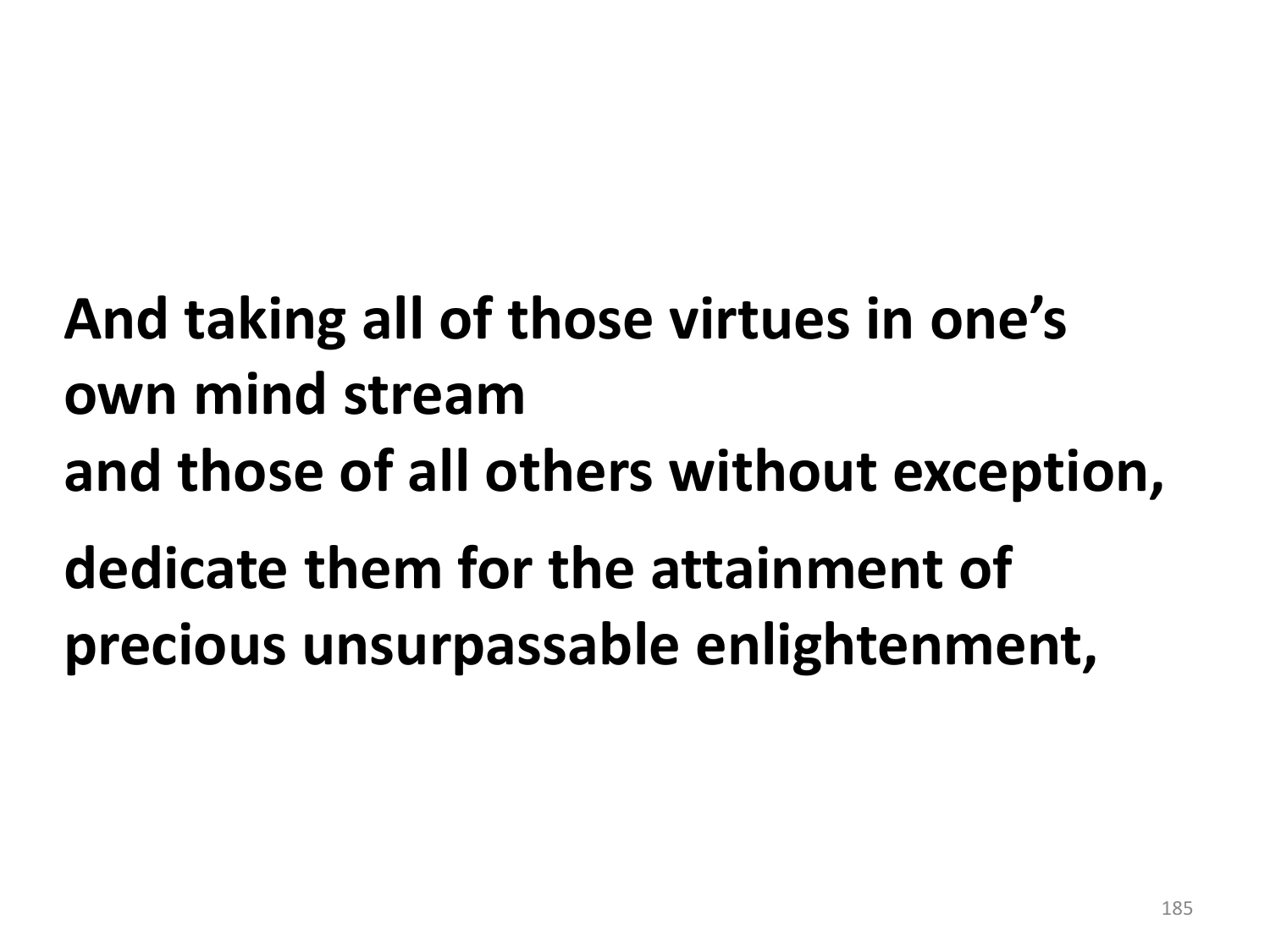**And taking all of those virtues in one's own mind stream**
**and those of all others without exception,**

**dedicate them for the attainment of precious unsurpassable enlightenment,**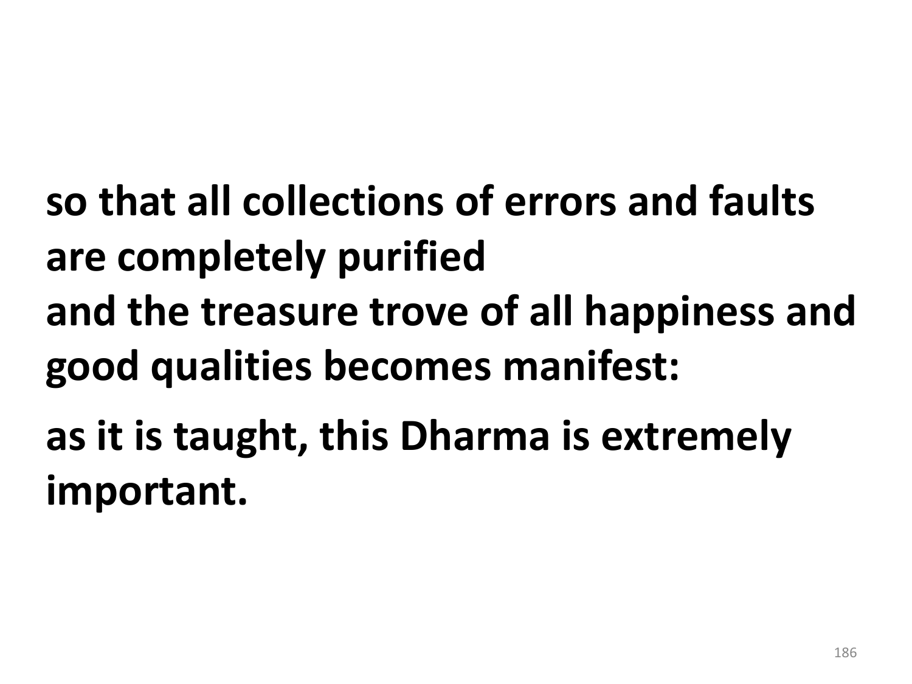**so that all collections of errors and faults are completely purified**
**and the treasure trove of all happiness and good qualities becomes manifest:**

**as it is taught, this Dharma is extremely important.**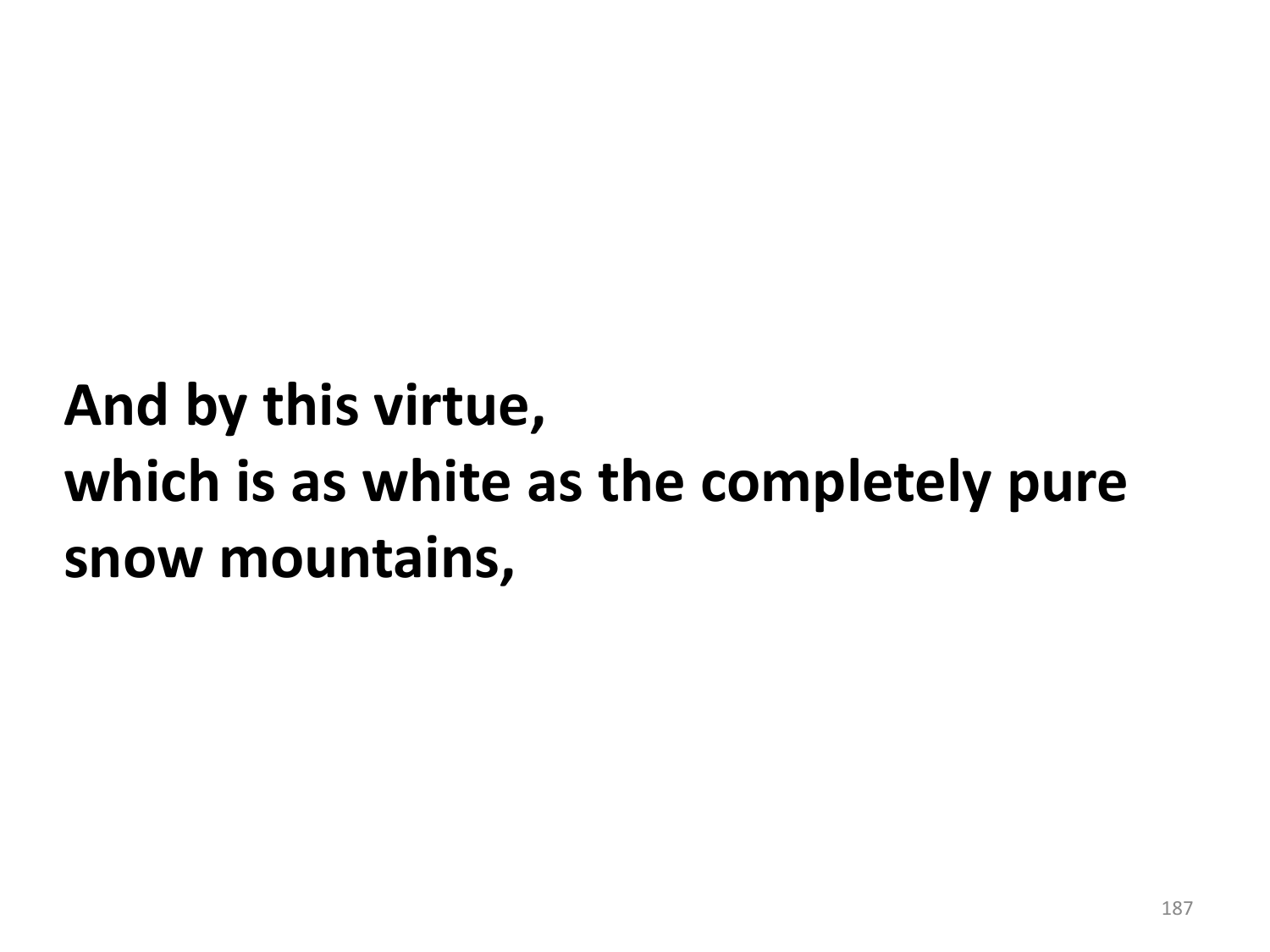**And by this virtue,**
**which is as white as the completely pure snow mountains,**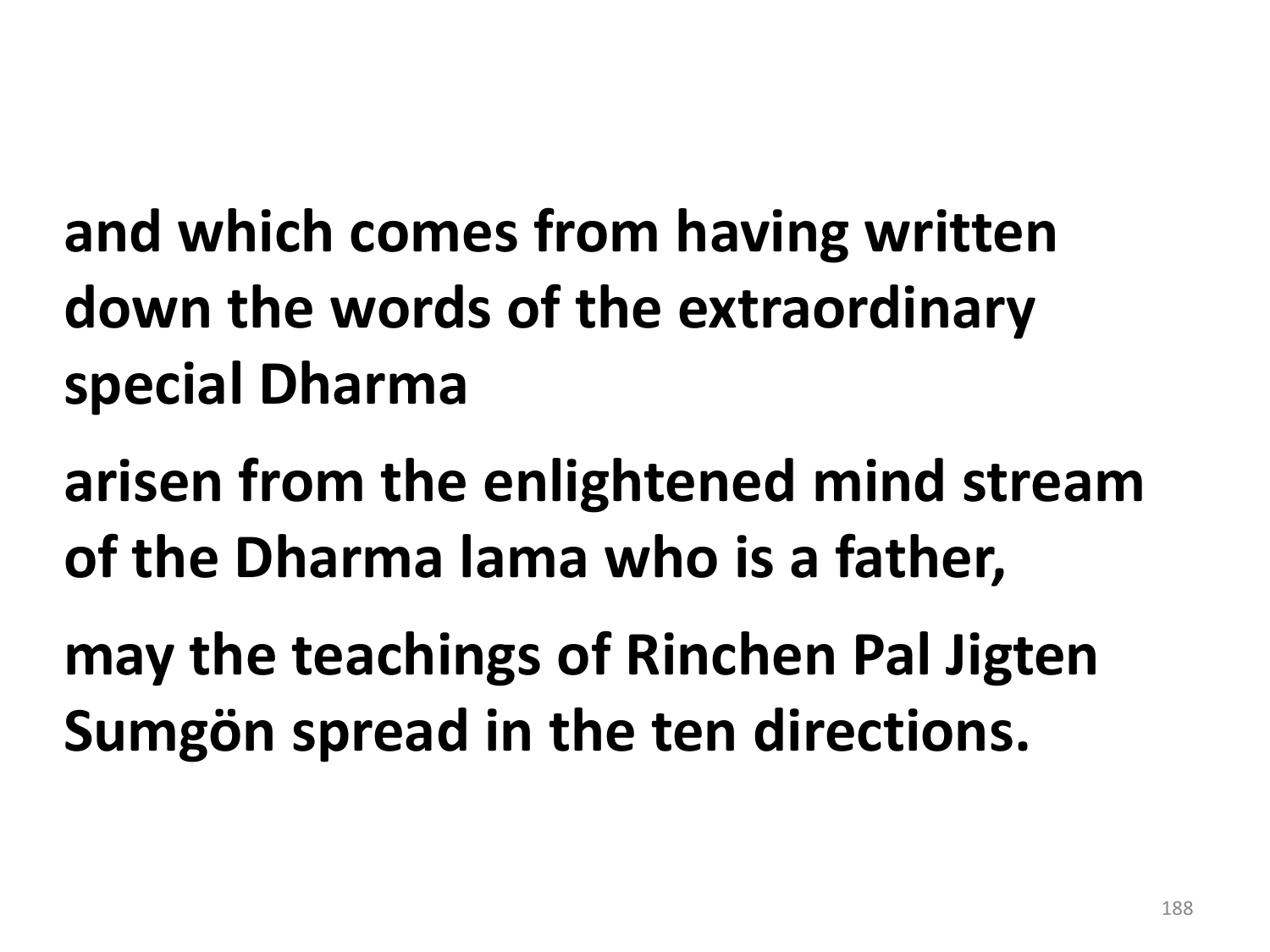**and which comes from having written down the words of the extraordinary special Dharma**

**arisen from the enlightened mind stream of the Dharma lama who is a father,**

**may the teachings of Rinchen Pal Jigten Sumgön spread in the ten directions.**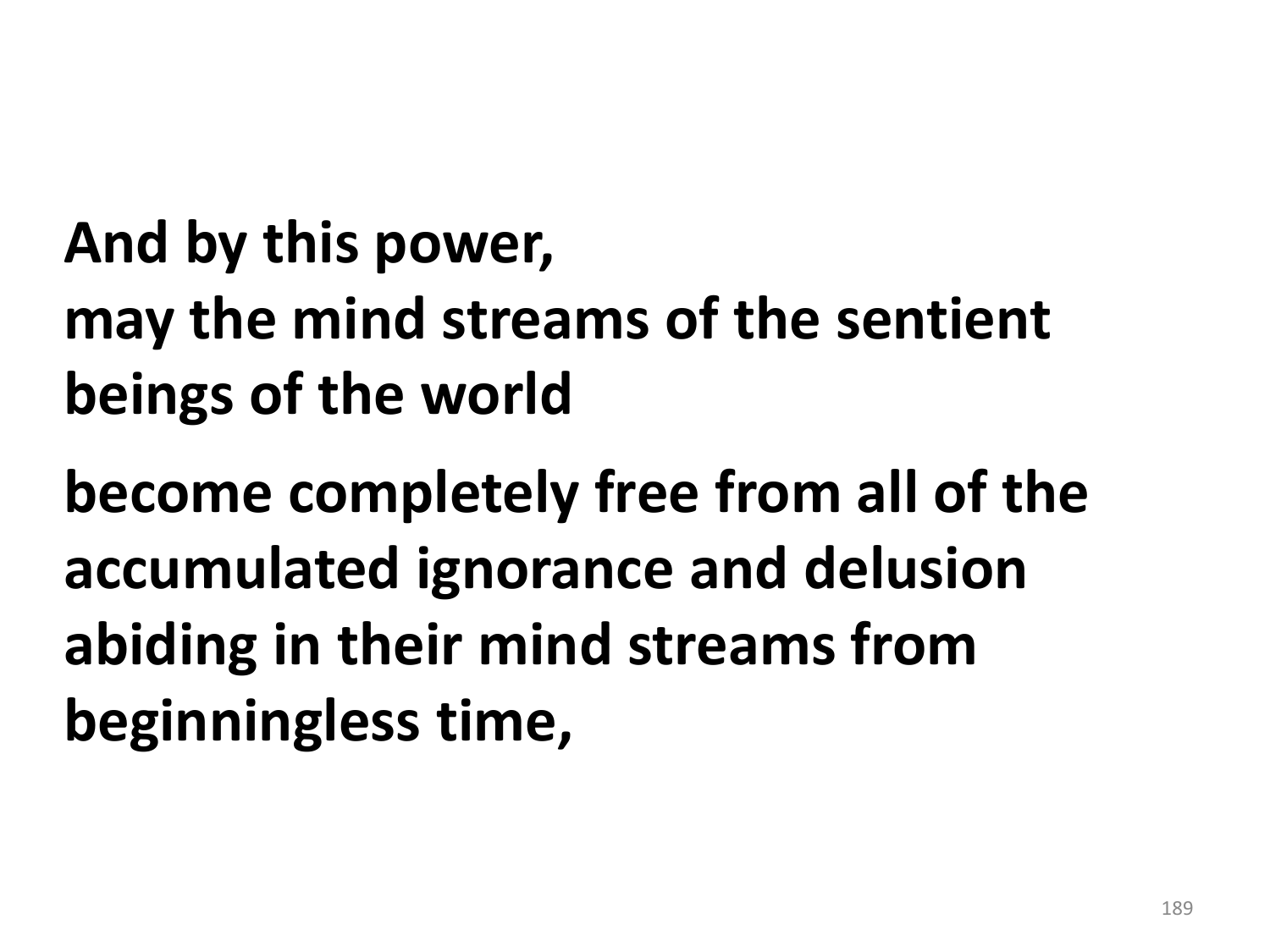**And by this power,**
**may the mind streams of the sentient beings of the world**

**become completely free from all of the accumulated ignorance and delusion abiding in their mind streams from beginningless time,**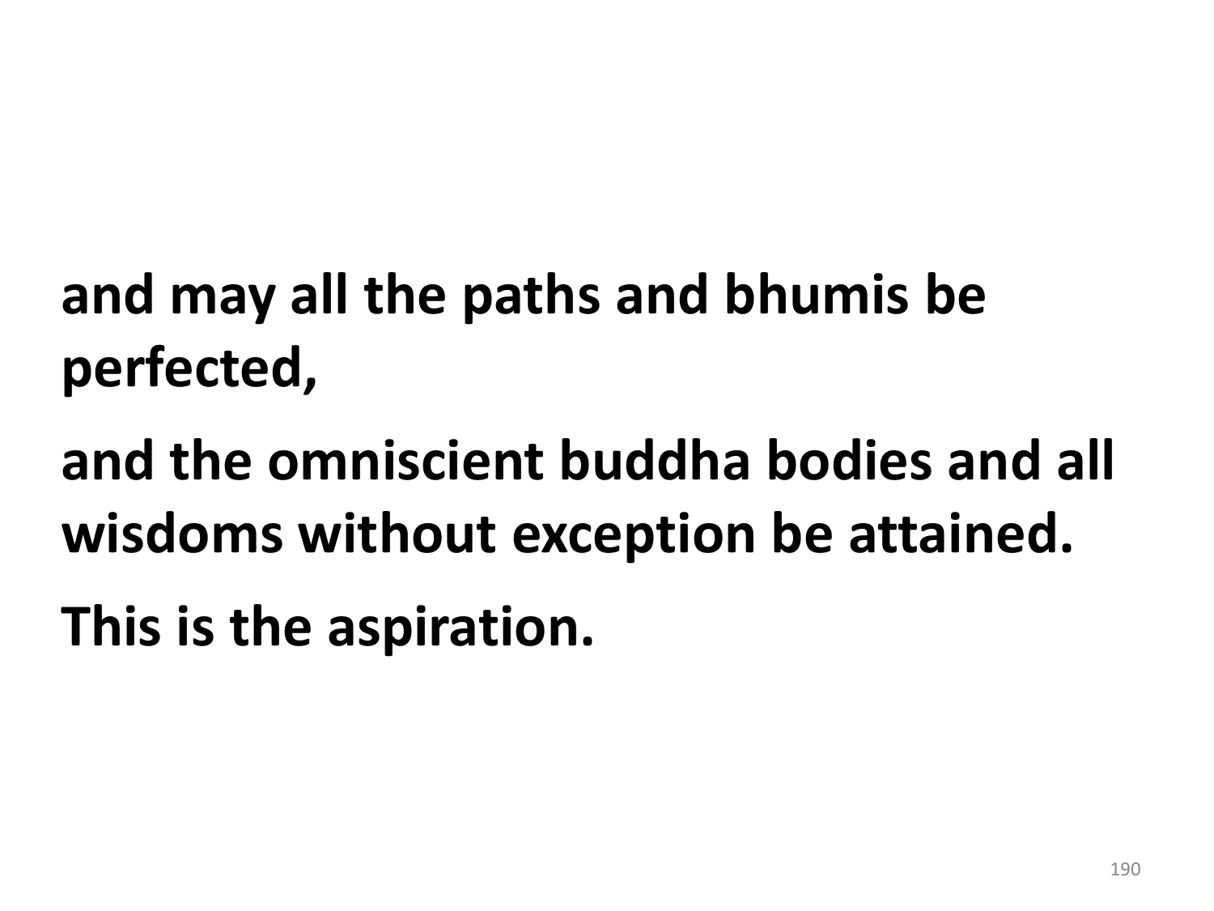**and may all the paths and bhumis be perfected,**

**and the omniscient buddha bodies and all wisdoms without exception be attained.**

**This is the aspiration.**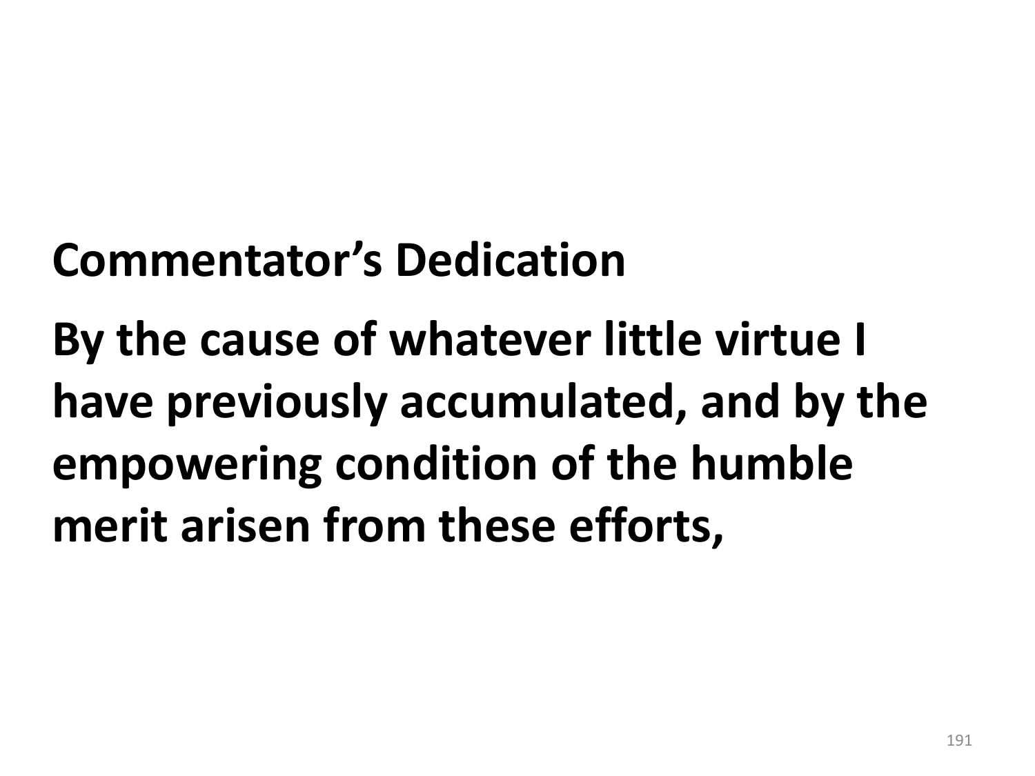**Commentator's Dedication**

**By the cause of whatever little virtue I have previously accumulated, and by the empowering condition of the humble merit arisen from these efforts,**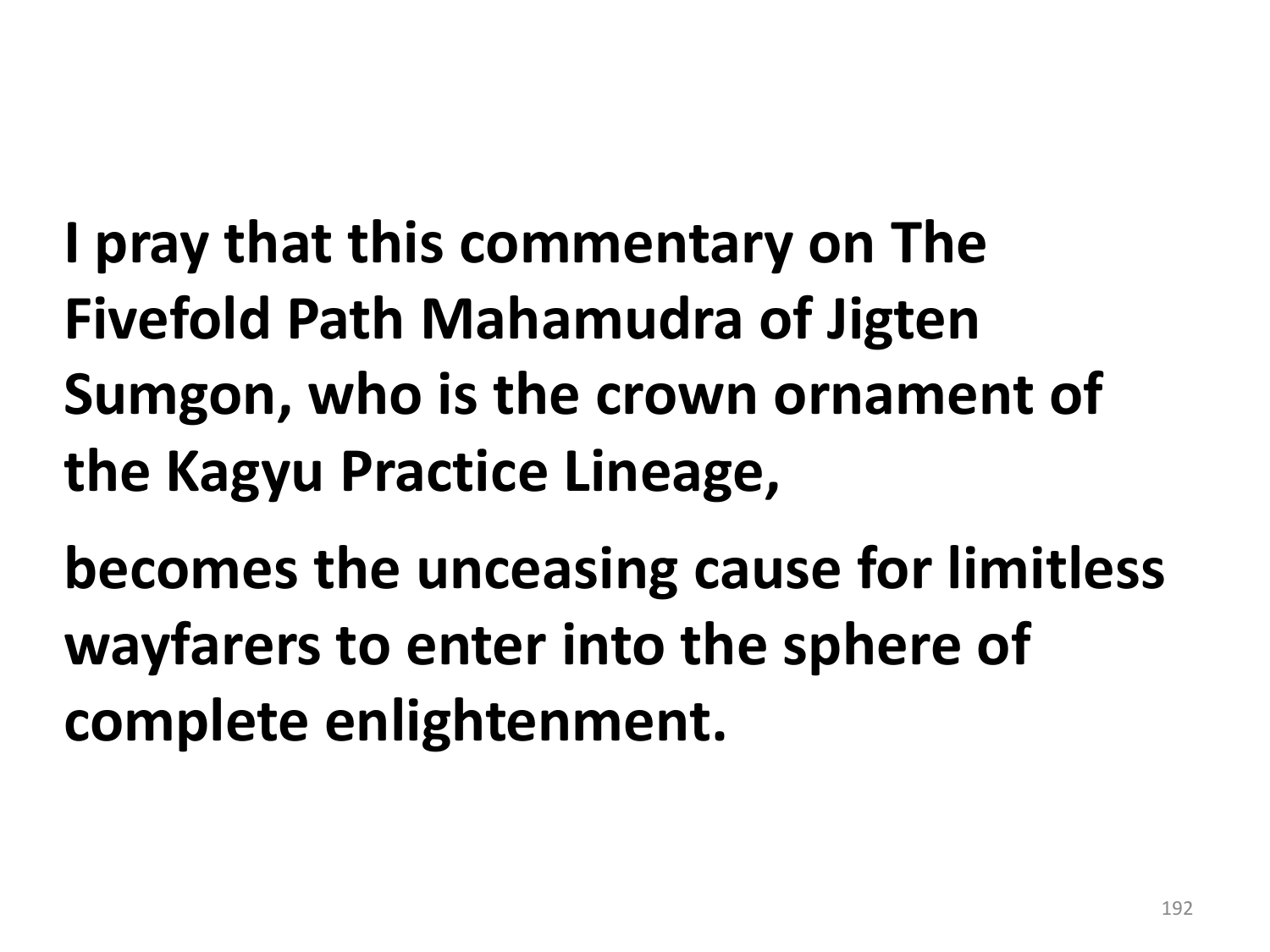**I pray that this commentary on The Fivefold Path Mahamudra of Jigten Sumgon, who is the crown ornament of the Kagyu Practice Lineage,**

**becomes the unceasing cause for limitless wayfarers to enter into the sphere of complete enlightenment.**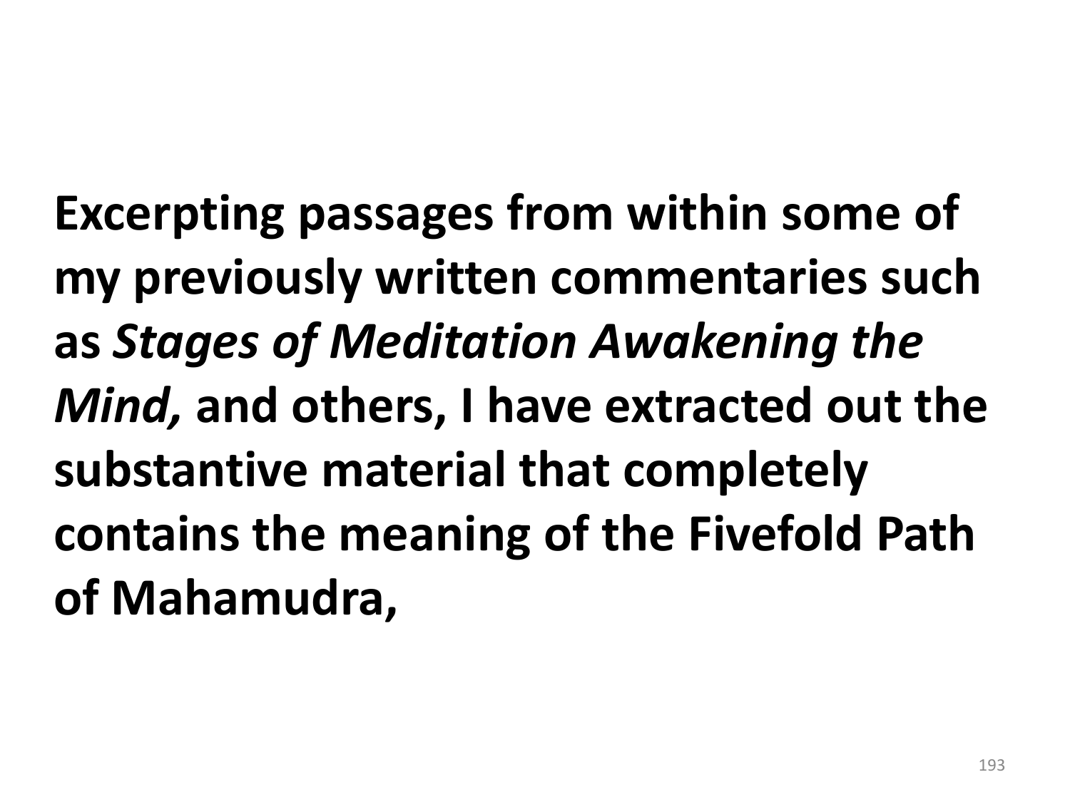**Excerpting passages from within some of my previously written commentaries such as *Stages of Meditation Awakening the Mind,* and others, I have extracted out the substantive material that completely contains the meaning of the Fivefold Path of Mahamudra,**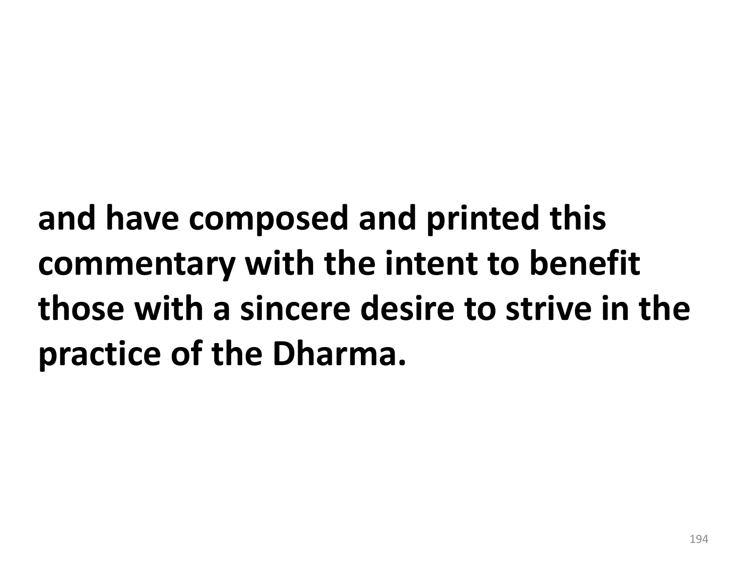**and have composed and printed this commentary with the intent to benefit those with a sincere desire to strive in the practice of the Dharma.**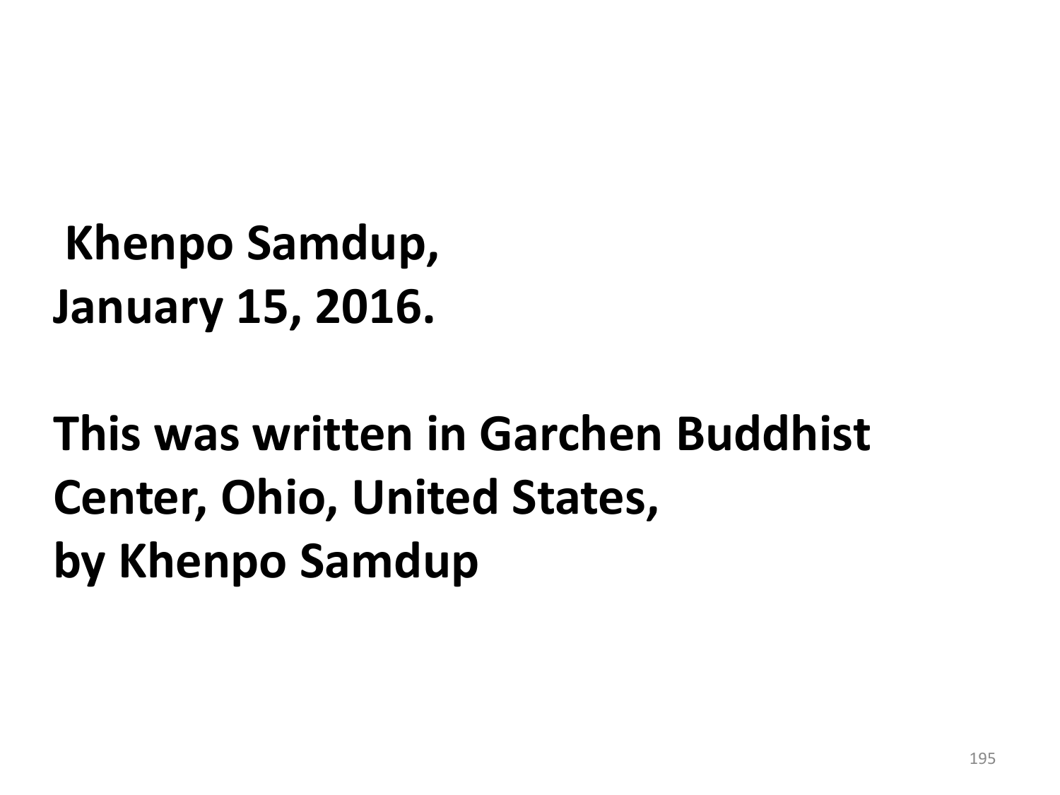**Khenpo Samdup,**
**January 15, 2016.**

**This was written in Garchen Buddhist Center, Ohio, United States,**
**by Khenpo Samdup**